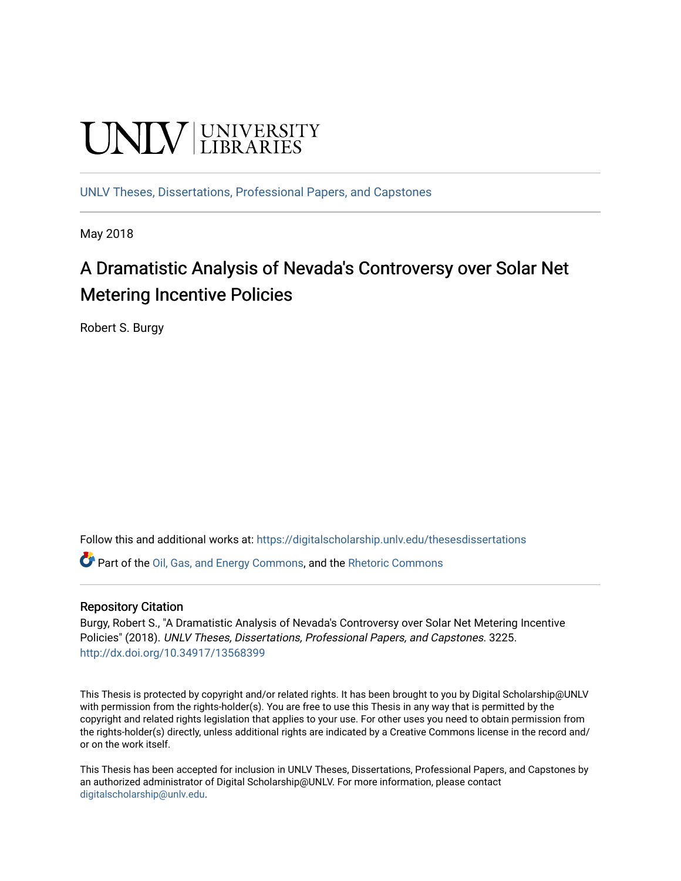UNLV | UNIVERSITY LIBRARIES

UNLV Theses, Dissertations, Professional Papers, and Capstones

May 2018

# A Dramatistic Analysis of Nevada's Controversy over Solar Net Metering Incentive Policies

Robert S. Burgy

Follow this and additional works at: https://digitalscholarship.unlv.edu/thesesdissertations

Part of the Oil, Gas, and Energy Commons, and the Rhetoric Commons

### Repository Citation

Burgy, Robert S., "A Dramatistic Analysis of Nevada's Controversy over Solar Net Metering Incentive Policies" (2018). *UNLV Theses, Dissertations, Professional Papers, and Capstones*. 3225.
http://dx.doi.org/10.34917/13568399

This Thesis is protected by copyright and/or related rights. It has been brought to you by Digital Scholarship@UNLV with permission from the rights-holder(s). You are free to use this Thesis in any way that is permitted by the copyright and related rights legislation that applies to your use. For other uses you need to obtain permission from the rights-holder(s) directly, unless additional rights are indicated by a Creative Commons license in the record and/or on the work itself.

This Thesis has been accepted for inclusion in UNLV Theses, Dissertations, Professional Papers, and Capstones by an authorized administrator of Digital Scholarship@UNLV. For more information, please contact digitalscholarship@unlv.edu.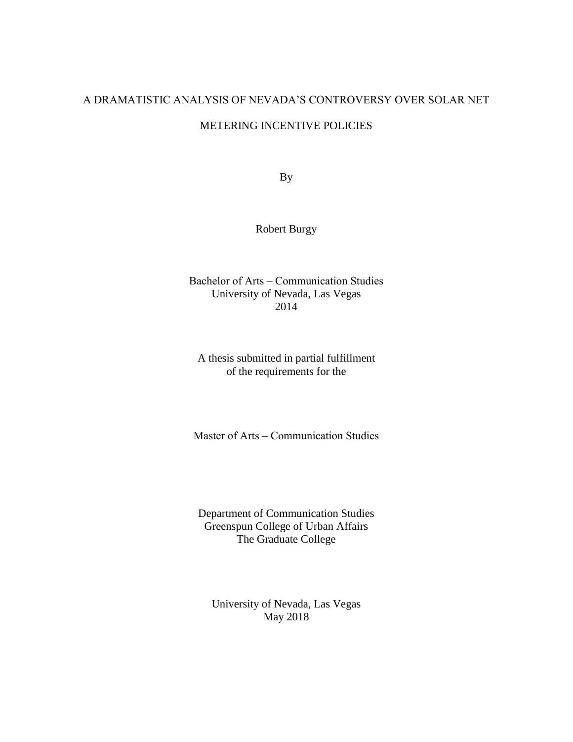# A DRAMATISTIC ANALYSIS OF NEVADA'S CONTROVERSY OVER SOLAR NET METERING INCENTIVE POLICIES

By

Robert Burgy

Bachelor of Arts – Communication Studies
University of Nevada, Las Vegas
2014

A thesis submitted in partial fulfillment
of the requirements for the

Master of Arts – Communication Studies

Department of Communication Studies
Greenspun College of Urban Affairs
The Graduate College

University of Nevada, Las Vegas
May 2018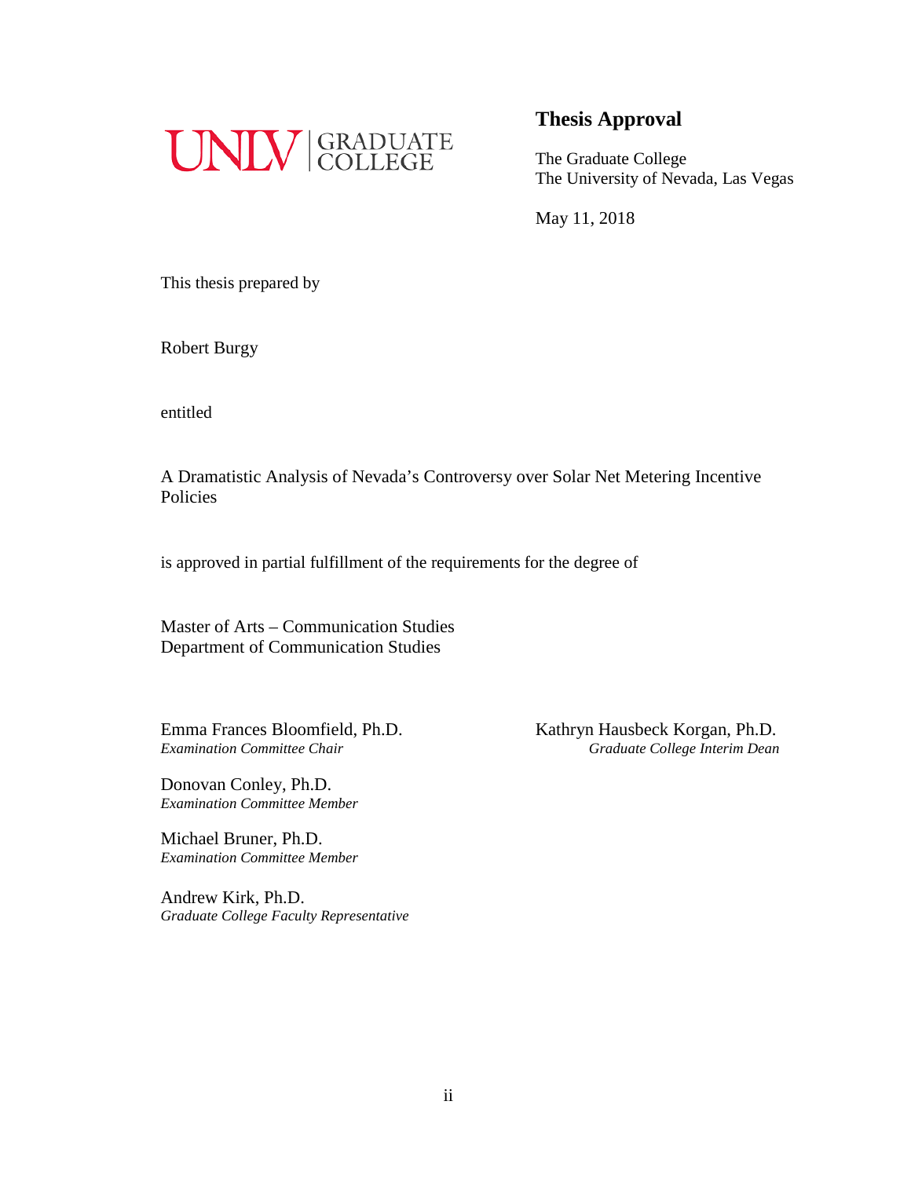UNLV | GRADUATE COLLEGE

# Thesis Approval

The Graduate College
The University of Nevada, Las Vegas

May 11, 2018

This thesis prepared by

Robert Burgy

entitled

A Dramatistic Analysis of Nevada's Controversy over Solar Net Metering Incentive Policies

is approved in partial fulfillment of the requirements for the degree of

Master of Arts – Communication Studies
Department of Communication Studies

Emma Frances Bloomfield, Ph.D.
*Examination Committee Chair*

Donovan Conley, Ph.D.
*Examination Committee Member*

Michael Bruner, Ph.D.
*Examination Committee Member*

Andrew Kirk, Ph.D.
*Graduate College Faculty Representative*

Kathryn Hausbeck Korgan, Ph.D.
*Graduate College Interim Dean*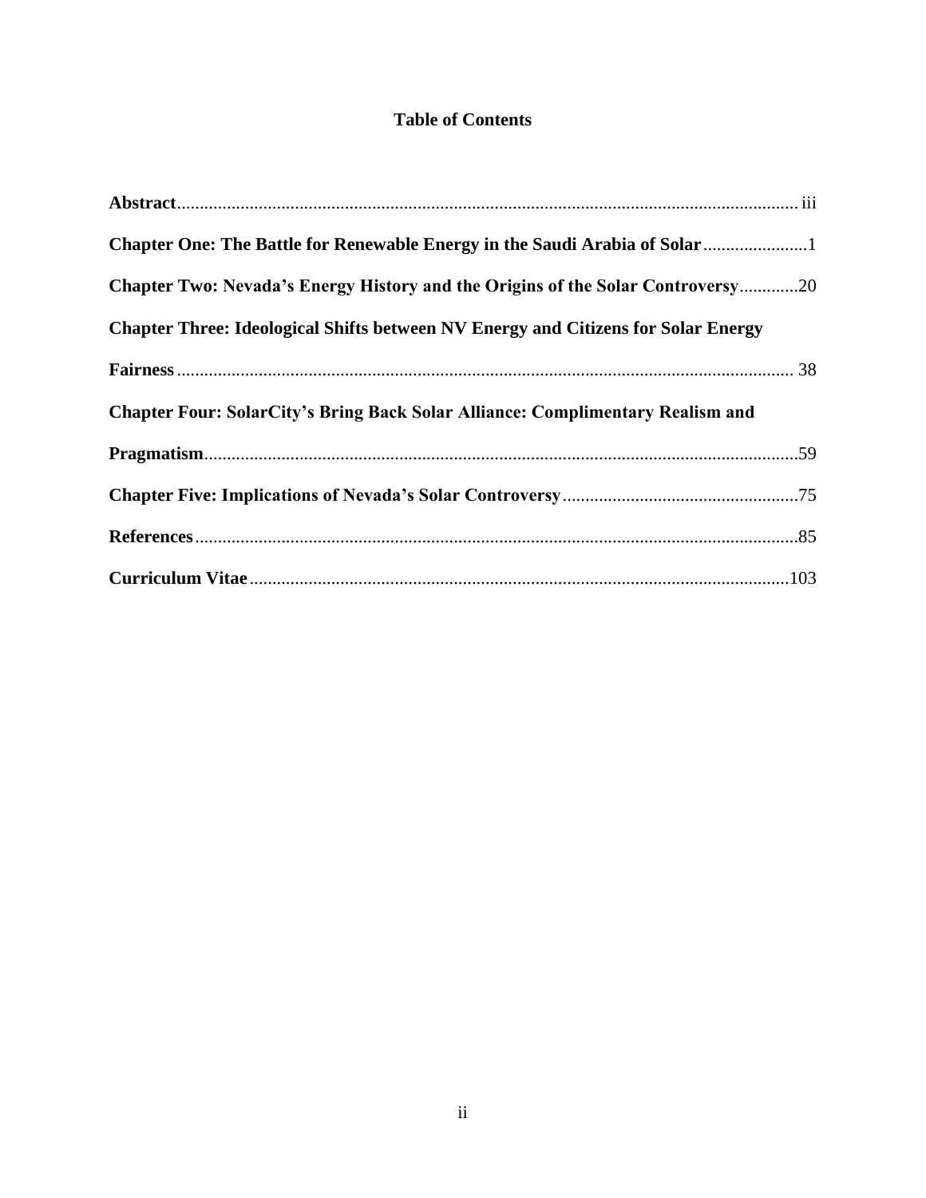## Table of Contents

**Abstract** ........................................................................................................................ iii

**Chapter One: The Battle for Renewable Energy in the Saudi Arabia of Solar** ......................1

**Chapter Two: Nevada's Energy History and the Origins of the Solar Controversy** .............20

**Chapter Three: Ideological Shifts between NV Energy and Citizens for Solar Energy Fairness** ........................................................................................................................ 38

**Chapter Four: SolarCity's Bring Back Solar Alliance: Complimentary Realism and Pragmatism** ...................................................................................................................59

**Chapter Five: Implications of Nevada's Solar Controversy** ...................................................75

**References** ....................................................................................................................85

**Curriculum Vitae** ......................................................................................................103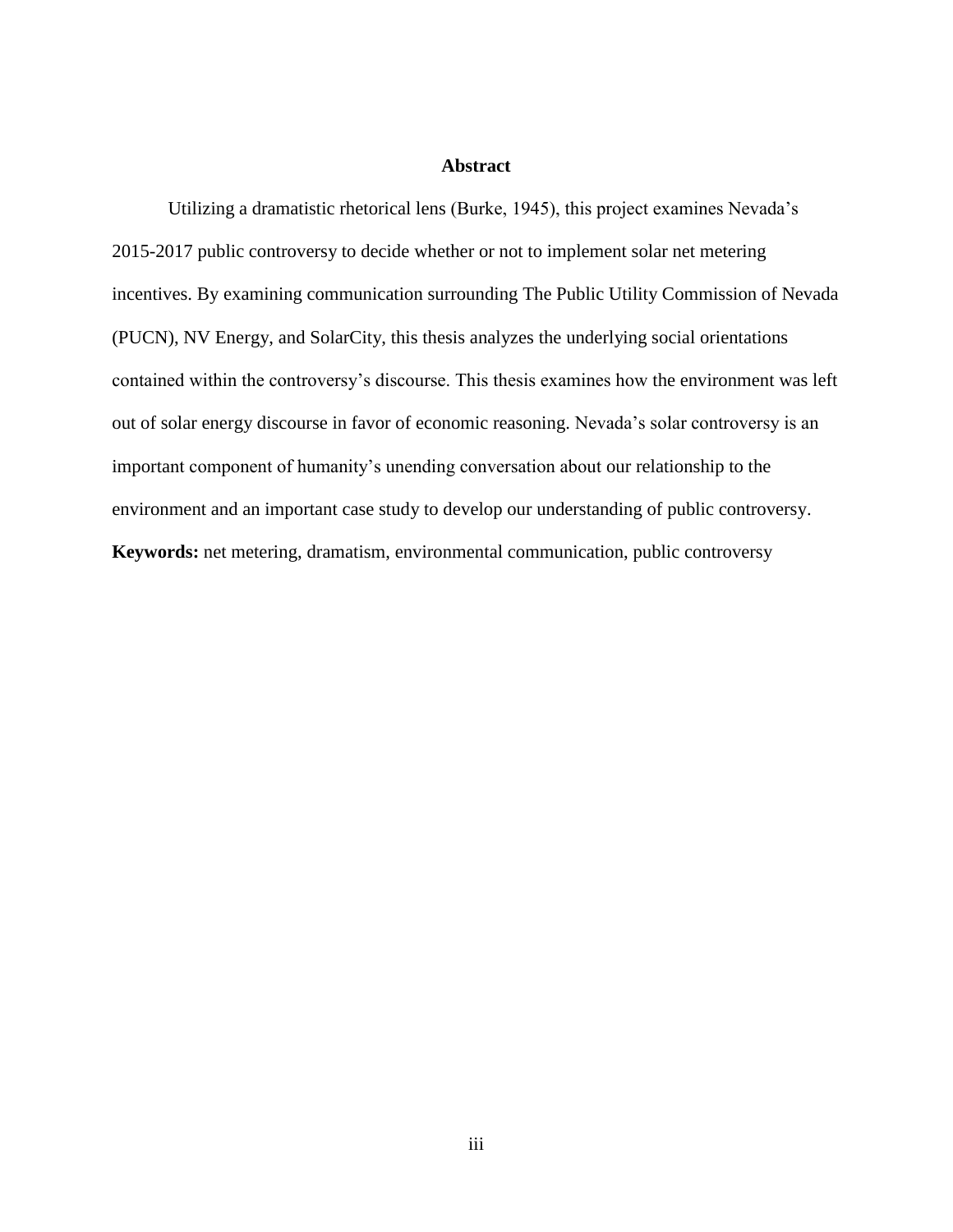# Abstract

Utilizing a dramatistic rhetorical lens (Burke, 1945), this project examines Nevada's 2015-2017 public controversy to decide whether or not to implement solar net metering incentives. By examining communication surrounding The Public Utility Commission of Nevada (PUCN), NV Energy, and SolarCity, this thesis analyzes the underlying social orientations contained within the controversy's discourse. This thesis examines how the environment was left out of solar energy discourse in favor of economic reasoning. Nevada's solar controversy is an important component of humanity's unending conversation about our relationship to the environment and an important case study to develop our understanding of public controversy.

**Keywords:** net metering, dramatism, environmental communication, public controversy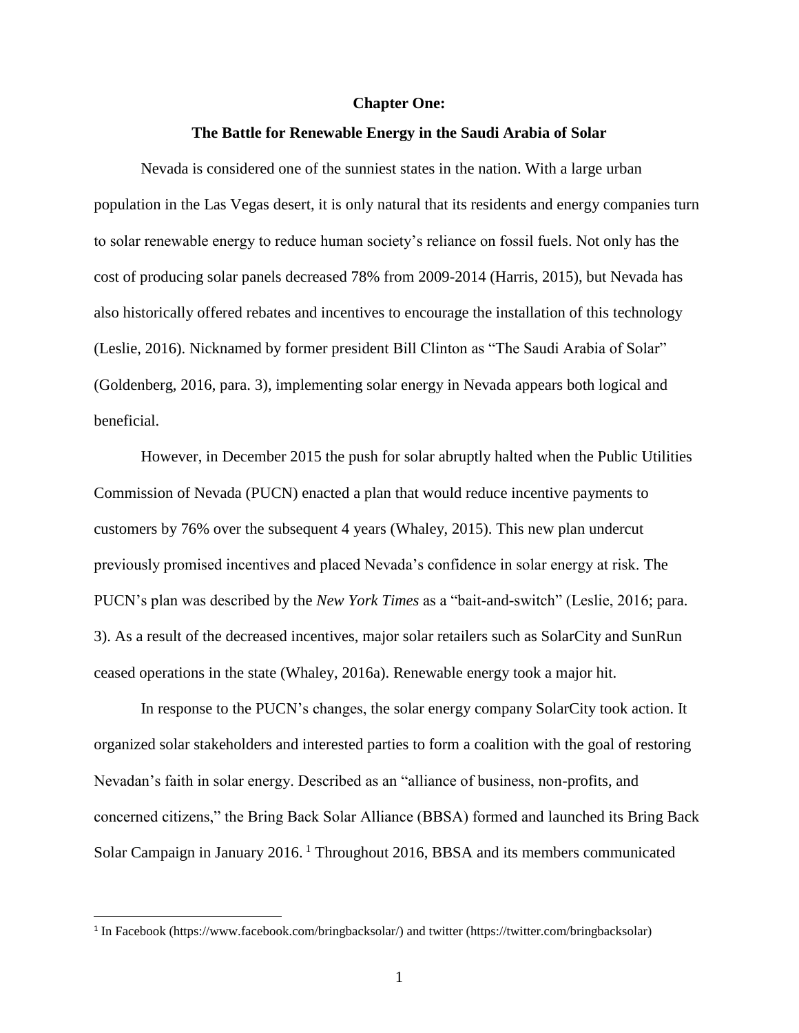# Chapter One:

## The Battle for Renewable Energy in the Saudi Arabia of Solar

Nevada is considered one of the sunniest states in the nation. With a large urban population in the Las Vegas desert, it is only natural that its residents and energy companies turn to solar renewable energy to reduce human society's reliance on fossil fuels. Not only has the cost of producing solar panels decreased 78% from 2009-2014 (Harris, 2015), but Nevada has also historically offered rebates and incentives to encourage the installation of this technology (Leslie, 2016). Nicknamed by former president Bill Clinton as "The Saudi Arabia of Solar" (Goldenberg, 2016, para. 3), implementing solar energy in Nevada appears both logical and beneficial.

However, in December 2015 the push for solar abruptly halted when the Public Utilities Commission of Nevada (PUCN) enacted a plan that would reduce incentive payments to customers by 76% over the subsequent 4 years (Whaley, 2015). This new plan undercut previously promised incentives and placed Nevada's confidence in solar energy at risk. The PUCN's plan was described by the *New York Times* as a "bait-and-switch" (Leslie, 2016; para. 3). As a result of the decreased incentives, major solar retailers such as SolarCity and SunRun ceased operations in the state (Whaley, 2016a). Renewable energy took a major hit.

In response to the PUCN's changes, the solar energy company SolarCity took action. It organized solar stakeholders and interested parties to form a coalition with the goal of restoring Nevadan's faith in solar energy. Described as an "alliance of business, non-profits, and concerned citizens," the Bring Back Solar Alliance (BBSA) formed and launched its Bring Back Solar Campaign in January 2016.[1] Throughout 2016, BBSA and its members communicated

[1] In Facebook (https://www.facebook.com/bringbacksolar/) and twitter (https://twitter.com/bringbacksolar)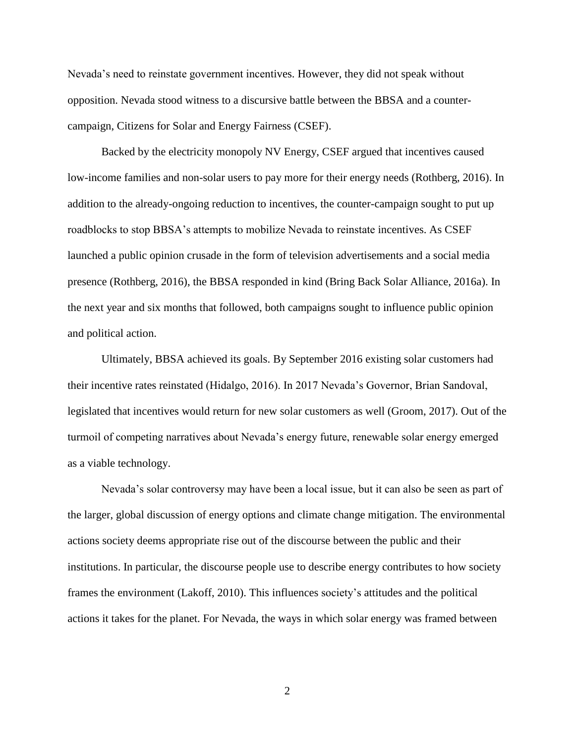Nevada's need to reinstate government incentives. However, they did not speak without opposition. Nevada stood witness to a discursive battle between the BBSA and a counter-campaign, Citizens for Solar and Energy Fairness (CSEF).

Backed by the electricity monopoly NV Energy, CSEF argued that incentives caused low-income families and non-solar users to pay more for their energy needs (Rothberg, 2016). In addition to the already-ongoing reduction to incentives, the counter-campaign sought to put up roadblocks to stop BBSA's attempts to mobilize Nevada to reinstate incentives. As CSEF launched a public opinion crusade in the form of television advertisements and a social media presence (Rothberg, 2016), the BBSA responded in kind (Bring Back Solar Alliance, 2016a). In the next year and six months that followed, both campaigns sought to influence public opinion and political action.

Ultimately, BBSA achieved its goals. By September 2016 existing solar customers had their incentive rates reinstated (Hidalgo, 2016). In 2017 Nevada's Governor, Brian Sandoval, legislated that incentives would return for new solar customers as well (Groom, 2017). Out of the turmoil of competing narratives about Nevada's energy future, renewable solar energy emerged as a viable technology.

Nevada's solar controversy may have been a local issue, but it can also be seen as part of the larger, global discussion of energy options and climate change mitigation. The environmental actions society deems appropriate rise out of the discourse between the public and their institutions. In particular, the discourse people use to describe energy contributes to how society frames the environment (Lakoff, 2010). This influences society's attitudes and the political actions it takes for the planet. For Nevada, the ways in which solar energy was framed between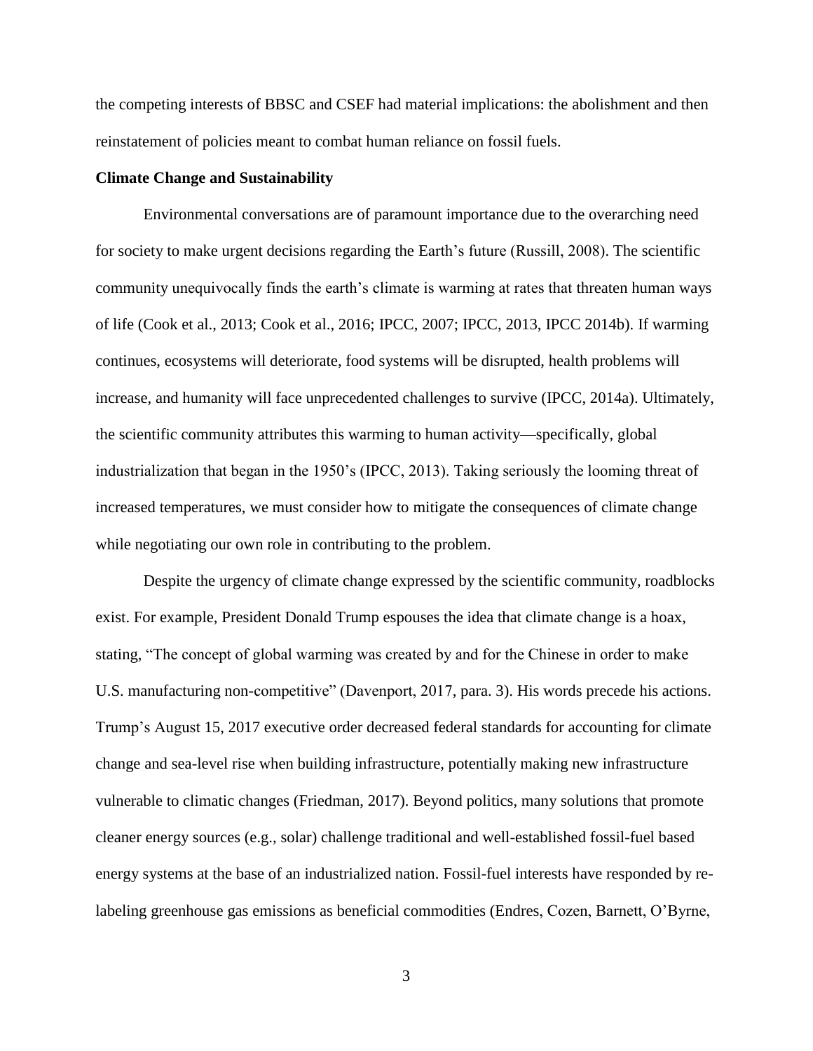the competing interests of BBSC and CSEF had material implications: the abolishment and then reinstatement of policies meant to combat human reliance on fossil fuels.

**Climate Change and Sustainability**

Environmental conversations are of paramount importance due to the overarching need for society to make urgent decisions regarding the Earth's future (Russill, 2008). The scientific community unequivocally finds the earth's climate is warming at rates that threaten human ways of life (Cook et al., 2013; Cook et al., 2016; IPCC, 2007; IPCC, 2013, IPCC 2014b). If warming continues, ecosystems will deteriorate, food systems will be disrupted, health problems will increase, and humanity will face unprecedented challenges to survive (IPCC, 2014a). Ultimately, the scientific community attributes this warming to human activity—specifically, global industrialization that began in the 1950's (IPCC, 2013). Taking seriously the looming threat of increased temperatures, we must consider how to mitigate the consequences of climate change while negotiating our own role in contributing to the problem.

Despite the urgency of climate change expressed by the scientific community, roadblocks exist. For example, President Donald Trump espouses the idea that climate change is a hoax, stating, "The concept of global warming was created by and for the Chinese in order to make U.S. manufacturing non-competitive" (Davenport, 2017, para. 3). His words precede his actions. Trump's August 15, 2017 executive order decreased federal standards for accounting for climate change and sea-level rise when building infrastructure, potentially making new infrastructure vulnerable to climatic changes (Friedman, 2017). Beyond politics, many solutions that promote cleaner energy sources (e.g., solar) challenge traditional and well-established fossil-fuel based energy systems at the base of an industrialized nation. Fossil-fuel interests have responded by re-labeling greenhouse gas emissions as beneficial commodities (Endres, Cozen, Barnett, O'Byrne,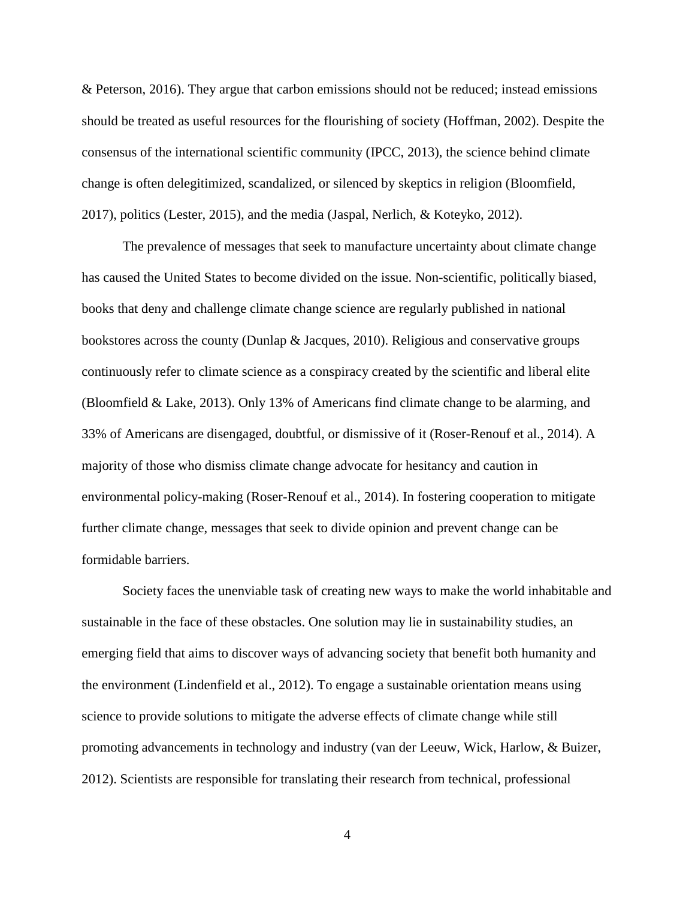& Peterson, 2016). They argue that carbon emissions should not be reduced; instead emissions should be treated as useful resources for the flourishing of society (Hoffman, 2002). Despite the consensus of the international scientific community (IPCC, 2013), the science behind climate change is often delegitimized, scandalized, or silenced by skeptics in religion (Bloomfield, 2017), politics (Lester, 2015), and the media (Jaspal, Nerlich, & Koteyko, 2012).

The prevalence of messages that seek to manufacture uncertainty about climate change has caused the United States to become divided on the issue. Non-scientific, politically biased, books that deny and challenge climate change science are regularly published in national bookstores across the county (Dunlap & Jacques, 2010). Religious and conservative groups continuously refer to climate science as a conspiracy created by the scientific and liberal elite (Bloomfield & Lake, 2013). Only 13% of Americans find climate change to be alarming, and 33% of Americans are disengaged, doubtful, or dismissive of it (Roser-Renouf et al., 2014). A majority of those who dismiss climate change advocate for hesitancy and caution in environmental policy-making (Roser-Renouf et al., 2014). In fostering cooperation to mitigate further climate change, messages that seek to divide opinion and prevent change can be formidable barriers.

Society faces the unenviable task of creating new ways to make the world inhabitable and sustainable in the face of these obstacles. One solution may lie in sustainability studies, an emerging field that aims to discover ways of advancing society that benefit both humanity and the environment (Lindenfield et al., 2012). To engage a sustainable orientation means using science to provide solutions to mitigate the adverse effects of climate change while still promoting advancements in technology and industry (van der Leeuw, Wick, Harlow, & Buizer, 2012). Scientists are responsible for translating their research from technical, professional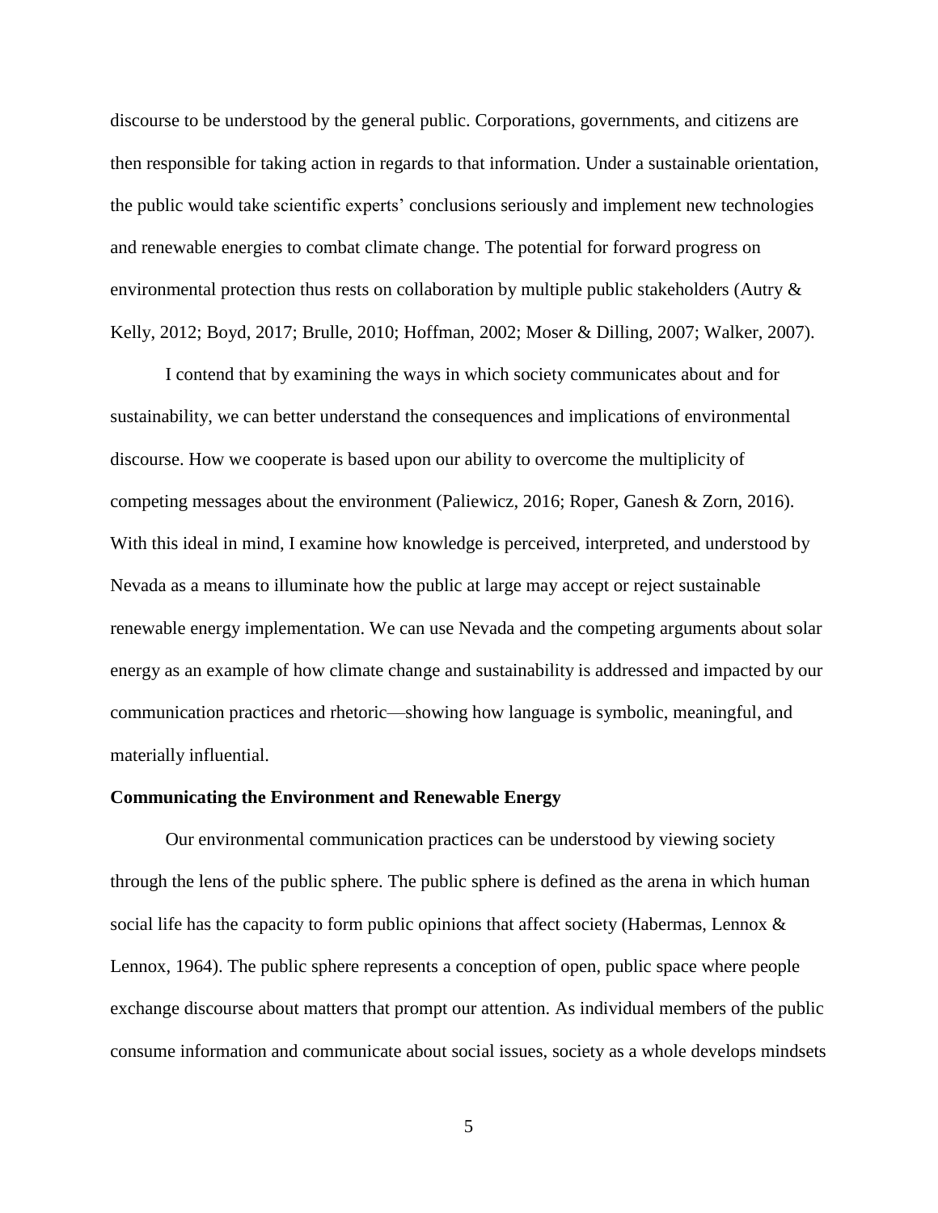discourse to be understood by the general public. Corporations, governments, and citizens are then responsible for taking action in regards to that information. Under a sustainable orientation, the public would take scientific experts' conclusions seriously and implement new technologies and renewable energies to combat climate change. The potential for forward progress on environmental protection thus rests on collaboration by multiple public stakeholders (Autry & Kelly, 2012; Boyd, 2017; Brulle, 2010; Hoffman, 2002; Moser & Dilling, 2007; Walker, 2007).

I contend that by examining the ways in which society communicates about and for sustainability, we can better understand the consequences and implications of environmental discourse. How we cooperate is based upon our ability to overcome the multiplicity of competing messages about the environment (Paliewicz, 2016; Roper, Ganesh & Zorn, 2016). With this ideal in mind, I examine how knowledge is perceived, interpreted, and understood by Nevada as a means to illuminate how the public at large may accept or reject sustainable renewable energy implementation. We can use Nevada and the competing arguments about solar energy as an example of how climate change and sustainability is addressed and impacted by our communication practices and rhetoric—showing how language is symbolic, meaningful, and materially influential.

**Communicating the Environment and Renewable Energy**

Our environmental communication practices can be understood by viewing society through the lens of the public sphere. The public sphere is defined as the arena in which human social life has the capacity to form public opinions that affect society (Habermas, Lennox & Lennox, 1964). The public sphere represents a conception of open, public space where people exchange discourse about matters that prompt our attention. As individual members of the public consume information and communicate about social issues, society as a whole develops mindsets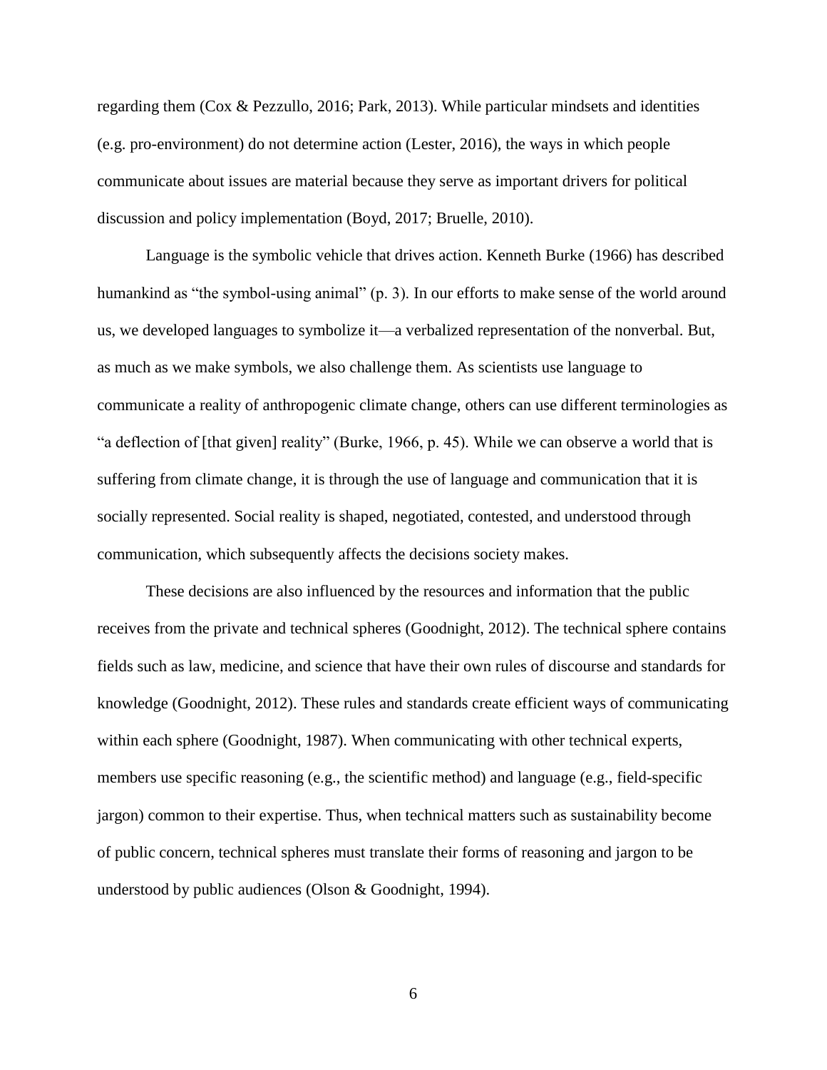regarding them (Cox & Pezzullo, 2016; Park, 2013). While particular mindsets and identities (e.g. pro-environment) do not determine action (Lester, 2016), the ways in which people communicate about issues are material because they serve as important drivers for political discussion and policy implementation (Boyd, 2017; Bruelle, 2010).

Language is the symbolic vehicle that drives action. Kenneth Burke (1966) has described humankind as "the symbol-using animal" (p. 3). In our efforts to make sense of the world around us, we developed languages to symbolize it—a verbalized representation of the nonverbal. But, as much as we make symbols, we also challenge them. As scientists use language to communicate a reality of anthropogenic climate change, others can use different terminologies as "a deflection of [that given] reality" (Burke, 1966, p. 45). While we can observe a world that is suffering from climate change, it is through the use of language and communication that it is socially represented. Social reality is shaped, negotiated, contested, and understood through communication, which subsequently affects the decisions society makes.

These decisions are also influenced by the resources and information that the public receives from the private and technical spheres (Goodnight, 2012). The technical sphere contains fields such as law, medicine, and science that have their own rules of discourse and standards for knowledge (Goodnight, 2012). These rules and standards create efficient ways of communicating within each sphere (Goodnight, 1987). When communicating with other technical experts, members use specific reasoning (e.g., the scientific method) and language (e.g., field-specific jargon) common to their expertise. Thus, when technical matters such as sustainability become of public concern, technical spheres must translate their forms of reasoning and jargon to be understood by public audiences (Olson & Goodnight, 1994).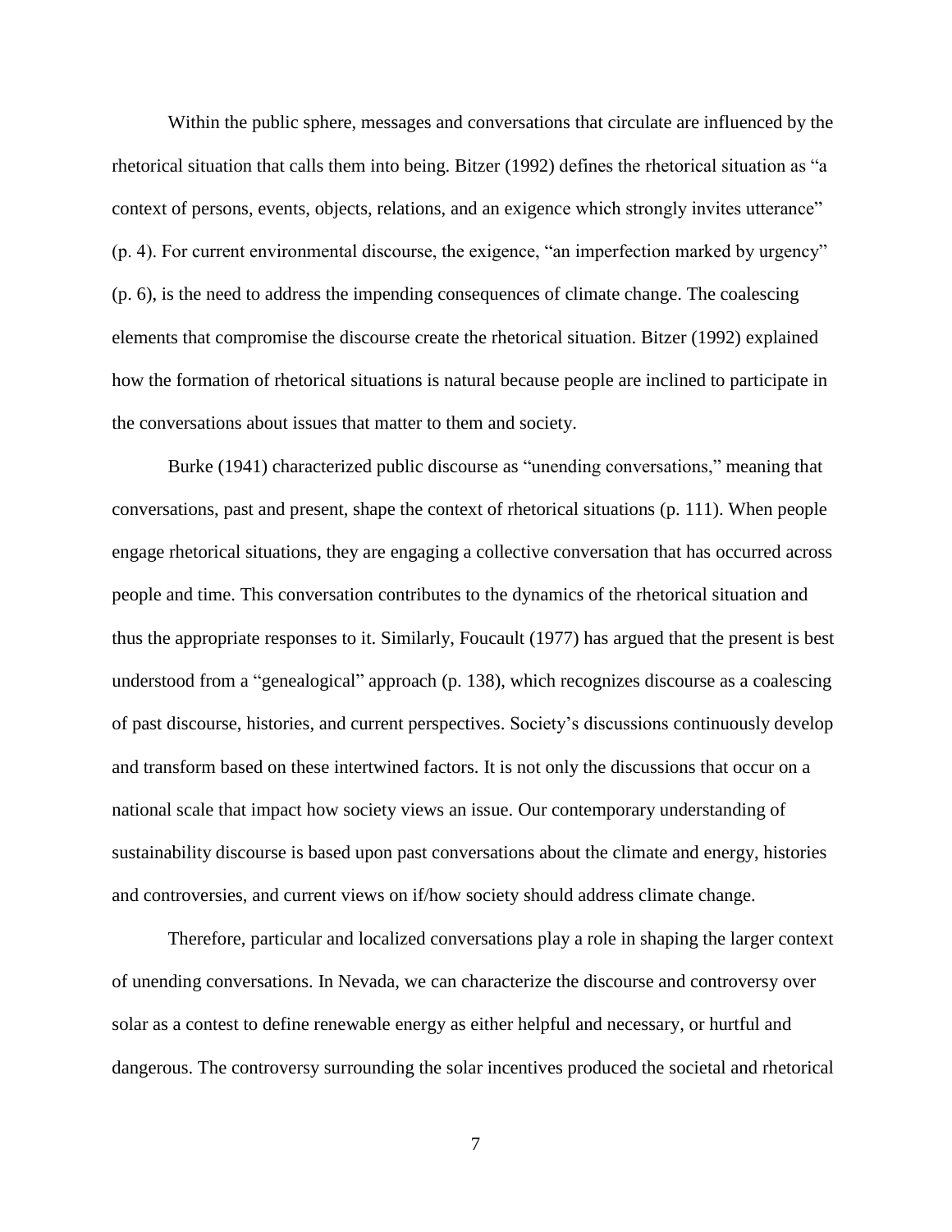Within the public sphere, messages and conversations that circulate are influenced by the rhetorical situation that calls them into being. Bitzer (1992) defines the rhetorical situation as "a context of persons, events, objects, relations, and an exigence which strongly invites utterance" (p. 4). For current environmental discourse, the exigence, "an imperfection marked by urgency" (p. 6), is the need to address the impending consequences of climate change. The coalescing elements that compromise the discourse create the rhetorical situation. Bitzer (1992) explained how the formation of rhetorical situations is natural because people are inclined to participate in the conversations about issues that matter to them and society.

Burke (1941) characterized public discourse as "unending conversations," meaning that conversations, past and present, shape the context of rhetorical situations (p. 111). When people engage rhetorical situations, they are engaging a collective conversation that has occurred across people and time. This conversation contributes to the dynamics of the rhetorical situation and thus the appropriate responses to it. Similarly, Foucault (1977) has argued that the present is best understood from a "genealogical" approach (p. 138), which recognizes discourse as a coalescing of past discourse, histories, and current perspectives. Society's discussions continuously develop and transform based on these intertwined factors. It is not only the discussions that occur on a national scale that impact how society views an issue. Our contemporary understanding of sustainability discourse is based upon past conversations about the climate and energy, histories and controversies, and current views on if/how society should address climate change.

Therefore, particular and localized conversations play a role in shaping the larger context of unending conversations. In Nevada, we can characterize the discourse and controversy over solar as a contest to define renewable energy as either helpful and necessary, or hurtful and dangerous. The controversy surrounding the solar incentives produced the societal and rhetorical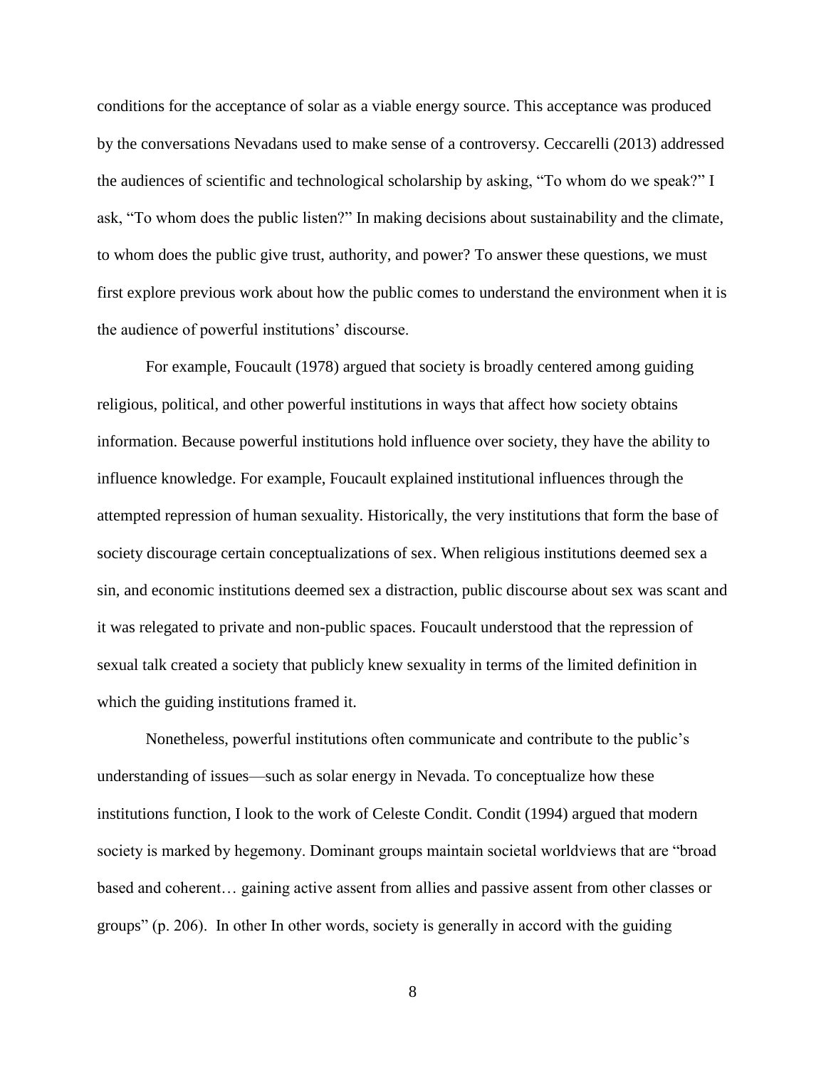conditions for the acceptance of solar as a viable energy source. This acceptance was produced by the conversations Nevadans used to make sense of a controversy. Ceccarelli (2013) addressed the audiences of scientific and technological scholarship by asking, "To whom do we speak?" I ask, "To whom does the public listen?" In making decisions about sustainability and the climate, to whom does the public give trust, authority, and power? To answer these questions, we must first explore previous work about how the public comes to understand the environment when it is the audience of powerful institutions' discourse.

For example, Foucault (1978) argued that society is broadly centered among guiding religious, political, and other powerful institutions in ways that affect how society obtains information. Because powerful institutions hold influence over society, they have the ability to influence knowledge. For example, Foucault explained institutional influences through the attempted repression of human sexuality. Historically, the very institutions that form the base of society discourage certain conceptualizations of sex. When religious institutions deemed sex a sin, and economic institutions deemed sex a distraction, public discourse about sex was scant and it was relegated to private and non-public spaces. Foucault understood that the repression of sexual talk created a society that publicly knew sexuality in terms of the limited definition in which the guiding institutions framed it.

Nonetheless, powerful institutions often communicate and contribute to the public's understanding of issues—such as solar energy in Nevada. To conceptualize how these institutions function, I look to the work of Celeste Condit. Condit (1994) argued that modern society is marked by hegemony. Dominant groups maintain societal worldviews that are "broad based and coherent… gaining active assent from allies and passive assent from other classes or groups" (p. 206). In other In other words, society is generally in accord with the guiding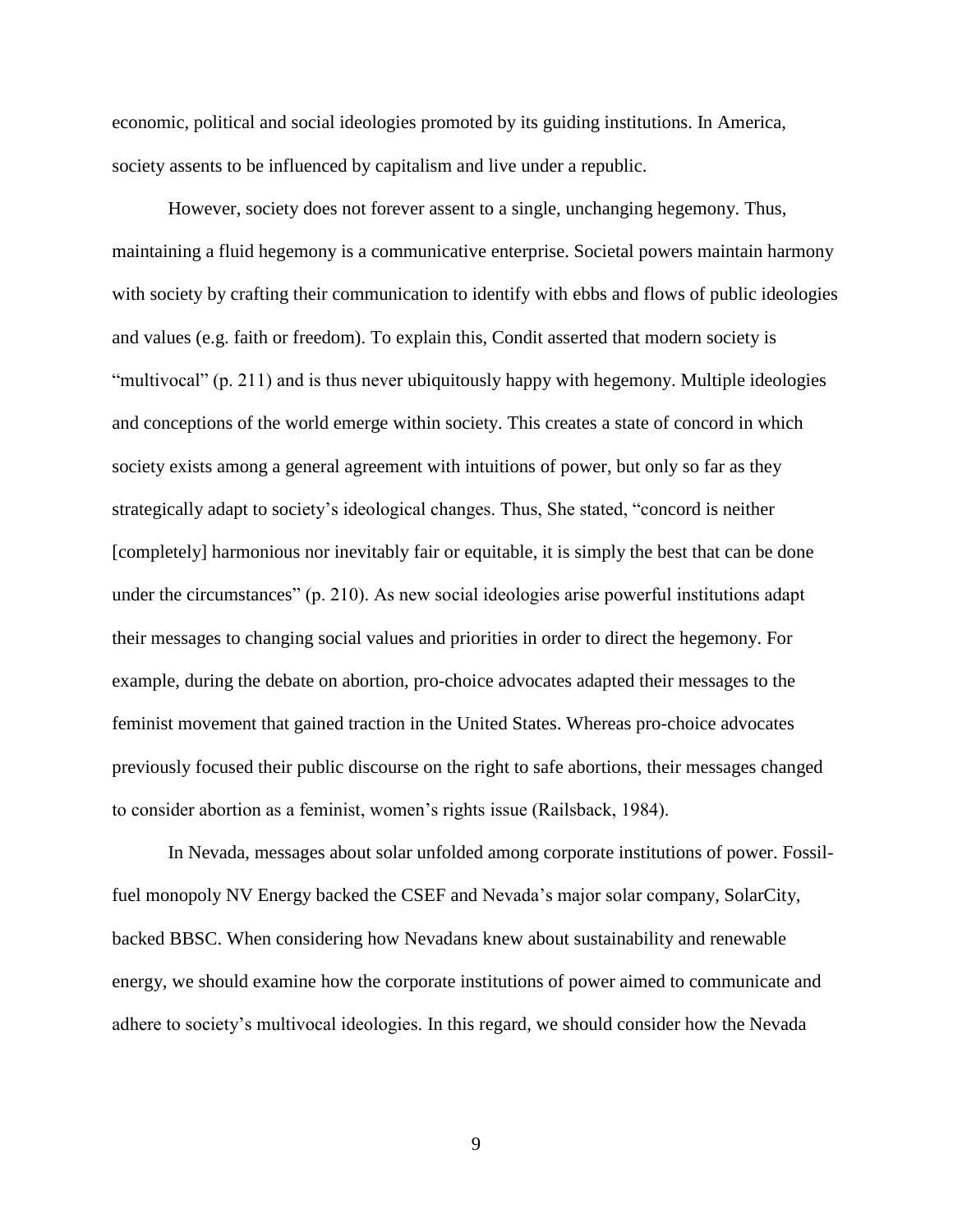economic, political and social ideologies promoted by its guiding institutions. In America, society assents to be influenced by capitalism and live under a republic.

However, society does not forever assent to a single, unchanging hegemony. Thus, maintaining a fluid hegemony is a communicative enterprise. Societal powers maintain harmony with society by crafting their communication to identify with ebbs and flows of public ideologies and values (e.g. faith or freedom). To explain this, Condit asserted that modern society is "multivocal" (p. 211) and is thus never ubiquitously happy with hegemony. Multiple ideologies and conceptions of the world emerge within society. This creates a state of concord in which society exists among a general agreement with intuitions of power, but only so far as they strategically adapt to society's ideological changes. Thus, She stated, "concord is neither [completely] harmonious nor inevitably fair or equitable, it is simply the best that can be done under the circumstances" (p. 210). As new social ideologies arise powerful institutions adapt their messages to changing social values and priorities in order to direct the hegemony. For example, during the debate on abortion, pro-choice advocates adapted their messages to the feminist movement that gained traction in the United States. Whereas pro-choice advocates previously focused their public discourse on the right to safe abortions, their messages changed to consider abortion as a feminist, women's rights issue (Railsback, 1984).

In Nevada, messages about solar unfolded among corporate institutions of power. Fossil-fuel monopoly NV Energy backed the CSEF and Nevada's major solar company, SolarCity, backed BBSC. When considering how Nevadans knew about sustainability and renewable energy, we should examine how the corporate institutions of power aimed to communicate and adhere to society's multivocal ideologies. In this regard, we should consider how the Nevada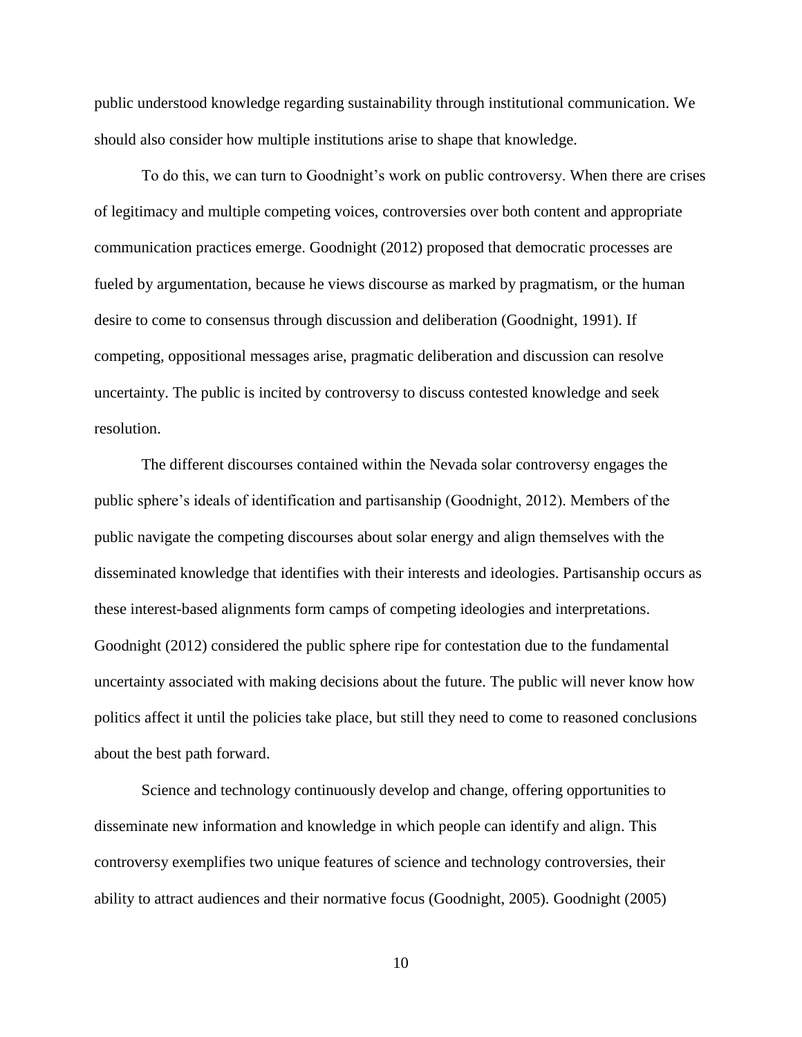public understood knowledge regarding sustainability through institutional communication. We should also consider how multiple institutions arise to shape that knowledge.

To do this, we can turn to Goodnight's work on public controversy. When there are crises of legitimacy and multiple competing voices, controversies over both content and appropriate communication practices emerge. Goodnight (2012) proposed that democratic processes are fueled by argumentation, because he views discourse as marked by pragmatism, or the human desire to come to consensus through discussion and deliberation (Goodnight, 1991). If competing, oppositional messages arise, pragmatic deliberation and discussion can resolve uncertainty. The public is incited by controversy to discuss contested knowledge and seek resolution.

The different discourses contained within the Nevada solar controversy engages the public sphere's ideals of identification and partisanship (Goodnight, 2012). Members of the public navigate the competing discourses about solar energy and align themselves with the disseminated knowledge that identifies with their interests and ideologies. Partisanship occurs as these interest-based alignments form camps of competing ideologies and interpretations. Goodnight (2012) considered the public sphere ripe for contestation due to the fundamental uncertainty associated with making decisions about the future. The public will never know how politics affect it until the policies take place, but still they need to come to reasoned conclusions about the best path forward.

Science and technology continuously develop and change, offering opportunities to disseminate new information and knowledge in which people can identify and align. This controversy exemplifies two unique features of science and technology controversies, their ability to attract audiences and their normative focus (Goodnight, 2005). Goodnight (2005)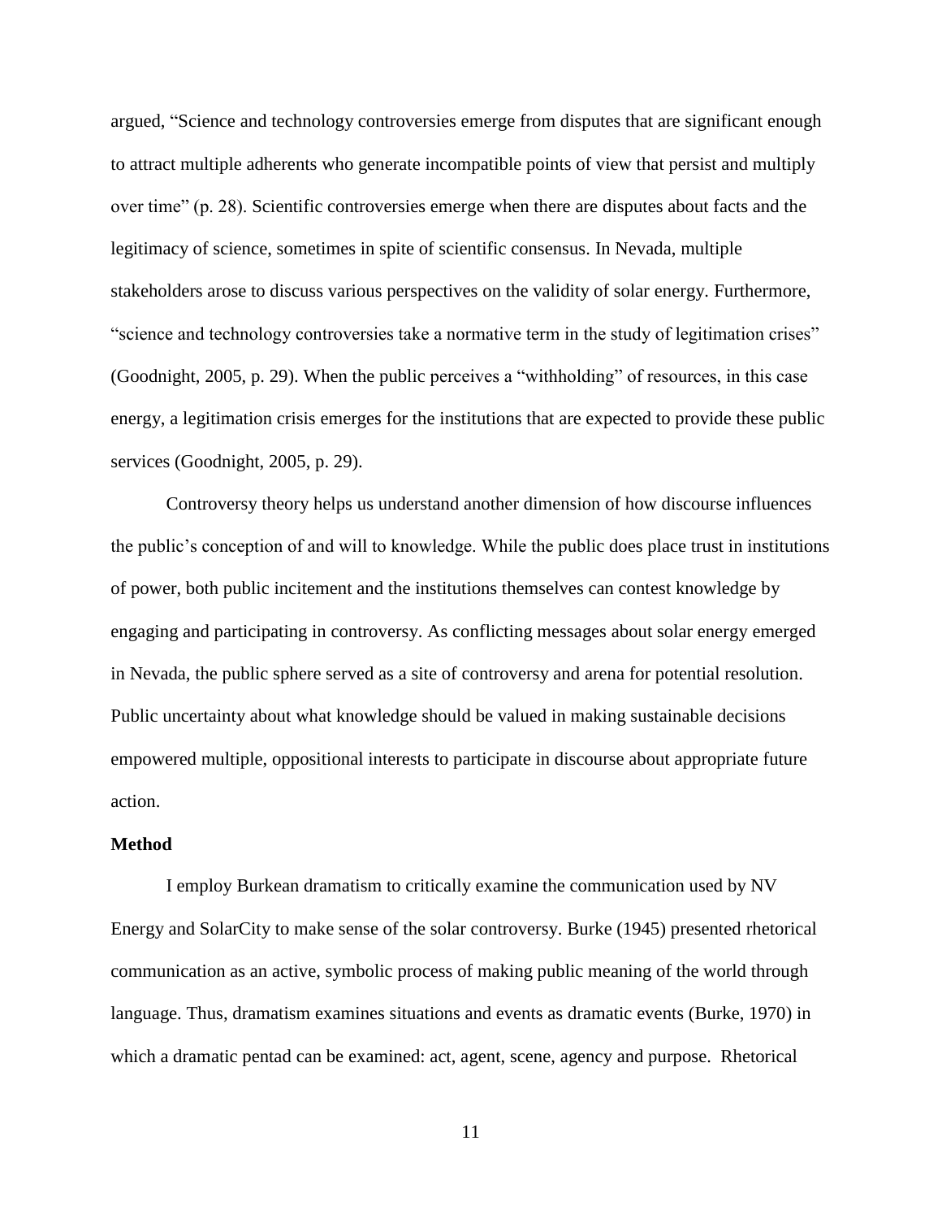argued, "Science and technology controversies emerge from disputes that are significant enough to attract multiple adherents who generate incompatible points of view that persist and multiply over time" (p. 28). Scientific controversies emerge when there are disputes about facts and the legitimacy of science, sometimes in spite of scientific consensus. In Nevada, multiple stakeholders arose to discuss various perspectives on the validity of solar energy. Furthermore, "science and technology controversies take a normative term in the study of legitimation crises" (Goodnight, 2005, p. 29). When the public perceives a "withholding" of resources, in this case energy, a legitimation crisis emerges for the institutions that are expected to provide these public services (Goodnight, 2005, p. 29).

Controversy theory helps us understand another dimension of how discourse influences the public's conception of and will to knowledge. While the public does place trust in institutions of power, both public incitement and the institutions themselves can contest knowledge by engaging and participating in controversy. As conflicting messages about solar energy emerged in Nevada, the public sphere served as a site of controversy and arena for potential resolution. Public uncertainty about what knowledge should be valued in making sustainable decisions empowered multiple, oppositional interests to participate in discourse about appropriate future action.

**Method**

I employ Burkean dramatism to critically examine the communication used by NV Energy and SolarCity to make sense of the solar controversy. Burke (1945) presented rhetorical communication as an active, symbolic process of making public meaning of the world through language. Thus, dramatism examines situations and events as dramatic events (Burke, 1970) in which a dramatic pentad can be examined: act, agent, scene, agency and purpose. Rhetorical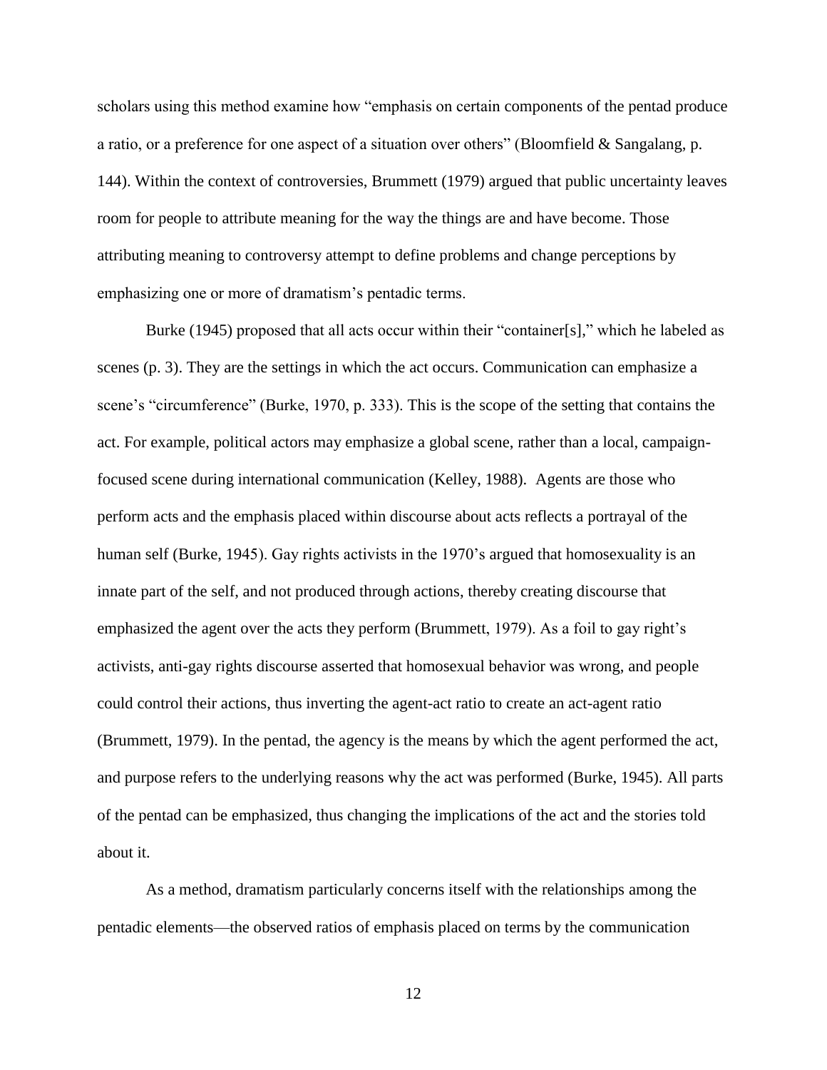scholars using this method examine how "emphasis on certain components of the pentad produce a ratio, or a preference for one aspect of a situation over others" (Bloomfield & Sangalang, p. 144). Within the context of controversies, Brummett (1979) argued that public uncertainty leaves room for people to attribute meaning for the way the things are and have become. Those attributing meaning to controversy attempt to define problems and change perceptions by emphasizing one or more of dramatism's pentadic terms.

Burke (1945) proposed that all acts occur within their "container[s]," which he labeled as scenes (p. 3). They are the settings in which the act occurs. Communication can emphasize a scene's "circumference" (Burke, 1970, p. 333). This is the scope of the setting that contains the act. For example, political actors may emphasize a global scene, rather than a local, campaign-focused scene during international communication (Kelley, 1988). Agents are those who perform acts and the emphasis placed within discourse about acts reflects a portrayal of the human self (Burke, 1945). Gay rights activists in the 1970's argued that homosexuality is an innate part of the self, and not produced through actions, thereby creating discourse that emphasized the agent over the acts they perform (Brummett, 1979). As a foil to gay right's activists, anti-gay rights discourse asserted that homosexual behavior was wrong, and people could control their actions, thus inverting the agent-act ratio to create an act-agent ratio (Brummett, 1979). In the pentad, the agency is the means by which the agent performed the act, and purpose refers to the underlying reasons why the act was performed (Burke, 1945). All parts of the pentad can be emphasized, thus changing the implications of the act and the stories told about it.

As a method, dramatism particularly concerns itself with the relationships among the pentadic elements—the observed ratios of emphasis placed on terms by the communication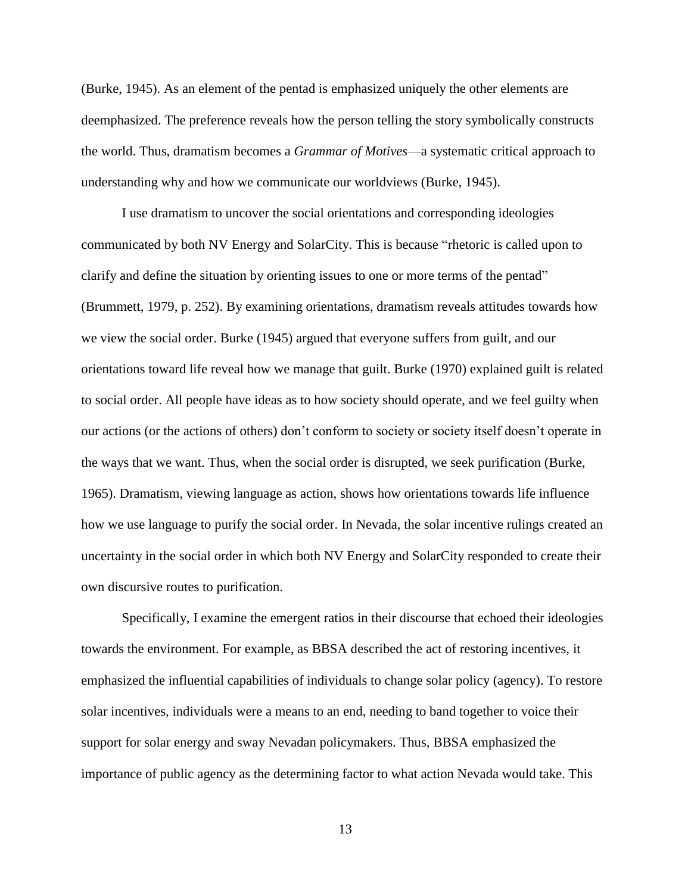(Burke, 1945). As an element of the pentad is emphasized uniquely the other elements are deemphasized. The preference reveals how the person telling the story symbolically constructs the world. Thus, dramatism becomes a *Grammar of Motives*—a systematic critical approach to understanding why and how we communicate our worldviews (Burke, 1945).

I use dramatism to uncover the social orientations and corresponding ideologies communicated by both NV Energy and SolarCity. This is because "rhetoric is called upon to clarify and define the situation by orienting issues to one or more terms of the pentad" (Brummett, 1979, p. 252). By examining orientations, dramatism reveals attitudes towards how we view the social order. Burke (1945) argued that everyone suffers from guilt, and our orientations toward life reveal how we manage that guilt. Burke (1970) explained guilt is related to social order. All people have ideas as to how society should operate, and we feel guilty when our actions (or the actions of others) don't conform to society or society itself doesn't operate in the ways that we want. Thus, when the social order is disrupted, we seek purification (Burke, 1965). Dramatism, viewing language as action, shows how orientations towards life influence how we use language to purify the social order. In Nevada, the solar incentive rulings created an uncertainty in the social order in which both NV Energy and SolarCity responded to create their own discursive routes to purification.

Specifically, I examine the emergent ratios in their discourse that echoed their ideologies towards the environment. For example, as BBSA described the act of restoring incentives, it emphasized the influential capabilities of individuals to change solar policy (agency). To restore solar incentives, individuals were a means to an end, needing to band together to voice their support for solar energy and sway Nevadan policymakers. Thus, BBSA emphasized the importance of public agency as the determining factor to what action Nevada would take. This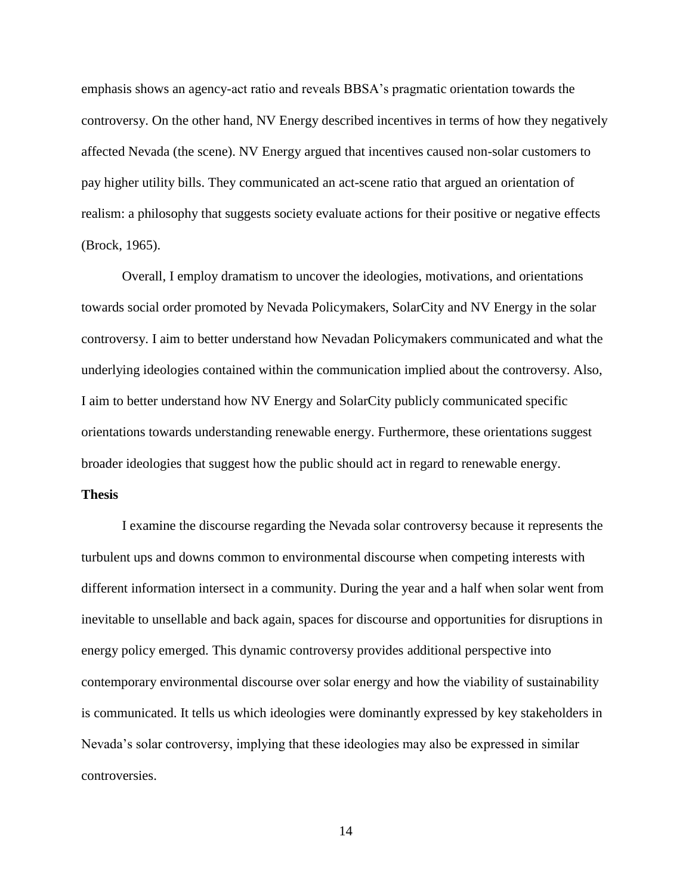emphasis shows an agency-act ratio and reveals BBSA's pragmatic orientation towards the controversy. On the other hand, NV Energy described incentives in terms of how they negatively affected Nevada (the scene). NV Energy argued that incentives caused non-solar customers to pay higher utility bills. They communicated an act-scene ratio that argued an orientation of realism: a philosophy that suggests society evaluate actions for their positive or negative effects (Brock, 1965).

Overall, I employ dramatism to uncover the ideologies, motivations, and orientations towards social order promoted by Nevada Policymakers, SolarCity and NV Energy in the solar controversy. I aim to better understand how Nevadan Policymakers communicated and what the underlying ideologies contained within the communication implied about the controversy. Also, I aim to better understand how NV Energy and SolarCity publicly communicated specific orientations towards understanding renewable energy. Furthermore, these orientations suggest broader ideologies that suggest how the public should act in regard to renewable energy.

**Thesis**

I examine the discourse regarding the Nevada solar controversy because it represents the turbulent ups and downs common to environmental discourse when competing interests with different information intersect in a community. During the year and a half when solar went from inevitable to unsellable and back again, spaces for discourse and opportunities for disruptions in energy policy emerged. This dynamic controversy provides additional perspective into contemporary environmental discourse over solar energy and how the viability of sustainability is communicated. It tells us which ideologies were dominantly expressed by key stakeholders in Nevada's solar controversy, implying that these ideologies may also be expressed in similar controversies.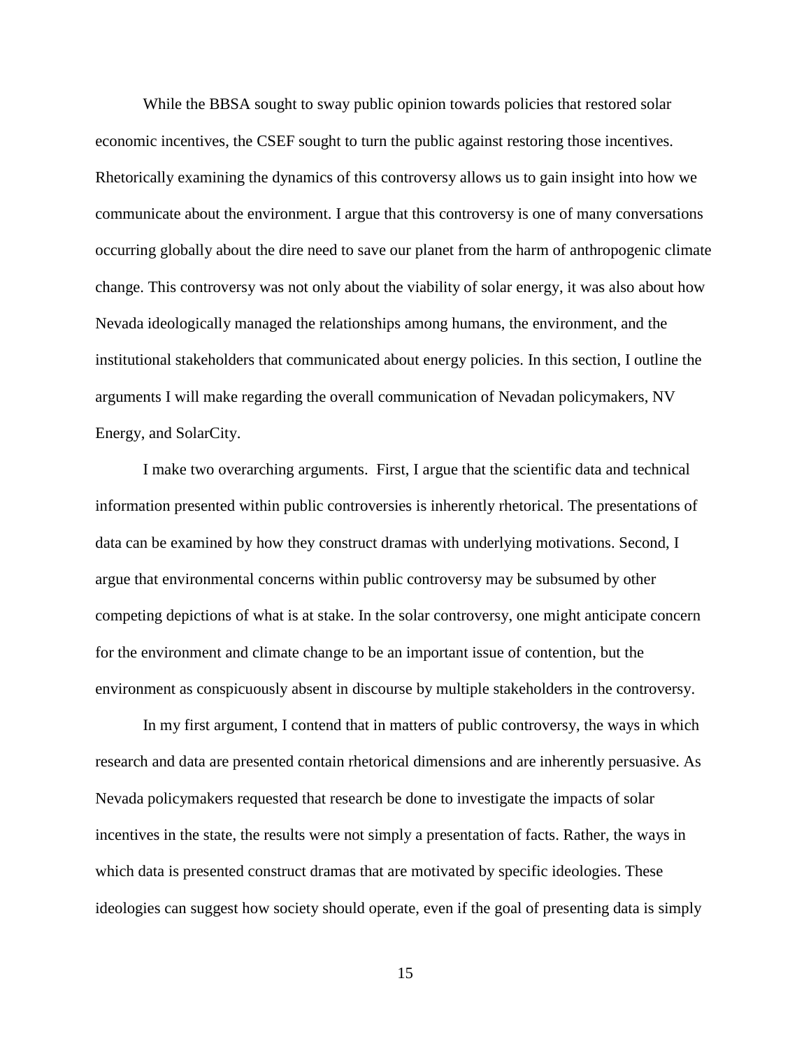While the BBSA sought to sway public opinion towards policies that restored solar economic incentives, the CSEF sought to turn the public against restoring those incentives. Rhetorically examining the dynamics of this controversy allows us to gain insight into how we communicate about the environment. I argue that this controversy is one of many conversations occurring globally about the dire need to save our planet from the harm of anthropogenic climate change. This controversy was not only about the viability of solar energy, it was also about how Nevada ideologically managed the relationships among humans, the environment, and the institutional stakeholders that communicated about energy policies. In this section, I outline the arguments I will make regarding the overall communication of Nevadan policymakers, NV Energy, and SolarCity.

I make two overarching arguments. First, I argue that the scientific data and technical information presented within public controversies is inherently rhetorical. The presentations of data can be examined by how they construct dramas with underlying motivations. Second, I argue that environmental concerns within public controversy may be subsumed by other competing depictions of what is at stake. In the solar controversy, one might anticipate concern for the environment and climate change to be an important issue of contention, but the environment as conspicuously absent in discourse by multiple stakeholders in the controversy.

In my first argument, I contend that in matters of public controversy, the ways in which research and data are presented contain rhetorical dimensions and are inherently persuasive. As Nevada policymakers requested that research be done to investigate the impacts of solar incentives in the state, the results were not simply a presentation of facts. Rather, the ways in which data is presented construct dramas that are motivated by specific ideologies. These ideologies can suggest how society should operate, even if the goal of presenting data is simply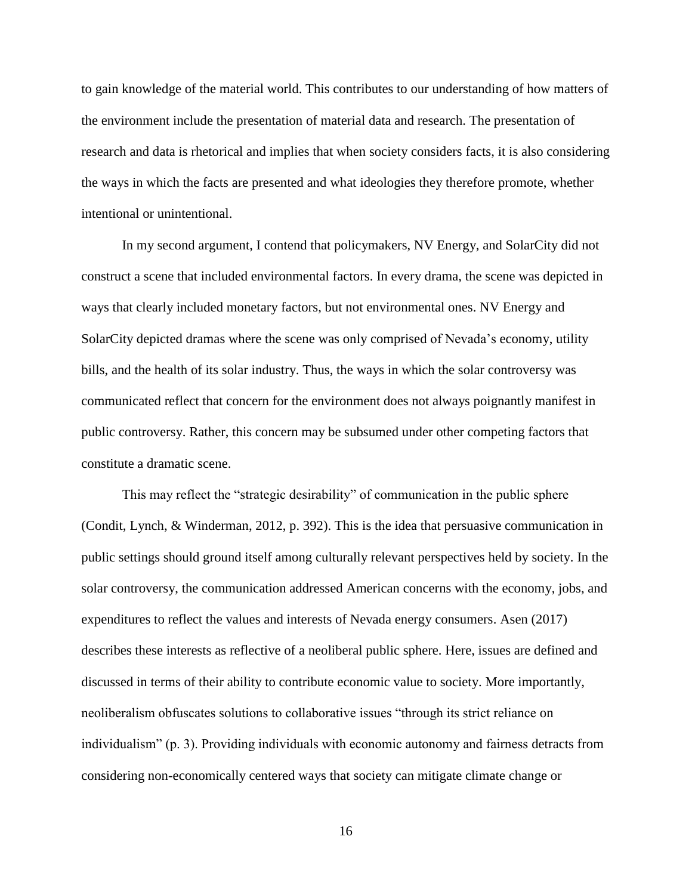to gain knowledge of the material world. This contributes to our understanding of how matters of the environment include the presentation of material data and research. The presentation of research and data is rhetorical and implies that when society considers facts, it is also considering the ways in which the facts are presented and what ideologies they therefore promote, whether intentional or unintentional.

In my second argument, I contend that policymakers, NV Energy, and SolarCity did not construct a scene that included environmental factors. In every drama, the scene was depicted in ways that clearly included monetary factors, but not environmental ones. NV Energy and SolarCity depicted dramas where the scene was only comprised of Nevada's economy, utility bills, and the health of its solar industry. Thus, the ways in which the solar controversy was communicated reflect that concern for the environment does not always poignantly manifest in public controversy. Rather, this concern may be subsumed under other competing factors that constitute a dramatic scene.

This may reflect the "strategic desirability" of communication in the public sphere (Condit, Lynch, & Winderman, 2012, p. 392). This is the idea that persuasive communication in public settings should ground itself among culturally relevant perspectives held by society. In the solar controversy, the communication addressed American concerns with the economy, jobs, and expenditures to reflect the values and interests of Nevada energy consumers. Asen (2017) describes these interests as reflective of a neoliberal public sphere. Here, issues are defined and discussed in terms of their ability to contribute economic value to society. More importantly, neoliberalism obfuscates solutions to collaborative issues "through its strict reliance on individualism" (p. 3). Providing individuals with economic autonomy and fairness detracts from considering non-economically centered ways that society can mitigate climate change or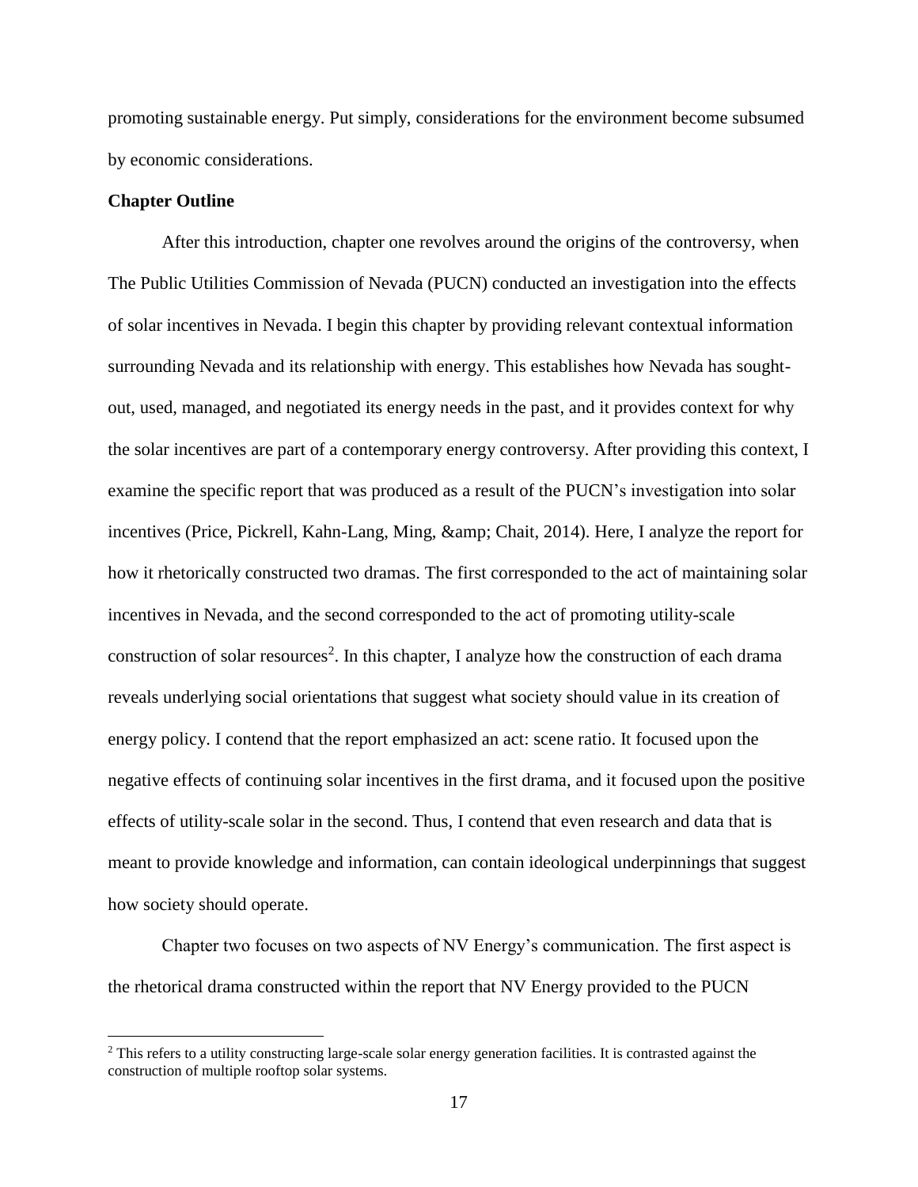promoting sustainable energy. Put simply, considerations for the environment become subsumed by economic considerations.

**Chapter Outline**

After this introduction, chapter one revolves around the origins of the controversy, when The Public Utilities Commission of Nevada (PUCN) conducted an investigation into the effects of solar incentives in Nevada. I begin this chapter by providing relevant contextual information surrounding Nevada and its relationship with energy. This establishes how Nevada has sought-out, used, managed, and negotiated its energy needs in the past, and it provides context for why the solar incentives are part of a contemporary energy controversy. After providing this context, I examine the specific report that was produced as a result of the PUCN's investigation into solar incentives (Price, Pickrell, Kahn-Lang, Ming, &amp; Chait, 2014). Here, I analyze the report for how it rhetorically constructed two dramas. The first corresponded to the act of maintaining solar incentives in Nevada, and the second corresponded to the act of promoting utility-scale construction of solar resources[2]. In this chapter, I analyze how the construction of each drama reveals underlying social orientations that suggest what society should value in its creation of energy policy. I contend that the report emphasized an act: scene ratio. It focused upon the negative effects of continuing solar incentives in the first drama, and it focused upon the positive effects of utility-scale solar in the second. Thus, I contend that even research and data that is meant to provide knowledge and information, can contain ideological underpinnings that suggest how society should operate.

Chapter two focuses on two aspects of NV Energy's communication. The first aspect is the rhetorical drama constructed within the report that NV Energy provided to the PUCN

[2] This refers to a utility constructing large-scale solar energy generation facilities. It is contrasted against the construction of multiple rooftop solar systems.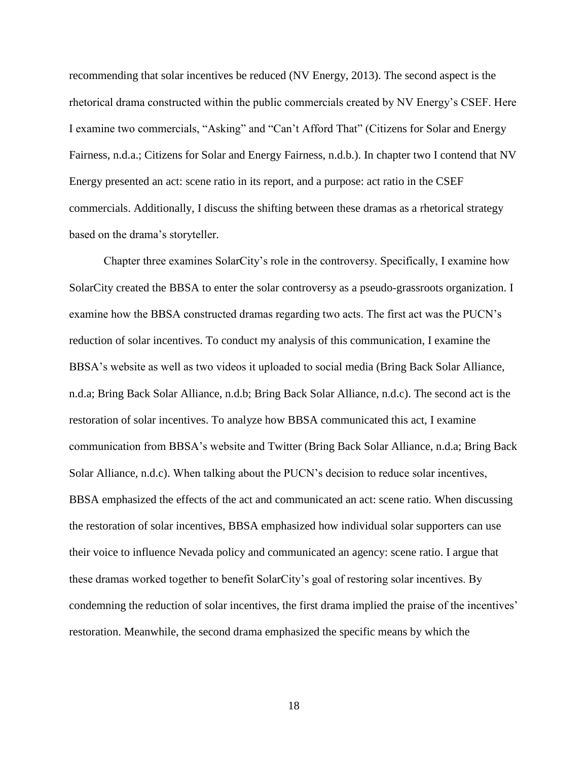recommending that solar incentives be reduced (NV Energy, 2013). The second aspect is the rhetorical drama constructed within the public commercials created by NV Energy's CSEF. Here I examine two commercials, "Asking" and "Can't Afford That" (Citizens for Solar and Energy Fairness, n.d.a.; Citizens for Solar and Energy Fairness, n.d.b.). In chapter two I contend that NV Energy presented an act: scene ratio in its report, and a purpose: act ratio in the CSEF commercials. Additionally, I discuss the shifting between these dramas as a rhetorical strategy based on the drama's storyteller.

Chapter three examines SolarCity's role in the controversy. Specifically, I examine how SolarCity created the BBSA to enter the solar controversy as a pseudo-grassroots organization. I examine how the BBSA constructed dramas regarding two acts. The first act was the PUCN's reduction of solar incentives. To conduct my analysis of this communication, I examine the BBSA's website as well as two videos it uploaded to social media (Bring Back Solar Alliance, n.d.a; Bring Back Solar Alliance, n.d.b; Bring Back Solar Alliance, n.d.c). The second act is the restoration of solar incentives. To analyze how BBSA communicated this act, I examine communication from BBSA's website and Twitter (Bring Back Solar Alliance, n.d.a; Bring Back Solar Alliance, n.d.c). When talking about the PUCN's decision to reduce solar incentives, BBSA emphasized the effects of the act and communicated an act: scene ratio. When discussing the restoration of solar incentives, BBSA emphasized how individual solar supporters can use their voice to influence Nevada policy and communicated an agency: scene ratio. I argue that these dramas worked together to benefit SolarCity's goal of restoring solar incentives. By condemning the reduction of solar incentives, the first drama implied the praise of the incentives' restoration. Meanwhile, the second drama emphasized the specific means by which the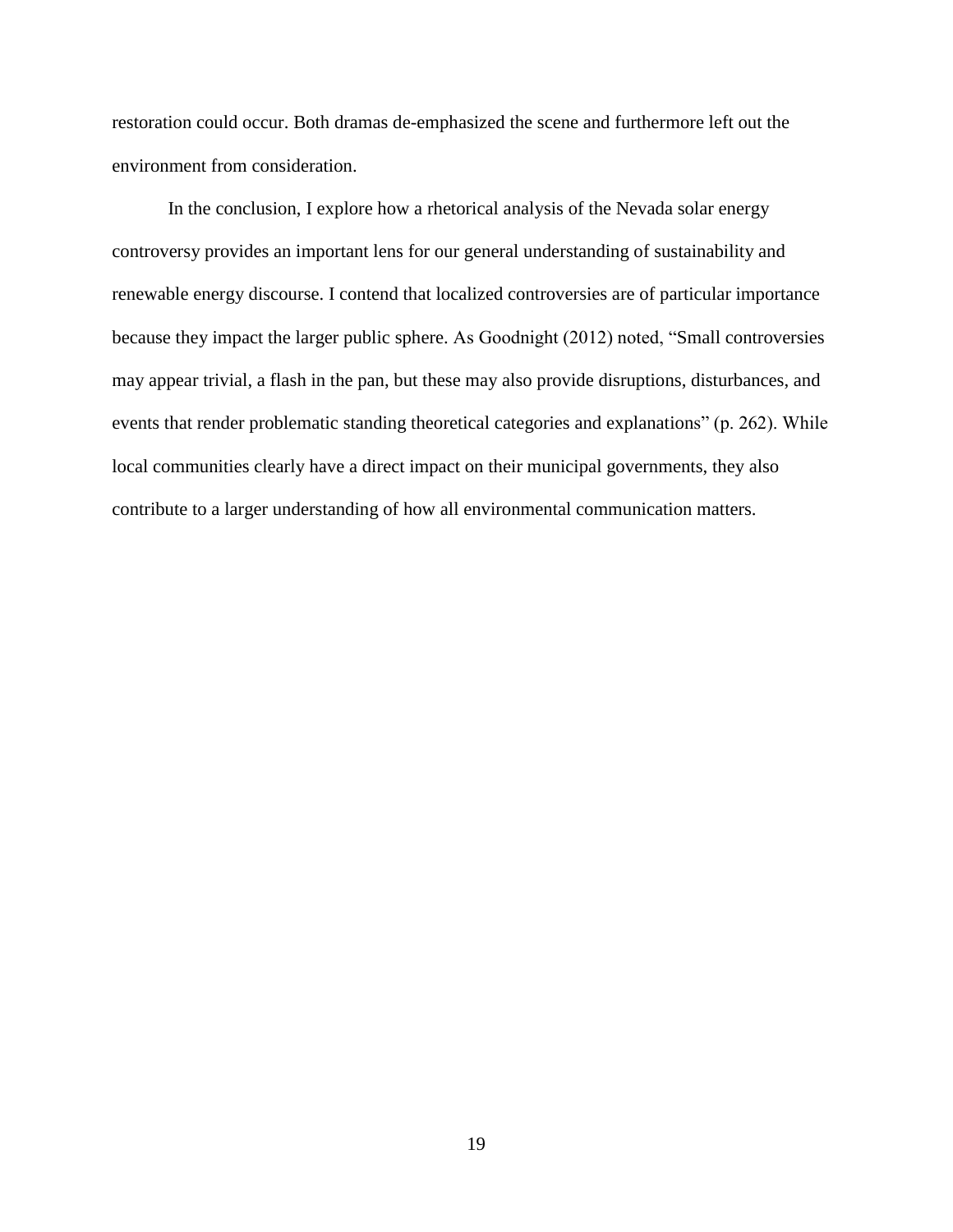restoration could occur. Both dramas de-emphasized the scene and furthermore left out the environment from consideration.

In the conclusion, I explore how a rhetorical analysis of the Nevada solar energy controversy provides an important lens for our general understanding of sustainability and renewable energy discourse. I contend that localized controversies are of particular importance because they impact the larger public sphere. As Goodnight (2012) noted, "Small controversies may appear trivial, a flash in the pan, but these may also provide disruptions, disturbances, and events that render problematic standing theoretical categories and explanations" (p. 262). While local communities clearly have a direct impact on their municipal governments, they also contribute to a larger understanding of how all environmental communication matters.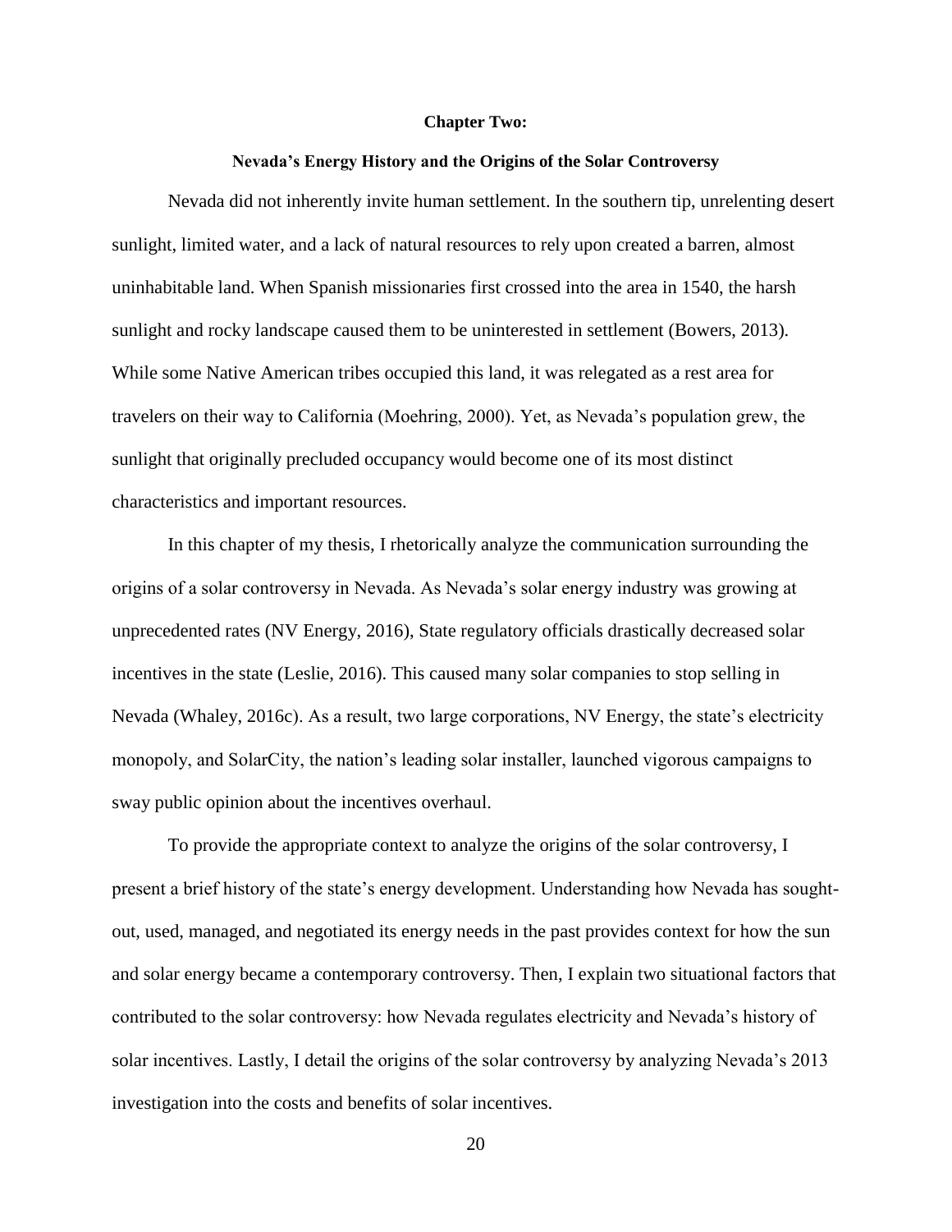# Chapter Two:

## Nevada's Energy History and the Origins of the Solar Controversy

Nevada did not inherently invite human settlement. In the southern tip, unrelenting desert sunlight, limited water, and a lack of natural resources to rely upon created a barren, almost uninhabitable land. When Spanish missionaries first crossed into the area in 1540, the harsh sunlight and rocky landscape caused them to be uninterested in settlement (Bowers, 2013). While some Native American tribes occupied this land, it was relegated as a rest area for travelers on their way to California (Moehring, 2000). Yet, as Nevada's population grew, the sunlight that originally precluded occupancy would become one of its most distinct characteristics and important resources.

In this chapter of my thesis, I rhetorically analyze the communication surrounding the origins of a solar controversy in Nevada. As Nevada's solar energy industry was growing at unprecedented rates (NV Energy, 2016), State regulatory officials drastically decreased solar incentives in the state (Leslie, 2016). This caused many solar companies to stop selling in Nevada (Whaley, 2016c). As a result, two large corporations, NV Energy, the state's electricity monopoly, and SolarCity, the nation's leading solar installer, launched vigorous campaigns to sway public opinion about the incentives overhaul.

To provide the appropriate context to analyze the origins of the solar controversy, I present a brief history of the state's energy development. Understanding how Nevada has sought-out, used, managed, and negotiated its energy needs in the past provides context for how the sun and solar energy became a contemporary controversy. Then, I explain two situational factors that contributed to the solar controversy: how Nevada regulates electricity and Nevada's history of solar incentives. Lastly, I detail the origins of the solar controversy by analyzing Nevada's 2013 investigation into the costs and benefits of solar incentives.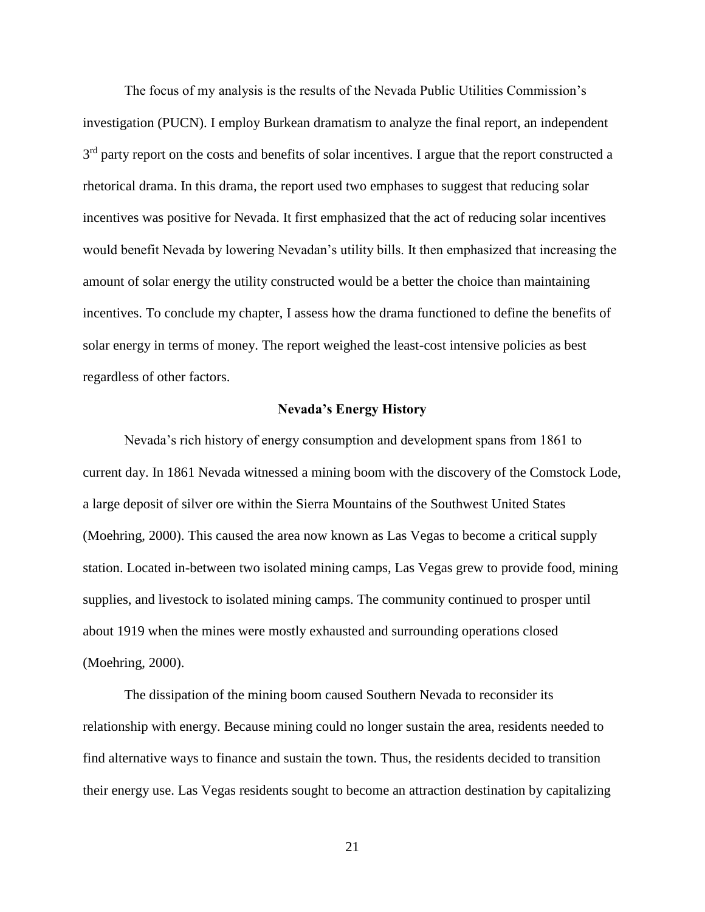The focus of my analysis is the results of the Nevada Public Utilities Commission's investigation (PUCN). I employ Burkean dramatism to analyze the final report, an independent 3rd party report on the costs and benefits of solar incentives. I argue that the report constructed a rhetorical drama. In this drama, the report used two emphases to suggest that reducing solar incentives was positive for Nevada. It first emphasized that the act of reducing solar incentives would benefit Nevada by lowering Nevadan's utility bills. It then emphasized that increasing the amount of solar energy the utility constructed would be a better the choice than maintaining incentives. To conclude my chapter, I assess how the drama functioned to define the benefits of solar energy in terms of money. The report weighed the least-cost intensive policies as best regardless of other factors.

## Nevada's Energy History

Nevada's rich history of energy consumption and development spans from 1861 to current day. In 1861 Nevada witnessed a mining boom with the discovery of the Comstock Lode, a large deposit of silver ore within the Sierra Mountains of the Southwest United States (Moehring, 2000). This caused the area now known as Las Vegas to become a critical supply station. Located in-between two isolated mining camps, Las Vegas grew to provide food, mining supplies, and livestock to isolated mining camps. The community continued to prosper until about 1919 when the mines were mostly exhausted and surrounding operations closed (Moehring, 2000).

The dissipation of the mining boom caused Southern Nevada to reconsider its relationship with energy. Because mining could no longer sustain the area, residents needed to find alternative ways to finance and sustain the town. Thus, the residents decided to transition their energy use. Las Vegas residents sought to become an attraction destination by capitalizing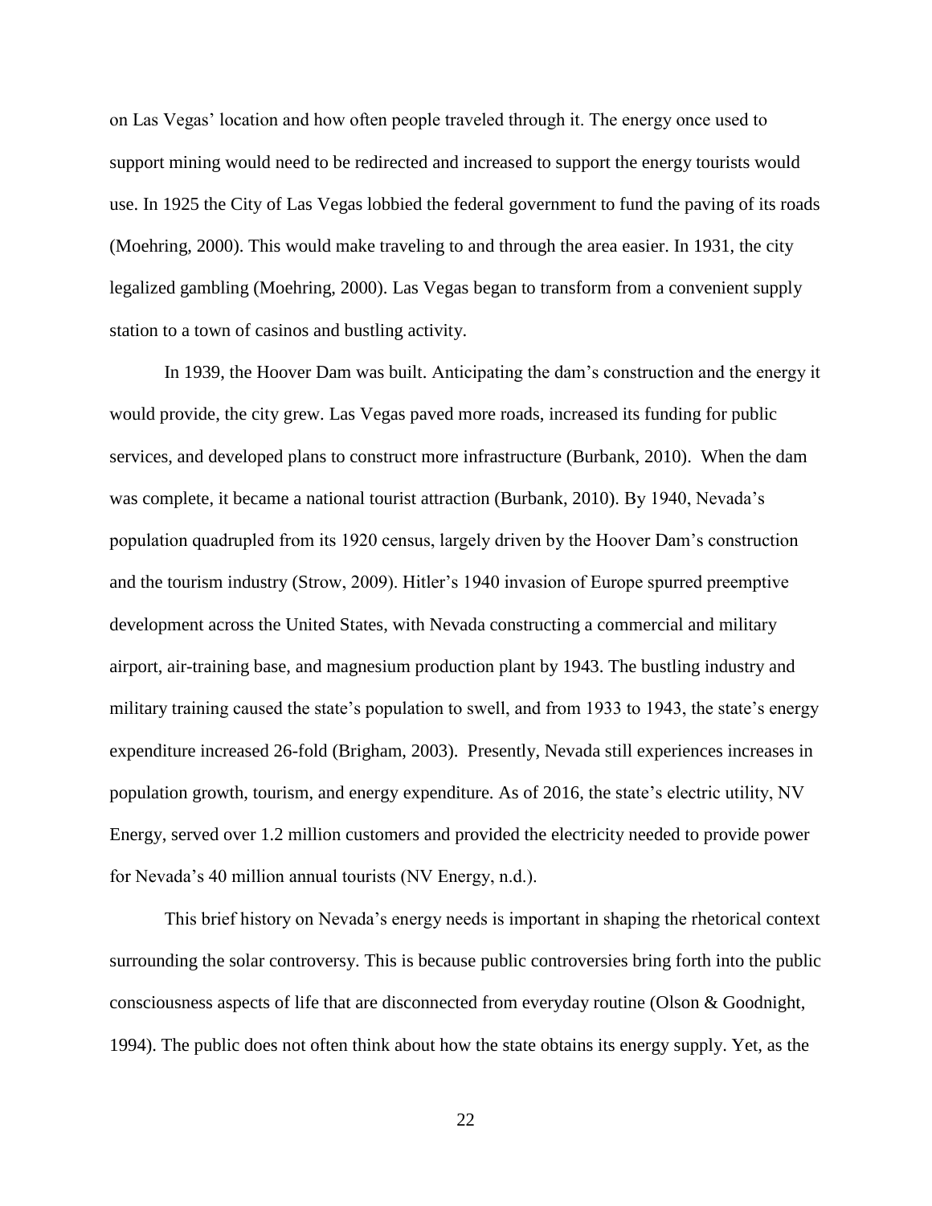on Las Vegas' location and how often people traveled through it. The energy once used to support mining would need to be redirected and increased to support the energy tourists would use. In 1925 the City of Las Vegas lobbied the federal government to fund the paving of its roads (Moehring, 2000). This would make traveling to and through the area easier. In 1931, the city legalized gambling (Moehring, 2000). Las Vegas began to transform from a convenient supply station to a town of casinos and bustling activity.

In 1939, the Hoover Dam was built. Anticipating the dam's construction and the energy it would provide, the city grew. Las Vegas paved more roads, increased its funding for public services, and developed plans to construct more infrastructure (Burbank, 2010). When the dam was complete, it became a national tourist attraction (Burbank, 2010). By 1940, Nevada's population quadrupled from its 1920 census, largely driven by the Hoover Dam's construction and the tourism industry (Strow, 2009). Hitler's 1940 invasion of Europe spurred preemptive development across the United States, with Nevada constructing a commercial and military airport, air-training base, and magnesium production plant by 1943. The bustling industry and military training caused the state's population to swell, and from 1933 to 1943, the state's energy expenditure increased 26-fold (Brigham, 2003). Presently, Nevada still experiences increases in population growth, tourism, and energy expenditure. As of 2016, the state's electric utility, NV Energy, served over 1.2 million customers and provided the electricity needed to provide power for Nevada's 40 million annual tourists (NV Energy, n.d.).

This brief history on Nevada's energy needs is important in shaping the rhetorical context surrounding the solar controversy. This is because public controversies bring forth into the public consciousness aspects of life that are disconnected from everyday routine (Olson & Goodnight, 1994). The public does not often think about how the state obtains its energy supply. Yet, as the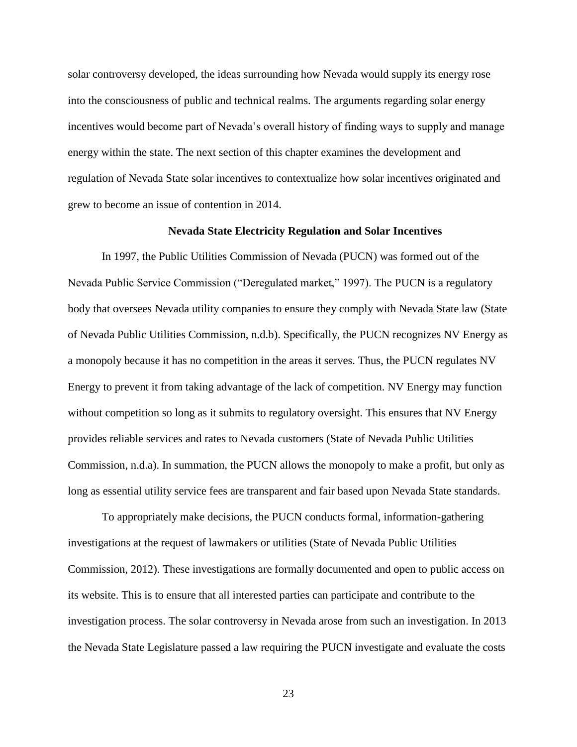solar controversy developed, the ideas surrounding how Nevada would supply its energy rose into the consciousness of public and technical realms. The arguments regarding solar energy incentives would become part of Nevada's overall history of finding ways to supply and manage energy within the state. The next section of this chapter examines the development and regulation of Nevada State solar incentives to contextualize how solar incentives originated and grew to become an issue of contention in 2014.

## Nevada State Electricity Regulation and Solar Incentives

In 1997, the Public Utilities Commission of Nevada (PUCN) was formed out of the Nevada Public Service Commission ("Deregulated market," 1997). The PUCN is a regulatory body that oversees Nevada utility companies to ensure they comply with Nevada State law (State of Nevada Public Utilities Commission, n.d.b). Specifically, the PUCN recognizes NV Energy as a monopoly because it has no competition in the areas it serves. Thus, the PUCN regulates NV Energy to prevent it from taking advantage of the lack of competition. NV Energy may function without competition so long as it submits to regulatory oversight. This ensures that NV Energy provides reliable services and rates to Nevada customers (State of Nevada Public Utilities Commission, n.d.a). In summation, the PUCN allows the monopoly to make a profit, but only as long as essential utility service fees are transparent and fair based upon Nevada State standards.

To appropriately make decisions, the PUCN conducts formal, information-gathering investigations at the request of lawmakers or utilities (State of Nevada Public Utilities Commission, 2012). These investigations are formally documented and open to public access on its website. This is to ensure that all interested parties can participate and contribute to the investigation process. The solar controversy in Nevada arose from such an investigation. In 2013 the Nevada State Legislature passed a law requiring the PUCN investigate and evaluate the costs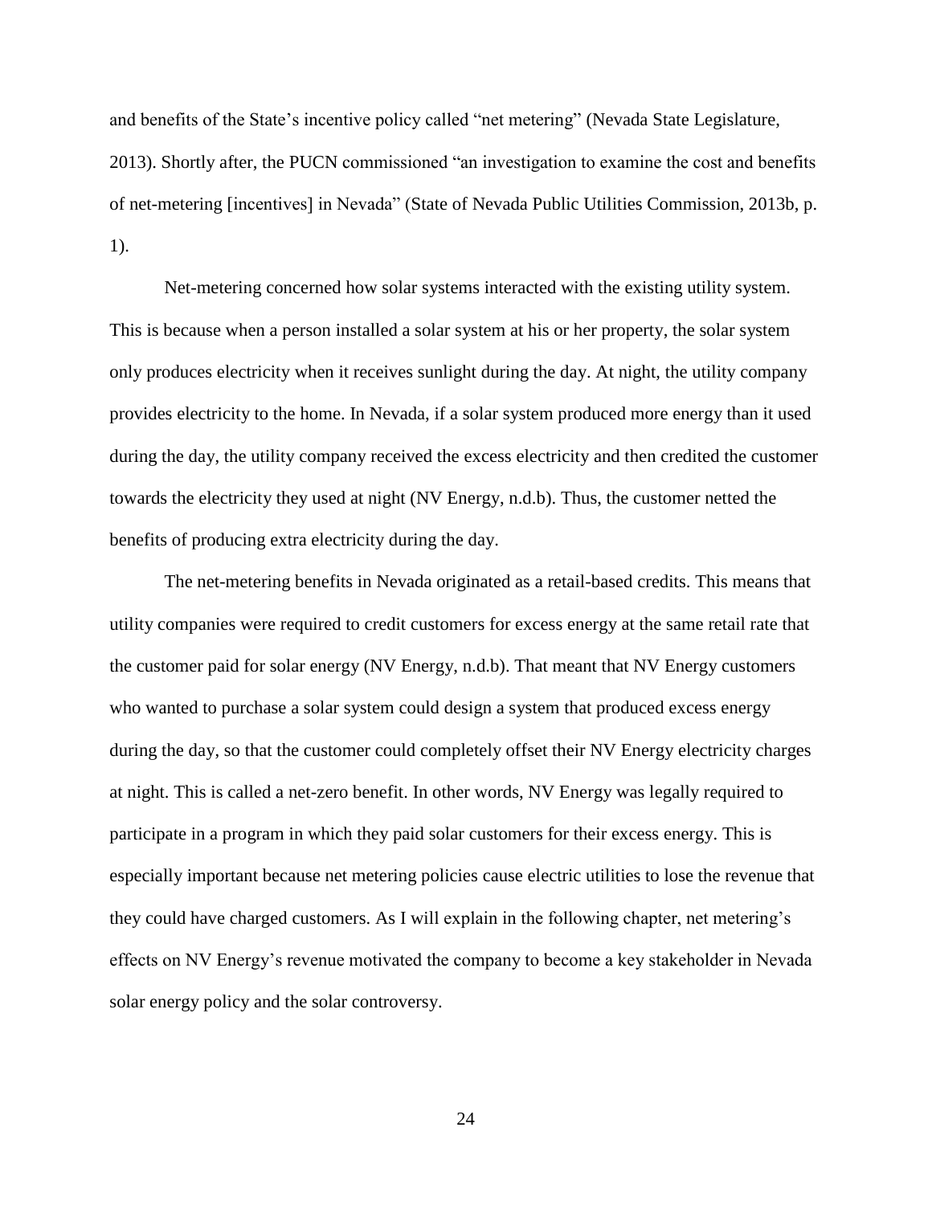and benefits of the State's incentive policy called "net metering" (Nevada State Legislature, 2013). Shortly after, the PUCN commissioned "an investigation to examine the cost and benefits of net-metering [incentives] in Nevada" (State of Nevada Public Utilities Commission, 2013b, p. 1).

Net-metering concerned how solar systems interacted with the existing utility system. This is because when a person installed a solar system at his or her property, the solar system only produces electricity when it receives sunlight during the day. At night, the utility company provides electricity to the home. In Nevada, if a solar system produced more energy than it used during the day, the utility company received the excess electricity and then credited the customer towards the electricity they used at night (NV Energy, n.d.b). Thus, the customer netted the benefits of producing extra electricity during the day.

The net-metering benefits in Nevada originated as a retail-based credits. This means that utility companies were required to credit customers for excess energy at the same retail rate that the customer paid for solar energy (NV Energy, n.d.b). That meant that NV Energy customers who wanted to purchase a solar system could design a system that produced excess energy during the day, so that the customer could completely offset their NV Energy electricity charges at night. This is called a net-zero benefit. In other words, NV Energy was legally required to participate in a program in which they paid solar customers for their excess energy. This is especially important because net metering policies cause electric utilities to lose the revenue that they could have charged customers. As I will explain in the following chapter, net metering's effects on NV Energy's revenue motivated the company to become a key stakeholder in Nevada solar energy policy and the solar controversy.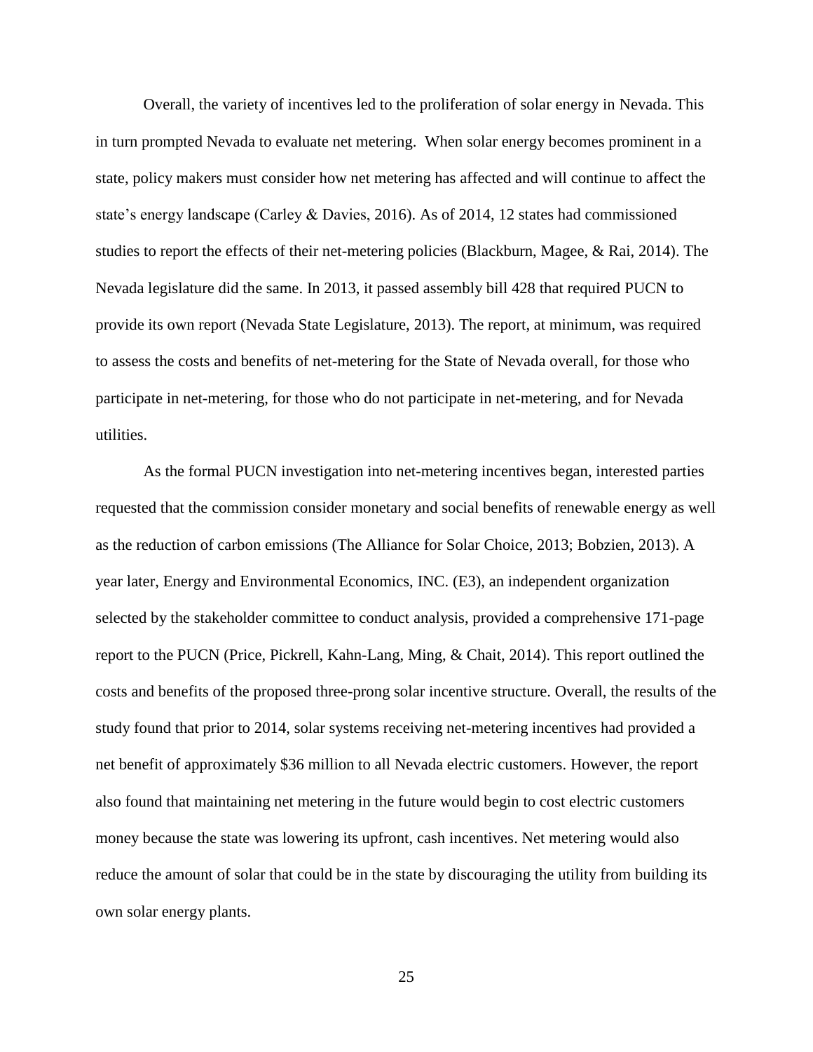Overall, the variety of incentives led to the proliferation of solar energy in Nevada. This in turn prompted Nevada to evaluate net metering. When solar energy becomes prominent in a state, policy makers must consider how net metering has affected and will continue to affect the state's energy landscape (Carley & Davies, 2016). As of 2014, 12 states had commissioned studies to report the effects of their net-metering policies (Blackburn, Magee, & Rai, 2014). The Nevada legislature did the same. In 2013, it passed assembly bill 428 that required PUCN to provide its own report (Nevada State Legislature, 2013). The report, at minimum, was required to assess the costs and benefits of net-metering for the State of Nevada overall, for those who participate in net-metering, for those who do not participate in net-metering, and for Nevada utilities.

As the formal PUCN investigation into net-metering incentives began, interested parties requested that the commission consider monetary and social benefits of renewable energy as well as the reduction of carbon emissions (The Alliance for Solar Choice, 2013; Bobzien, 2013). A year later, Energy and Environmental Economics, INC. (E3), an independent organization selected by the stakeholder committee to conduct analysis, provided a comprehensive 171-page report to the PUCN (Price, Pickrell, Kahn-Lang, Ming, & Chait, 2014). This report outlined the costs and benefits of the proposed three-prong solar incentive structure. Overall, the results of the study found that prior to 2014, solar systems receiving net-metering incentives had provided a net benefit of approximately $36 million to all Nevada electric customers. However, the report also found that maintaining net metering in the future would begin to cost electric customers money because the state was lowering its upfront, cash incentives. Net metering would also reduce the amount of solar that could be in the state by discouraging the utility from building its own solar energy plants.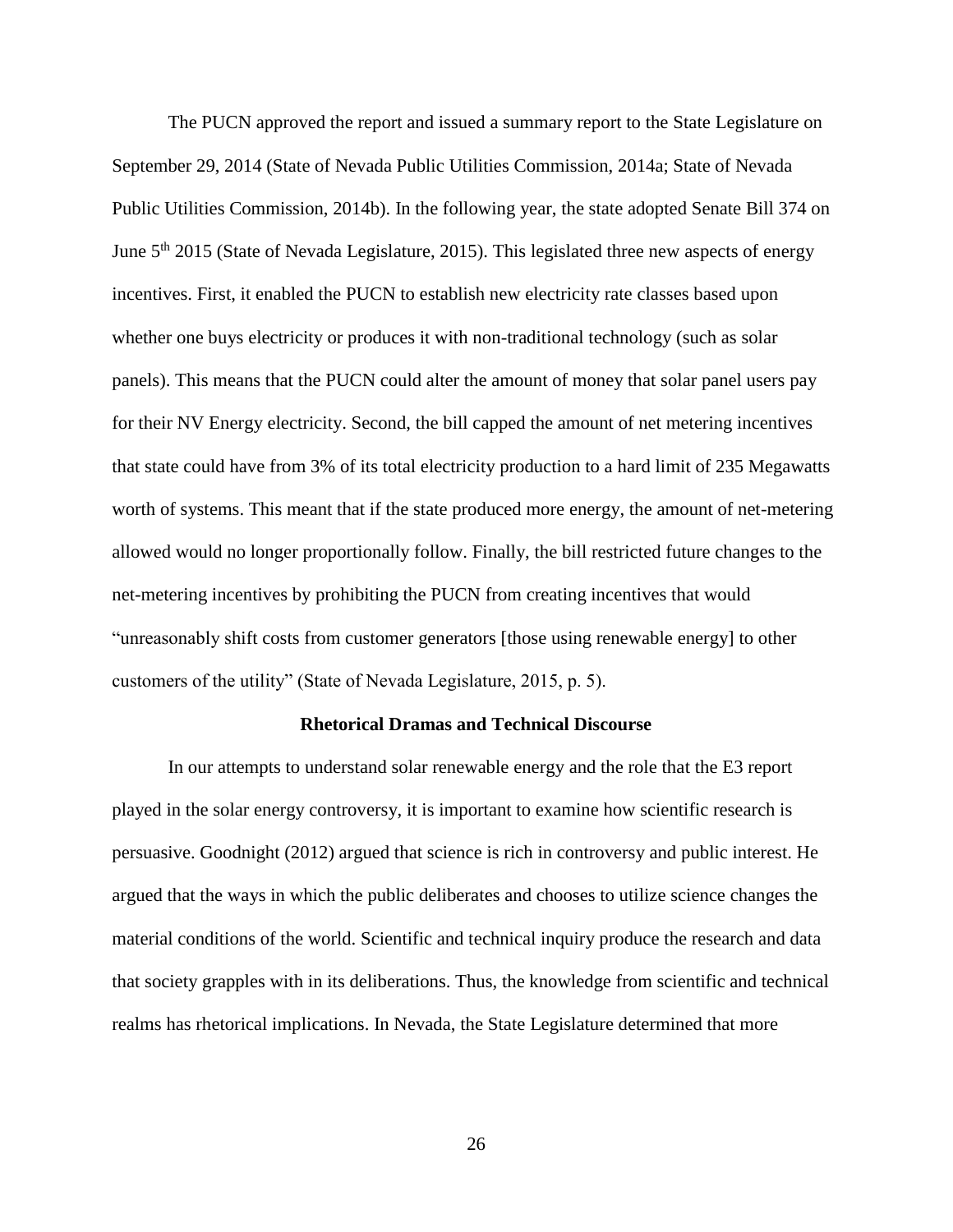The PUCN approved the report and issued a summary report to the State Legislature on September 29, 2014 (State of Nevada Public Utilities Commission, 2014a; State of Nevada Public Utilities Commission, 2014b). In the following year, the state adopted Senate Bill 374 on June 5th 2015 (State of Nevada Legislature, 2015). This legislated three new aspects of energy incentives. First, it enabled the PUCN to establish new electricity rate classes based upon whether one buys electricity or produces it with non-traditional technology (such as solar panels). This means that the PUCN could alter the amount of money that solar panel users pay for their NV Energy electricity. Second, the bill capped the amount of net metering incentives that state could have from 3% of its total electricity production to a hard limit of 235 Megawatts worth of systems. This meant that if the state produced more energy, the amount of net-metering allowed would no longer proportionally follow. Finally, the bill restricted future changes to the net-metering incentives by prohibiting the PUCN from creating incentives that would "unreasonably shift costs from customer generators [those using renewable energy] to other customers of the utility" (State of Nevada Legislature, 2015, p. 5).

## Rhetorical Dramas and Technical Discourse

In our attempts to understand solar renewable energy and the role that the E3 report played in the solar energy controversy, it is important to examine how scientific research is persuasive. Goodnight (2012) argued that science is rich in controversy and public interest. He argued that the ways in which the public deliberates and chooses to utilize science changes the material conditions of the world. Scientific and technical inquiry produce the research and data that society grapples with in its deliberations. Thus, the knowledge from scientific and technical realms has rhetorical implications. In Nevada, the State Legislature determined that more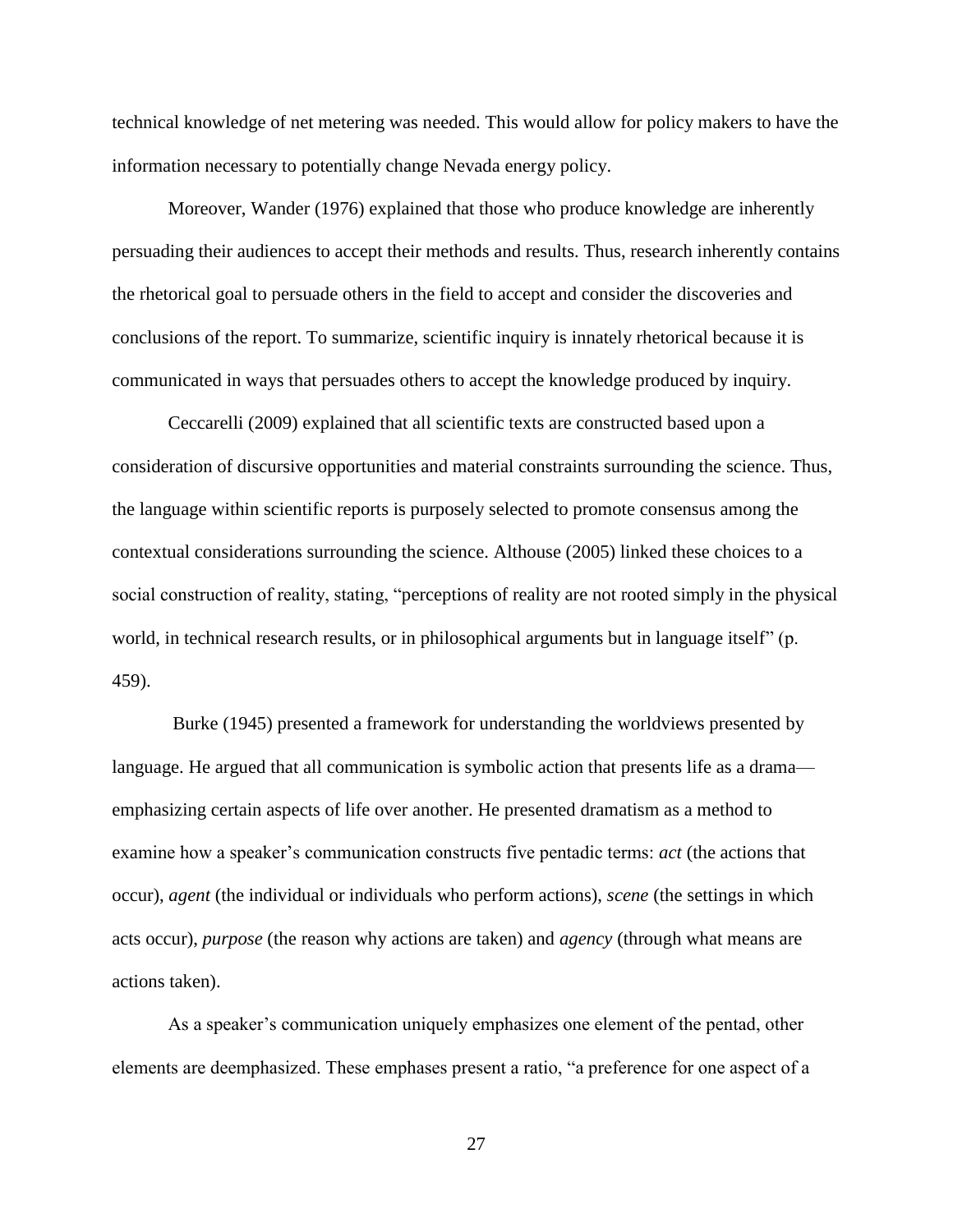technical knowledge of net metering was needed. This would allow for policy makers to have the information necessary to potentially change Nevada energy policy.

Moreover, Wander (1976) explained that those who produce knowledge are inherently persuading their audiences to accept their methods and results. Thus, research inherently contains the rhetorical goal to persuade others in the field to accept and consider the discoveries and conclusions of the report. To summarize, scientific inquiry is innately rhetorical because it is communicated in ways that persuades others to accept the knowledge produced by inquiry.

Ceccarelli (2009) explained that all scientific texts are constructed based upon a consideration of discursive opportunities and material constraints surrounding the science. Thus, the language within scientific reports is purposely selected to promote consensus among the contextual considerations surrounding the science. Althouse (2005) linked these choices to a social construction of reality, stating, "perceptions of reality are not rooted simply in the physical world, in technical research results, or in philosophical arguments but in language itself" (p. 459).

Burke (1945) presented a framework for understanding the worldviews presented by language. He argued that all communication is symbolic action that presents life as a drama—emphasizing certain aspects of life over another. He presented dramatism as a method to examine how a speaker's communication constructs five pentadic terms: *act* (the actions that occur), *agent* (the individual or individuals who perform actions), *scene* (the settings in which acts occur), *purpose* (the reason why actions are taken) and *agency* (through what means are actions taken).

As a speaker's communication uniquely emphasizes one element of the pentad, other elements are deemphasized. These emphases present a ratio, "a preference for one aspect of a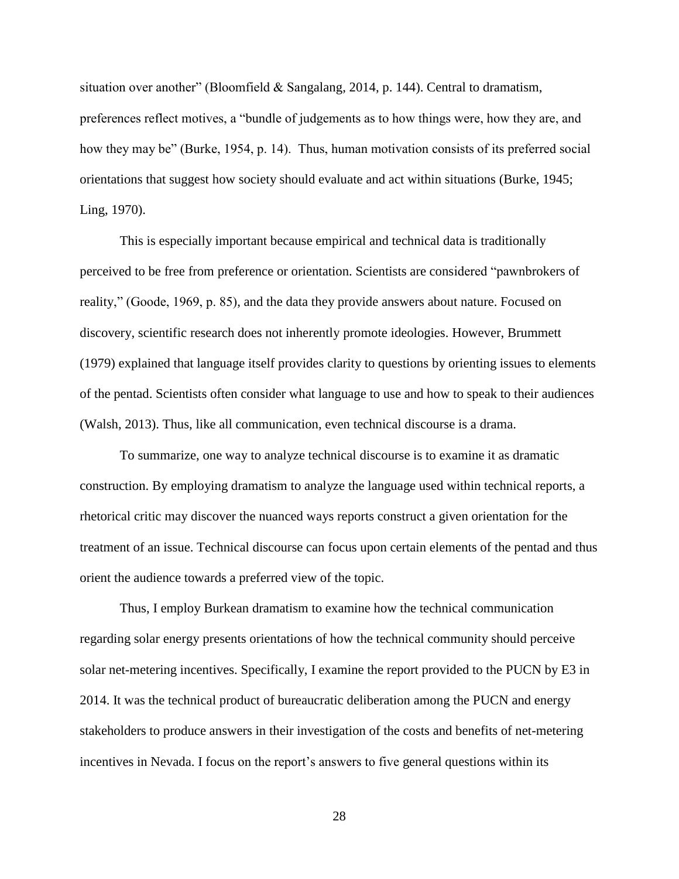situation over another" (Bloomfield & Sangalang, 2014, p. 144). Central to dramatism, preferences reflect motives, a "bundle of judgements as to how things were, how they are, and how they may be" (Burke, 1954, p. 14). Thus, human motivation consists of its preferred social orientations that suggest how society should evaluate and act within situations (Burke, 1945; Ling, 1970).

This is especially important because empirical and technical data is traditionally perceived to be free from preference or orientation. Scientists are considered "pawnbrokers of reality," (Goode, 1969, p. 85), and the data they provide answers about nature. Focused on discovery, scientific research does not inherently promote ideologies. However, Brummett (1979) explained that language itself provides clarity to questions by orienting issues to elements of the pentad. Scientists often consider what language to use and how to speak to their audiences (Walsh, 2013). Thus, like all communication, even technical discourse is a drama.

To summarize, one way to analyze technical discourse is to examine it as dramatic construction. By employing dramatism to analyze the language used within technical reports, a rhetorical critic may discover the nuanced ways reports construct a given orientation for the treatment of an issue. Technical discourse can focus upon certain elements of the pentad and thus orient the audience towards a preferred view of the topic.

Thus, I employ Burkean dramatism to examine how the technical communication regarding solar energy presents orientations of how the technical community should perceive solar net-metering incentives. Specifically, I examine the report provided to the PUCN by E3 in 2014. It was the technical product of bureaucratic deliberation among the PUCN and energy stakeholders to produce answers in their investigation of the costs and benefits of net-metering incentives in Nevada. I focus on the report's answers to five general questions within its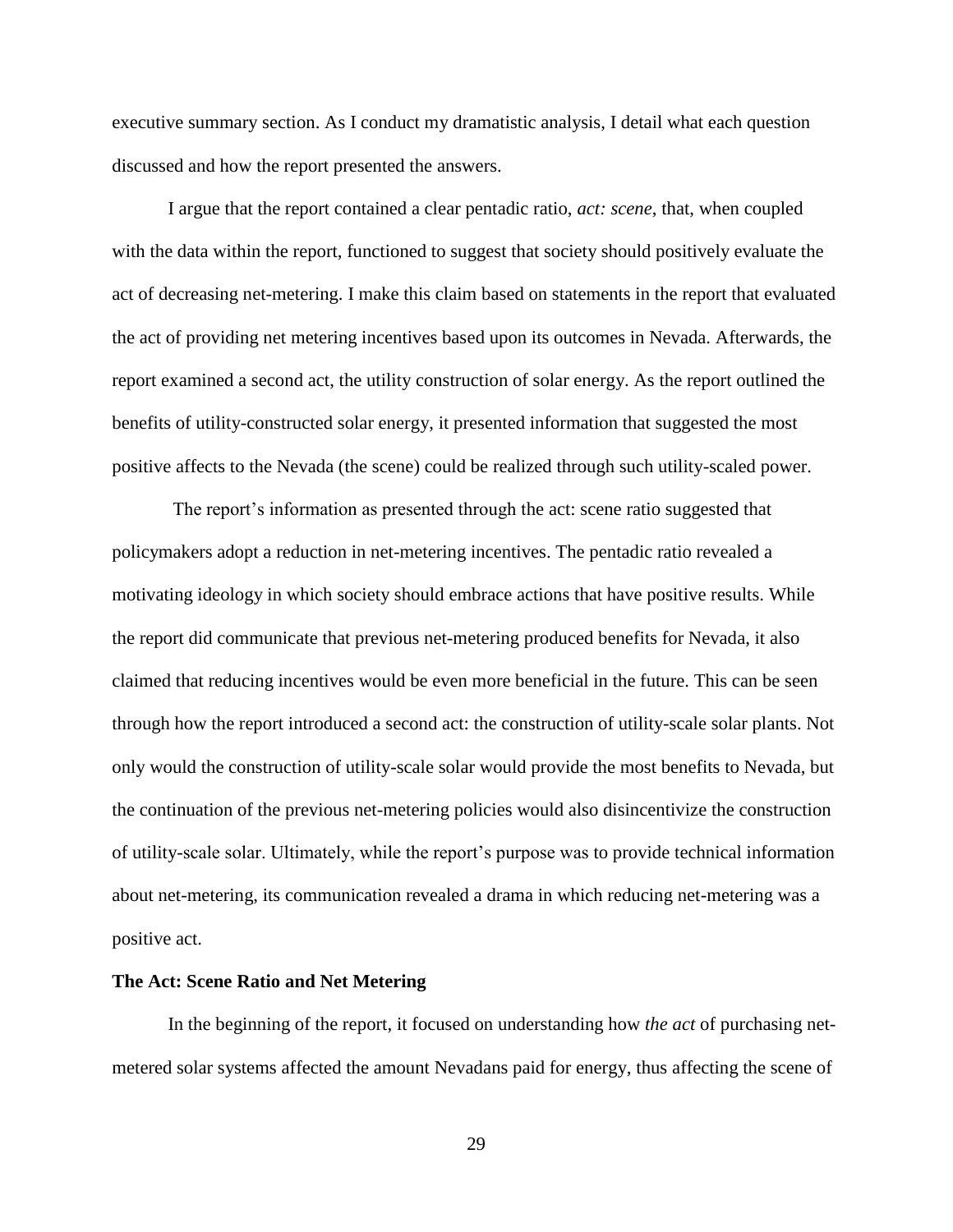executive summary section. As I conduct my dramatistic analysis, I detail what each question discussed and how the report presented the answers.

I argue that the report contained a clear pentadic ratio, *act: scene*, that, when coupled with the data within the report, functioned to suggest that society should positively evaluate the act of decreasing net-metering. I make this claim based on statements in the report that evaluated the act of providing net metering incentives based upon its outcomes in Nevada. Afterwards, the report examined a second act, the utility construction of solar energy. As the report outlined the benefits of utility-constructed solar energy, it presented information that suggested the most positive affects to the Nevada (the scene) could be realized through such utility-scaled power.

The report's information as presented through the act: scene ratio suggested that policymakers adopt a reduction in net-metering incentives. The pentadic ratio revealed a motivating ideology in which society should embrace actions that have positive results. While the report did communicate that previous net-metering produced benefits for Nevada, it also claimed that reducing incentives would be even more beneficial in the future. This can be seen through how the report introduced a second act: the construction of utility-scale solar plants. Not only would the construction of utility-scale solar would provide the most benefits to Nevada, but the continuation of the previous net-metering policies would also disincentivize the construction of utility-scale solar. Ultimately, while the report's purpose was to provide technical information about net-metering, its communication revealed a drama in which reducing net-metering was a positive act.

**The Act: Scene Ratio and Net Metering**

In the beginning of the report, it focused on understanding how *the act* of purchasing net-metered solar systems affected the amount Nevadans paid for energy, thus affecting the scene of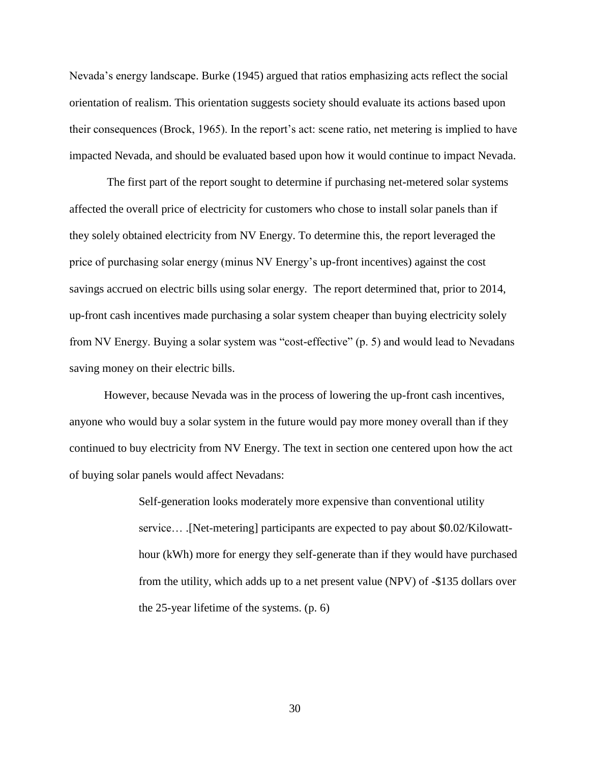Nevada's energy landscape. Burke (1945) argued that ratios emphasizing acts reflect the social orientation of realism. This orientation suggests society should evaluate its actions based upon their consequences (Brock, 1965). In the report's act: scene ratio, net metering is implied to have impacted Nevada, and should be evaluated based upon how it would continue to impact Nevada.

The first part of the report sought to determine if purchasing net-metered solar systems affected the overall price of electricity for customers who chose to install solar panels than if they solely obtained electricity from NV Energy. To determine this, the report leveraged the price of purchasing solar energy (minus NV Energy's up-front incentives) against the cost savings accrued on electric bills using solar energy. The report determined that, prior to 2014, up-front cash incentives made purchasing a solar system cheaper than buying electricity solely from NV Energy. Buying a solar system was "cost-effective" (p. 5) and would lead to Nevadans saving money on their electric bills.

However, because Nevada was in the process of lowering the up-front cash incentives, anyone who would buy a solar system in the future would pay more money overall than if they continued to buy electricity from NV Energy. The text in section one centered upon how the act of buying solar panels would affect Nevadans:

> Self-generation looks moderately more expensive than conventional utility service… .[Net-metering] participants are expected to pay about $0.02/Kilowatt-hour (kWh) more for energy they self-generate than if they would have purchased from the utility, which adds up to a net present value (NPV) of -$135 dollars over the 25-year lifetime of the systems. (p. 6)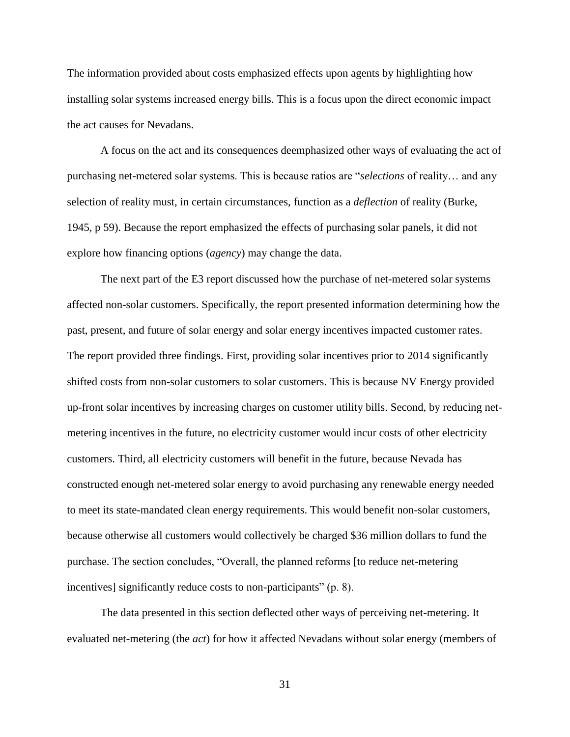The information provided about costs emphasized effects upon agents by highlighting how installing solar systems increased energy bills. This is a focus upon the direct economic impact the act causes for Nevadans.

A focus on the act and its consequences deemphasized other ways of evaluating the act of purchasing net-metered solar systems. This is because ratios are "*selections* of reality… and any selection of reality must, in certain circumstances, function as a *deflection* of reality (Burke, 1945, p 59). Because the report emphasized the effects of purchasing solar panels, it did not explore how financing options (*agency*) may change the data.

The next part of the E3 report discussed how the purchase of net-metered solar systems affected non-solar customers. Specifically, the report presented information determining how the past, present, and future of solar energy and solar energy incentives impacted customer rates. The report provided three findings. First, providing solar incentives prior to 2014 significantly shifted costs from non-solar customers to solar customers. This is because NV Energy provided up-front solar incentives by increasing charges on customer utility bills. Second, by reducing net-metering incentives in the future, no electricity customer would incur costs of other electricity customers. Third, all electricity customers will benefit in the future, because Nevada has constructed enough net-metered solar energy to avoid purchasing any renewable energy needed to meet its state-mandated clean energy requirements. This would benefit non-solar customers, because otherwise all customers would collectively be charged $36 million dollars to fund the purchase. The section concludes, "Overall, the planned reforms [to reduce net-metering incentives] significantly reduce costs to non-participants" (p. 8).

The data presented in this section deflected other ways of perceiving net-metering. It evaluated net-metering (the *act*) for how it affected Nevadans without solar energy (members of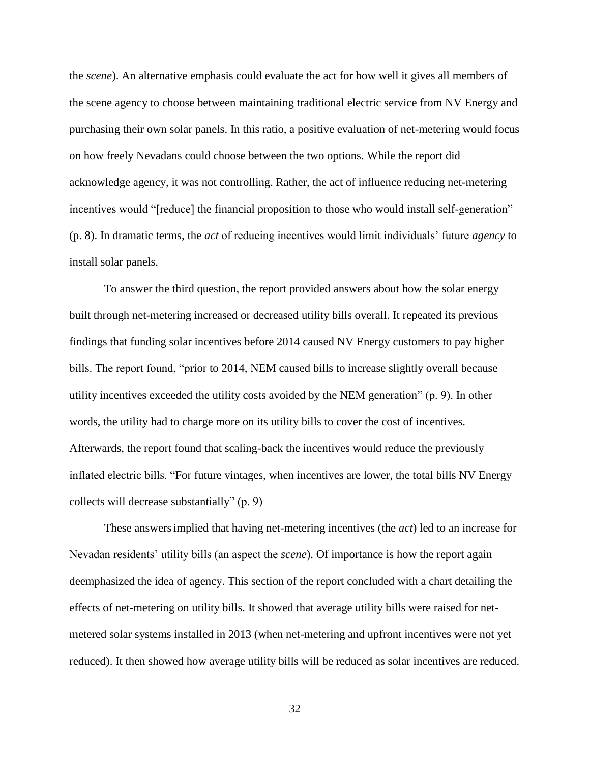the *scene*). An alternative emphasis could evaluate the act for how well it gives all members of the scene agency to choose between maintaining traditional electric service from NV Energy and purchasing their own solar panels. In this ratio, a positive evaluation of net-metering would focus on how freely Nevadans could choose between the two options. While the report did acknowledge agency, it was not controlling. Rather, the act of influence reducing net-metering incentives would "[reduce] the financial proposition to those who would install self-generation" (p. 8). In dramatic terms, the *act* of reducing incentives would limit individuals' future *agency* to install solar panels.

To answer the third question, the report provided answers about how the solar energy built through net-metering increased or decreased utility bills overall. It repeated its previous findings that funding solar incentives before 2014 caused NV Energy customers to pay higher bills. The report found, "prior to 2014, NEM caused bills to increase slightly overall because utility incentives exceeded the utility costs avoided by the NEM generation" (p. 9). In other words, the utility had to charge more on its utility bills to cover the cost of incentives. Afterwards, the report found that scaling-back the incentives would reduce the previously inflated electric bills. "For future vintages, when incentives are lower, the total bills NV Energy collects will decrease substantially" (p. 9)

These answers implied that having net-metering incentives (the *act*) led to an increase for Nevadan residents' utility bills (an aspect the *scene*). Of importance is how the report again deemphasized the idea of agency. This section of the report concluded with a chart detailing the effects of net-metering on utility bills. It showed that average utility bills were raised for net-metered solar systems installed in 2013 (when net-metering and upfront incentives were not yet reduced). It then showed how average utility bills will be reduced as solar incentives are reduced.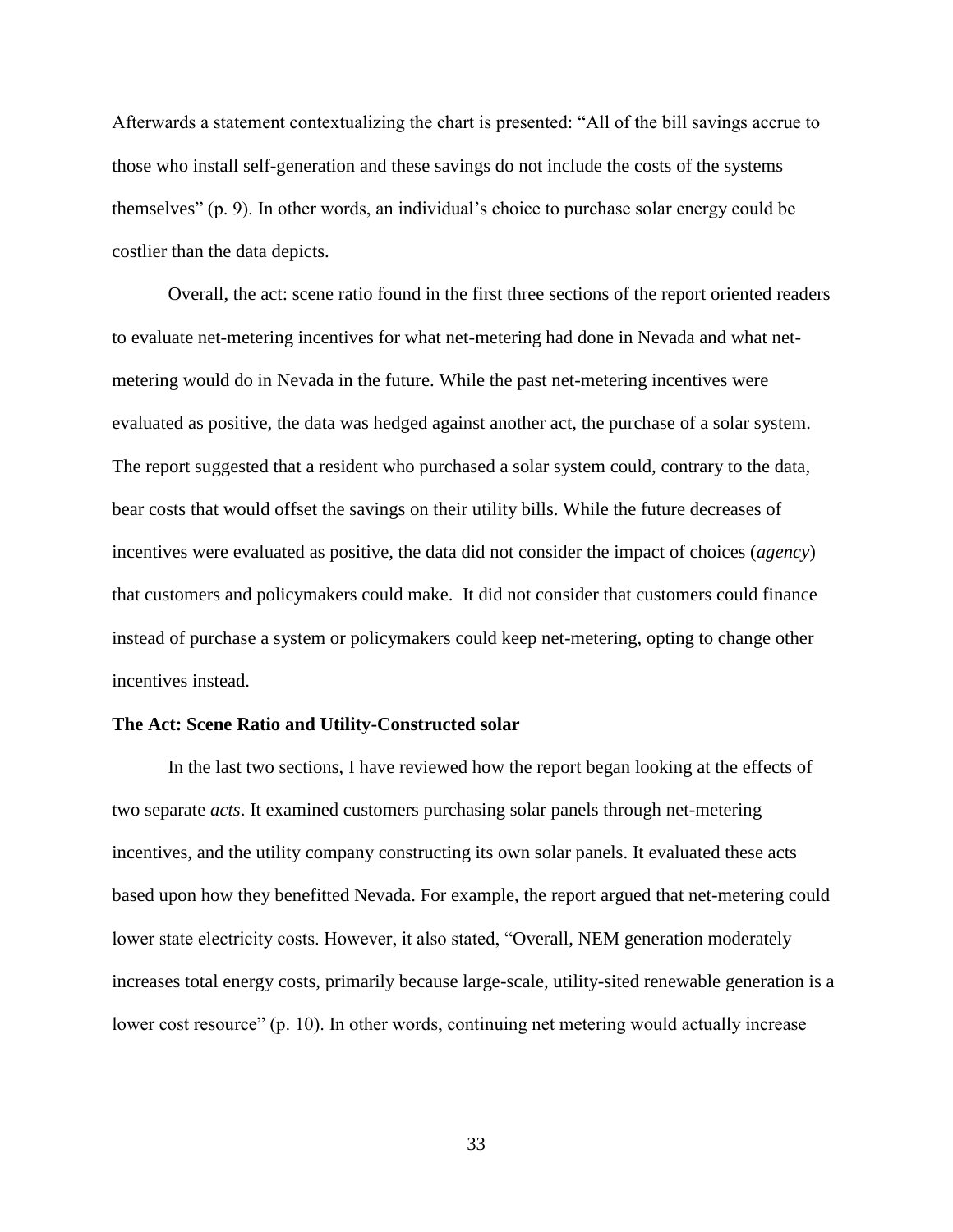Afterwards a statement contextualizing the chart is presented: "All of the bill savings accrue to those who install self-generation and these savings do not include the costs of the systems themselves" (p. 9). In other words, an individual's choice to purchase solar energy could be costlier than the data depicts.

Overall, the act: scene ratio found in the first three sections of the report oriented readers to evaluate net-metering incentives for what net-metering had done in Nevada and what net-metering would do in Nevada in the future. While the past net-metering incentives were evaluated as positive, the data was hedged against another act, the purchase of a solar system. The report suggested that a resident who purchased a solar system could, contrary to the data, bear costs that would offset the savings on their utility bills. While the future decreases of incentives were evaluated as positive, the data did not consider the impact of choices (*agency*) that customers and policymakers could make. It did not consider that customers could finance instead of purchase a system or policymakers could keep net-metering, opting to change other incentives instead.

**The Act: Scene Ratio and Utility-Constructed solar**

In the last two sections, I have reviewed how the report began looking at the effects of two separate *acts*. It examined customers purchasing solar panels through net-metering incentives, and the utility company constructing its own solar panels. It evaluated these acts based upon how they benefitted Nevada. For example, the report argued that net-metering could lower state electricity costs. However, it also stated, "Overall, NEM generation moderately increases total energy costs, primarily because large-scale, utility-sited renewable generation is a lower cost resource" (p. 10). In other words, continuing net metering would actually increase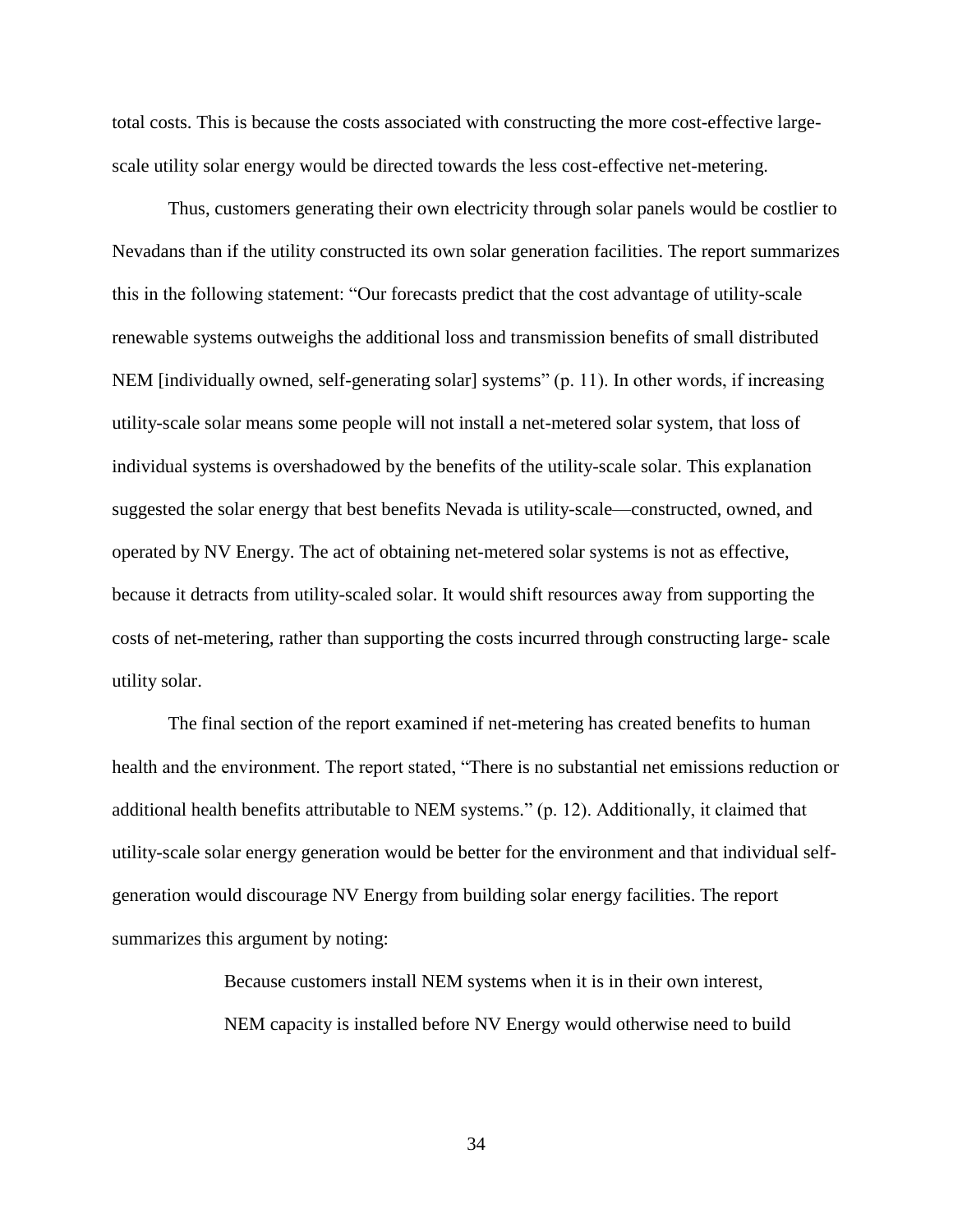total costs. This is because the costs associated with constructing the more cost-effective large-scale utility solar energy would be directed towards the less cost-effective net-metering.

Thus, customers generating their own electricity through solar panels would be costlier to Nevadans than if the utility constructed its own solar generation facilities. The report summarizes this in the following statement: "Our forecasts predict that the cost advantage of utility-scale renewable systems outweighs the additional loss and transmission benefits of small distributed NEM [individually owned, self-generating solar] systems" (p. 11). In other words, if increasing utility-scale solar means some people will not install a net-metered solar system, that loss of individual systems is overshadowed by the benefits of the utility-scale solar. This explanation suggested the solar energy that best benefits Nevada is utility-scale—constructed, owned, and operated by NV Energy. The act of obtaining net-metered solar systems is not as effective, because it detracts from utility-scaled solar. It would shift resources away from supporting the costs of net-metering, rather than supporting the costs incurred through constructing large- scale utility solar.

The final section of the report examined if net-metering has created benefits to human health and the environment. The report stated, "There is no substantial net emissions reduction or additional health benefits attributable to NEM systems." (p. 12). Additionally, it claimed that utility-scale solar energy generation would be better for the environment and that individual self-generation would discourage NV Energy from building solar energy facilities. The report summarizes this argument by noting:

> Because customers install NEM systems when it is in their own interest, NEM capacity is installed before NV Energy would otherwise need to build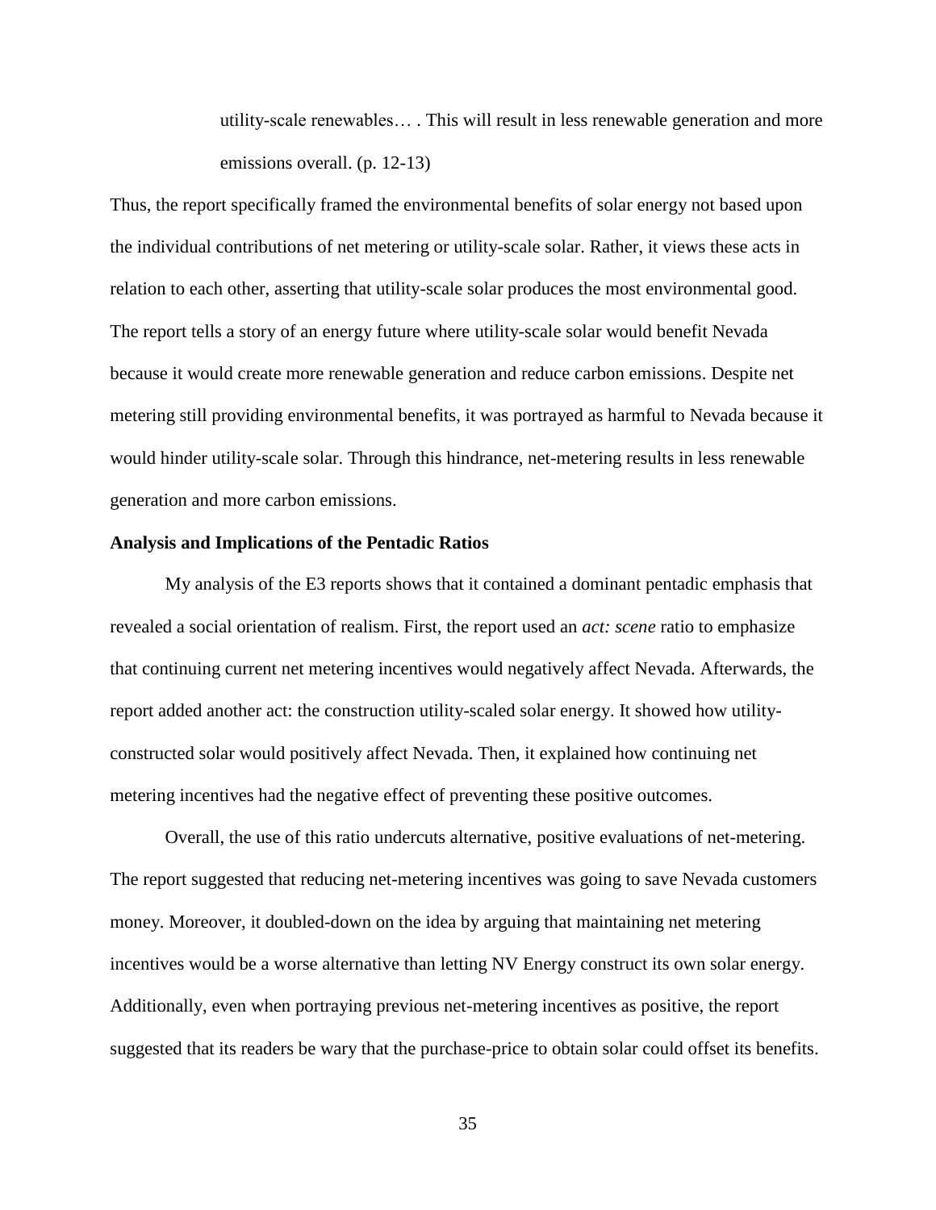> utility-scale renewables… . This will result in less renewable generation and more emissions overall. (p. 12-13)

Thus, the report specifically framed the environmental benefits of solar energy not based upon the individual contributions of net metering or utility-scale solar. Rather, it views these acts in relation to each other, asserting that utility-scale solar produces the most environmental good. The report tells a story of an energy future where utility-scale solar would benefit Nevada because it would create more renewable generation and reduce carbon emissions. Despite net metering still providing environmental benefits, it was portrayed as harmful to Nevada because it would hinder utility-scale solar. Through this hindrance, net-metering results in less renewable generation and more carbon emissions.

**Analysis and Implications of the Pentadic Ratios**

My analysis of the E3 reports shows that it contained a dominant pentadic emphasis that revealed a social orientation of realism. First, the report used an *act: scene* ratio to emphasize that continuing current net metering incentives would negatively affect Nevada. Afterwards, the report added another act: the construction utility-scaled solar energy. It showed how utility-constructed solar would positively affect Nevada. Then, it explained how continuing net metering incentives had the negative effect of preventing these positive outcomes.

Overall, the use of this ratio undercuts alternative, positive evaluations of net-metering. The report suggested that reducing net-metering incentives was going to save Nevada customers money. Moreover, it doubled-down on the idea by arguing that maintaining net metering incentives would be a worse alternative than letting NV Energy construct its own solar energy. Additionally, even when portraying previous net-metering incentives as positive, the report suggested that its readers be wary that the purchase-price to obtain solar could offset its benefits.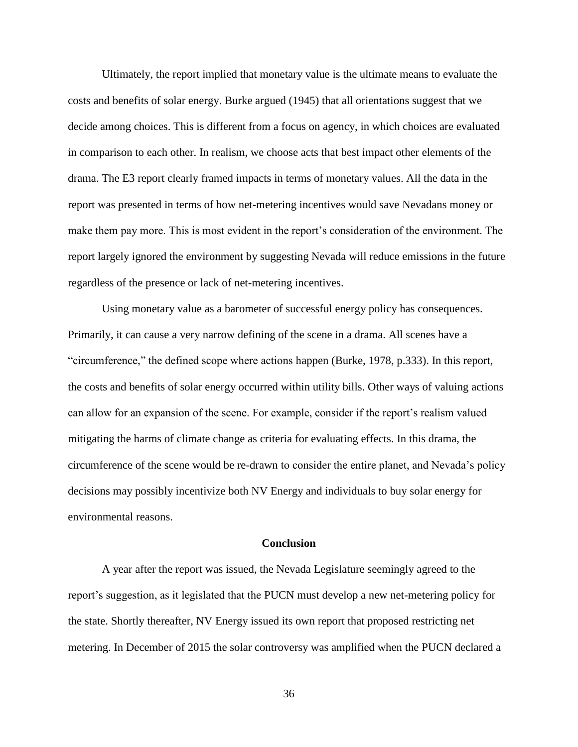Ultimately, the report implied that monetary value is the ultimate means to evaluate the costs and benefits of solar energy. Burke argued (1945) that all orientations suggest that we decide among choices. This is different from a focus on agency, in which choices are evaluated in comparison to each other. In realism, we choose acts that best impact other elements of the drama. The E3 report clearly framed impacts in terms of monetary values. All the data in the report was presented in terms of how net-metering incentives would save Nevadans money or make them pay more. This is most evident in the report's consideration of the environment. The report largely ignored the environment by suggesting Nevada will reduce emissions in the future regardless of the presence or lack of net-metering incentives.

Using monetary value as a barometer of successful energy policy has consequences. Primarily, it can cause a very narrow defining of the scene in a drama. All scenes have a "circumference," the defined scope where actions happen (Burke, 1978, p.333). In this report, the costs and benefits of solar energy occurred within utility bills. Other ways of valuing actions can allow for an expansion of the scene. For example, consider if the report's realism valued mitigating the harms of climate change as criteria for evaluating effects. In this drama, the circumference of the scene would be re-drawn to consider the entire planet, and Nevada's policy decisions may possibly incentivize both NV Energy and individuals to buy solar energy for environmental reasons.

## Conclusion

A year after the report was issued, the Nevada Legislature seemingly agreed to the report's suggestion, as it legislated that the PUCN must develop a new net-metering policy for the state. Shortly thereafter, NV Energy issued its own report that proposed restricting net metering. In December of 2015 the solar controversy was amplified when the PUCN declared a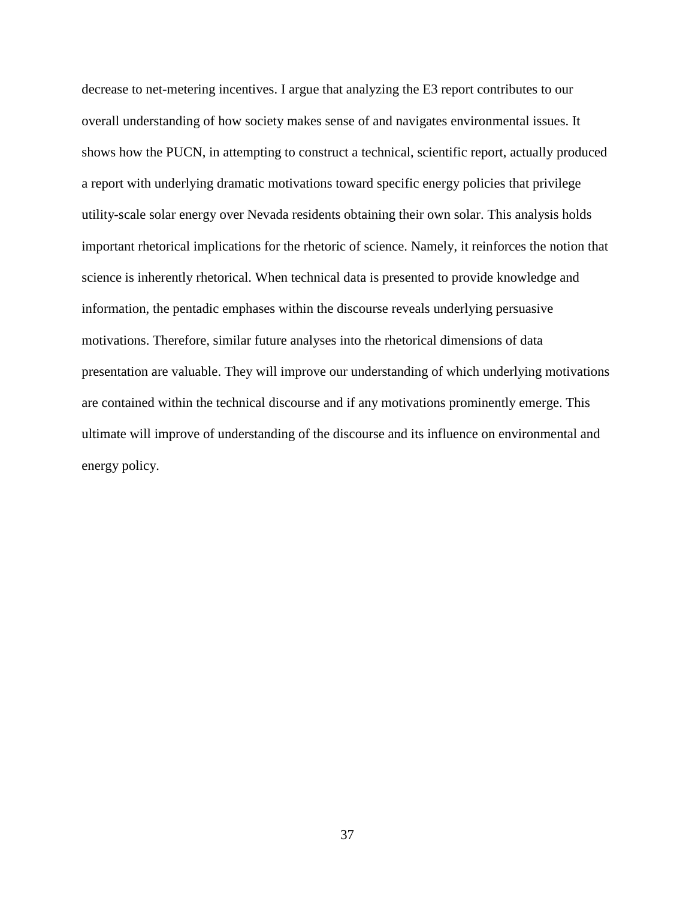decrease to net-metering incentives. I argue that analyzing the E3 report contributes to our overall understanding of how society makes sense of and navigates environmental issues. It shows how the PUCN, in attempting to construct a technical, scientific report, actually produced a report with underlying dramatic motivations toward specific energy policies that privilege utility-scale solar energy over Nevada residents obtaining their own solar. This analysis holds important rhetorical implications for the rhetoric of science. Namely, it reinforces the notion that science is inherently rhetorical. When technical data is presented to provide knowledge and information, the pentadic emphases within the discourse reveals underlying persuasive motivations. Therefore, similar future analyses into the rhetorical dimensions of data presentation are valuable. They will improve our understanding of which underlying motivations are contained within the technical discourse and if any motivations prominently emerge. This ultimate will improve of understanding of the discourse and its influence on environmental and energy policy.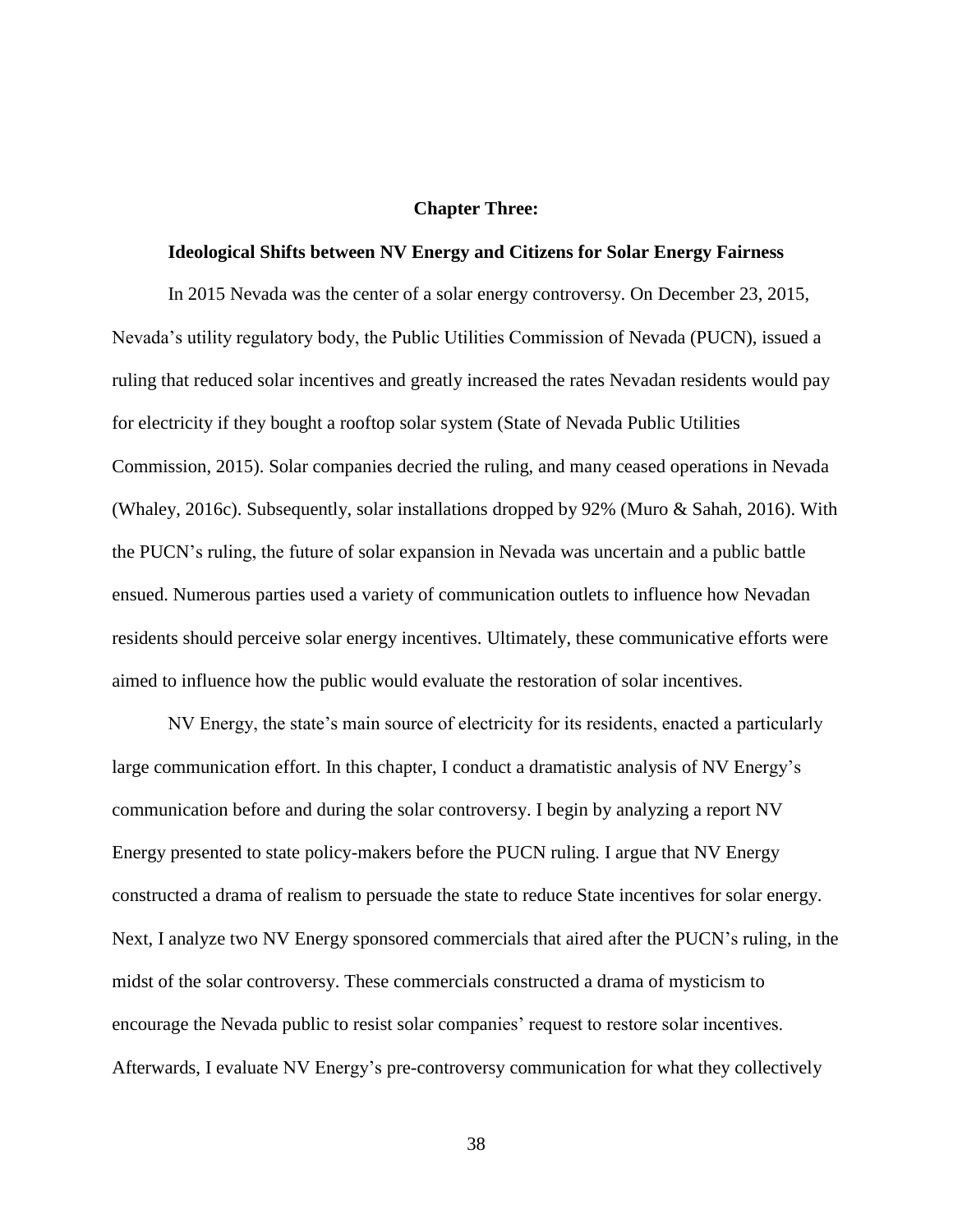## Chapter Three:

### Ideological Shifts between NV Energy and Citizens for Solar Energy Fairness

In 2015 Nevada was the center of a solar energy controversy. On December 23, 2015, Nevada's utility regulatory body, the Public Utilities Commission of Nevada (PUCN), issued a ruling that reduced solar incentives and greatly increased the rates Nevadan residents would pay for electricity if they bought a rooftop solar system (State of Nevada Public Utilities Commission, 2015). Solar companies decried the ruling, and many ceased operations in Nevada (Whaley, 2016c). Subsequently, solar installations dropped by 92% (Muro & Sahah, 2016). With the PUCN's ruling, the future of solar expansion in Nevada was uncertain and a public battle ensued. Numerous parties used a variety of communication outlets to influence how Nevadan residents should perceive solar energy incentives. Ultimately, these communicative efforts were aimed to influence how the public would evaluate the restoration of solar incentives.

NV Energy, the state's main source of electricity for its residents, enacted a particularly large communication effort. In this chapter, I conduct a dramatistic analysis of NV Energy's communication before and during the solar controversy. I begin by analyzing a report NV Energy presented to state policy-makers before the PUCN ruling. I argue that NV Energy constructed a drama of realism to persuade the state to reduce State incentives for solar energy. Next, I analyze two NV Energy sponsored commercials that aired after the PUCN's ruling, in the midst of the solar controversy. These commercials constructed a drama of mysticism to encourage the Nevada public to resist solar companies' request to restore solar incentives. Afterwards, I evaluate NV Energy's pre-controversy communication for what they collectively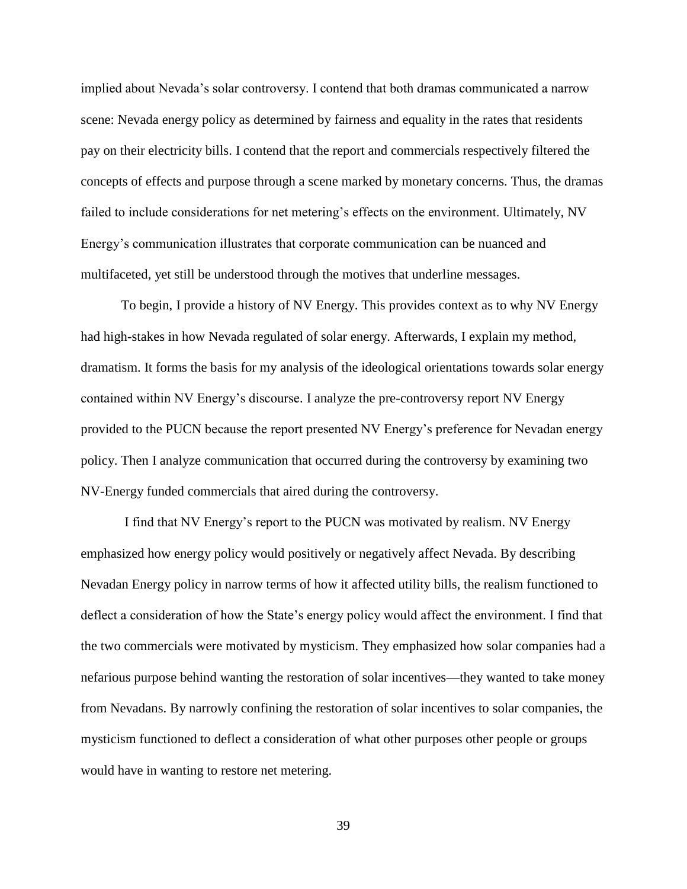implied about Nevada's solar controversy. I contend that both dramas communicated a narrow scene: Nevada energy policy as determined by fairness and equality in the rates that residents pay on their electricity bills. I contend that the report and commercials respectively filtered the concepts of effects and purpose through a scene marked by monetary concerns. Thus, the dramas failed to include considerations for net metering's effects on the environment. Ultimately, NV Energy's communication illustrates that corporate communication can be nuanced and multifaceted, yet still be understood through the motives that underline messages.

To begin, I provide a history of NV Energy. This provides context as to why NV Energy had high-stakes in how Nevada regulated of solar energy. Afterwards, I explain my method, dramatism. It forms the basis for my analysis of the ideological orientations towards solar energy contained within NV Energy's discourse. I analyze the pre-controversy report NV Energy provided to the PUCN because the report presented NV Energy's preference for Nevadan energy policy. Then I analyze communication that occurred during the controversy by examining two NV-Energy funded commercials that aired during the controversy.

I find that NV Energy's report to the PUCN was motivated by realism. NV Energy emphasized how energy policy would positively or negatively affect Nevada. By describing Nevadan Energy policy in narrow terms of how it affected utility bills, the realism functioned to deflect a consideration of how the State's energy policy would affect the environment. I find that the two commercials were motivated by mysticism. They emphasized how solar companies had a nefarious purpose behind wanting the restoration of solar incentives—they wanted to take money from Nevadans. By narrowly confining the restoration of solar incentives to solar companies, the mysticism functioned to deflect a consideration of what other purposes other people or groups would have in wanting to restore net metering.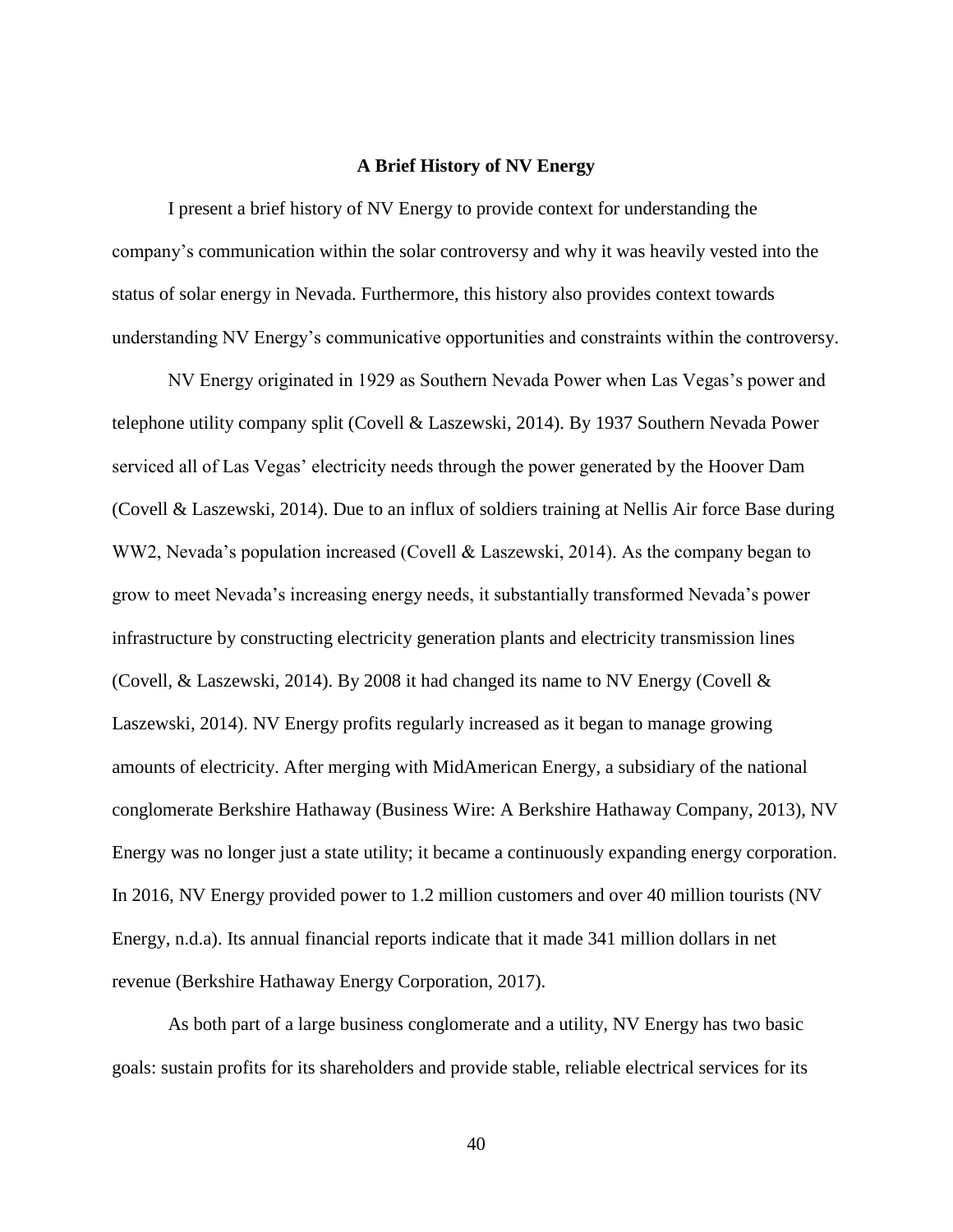## A Brief History of NV Energy

I present a brief history of NV Energy to provide context for understanding the company's communication within the solar controversy and why it was heavily vested into the status of solar energy in Nevada. Furthermore, this history also provides context towards understanding NV Energy's communicative opportunities and constraints within the controversy.

NV Energy originated in 1929 as Southern Nevada Power when Las Vegas's power and telephone utility company split (Covell & Laszewski, 2014). By 1937 Southern Nevada Power serviced all of Las Vegas' electricity needs through the power generated by the Hoover Dam (Covell & Laszewski, 2014). Due to an influx of soldiers training at Nellis Air force Base during WW2, Nevada's population increased (Covell & Laszewski, 2014). As the company began to grow to meet Nevada's increasing energy needs, it substantially transformed Nevada's power infrastructure by constructing electricity generation plants and electricity transmission lines (Covell, & Laszewski, 2014). By 2008 it had changed its name to NV Energy (Covell & Laszewski, 2014). NV Energy profits regularly increased as it began to manage growing amounts of electricity. After merging with MidAmerican Energy, a subsidiary of the national conglomerate Berkshire Hathaway (Business Wire: A Berkshire Hathaway Company, 2013), NV Energy was no longer just a state utility; it became a continuously expanding energy corporation. In 2016, NV Energy provided power to 1.2 million customers and over 40 million tourists (NV Energy, n.d.a). Its annual financial reports indicate that it made 341 million dollars in net revenue (Berkshire Hathaway Energy Corporation, 2017).

As both part of a large business conglomerate and a utility, NV Energy has two basic goals: sustain profits for its shareholders and provide stable, reliable electrical services for its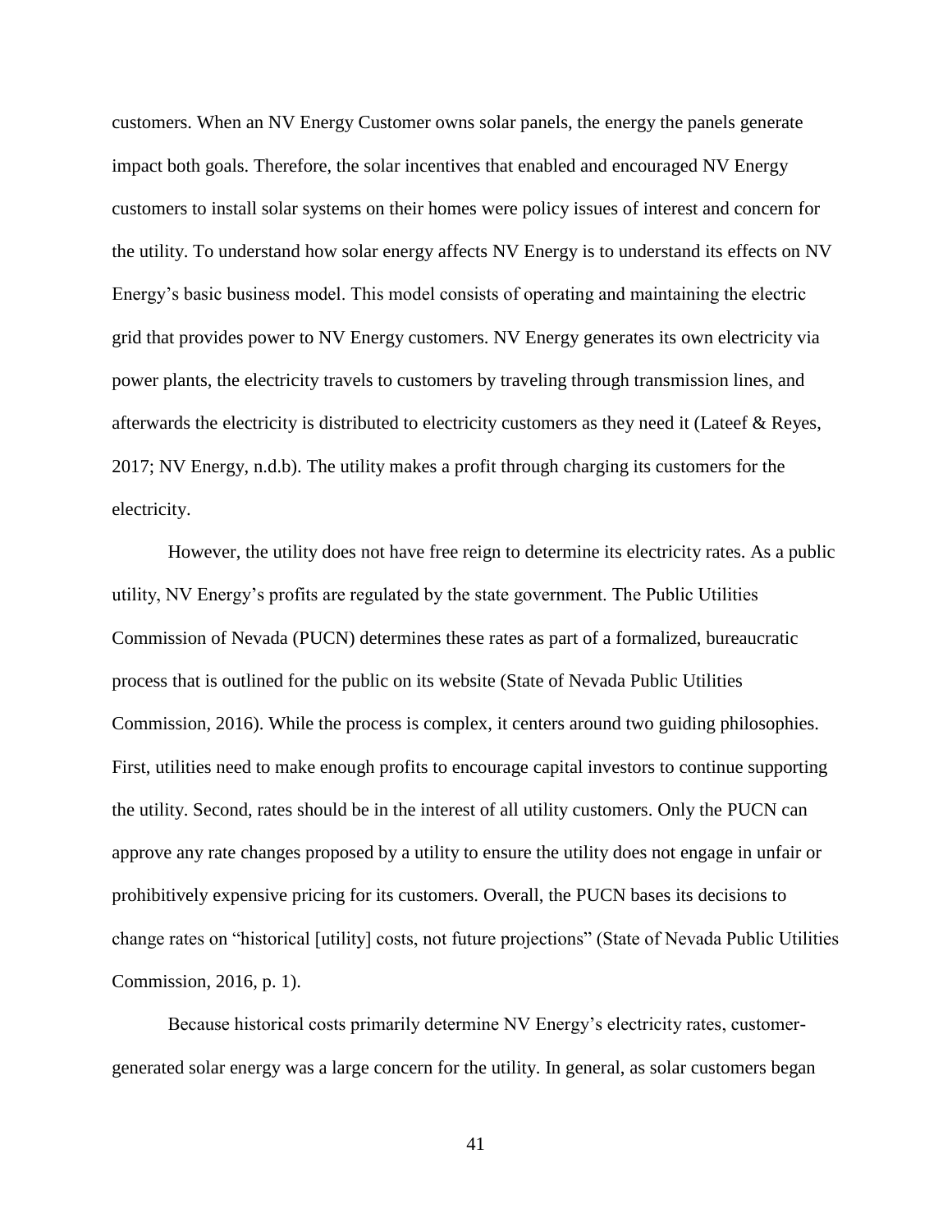customers. When an NV Energy Customer owns solar panels, the energy the panels generate impact both goals. Therefore, the solar incentives that enabled and encouraged NV Energy customers to install solar systems on their homes were policy issues of interest and concern for the utility. To understand how solar energy affects NV Energy is to understand its effects on NV Energy's basic business model. This model consists of operating and maintaining the electric grid that provides power to NV Energy customers. NV Energy generates its own electricity via power plants, the electricity travels to customers by traveling through transmission lines, and afterwards the electricity is distributed to electricity customers as they need it (Lateef & Reyes, 2017; NV Energy, n.d.b). The utility makes a profit through charging its customers for the electricity.

However, the utility does not have free reign to determine its electricity rates. As a public utility, NV Energy's profits are regulated by the state government. The Public Utilities Commission of Nevada (PUCN) determines these rates as part of a formalized, bureaucratic process that is outlined for the public on its website (State of Nevada Public Utilities Commission, 2016). While the process is complex, it centers around two guiding philosophies. First, utilities need to make enough profits to encourage capital investors to continue supporting the utility. Second, rates should be in the interest of all utility customers. Only the PUCN can approve any rate changes proposed by a utility to ensure the utility does not engage in unfair or prohibitively expensive pricing for its customers. Overall, the PUCN bases its decisions to change rates on "historical [utility] costs, not future projections" (State of Nevada Public Utilities Commission, 2016, p. 1).

Because historical costs primarily determine NV Energy's electricity rates, customer-generated solar energy was a large concern for the utility. In general, as solar customers began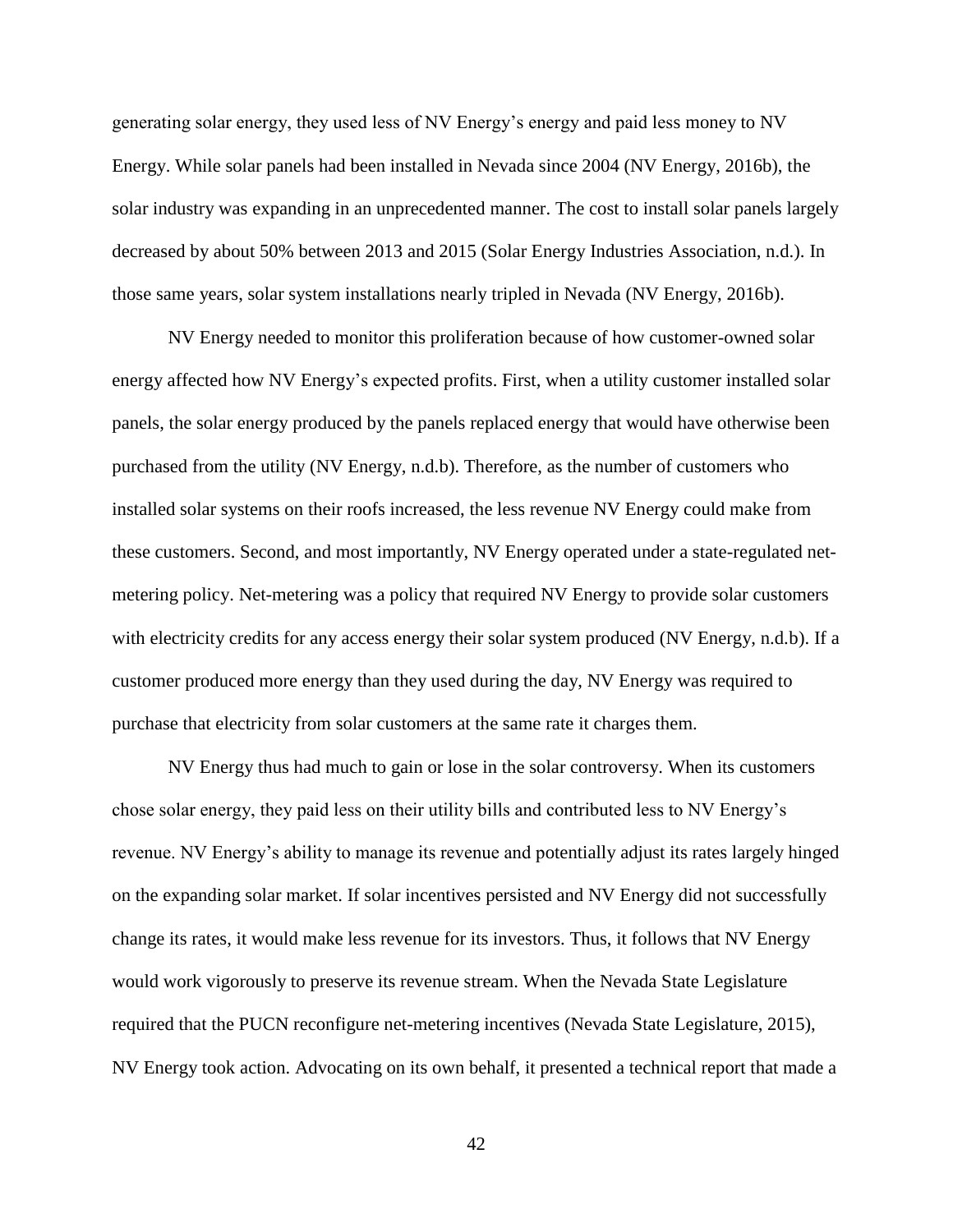generating solar energy, they used less of NV Energy's energy and paid less money to NV Energy. While solar panels had been installed in Nevada since 2004 (NV Energy, 2016b), the solar industry was expanding in an unprecedented manner. The cost to install solar panels largely decreased by about 50% between 2013 and 2015 (Solar Energy Industries Association, n.d.). In those same years, solar system installations nearly tripled in Nevada (NV Energy, 2016b).

NV Energy needed to monitor this proliferation because of how customer-owned solar energy affected how NV Energy's expected profits. First, when a utility customer installed solar panels, the solar energy produced by the panels replaced energy that would have otherwise been purchased from the utility (NV Energy, n.d.b). Therefore, as the number of customers who installed solar systems on their roofs increased, the less revenue NV Energy could make from these customers. Second, and most importantly, NV Energy operated under a state-regulated net-metering policy. Net-metering was a policy that required NV Energy to provide solar customers with electricity credits for any access energy their solar system produced (NV Energy, n.d.b). If a customer produced more energy than they used during the day, NV Energy was required to purchase that electricity from solar customers at the same rate it charges them.

NV Energy thus had much to gain or lose in the solar controversy. When its customers chose solar energy, they paid less on their utility bills and contributed less to NV Energy's revenue. NV Energy's ability to manage its revenue and potentially adjust its rates largely hinged on the expanding solar market. If solar incentives persisted and NV Energy did not successfully change its rates, it would make less revenue for its investors. Thus, it follows that NV Energy would work vigorously to preserve its revenue stream. When the Nevada State Legislature required that the PUCN reconfigure net-metering incentives (Nevada State Legislature, 2015), NV Energy took action. Advocating on its own behalf, it presented a technical report that made a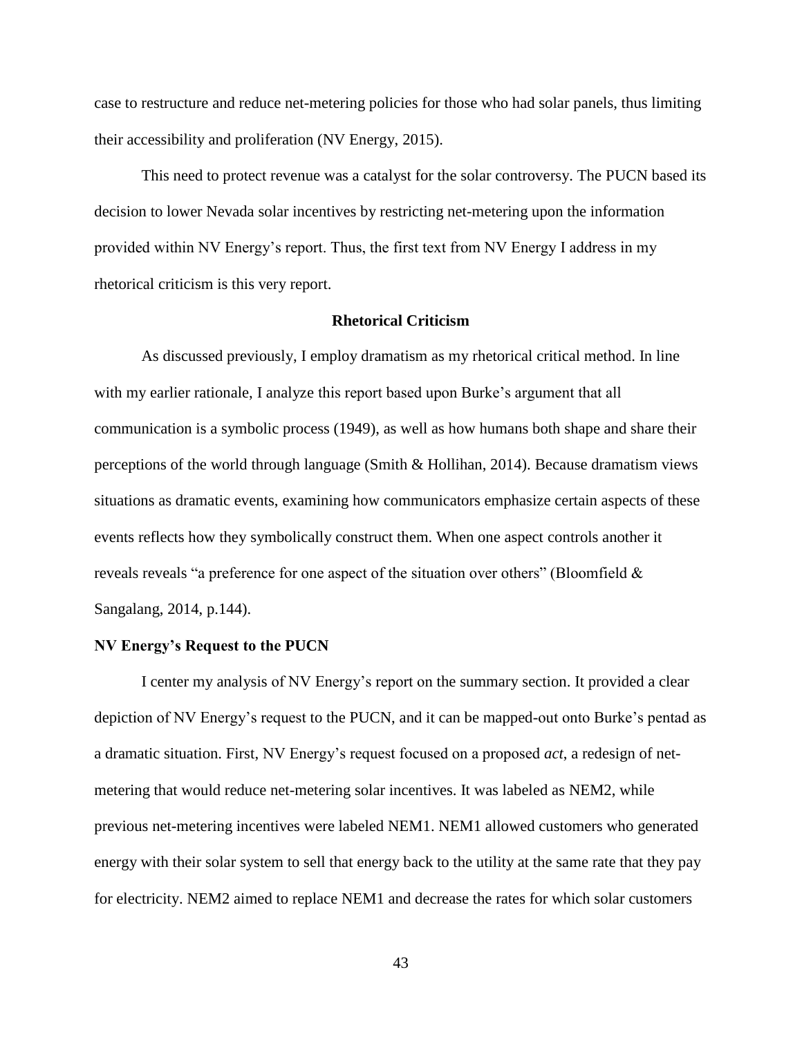case to restructure and reduce net-metering policies for those who had solar panels, thus limiting their accessibility and proliferation (NV Energy, 2015).

This need to protect revenue was a catalyst for the solar controversy. The PUCN based its decision to lower Nevada solar incentives by restricting net-metering upon the information provided within NV Energy's report. Thus, the first text from NV Energy I address in my rhetorical criticism is this very report.

## Rhetorical Criticism

As discussed previously, I employ dramatism as my rhetorical critical method. In line with my earlier rationale, I analyze this report based upon Burke's argument that all communication is a symbolic process (1949), as well as how humans both shape and share their perceptions of the world through language (Smith & Hollihan, 2014). Because dramatism views situations as dramatic events, examining how communicators emphasize certain aspects of these events reflects how they symbolically construct them. When one aspect controls another it reveals reveals "a preference for one aspect of the situation over others" (Bloomfield & Sangalang, 2014, p.144).

### NV Energy's Request to the PUCN

I center my analysis of NV Energy's report on the summary section. It provided a clear depiction of NV Energy's request to the PUCN, and it can be mapped-out onto Burke's pentad as a dramatic situation. First, NV Energy's request focused on a proposed *act*, a redesign of net-metering that would reduce net-metering solar incentives. It was labeled as NEM2, while previous net-metering incentives were labeled NEM1. NEM1 allowed customers who generated energy with their solar system to sell that energy back to the utility at the same rate that they pay for electricity. NEM2 aimed to replace NEM1 and decrease the rates for which solar customers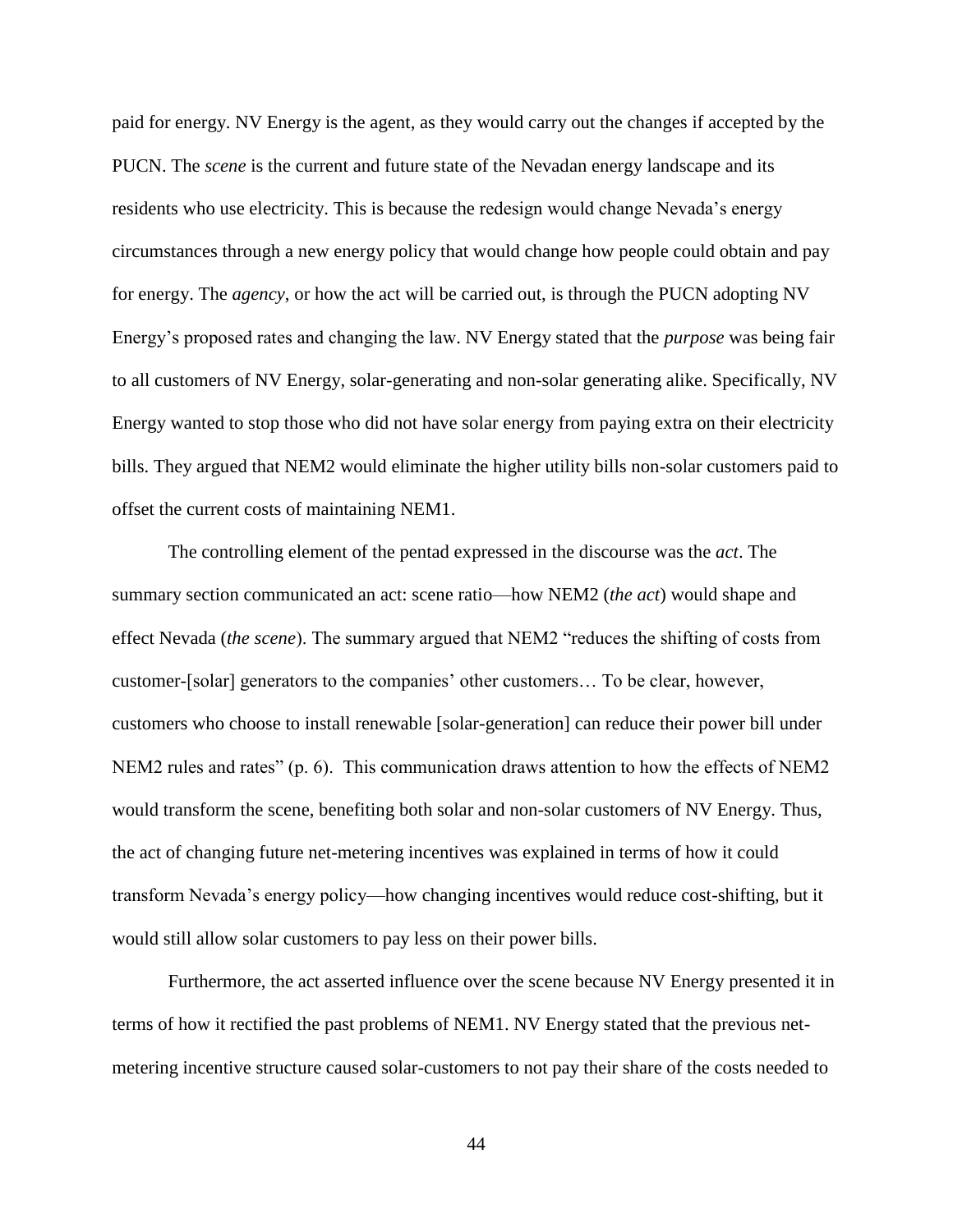paid for energy. NV Energy is the agent, as they would carry out the changes if accepted by the PUCN. The *scene* is the current and future state of the Nevadan energy landscape and its residents who use electricity. This is because the redesign would change Nevada's energy circumstances through a new energy policy that would change how people could obtain and pay for energy. The *agency*, or how the act will be carried out, is through the PUCN adopting NV Energy's proposed rates and changing the law. NV Energy stated that the *purpose* was being fair to all customers of NV Energy, solar-generating and non-solar generating alike. Specifically, NV Energy wanted to stop those who did not have solar energy from paying extra on their electricity bills. They argued that NEM2 would eliminate the higher utility bills non-solar customers paid to offset the current costs of maintaining NEM1.

The controlling element of the pentad expressed in the discourse was the *act*. The summary section communicated an act: scene ratio—how NEM2 (*the act*) would shape and effect Nevada (*the scene*). The summary argued that NEM2 "reduces the shifting of costs from customer-[solar] generators to the companies' other customers… To be clear, however, customers who choose to install renewable [solar-generation] can reduce their power bill under NEM2 rules and rates" (p. 6). This communication draws attention to how the effects of NEM2 would transform the scene, benefiting both solar and non-solar customers of NV Energy. Thus, the act of changing future net-metering incentives was explained in terms of how it could transform Nevada's energy policy—how changing incentives would reduce cost-shifting, but it would still allow solar customers to pay less on their power bills.

Furthermore, the act asserted influence over the scene because NV Energy presented it in terms of how it rectified the past problems of NEM1. NV Energy stated that the previous net-metering incentive structure caused solar-customers to not pay their share of the costs needed to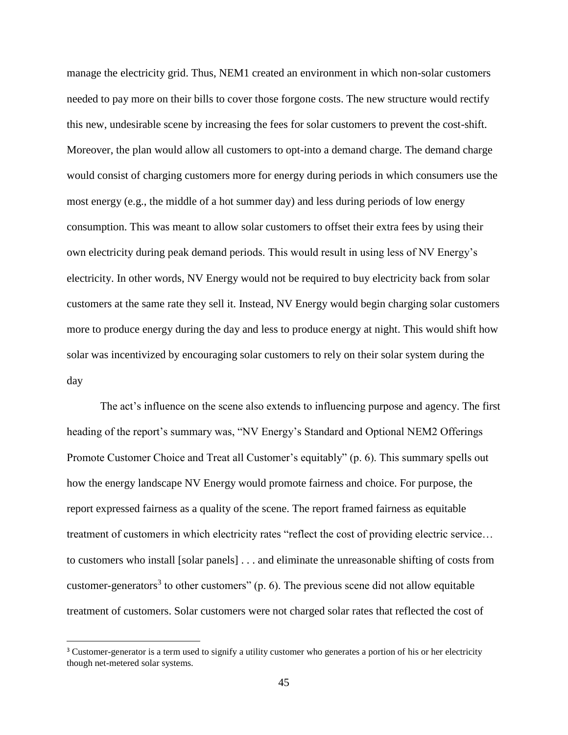manage the electricity grid. Thus, NEM1 created an environment in which non-solar customers needed to pay more on their bills to cover those forgone costs. The new structure would rectify this new, undesirable scene by increasing the fees for solar customers to prevent the cost-shift. Moreover, the plan would allow all customers to opt-into a demand charge. The demand charge would consist of charging customers more for energy during periods in which consumers use the most energy (e.g., the middle of a hot summer day) and less during periods of low energy consumption. This was meant to allow solar customers to offset their extra fees by using their own electricity during peak demand periods. This would result in using less of NV Energy's electricity. In other words, NV Energy would not be required to buy electricity back from solar customers at the same rate they sell it. Instead, NV Energy would begin charging solar customers more to produce energy during the day and less to produce energy at night. This would shift how solar was incentivized by encouraging solar customers to rely on their solar system during the day

The act's influence on the scene also extends to influencing purpose and agency. The first heading of the report's summary was, "NV Energy's Standard and Optional NEM2 Offerings Promote Customer Choice and Treat all Customer's equitably" (p. 6). This summary spells out how the energy landscape NV Energy would promote fairness and choice. For purpose, the report expressed fairness as a quality of the scene. The report framed fairness as equitable treatment of customers in which electricity rates "reflect the cost of providing electric service… to customers who install [solar panels] . . . and eliminate the unreasonable shifting of costs from customer-generators[3] to other customers" (p. 6). The previous scene did not allow equitable treatment of customers. Solar customers were not charged solar rates that reflected the cost of

---

[3] Customer-generator is a term used to signify a utility customer who generates a portion of his or her electricity though net-metered solar systems.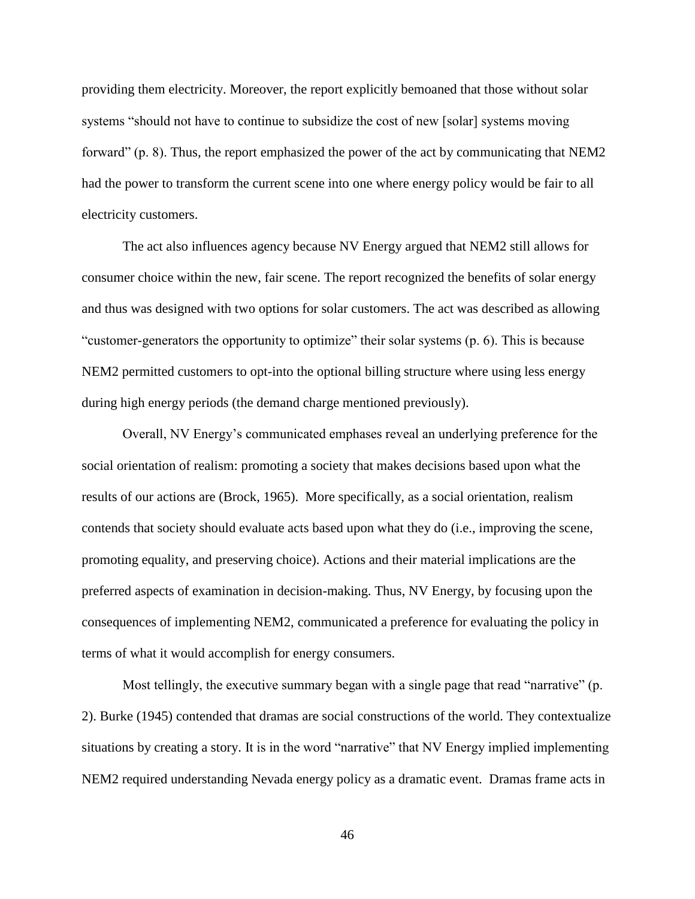providing them electricity. Moreover, the report explicitly bemoaned that those without solar systems "should not have to continue to subsidize the cost of new [solar] systems moving forward" (p. 8). Thus, the report emphasized the power of the act by communicating that NEM2 had the power to transform the current scene into one where energy policy would be fair to all electricity customers.

The act also influences agency because NV Energy argued that NEM2 still allows for consumer choice within the new, fair scene. The report recognized the benefits of solar energy and thus was designed with two options for solar customers. The act was described as allowing "customer-generators the opportunity to optimize" their solar systems (p. 6). This is because NEM2 permitted customers to opt-into the optional billing structure where using less energy during high energy periods (the demand charge mentioned previously).

Overall, NV Energy's communicated emphases reveal an underlying preference for the social orientation of realism: promoting a society that makes decisions based upon what the results of our actions are (Brock, 1965). More specifically, as a social orientation, realism contends that society should evaluate acts based upon what they do (i.e., improving the scene, promoting equality, and preserving choice). Actions and their material implications are the preferred aspects of examination in decision-making. Thus, NV Energy, by focusing upon the consequences of implementing NEM2, communicated a preference for evaluating the policy in terms of what it would accomplish for energy consumers.

Most tellingly, the executive summary began with a single page that read "narrative" (p. 2). Burke (1945) contended that dramas are social constructions of the world. They contextualize situations by creating a story. It is in the word "narrative" that NV Energy implied implementing NEM2 required understanding Nevada energy policy as a dramatic event. Dramas frame acts in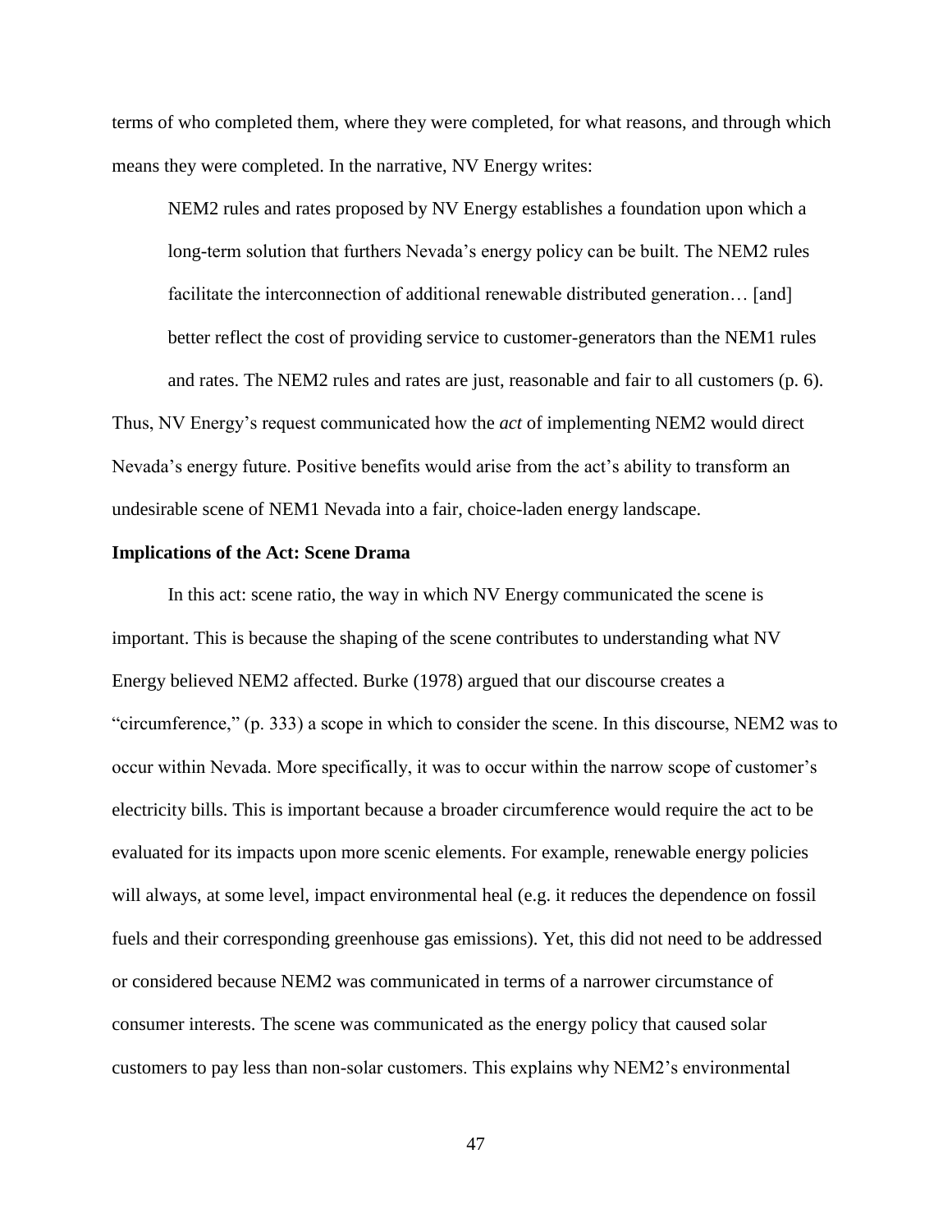terms of who completed them, where they were completed, for what reasons, and through which means they were completed. In the narrative, NV Energy writes:

> NEM2 rules and rates proposed by NV Energy establishes a foundation upon which a long-term solution that furthers Nevada's energy policy can be built. The NEM2 rules facilitate the interconnection of additional renewable distributed generation… [and] better reflect the cost of providing service to customer-generators than the NEM1 rules and rates. The NEM2 rules and rates are just, reasonable and fair to all customers (p. 6).

Thus, NV Energy's request communicated how the *act* of implementing NEM2 would direct Nevada's energy future. Positive benefits would arise from the act's ability to transform an undesirable scene of NEM1 Nevada into a fair, choice-laden energy landscape.

**Implications of the Act: Scene Drama**

In this act: scene ratio, the way in which NV Energy communicated the scene is important. This is because the shaping of the scene contributes to understanding what NV Energy believed NEM2 affected. Burke (1978) argued that our discourse creates a "circumference," (p. 333) a scope in which to consider the scene. In this discourse, NEM2 was to occur within Nevada. More specifically, it was to occur within the narrow scope of customer's electricity bills. This is important because a broader circumference would require the act to be evaluated for its impacts upon more scenic elements. For example, renewable energy policies will always, at some level, impact environmental heal (e.g. it reduces the dependence on fossil fuels and their corresponding greenhouse gas emissions). Yet, this did not need to be addressed or considered because NEM2 was communicated in terms of a narrower circumstance of consumer interests. The scene was communicated as the energy policy that caused solar customers to pay less than non-solar customers. This explains why NEM2's environmental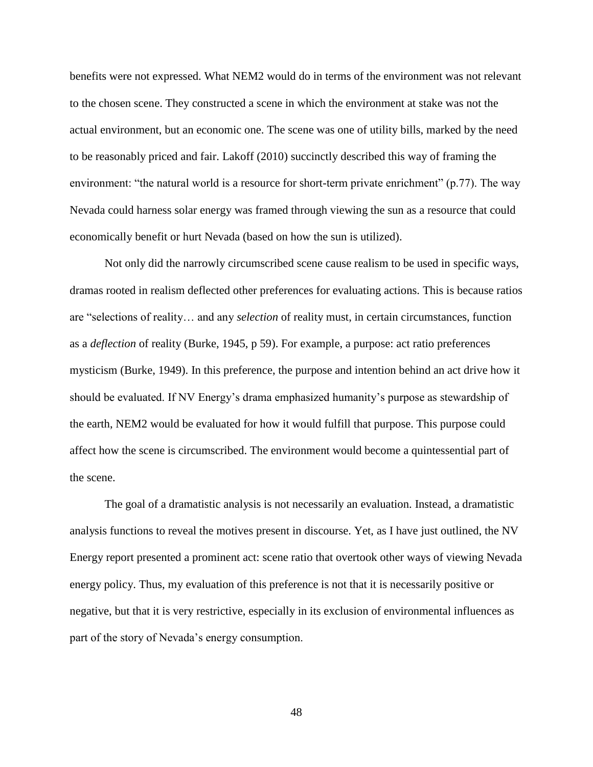benefits were not expressed. What NEM2 would do in terms of the environment was not relevant to the chosen scene. They constructed a scene in which the environment at stake was not the actual environment, but an economic one. The scene was one of utility bills, marked by the need to be reasonably priced and fair. Lakoff (2010) succinctly described this way of framing the environment: "the natural world is a resource for short-term private enrichment" (p.77). The way Nevada could harness solar energy was framed through viewing the sun as a resource that could economically benefit or hurt Nevada (based on how the sun is utilized).

Not only did the narrowly circumscribed scene cause realism to be used in specific ways, dramas rooted in realism deflected other preferences for evaluating actions. This is because ratios are "selections of reality… and any *selection* of reality must, in certain circumstances, function as a *deflection* of reality (Burke, 1945, p 59). For example, a purpose: act ratio preferences mysticism (Burke, 1949). In this preference, the purpose and intention behind an act drive how it should be evaluated. If NV Energy's drama emphasized humanity's purpose as stewardship of the earth, NEM2 would be evaluated for how it would fulfill that purpose. This purpose could affect how the scene is circumscribed. The environment would become a quintessential part of the scene.

The goal of a dramatistic analysis is not necessarily an evaluation. Instead, a dramatistic analysis functions to reveal the motives present in discourse. Yet, as I have just outlined, the NV Energy report presented a prominent act: scene ratio that overtook other ways of viewing Nevada energy policy. Thus, my evaluation of this preference is not that it is necessarily positive or negative, but that it is very restrictive, especially in its exclusion of environmental influences as part of the story of Nevada's energy consumption.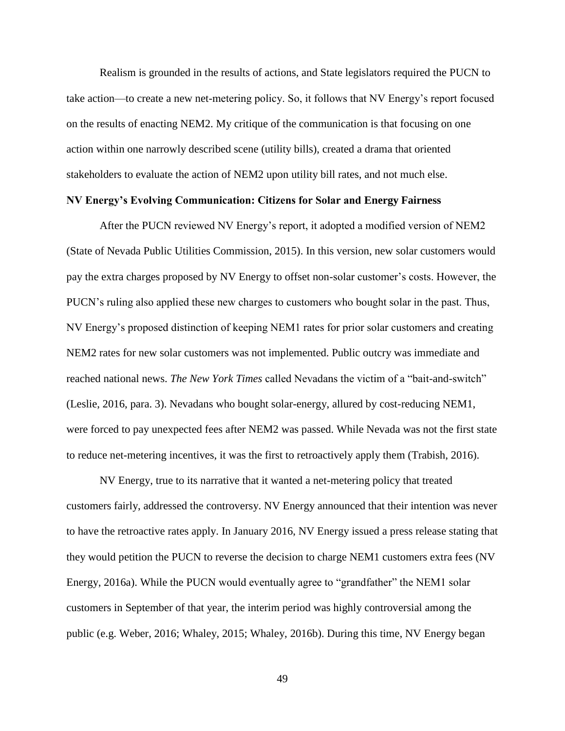Realism is grounded in the results of actions, and State legislators required the PUCN to take action—to create a new net-metering policy. So, it follows that NV Energy's report focused on the results of enacting NEM2. My critique of the communication is that focusing on one action within one narrowly described scene (utility bills), created a drama that oriented stakeholders to evaluate the action of NEM2 upon utility bill rates, and not much else.

**NV Energy's Evolving Communication: Citizens for Solar and Energy Fairness**

After the PUCN reviewed NV Energy's report, it adopted a modified version of NEM2 (State of Nevada Public Utilities Commission, 2015). In this version, new solar customers would pay the extra charges proposed by NV Energy to offset non-solar customer's costs. However, the PUCN's ruling also applied these new charges to customers who bought solar in the past. Thus, NV Energy's proposed distinction of keeping NEM1 rates for prior solar customers and creating NEM2 rates for new solar customers was not implemented. Public outcry was immediate and reached national news. *The New York Times* called Nevadans the victim of a "bait-and-switch" (Leslie, 2016, para. 3). Nevadans who bought solar-energy, allured by cost-reducing NEM1, were forced to pay unexpected fees after NEM2 was passed. While Nevada was not the first state to reduce net-metering incentives, it was the first to retroactively apply them (Trabish, 2016).

NV Energy, true to its narrative that it wanted a net-metering policy that treated customers fairly, addressed the controversy. NV Energy announced that their intention was never to have the retroactive rates apply. In January 2016, NV Energy issued a press release stating that they would petition the PUCN to reverse the decision to charge NEM1 customers extra fees (NV Energy, 2016a). While the PUCN would eventually agree to "grandfather" the NEM1 solar customers in September of that year, the interim period was highly controversial among the public (e.g. Weber, 2016; Whaley, 2015; Whaley, 2016b). During this time, NV Energy began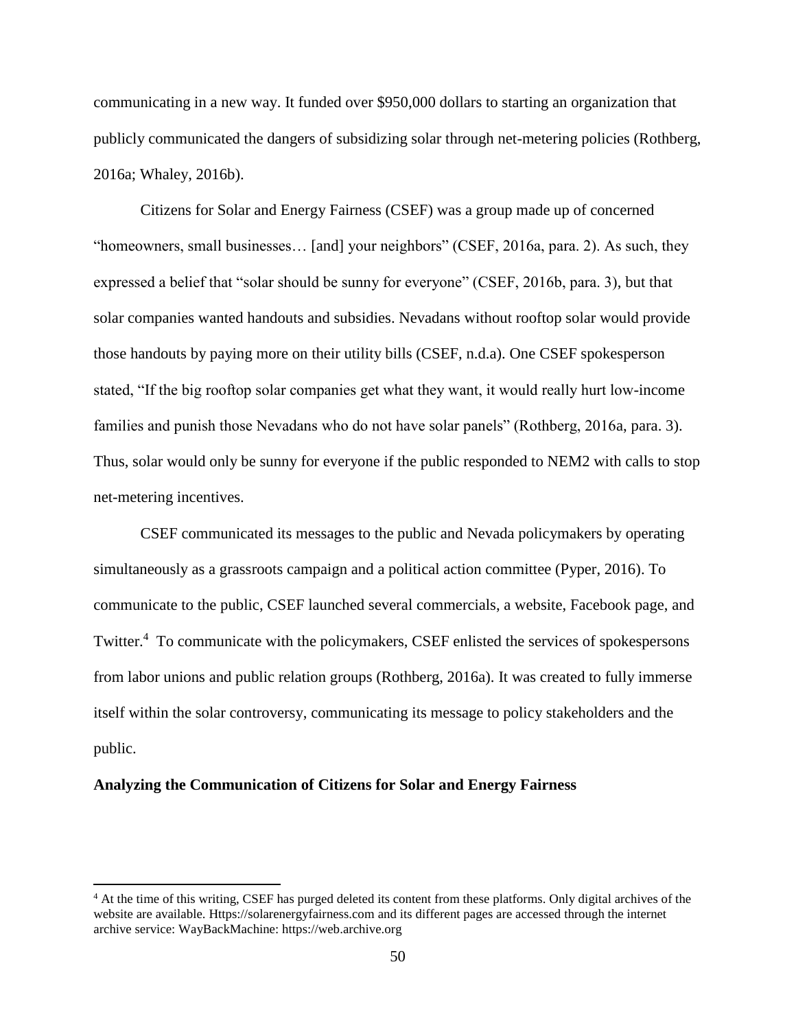communicating in a new way. It funded over $950,000 dollars to starting an organization that publicly communicated the dangers of subsidizing solar through net-metering policies (Rothberg, 2016a; Whaley, 2016b).

Citizens for Solar and Energy Fairness (CSEF) was a group made up of concerned "homeowners, small businesses… [and] your neighbors" (CSEF, 2016a, para. 2). As such, they expressed a belief that "solar should be sunny for everyone" (CSEF, 2016b, para. 3), but that solar companies wanted handouts and subsidies. Nevadans without rooftop solar would provide those handouts by paying more on their utility bills (CSEF, n.d.a). One CSEF spokesperson stated, "If the big rooftop solar companies get what they want, it would really hurt low-income families and punish those Nevadans who do not have solar panels" (Rothberg, 2016a, para. 3). Thus, solar would only be sunny for everyone if the public responded to NEM2 with calls to stop net-metering incentives.

CSEF communicated its messages to the public and Nevada policymakers by operating simultaneously as a grassroots campaign and a political action committee (Pyper, 2016). To communicate to the public, CSEF launched several commercials, a website, Facebook page, and Twitter.[4] To communicate with the policymakers, CSEF enlisted the services of spokespersons from labor unions and public relation groups (Rothberg, 2016a). It was created to fully immerse itself within the solar controversy, communicating its message to policy stakeholders and the public.

**Analyzing the Communication of Citizens for Solar and Energy Fairness**

[4] At the time of this writing, CSEF has purged deleted its content from these platforms. Only digital archives of the website are available. Https://solarenergyfairness.com and its different pages are accessed through the internet archive service: WayBackMachine: https://web.archive.org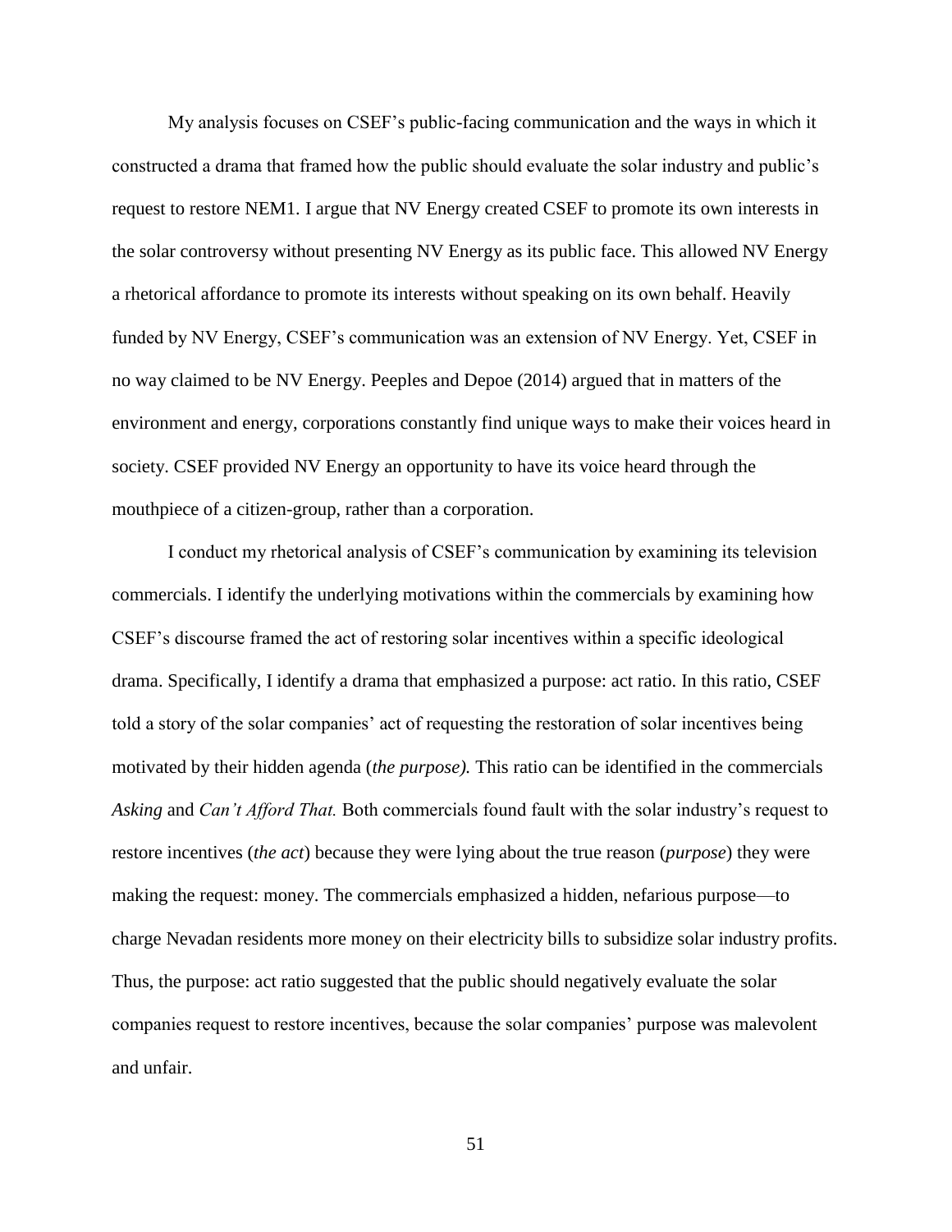My analysis focuses on CSEF's public-facing communication and the ways in which it constructed a drama that framed how the public should evaluate the solar industry and public's request to restore NEM1. I argue that NV Energy created CSEF to promote its own interests in the solar controversy without presenting NV Energy as its public face. This allowed NV Energy a rhetorical affordance to promote its interests without speaking on its own behalf. Heavily funded by NV Energy, CSEF's communication was an extension of NV Energy. Yet, CSEF in no way claimed to be NV Energy. Peeples and Depoe (2014) argued that in matters of the environment and energy, corporations constantly find unique ways to make their voices heard in society. CSEF provided NV Energy an opportunity to have its voice heard through the mouthpiece of a citizen-group, rather than a corporation.

I conduct my rhetorical analysis of CSEF's communication by examining its television commercials. I identify the underlying motivations within the commercials by examining how CSEF's discourse framed the act of restoring solar incentives within a specific ideological drama. Specifically, I identify a drama that emphasized a purpose: act ratio. In this ratio, CSEF told a story of the solar companies' act of requesting the restoration of solar incentives being motivated by their hidden agenda (*the purpose).* This ratio can be identified in the commercials *Asking* and *Can't Afford That.* Both commercials found fault with the solar industry's request to restore incentives (*the act*) because they were lying about the true reason (*purpose*) they were making the request: money. The commercials emphasized a hidden, nefarious purpose—to charge Nevadan residents more money on their electricity bills to subsidize solar industry profits. Thus, the purpose: act ratio suggested that the public should negatively evaluate the solar companies request to restore incentives, because the solar companies' purpose was malevolent and unfair.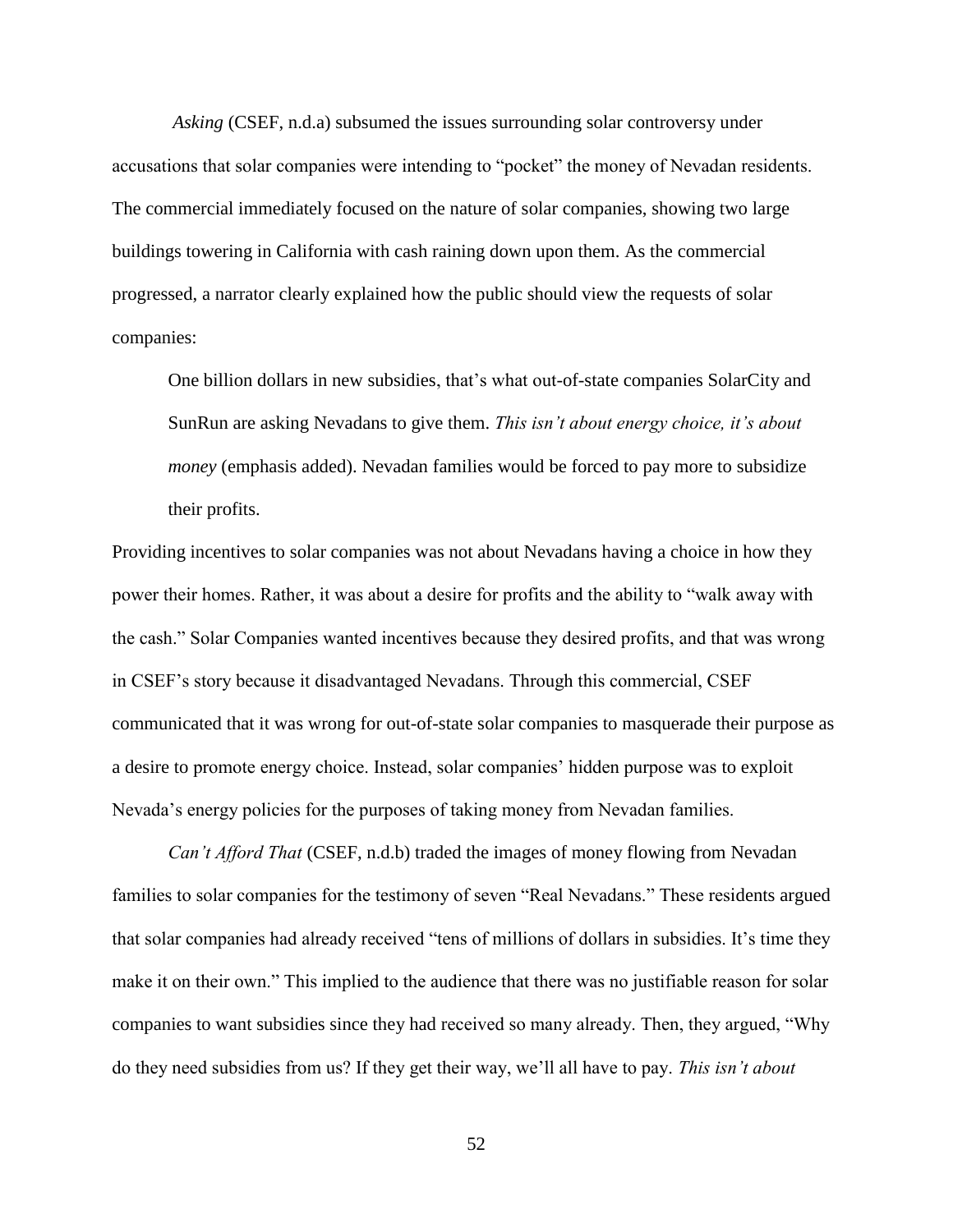*Asking* (CSEF, n.d.a) subsumed the issues surrounding solar controversy under accusations that solar companies were intending to "pocket" the money of Nevadan residents. The commercial immediately focused on the nature of solar companies, showing two large buildings towering in California with cash raining down upon them. As the commercial progressed, a narrator clearly explained how the public should view the requests of solar companies:

> One billion dollars in new subsidies, that's what out-of-state companies SolarCity and SunRun are asking Nevadans to give them. *This isn't about energy choice, it's about money* (emphasis added). Nevadan families would be forced to pay more to subsidize their profits.

Providing incentives to solar companies was not about Nevadans having a choice in how they power their homes. Rather, it was about a desire for profits and the ability to "walk away with the cash." Solar Companies wanted incentives because they desired profits, and that was wrong in CSEF's story because it disadvantaged Nevadans. Through this commercial, CSEF communicated that it was wrong for out-of-state solar companies to masquerade their purpose as a desire to promote energy choice. Instead, solar companies' hidden purpose was to exploit Nevada's energy policies for the purposes of taking money from Nevadan families.

*Can't Afford That* (CSEF, n.d.b) traded the images of money flowing from Nevadan families to solar companies for the testimony of seven "Real Nevadans." These residents argued that solar companies had already received "tens of millions of dollars in subsidies. It's time they make it on their own." This implied to the audience that there was no justifiable reason for solar companies to want subsidies since they had received so many already. Then, they argued, "Why do they need subsidies from us? If they get their way, we'll all have to pay. *This isn't about*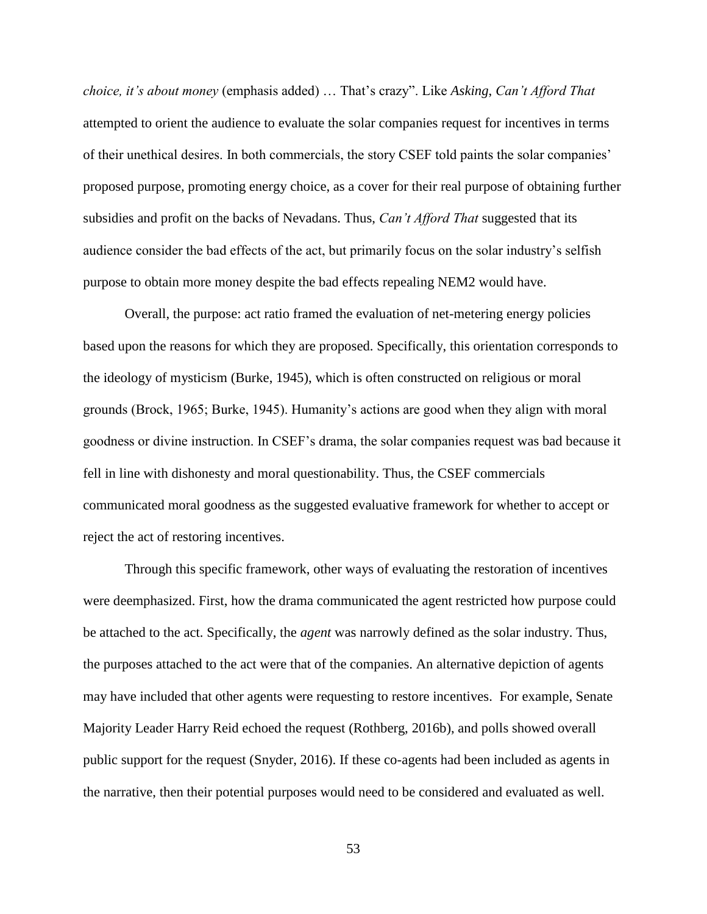*choice, it's about money* (emphasis added) … That's crazy". Like *Asking*, *Can't Afford That* attempted to orient the audience to evaluate the solar companies request for incentives in terms of their unethical desires. In both commercials, the story CSEF told paints the solar companies' proposed purpose, promoting energy choice, as a cover for their real purpose of obtaining further subsidies and profit on the backs of Nevadans. Thus, *Can't Afford That* suggested that its audience consider the bad effects of the act, but primarily focus on the solar industry's selfish purpose to obtain more money despite the bad effects repealing NEM2 would have.

Overall, the purpose: act ratio framed the evaluation of net-metering energy policies based upon the reasons for which they are proposed. Specifically, this orientation corresponds to the ideology of mysticism (Burke, 1945), which is often constructed on religious or moral grounds (Brock, 1965; Burke, 1945). Humanity's actions are good when they align with moral goodness or divine instruction. In CSEF's drama, the solar companies request was bad because it fell in line with dishonesty and moral questionability. Thus, the CSEF commercials communicated moral goodness as the suggested evaluative framework for whether to accept or reject the act of restoring incentives.

Through this specific framework, other ways of evaluating the restoration of incentives were deemphasized. First, how the drama communicated the agent restricted how purpose could be attached to the act. Specifically, the *agent* was narrowly defined as the solar industry. Thus, the purposes attached to the act were that of the companies. An alternative depiction of agents may have included that other agents were requesting to restore incentives. For example, Senate Majority Leader Harry Reid echoed the request (Rothberg, 2016b), and polls showed overall public support for the request (Snyder, 2016). If these co-agents had been included as agents in the narrative, then their potential purposes would need to be considered and evaluated as well.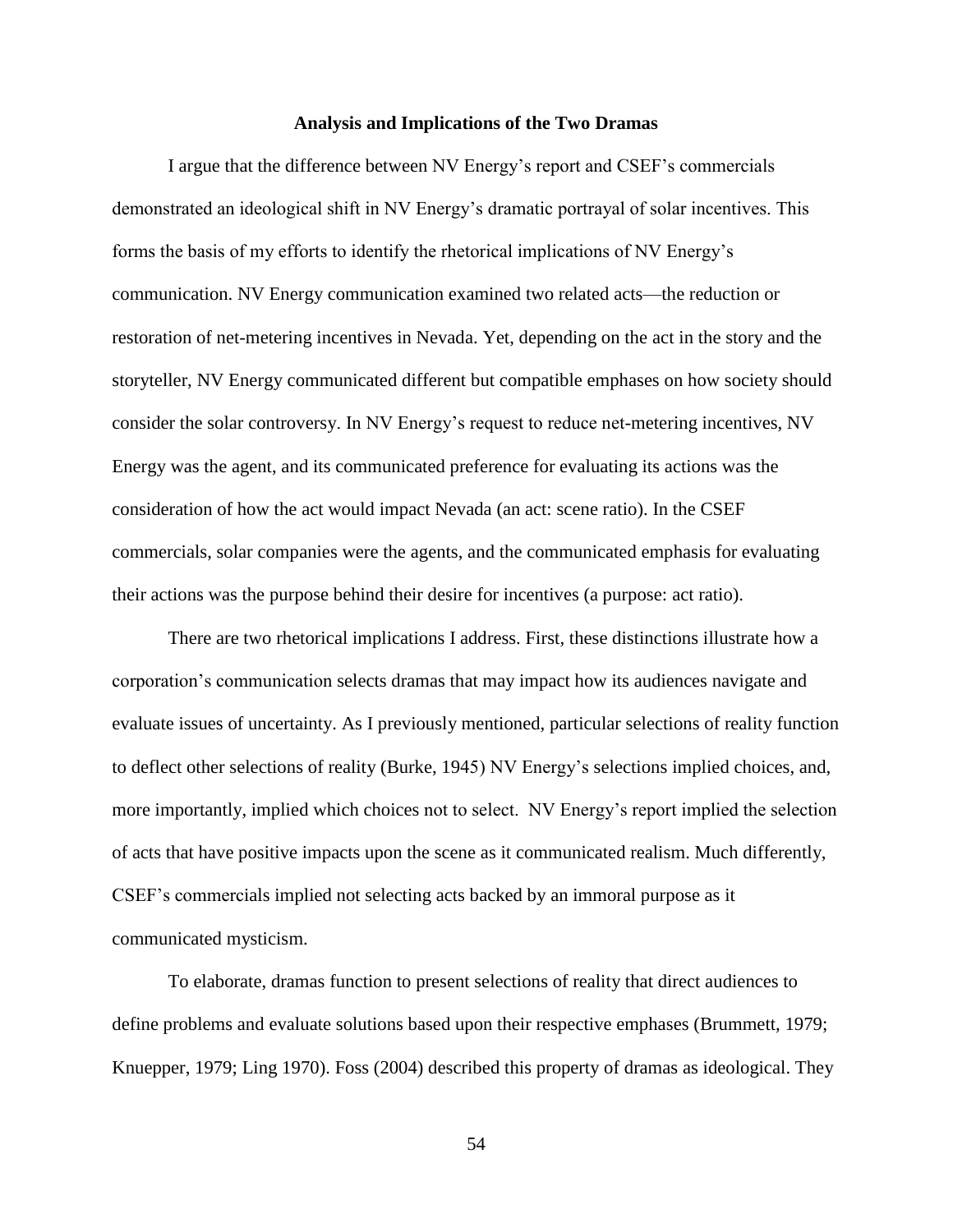## Analysis and Implications of the Two Dramas

I argue that the difference between NV Energy's report and CSEF's commercials demonstrated an ideological shift in NV Energy's dramatic portrayal of solar incentives. This forms the basis of my efforts to identify the rhetorical implications of NV Energy's communication. NV Energy communication examined two related acts—the reduction or restoration of net-metering incentives in Nevada. Yet, depending on the act in the story and the storyteller, NV Energy communicated different but compatible emphases on how society should consider the solar controversy. In NV Energy's request to reduce net-metering incentives, NV Energy was the agent, and its communicated preference for evaluating its actions was the consideration of how the act would impact Nevada (an act: scene ratio). In the CSEF commercials, solar companies were the agents, and the communicated emphasis for evaluating their actions was the purpose behind their desire for incentives (a purpose: act ratio).

There are two rhetorical implications I address. First, these distinctions illustrate how a corporation's communication selects dramas that may impact how its audiences navigate and evaluate issues of uncertainty. As I previously mentioned, particular selections of reality function to deflect other selections of reality (Burke, 1945) NV Energy's selections implied choices, and, more importantly, implied which choices not to select. NV Energy's report implied the selection of acts that have positive impacts upon the scene as it communicated realism. Much differently, CSEF's commercials implied not selecting acts backed by an immoral purpose as it communicated mysticism.

To elaborate, dramas function to present selections of reality that direct audiences to define problems and evaluate solutions based upon their respective emphases (Brummett, 1979; Knuepper, 1979; Ling 1970). Foss (2004) described this property of dramas as ideological. They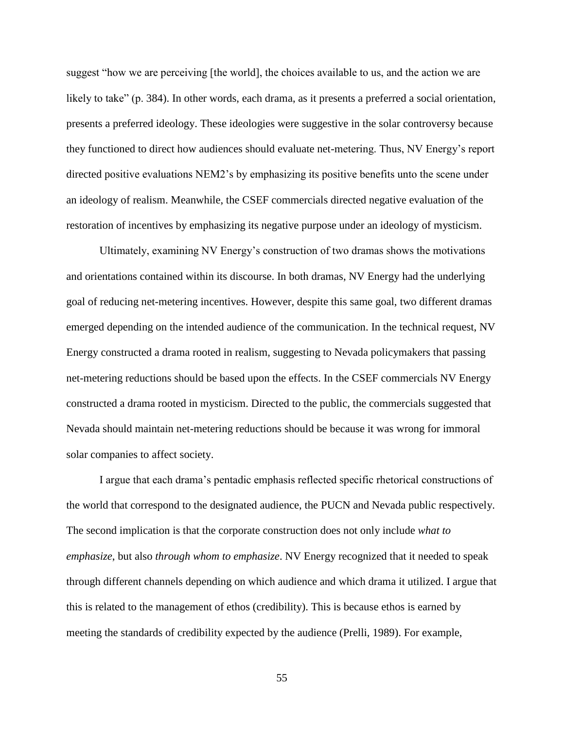suggest "how we are perceiving [the world], the choices available to us, and the action we are likely to take" (p. 384). In other words, each drama, as it presents a preferred a social orientation, presents a preferred ideology. These ideologies were suggestive in the solar controversy because they functioned to direct how audiences should evaluate net-metering. Thus, NV Energy's report directed positive evaluations NEM2's by emphasizing its positive benefits unto the scene under an ideology of realism. Meanwhile, the CSEF commercials directed negative evaluation of the restoration of incentives by emphasizing its negative purpose under an ideology of mysticism.

Ultimately, examining NV Energy's construction of two dramas shows the motivations and orientations contained within its discourse. In both dramas, NV Energy had the underlying goal of reducing net-metering incentives. However, despite this same goal, two different dramas emerged depending on the intended audience of the communication. In the technical request, NV Energy constructed a drama rooted in realism, suggesting to Nevada policymakers that passing net-metering reductions should be based upon the effects. In the CSEF commercials NV Energy constructed a drama rooted in mysticism. Directed to the public, the commercials suggested that Nevada should maintain net-metering reductions should be because it was wrong for immoral solar companies to affect society.

I argue that each drama's pentadic emphasis reflected specific rhetorical constructions of the world that correspond to the designated audience, the PUCN and Nevada public respectively. The second implication is that the corporate construction does not only include *what to emphasize*, but also *through whom to emphasize*. NV Energy recognized that it needed to speak through different channels depending on which audience and which drama it utilized. I argue that this is related to the management of ethos (credibility). This is because ethos is earned by meeting the standards of credibility expected by the audience (Prelli, 1989). For example,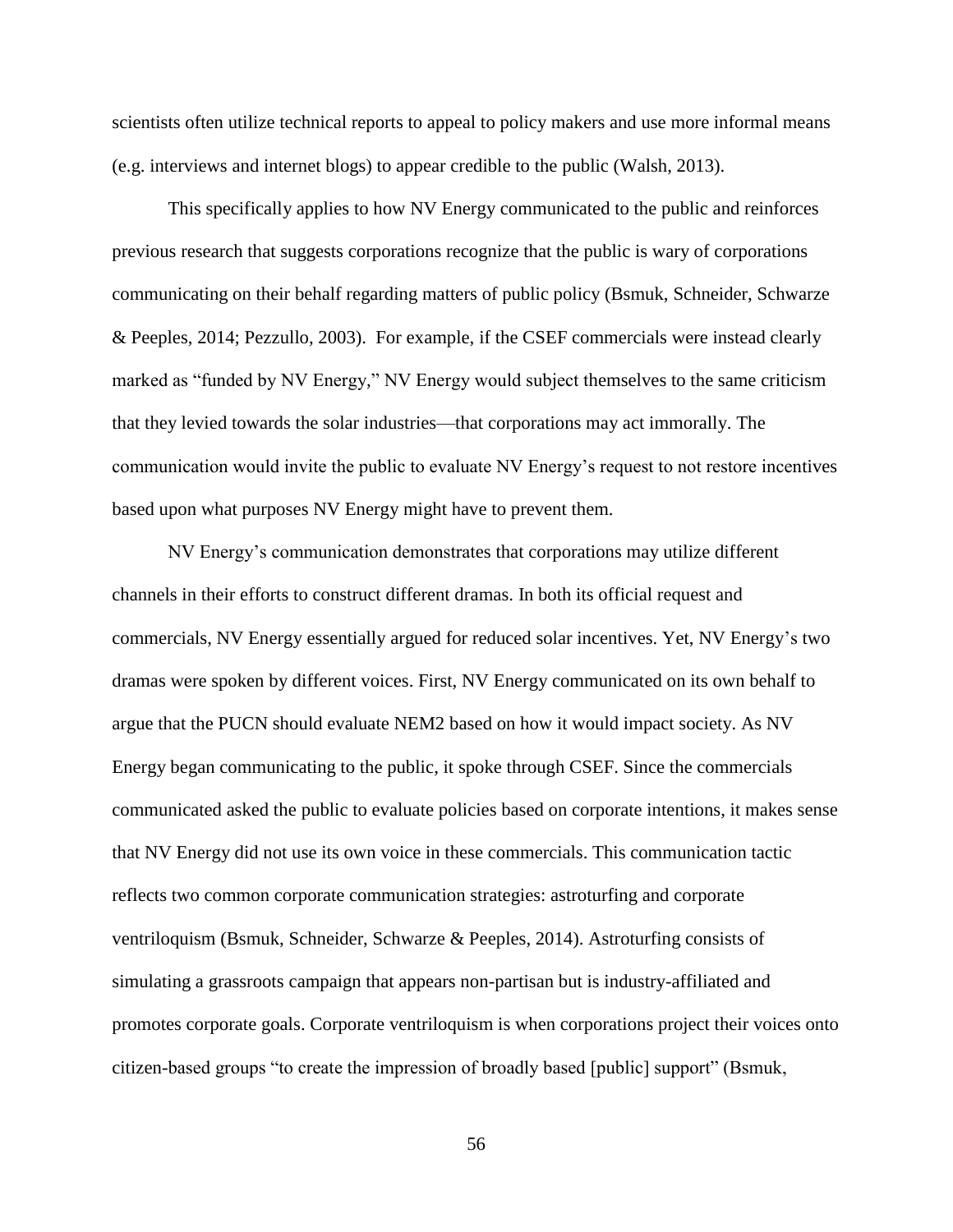scientists often utilize technical reports to appeal to policy makers and use more informal means (e.g. interviews and internet blogs) to appear credible to the public (Walsh, 2013).

This specifically applies to how NV Energy communicated to the public and reinforces previous research that suggests corporations recognize that the public is wary of corporations communicating on their behalf regarding matters of public policy (Bsmuk, Schneider, Schwarze & Peeples, 2014; Pezzullo, 2003). For example, if the CSEF commercials were instead clearly marked as "funded by NV Energy," NV Energy would subject themselves to the same criticism that they levied towards the solar industries—that corporations may act immorally. The communication would invite the public to evaluate NV Energy's request to not restore incentives based upon what purposes NV Energy might have to prevent them.

NV Energy's communication demonstrates that corporations may utilize different channels in their efforts to construct different dramas. In both its official request and commercials, NV Energy essentially argued for reduced solar incentives. Yet, NV Energy's two dramas were spoken by different voices. First, NV Energy communicated on its own behalf to argue that the PUCN should evaluate NEM2 based on how it would impact society. As NV Energy began communicating to the public, it spoke through CSEF. Since the commercials communicated asked the public to evaluate policies based on corporate intentions, it makes sense that NV Energy did not use its own voice in these commercials. This communication tactic reflects two common corporate communication strategies: astroturfing and corporate ventriloquism (Bsmuk, Schneider, Schwarze & Peeples, 2014). Astroturfing consists of simulating a grassroots campaign that appears non-partisan but is industry-affiliated and promotes corporate goals. Corporate ventriloquism is when corporations project their voices onto citizen-based groups "to create the impression of broadly based [public] support" (Bsmuk,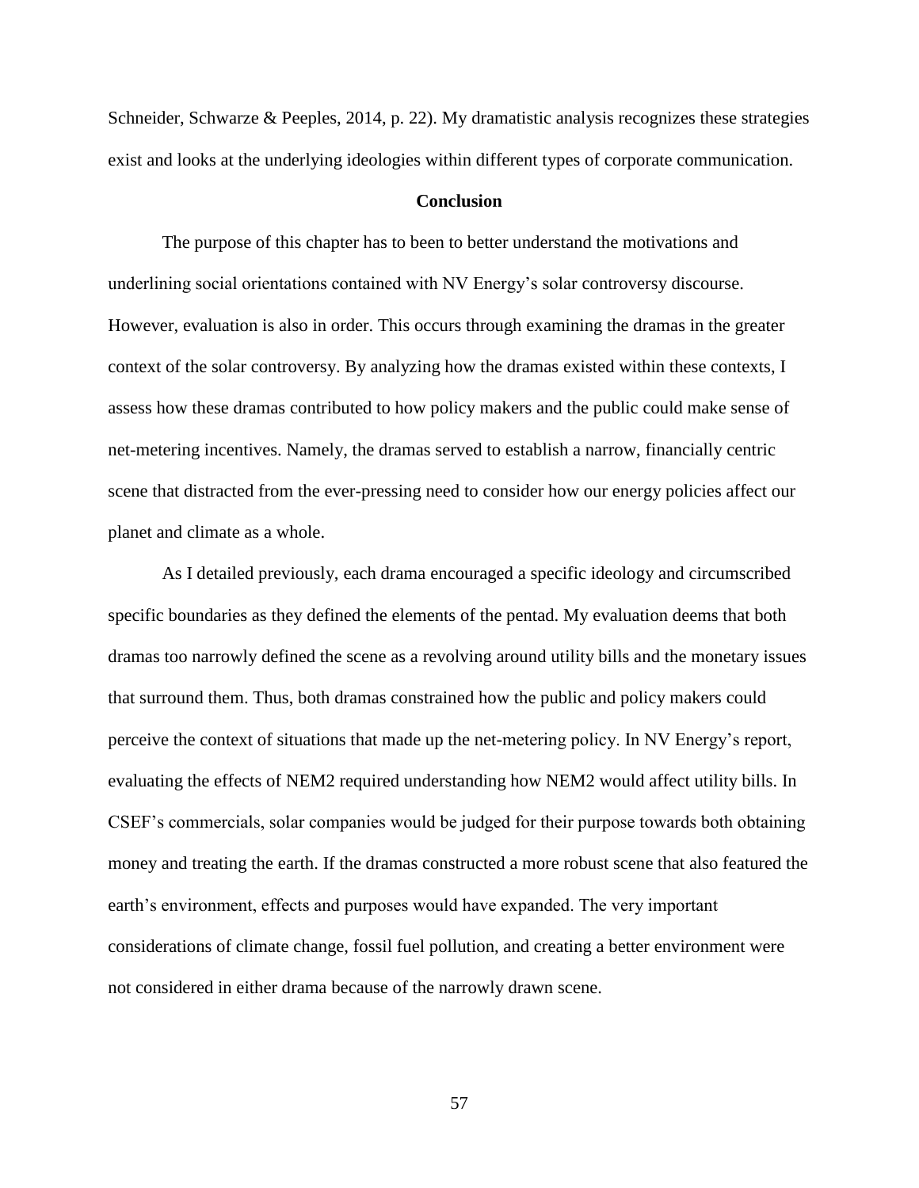Schneider, Schwarze & Peeples, 2014, p. 22). My dramatistic analysis recognizes these strategies exist and looks at the underlying ideologies within different types of corporate communication.

## Conclusion

The purpose of this chapter has to been to better understand the motivations and underlining social orientations contained with NV Energy's solar controversy discourse. However, evaluation is also in order. This occurs through examining the dramas in the greater context of the solar controversy. By analyzing how the dramas existed within these contexts, I assess how these dramas contributed to how policy makers and the public could make sense of net-metering incentives. Namely, the dramas served to establish a narrow, financially centric scene that distracted from the ever-pressing need to consider how our energy policies affect our planet and climate as a whole.

As I detailed previously, each drama encouraged a specific ideology and circumscribed specific boundaries as they defined the elements of the pentad. My evaluation deems that both dramas too narrowly defined the scene as a revolving around utility bills and the monetary issues that surround them. Thus, both dramas constrained how the public and policy makers could perceive the context of situations that made up the net-metering policy. In NV Energy's report, evaluating the effects of NEM2 required understanding how NEM2 would affect utility bills. In CSEF's commercials, solar companies would be judged for their purpose towards both obtaining money and treating the earth. If the dramas constructed a more robust scene that also featured the earth's environment, effects and purposes would have expanded. The very important considerations of climate change, fossil fuel pollution, and creating a better environment were not considered in either drama because of the narrowly drawn scene.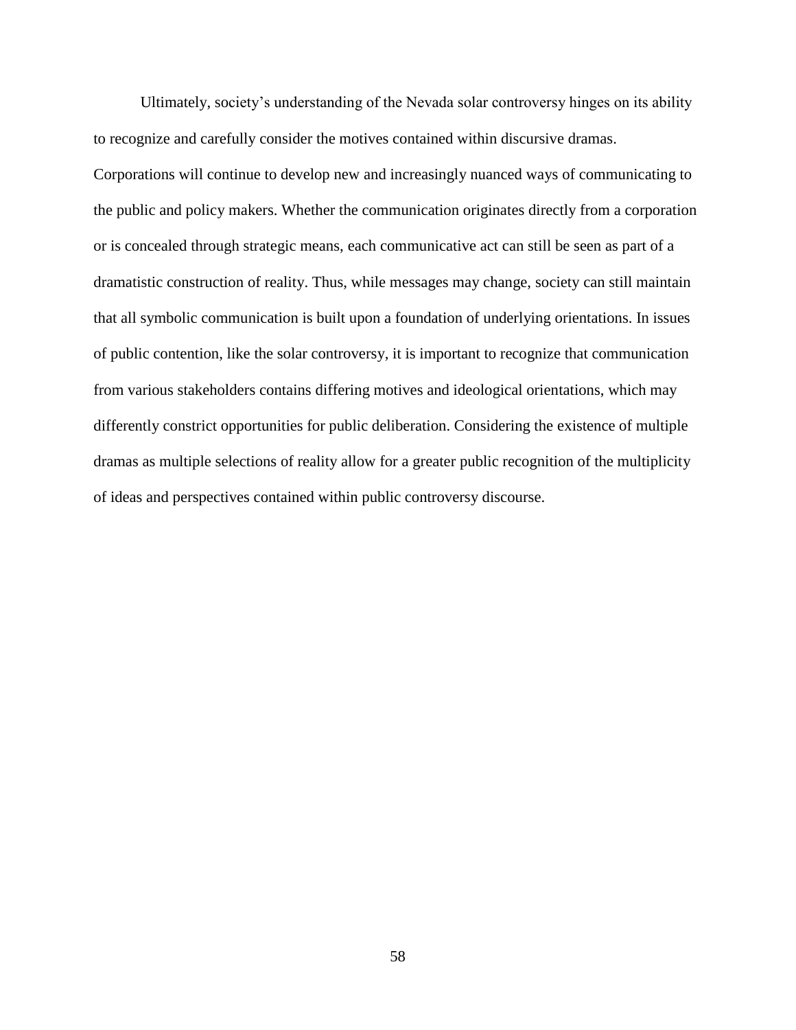Ultimately, society's understanding of the Nevada solar controversy hinges on its ability to recognize and carefully consider the motives contained within discursive dramas. Corporations will continue to develop new and increasingly nuanced ways of communicating to the public and policy makers. Whether the communication originates directly from a corporation or is concealed through strategic means, each communicative act can still be seen as part of a dramatistic construction of reality. Thus, while messages may change, society can still maintain that all symbolic communication is built upon a foundation of underlying orientations. In issues of public contention, like the solar controversy, it is important to recognize that communication from various stakeholders contains differing motives and ideological orientations, which may differently constrict opportunities for public deliberation. Considering the existence of multiple dramas as multiple selections of reality allow for a greater public recognition of the multiplicity of ideas and perspectives contained within public controversy discourse.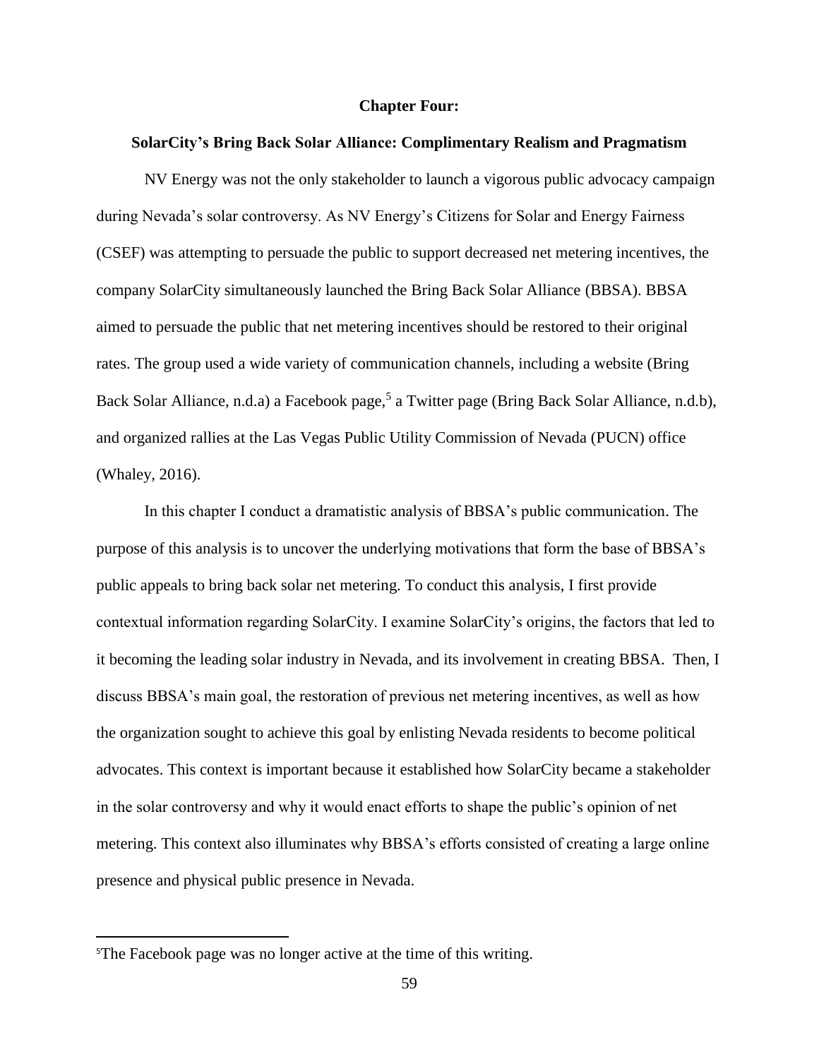# Chapter Four:

## SolarCity's Bring Back Solar Alliance: Complimentary Realism and Pragmatism

NV Energy was not the only stakeholder to launch a vigorous public advocacy campaign during Nevada's solar controversy. As NV Energy's Citizens for Solar and Energy Fairness (CSEF) was attempting to persuade the public to support decreased net metering incentives, the company SolarCity simultaneously launched the Bring Back Solar Alliance (BBSA). BBSA aimed to persuade the public that net metering incentives should be restored to their original rates. The group used a wide variety of communication channels, including a website (Bring Back Solar Alliance, n.d.a) a Facebook page,[5] a Twitter page (Bring Back Solar Alliance, n.d.b), and organized rallies at the Las Vegas Public Utility Commission of Nevada (PUCN) office (Whaley, 2016).

In this chapter I conduct a dramatistic analysis of BBSA's public communication. The purpose of this analysis is to uncover the underlying motivations that form the base of BBSA's public appeals to bring back solar net metering. To conduct this analysis, I first provide contextual information regarding SolarCity. I examine SolarCity's origins, the factors that led to it becoming the leading solar industry in Nevada, and its involvement in creating BBSA. Then, I discuss BBSA's main goal, the restoration of previous net metering incentives, as well as how the organization sought to achieve this goal by enlisting Nevada residents to become political advocates. This context is important because it established how SolarCity became a stakeholder in the solar controversy and why it would enact efforts to shape the public's opinion of net metering. This context also illuminates why BBSA's efforts consisted of creating a large online presence and physical public presence in Nevada.

---

[5]The Facebook page was no longer active at the time of this writing.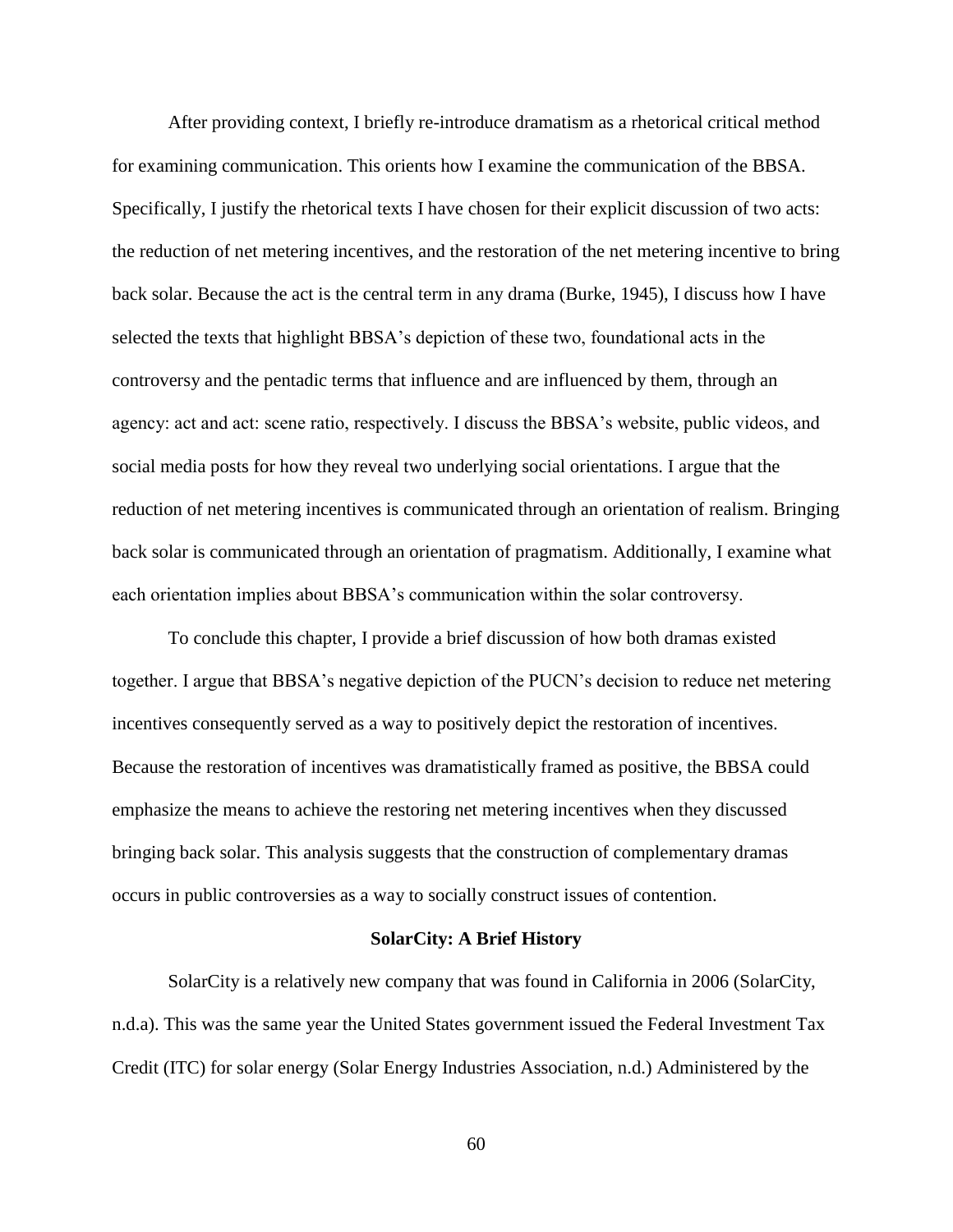After providing context, I briefly re-introduce dramatism as a rhetorical critical method for examining communication. This orients how I examine the communication of the BBSA. Specifically, I justify the rhetorical texts I have chosen for their explicit discussion of two acts: the reduction of net metering incentives, and the restoration of the net metering incentive to bring back solar. Because the act is the central term in any drama (Burke, 1945), I discuss how I have selected the texts that highlight BBSA's depiction of these two, foundational acts in the controversy and the pentadic terms that influence and are influenced by them, through an agency: act and act: scene ratio, respectively. I discuss the BBSA's website, public videos, and social media posts for how they reveal two underlying social orientations. I argue that the reduction of net metering incentives is communicated through an orientation of realism. Bringing back solar is communicated through an orientation of pragmatism. Additionally, I examine what each orientation implies about BBSA's communication within the solar controversy.

To conclude this chapter, I provide a brief discussion of how both dramas existed together. I argue that BBSA's negative depiction of the PUCN's decision to reduce net metering incentives consequently served as a way to positively depict the restoration of incentives. Because the restoration of incentives was dramatistically framed as positive, the BBSA could emphasize the means to achieve the restoring net metering incentives when they discussed bringing back solar. This analysis suggests that the construction of complementary dramas occurs in public controversies as a way to socially construct issues of contention.

## SolarCity: A Brief History

SolarCity is a relatively new company that was found in California in 2006 (SolarCity, n.d.a). This was the same year the United States government issued the Federal Investment Tax Credit (ITC) for solar energy (Solar Energy Industries Association, n.d.) Administered by the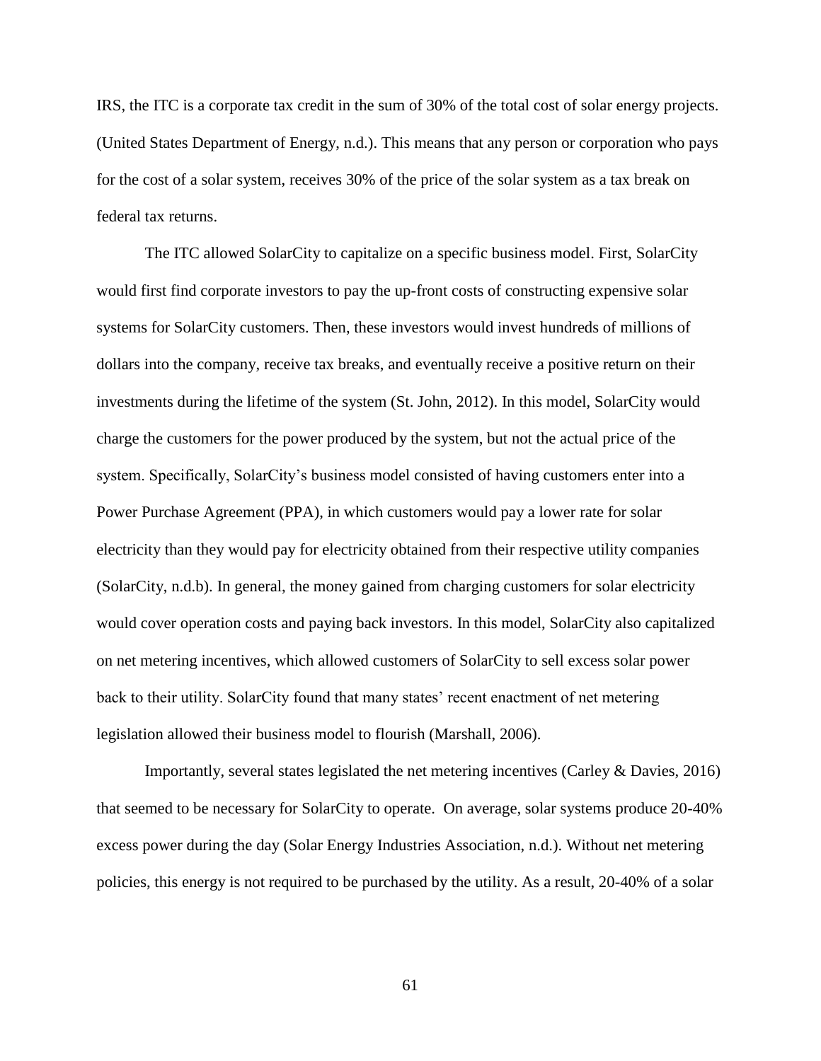IRS, the ITC is a corporate tax credit in the sum of 30% of the total cost of solar energy projects. (United States Department of Energy, n.d.). This means that any person or corporation who pays for the cost of a solar system, receives 30% of the price of the solar system as a tax break on federal tax returns.

The ITC allowed SolarCity to capitalize on a specific business model. First, SolarCity would first find corporate investors to pay the up-front costs of constructing expensive solar systems for SolarCity customers. Then, these investors would invest hundreds of millions of dollars into the company, receive tax breaks, and eventually receive a positive return on their investments during the lifetime of the system (St. John, 2012). In this model, SolarCity would charge the customers for the power produced by the system, but not the actual price of the system. Specifically, SolarCity's business model consisted of having customers enter into a Power Purchase Agreement (PPA), in which customers would pay a lower rate for solar electricity than they would pay for electricity obtained from their respective utility companies (SolarCity, n.d.b). In general, the money gained from charging customers for solar electricity would cover operation costs and paying back investors. In this model, SolarCity also capitalized on net metering incentives, which allowed customers of SolarCity to sell excess solar power back to their utility. SolarCity found that many states' recent enactment of net metering legislation allowed their business model to flourish (Marshall, 2006).

Importantly, several states legislated the net metering incentives (Carley & Davies, 2016) that seemed to be necessary for SolarCity to operate. On average, solar systems produce 20-40% excess power during the day (Solar Energy Industries Association, n.d.). Without net metering policies, this energy is not required to be purchased by the utility. As a result, 20-40% of a solar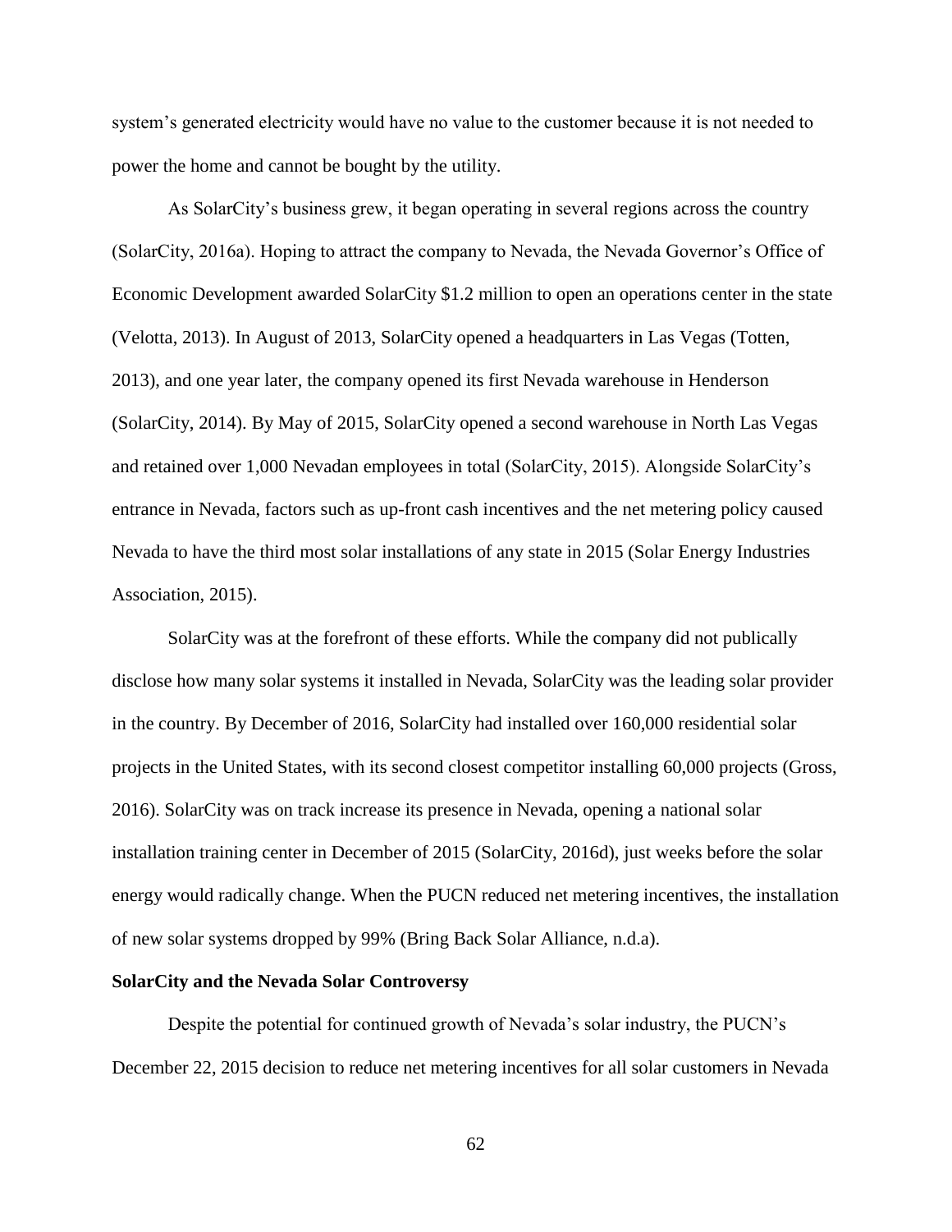system's generated electricity would have no value to the customer because it is not needed to power the home and cannot be bought by the utility.

As SolarCity's business grew, it began operating in several regions across the country (SolarCity, 2016a). Hoping to attract the company to Nevada, the Nevada Governor's Office of Economic Development awarded SolarCity $1.2 million to open an operations center in the state (Velotta, 2013). In August of 2013, SolarCity opened a headquarters in Las Vegas (Totten, 2013), and one year later, the company opened its first Nevada warehouse in Henderson (SolarCity, 2014). By May of 2015, SolarCity opened a second warehouse in North Las Vegas and retained over 1,000 Nevadan employees in total (SolarCity, 2015). Alongside SolarCity's entrance in Nevada, factors such as up-front cash incentives and the net metering policy caused Nevada to have the third most solar installations of any state in 2015 (Solar Energy Industries Association, 2015).

SolarCity was at the forefront of these efforts. While the company did not publically disclose how many solar systems it installed in Nevada, SolarCity was the leading solar provider in the country. By December of 2016, SolarCity had installed over 160,000 residential solar projects in the United States, with its second closest competitor installing 60,000 projects (Gross, 2016). SolarCity was on track increase its presence in Nevada, opening a national solar installation training center in December of 2015 (SolarCity, 2016d), just weeks before the solar energy would radically change. When the PUCN reduced net metering incentives, the installation of new solar systems dropped by 99% (Bring Back Solar Alliance, n.d.a).

**SolarCity and the Nevada Solar Controversy**

Despite the potential for continued growth of Nevada's solar industry, the PUCN's December 22, 2015 decision to reduce net metering incentives for all solar customers in Nevada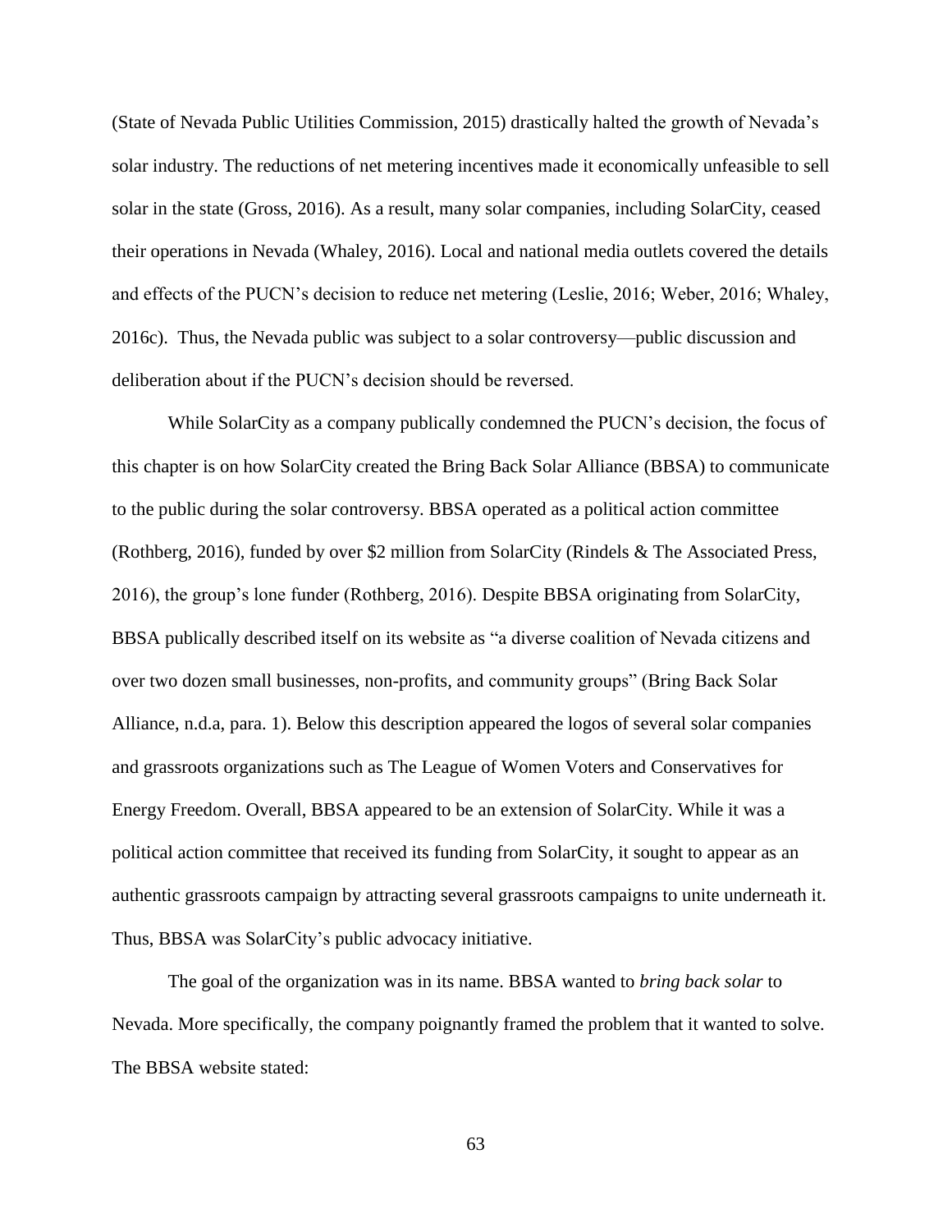(State of Nevada Public Utilities Commission, 2015) drastically halted the growth of Nevada's solar industry. The reductions of net metering incentives made it economically unfeasible to sell solar in the state (Gross, 2016). As a result, many solar companies, including SolarCity, ceased their operations in Nevada (Whaley, 2016). Local and national media outlets covered the details and effects of the PUCN's decision to reduce net metering (Leslie, 2016; Weber, 2016; Whaley, 2016c). Thus, the Nevada public was subject to a solar controversy—public discussion and deliberation about if the PUCN's decision should be reversed.

While SolarCity as a company publically condemned the PUCN's decision, the focus of this chapter is on how SolarCity created the Bring Back Solar Alliance (BBSA) to communicate to the public during the solar controversy. BBSA operated as a political action committee (Rothberg, 2016), funded by over $2 million from SolarCity (Rindels & The Associated Press, 2016), the group's lone funder (Rothberg, 2016). Despite BBSA originating from SolarCity, BBSA publically described itself on its website as "a diverse coalition of Nevada citizens and over two dozen small businesses, non-profits, and community groups" (Bring Back Solar Alliance, n.d.a, para. 1). Below this description appeared the logos of several solar companies and grassroots organizations such as The League of Women Voters and Conservatives for Energy Freedom. Overall, BBSA appeared to be an extension of SolarCity. While it was a political action committee that received its funding from SolarCity, it sought to appear as an authentic grassroots campaign by attracting several grassroots campaigns to unite underneath it. Thus, BBSA was SolarCity's public advocacy initiative.

The goal of the organization was in its name. BBSA wanted to *bring back solar* to Nevada. More specifically, the company poignantly framed the problem that it wanted to solve. The BBSA website stated: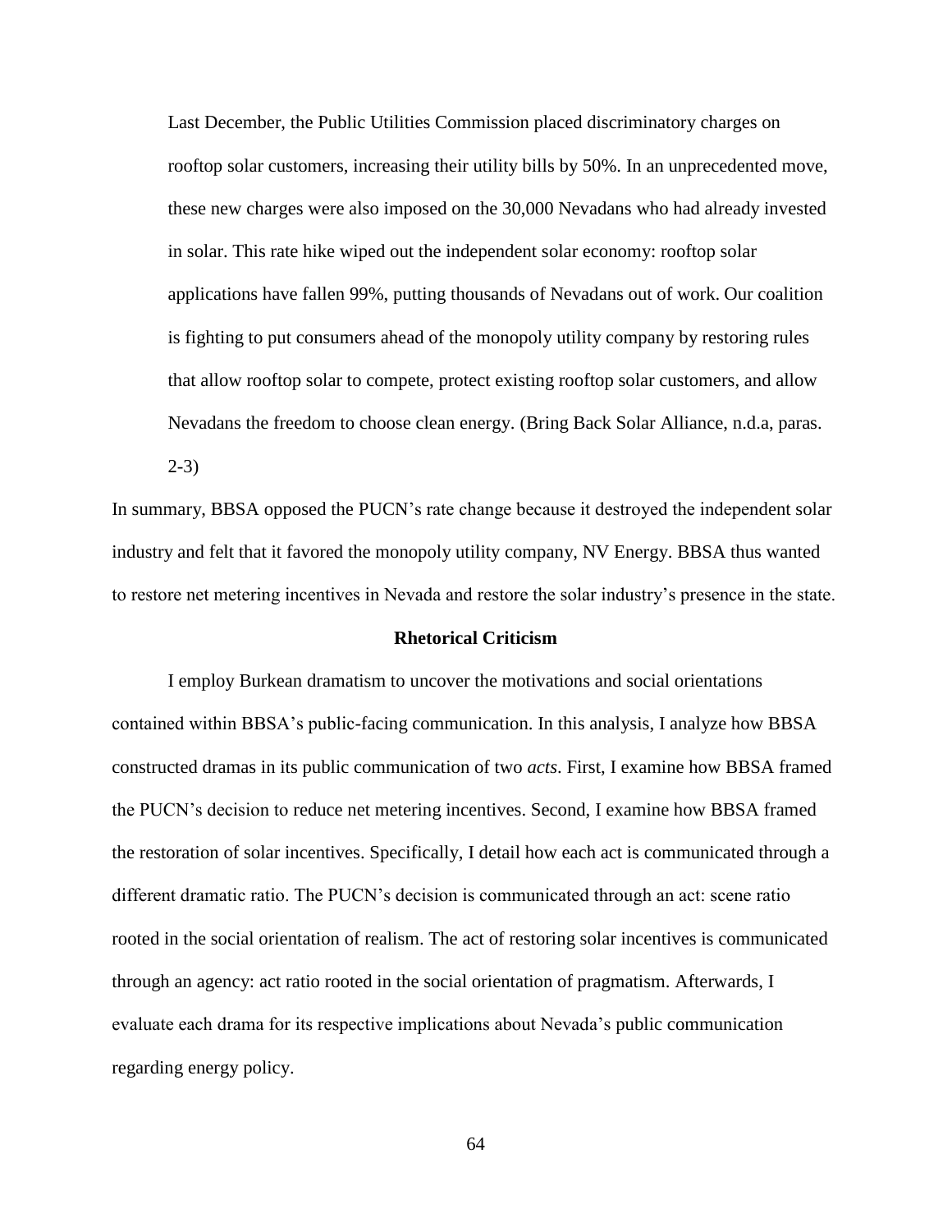> Last December, the Public Utilities Commission placed discriminatory charges on rooftop solar customers, increasing their utility bills by 50%. In an unprecedented move, these new charges were also imposed on the 30,000 Nevadans who had already invested in solar. This rate hike wiped out the independent solar economy: rooftop solar applications have fallen 99%, putting thousands of Nevadans out of work. Our coalition is fighting to put consumers ahead of the monopoly utility company by restoring rules that allow rooftop solar to compete, protect existing rooftop solar customers, and allow Nevadans the freedom to choose clean energy. (Bring Back Solar Alliance, n.d.a, paras. 2-3)

In summary, BBSA opposed the PUCN's rate change because it destroyed the independent solar industry and felt that it favored the monopoly utility company, NV Energy. BBSA thus wanted to restore net metering incentives in Nevada and restore the solar industry's presence in the state.

## Rhetorical Criticism

I employ Burkean dramatism to uncover the motivations and social orientations contained within BBSA's public-facing communication. In this analysis, I analyze how BBSA constructed dramas in its public communication of two *acts*. First, I examine how BBSA framed the PUCN's decision to reduce net metering incentives. Second, I examine how BBSA framed the restoration of solar incentives. Specifically, I detail how each act is communicated through a different dramatic ratio. The PUCN's decision is communicated through an act: scene ratio rooted in the social orientation of realism. The act of restoring solar incentives is communicated through an agency: act ratio rooted in the social orientation of pragmatism. Afterwards, I evaluate each drama for its respective implications about Nevada's public communication regarding energy policy.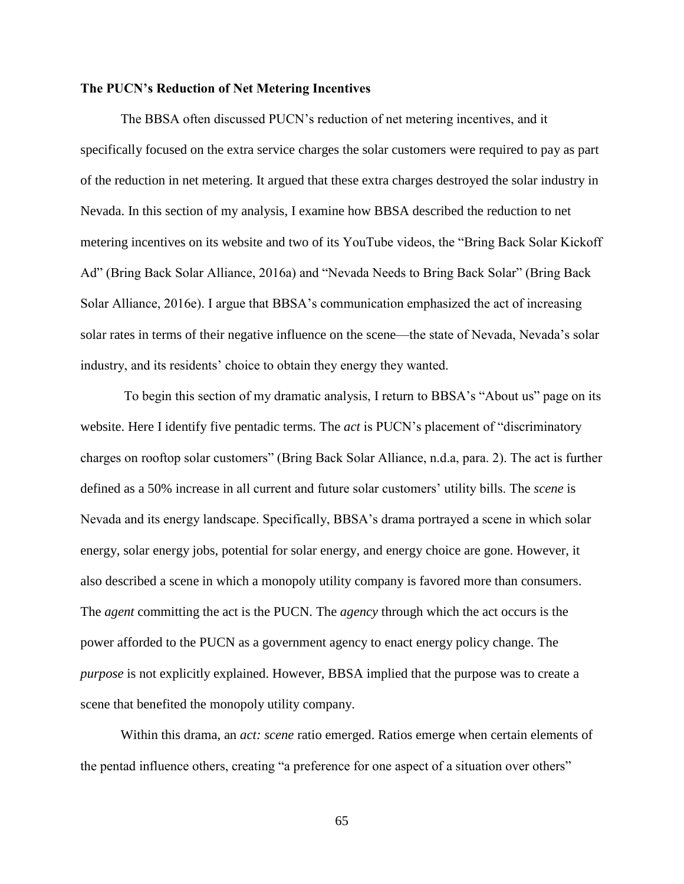**The PUCN's Reduction of Net Metering Incentives**

The BBSA often discussed PUCN's reduction of net metering incentives, and it specifically focused on the extra service charges the solar customers were required to pay as part of the reduction in net metering. It argued that these extra charges destroyed the solar industry in Nevada. In this section of my analysis, I examine how BBSA described the reduction to net metering incentives on its website and two of its YouTube videos, the "Bring Back Solar Kickoff Ad" (Bring Back Solar Alliance, 2016a) and "Nevada Needs to Bring Back Solar" (Bring Back Solar Alliance, 2016e). I argue that BBSA's communication emphasized the act of increasing solar rates in terms of their negative influence on the scene—the state of Nevada, Nevada's solar industry, and its residents' choice to obtain they energy they wanted.

To begin this section of my dramatic analysis, I return to BBSA's "About us" page on its website. Here I identify five pentadic terms. The *act* is PUCN's placement of "discriminatory charges on rooftop solar customers" (Bring Back Solar Alliance, n.d.a, para. 2). The act is further defined as a 50% increase in all current and future solar customers' utility bills. The *scene* is Nevada and its energy landscape. Specifically, BBSA's drama portrayed a scene in which solar energy, solar energy jobs, potential for solar energy, and energy choice are gone. However, it also described a scene in which a monopoly utility company is favored more than consumers. The *agent* committing the act is the PUCN. The *agency* through which the act occurs is the power afforded to the PUCN as a government agency to enact energy policy change. The *purpose* is not explicitly explained. However, BBSA implied that the purpose was to create a scene that benefited the monopoly utility company.

Within this drama, an *act: scene* ratio emerged. Ratios emerge when certain elements of the pentad influence others, creating "a preference for one aspect of a situation over others"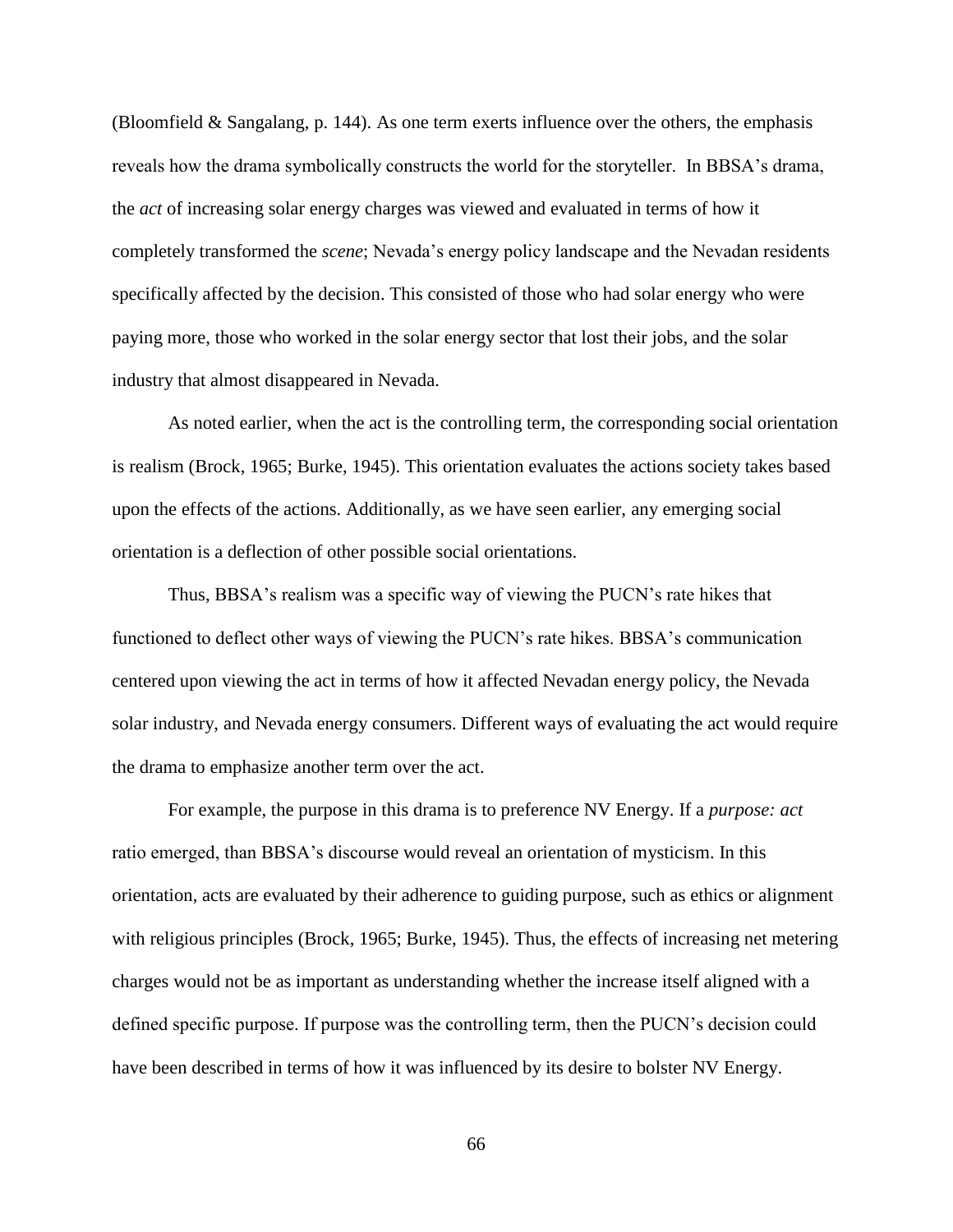(Bloomfield & Sangalang, p. 144). As one term exerts influence over the others, the emphasis reveals how the drama symbolically constructs the world for the storyteller. In BBSA's drama, the *act* of increasing solar energy charges was viewed and evaluated in terms of how it completely transformed the *scene*; Nevada's energy policy landscape and the Nevadan residents specifically affected by the decision. This consisted of those who had solar energy who were paying more, those who worked in the solar energy sector that lost their jobs, and the solar industry that almost disappeared in Nevada.

As noted earlier, when the act is the controlling term, the corresponding social orientation is realism (Brock, 1965; Burke, 1945). This orientation evaluates the actions society takes based upon the effects of the actions. Additionally, as we have seen earlier, any emerging social orientation is a deflection of other possible social orientations.

Thus, BBSA's realism was a specific way of viewing the PUCN's rate hikes that functioned to deflect other ways of viewing the PUCN's rate hikes. BBSA's communication centered upon viewing the act in terms of how it affected Nevadan energy policy, the Nevada solar industry, and Nevada energy consumers. Different ways of evaluating the act would require the drama to emphasize another term over the act.

For example, the purpose in this drama is to preference NV Energy. If a *purpose: act* ratio emerged, than BBSA's discourse would reveal an orientation of mysticism. In this orientation, acts are evaluated by their adherence to guiding purpose, such as ethics or alignment with religious principles (Brock, 1965; Burke, 1945). Thus, the effects of increasing net metering charges would not be as important as understanding whether the increase itself aligned with a defined specific purpose. If purpose was the controlling term, then the PUCN's decision could have been described in terms of how it was influenced by its desire to bolster NV Energy.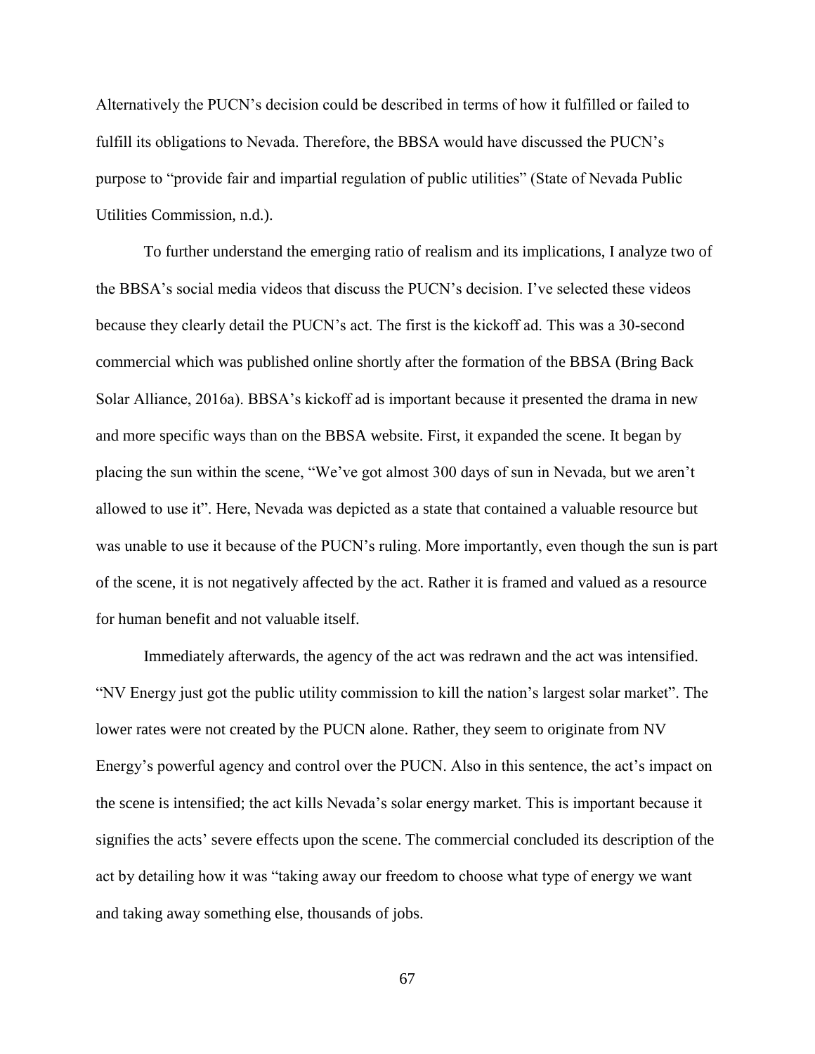Alternatively the PUCN's decision could be described in terms of how it fulfilled or failed to fulfill its obligations to Nevada. Therefore, the BBSA would have discussed the PUCN's purpose to "provide fair and impartial regulation of public utilities" (State of Nevada Public Utilities Commission, n.d.).

To further understand the emerging ratio of realism and its implications, I analyze two of the BBSA's social media videos that discuss the PUCN's decision. I've selected these videos because they clearly detail the PUCN's act. The first is the kickoff ad. This was a 30-second commercial which was published online shortly after the formation of the BBSA (Bring Back Solar Alliance, 2016a). BBSA's kickoff ad is important because it presented the drama in new and more specific ways than on the BBSA website. First, it expanded the scene. It began by placing the sun within the scene, "We've got almost 300 days of sun in Nevada, but we aren't allowed to use it". Here, Nevada was depicted as a state that contained a valuable resource but was unable to use it because of the PUCN's ruling. More importantly, even though the sun is part of the scene, it is not negatively affected by the act. Rather it is framed and valued as a resource for human benefit and not valuable itself.

Immediately afterwards, the agency of the act was redrawn and the act was intensified. "NV Energy just got the public utility commission to kill the nation's largest solar market". The lower rates were not created by the PUCN alone. Rather, they seem to originate from NV Energy's powerful agency and control over the PUCN. Also in this sentence, the act's impact on the scene is intensified; the act kills Nevada's solar energy market. This is important because it signifies the acts' severe effects upon the scene. The commercial concluded its description of the act by detailing how it was "taking away our freedom to choose what type of energy we want and taking away something else, thousands of jobs.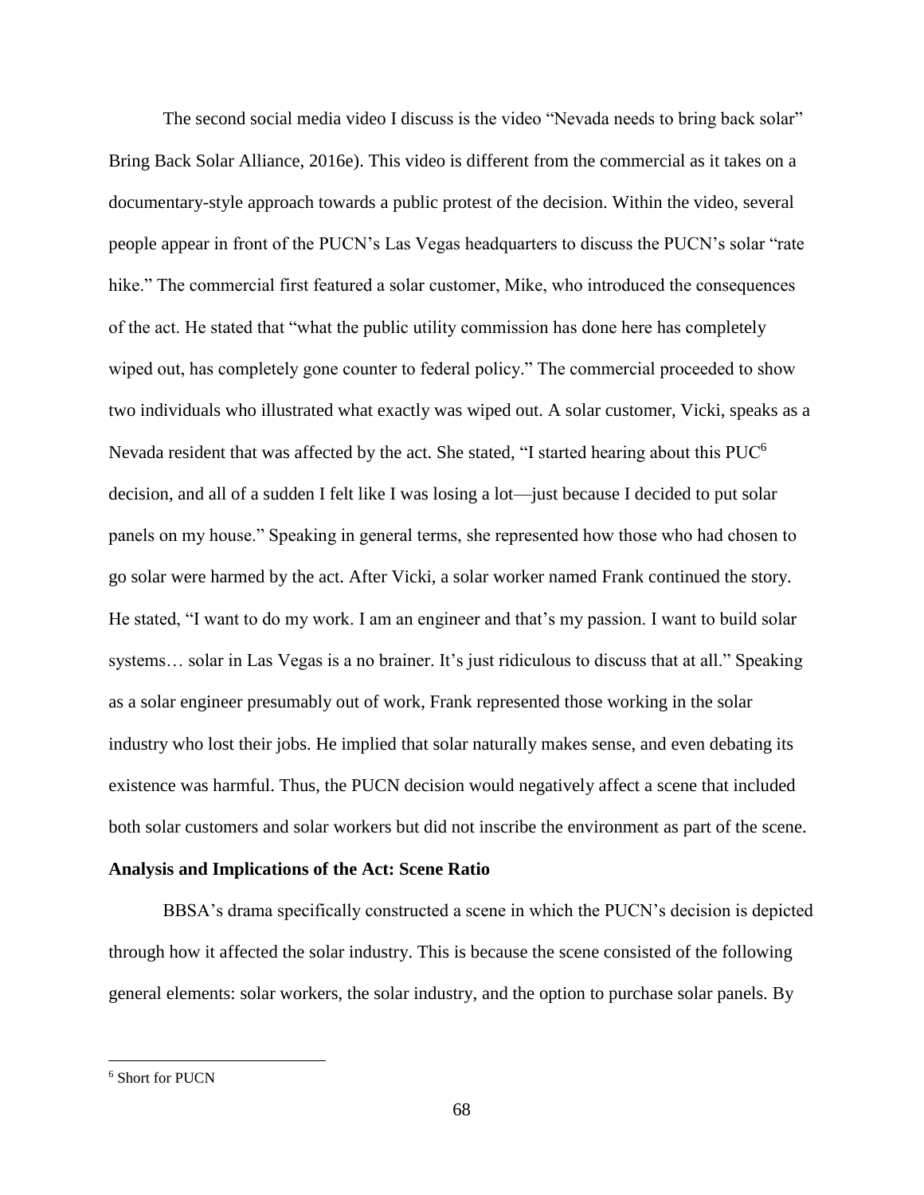The second social media video I discuss is the video “Nevada needs to bring back solar” Bring Back Solar Alliance, 2016e). This video is different from the commercial as it takes on a documentary-style approach towards a public protest of the decision. Within the video, several people appear in front of the PUCN’s Las Vegas headquarters to discuss the PUCN’s solar “rate hike.” The commercial first featured a solar customer, Mike, who introduced the consequences of the act. He stated that “what the public utility commission has done here has completely wiped out, has completely gone counter to federal policy.” The commercial proceeded to show two individuals who illustrated what exactly was wiped out. A solar customer, Vicki, speaks as a Nevada resident that was affected by the act. She stated, “I started hearing about this PUC[6] decision, and all of a sudden I felt like I was losing a lot—just because I decided to put solar panels on my house.” Speaking in general terms, she represented how those who had chosen to go solar were harmed by the act. After Vicki, a solar worker named Frank continued the story. He stated, “I want to do my work. I am an engineer and that’s my passion. I want to build solar systems… solar in Las Vegas is a no brainer. It’s just ridiculous to discuss that at all.” Speaking as a solar engineer presumably out of work, Frank represented those working in the solar industry who lost their jobs. He implied that solar naturally makes sense, and even debating its existence was harmful. Thus, the PUCN decision would negatively affect a scene that included both solar customers and solar workers but did not inscribe the environment as part of the scene.

**Analysis and Implications of the Act: Scene Ratio**

BBSA’s drama specifically constructed a scene in which the PUCN’s decision is depicted through how it affected the solar industry. This is because the scene consisted of the following general elements: solar workers, the solar industry, and the option to purchase solar panels. By

[6] Short for PUCN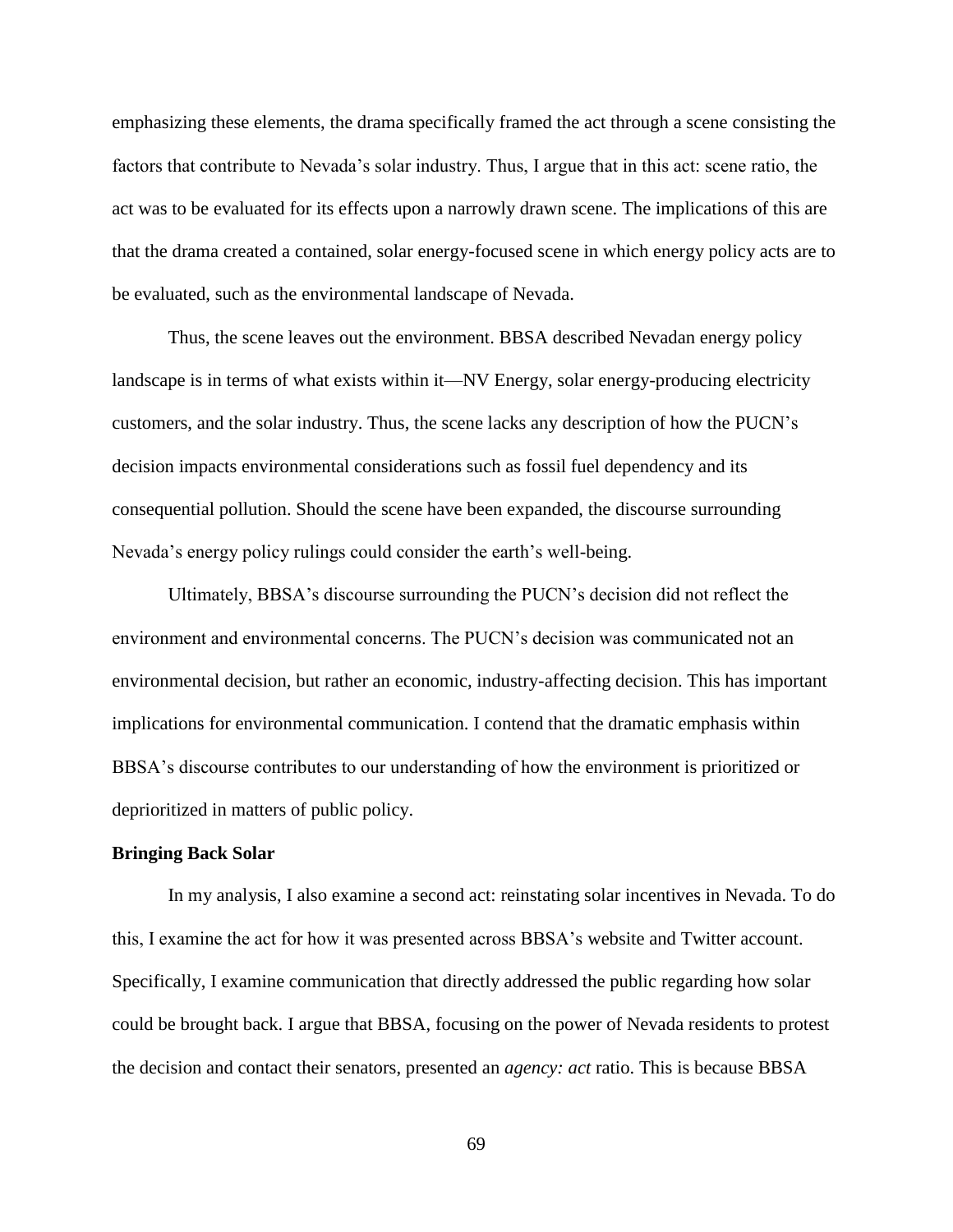emphasizing these elements, the drama specifically framed the act through a scene consisting the factors that contribute to Nevada's solar industry. Thus, I argue that in this act: scene ratio, the act was to be evaluated for its effects upon a narrowly drawn scene. The implications of this are that the drama created a contained, solar energy-focused scene in which energy policy acts are to be evaluated, such as the environmental landscape of Nevada.

Thus, the scene leaves out the environment. BBSA described Nevadan energy policy landscape is in terms of what exists within it—NV Energy, solar energy-producing electricity customers, and the solar industry. Thus, the scene lacks any description of how the PUCN's decision impacts environmental considerations such as fossil fuel dependency and its consequential pollution. Should the scene have been expanded, the discourse surrounding Nevada's energy policy rulings could consider the earth's well-being.

Ultimately, BBSA's discourse surrounding the PUCN's decision did not reflect the environment and environmental concerns. The PUCN's decision was communicated not an environmental decision, but rather an economic, industry-affecting decision. This has important implications for environmental communication. I contend that the dramatic emphasis within BBSA's discourse contributes to our understanding of how the environment is prioritized or deprioritized in matters of public policy.

**Bringing Back Solar**

In my analysis, I also examine a second act: reinstating solar incentives in Nevada. To do this, I examine the act for how it was presented across BBSA's website and Twitter account. Specifically, I examine communication that directly addressed the public regarding how solar could be brought back. I argue that BBSA, focusing on the power of Nevada residents to protest the decision and contact their senators, presented an *agency: act* ratio. This is because BBSA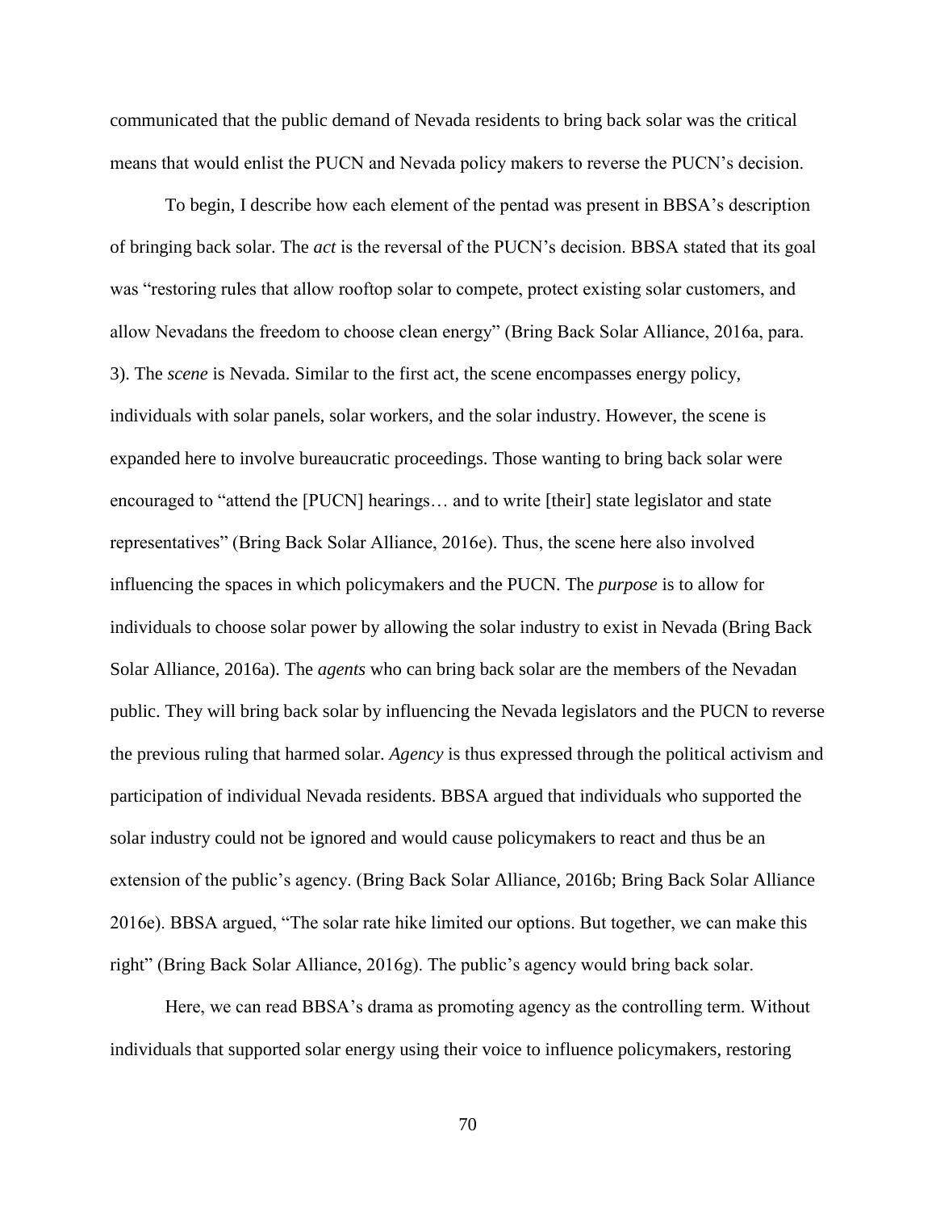communicated that the public demand of Nevada residents to bring back solar was the critical means that would enlist the PUCN and Nevada policy makers to reverse the PUCN's decision.

To begin, I describe how each element of the pentad was present in BBSA's description of bringing back solar. The *act* is the reversal of the PUCN's decision. BBSA stated that its goal was "restoring rules that allow rooftop solar to compete, protect existing solar customers, and allow Nevadans the freedom to choose clean energy" (Bring Back Solar Alliance, 2016a, para. 3). The *scene* is Nevada. Similar to the first act, the scene encompasses energy policy, individuals with solar panels, solar workers, and the solar industry. However, the scene is expanded here to involve bureaucratic proceedings. Those wanting to bring back solar were encouraged to "attend the [PUCN] hearings… and to write [their] state legislator and state representatives" (Bring Back Solar Alliance, 2016e). Thus, the scene here also involved influencing the spaces in which policymakers and the PUCN. The *purpose* is to allow for individuals to choose solar power by allowing the solar industry to exist in Nevada (Bring Back Solar Alliance, 2016a). The *agents* who can bring back solar are the members of the Nevadan public. They will bring back solar by influencing the Nevada legislators and the PUCN to reverse the previous ruling that harmed solar. *Agency* is thus expressed through the political activism and participation of individual Nevada residents. BBSA argued that individuals who supported the solar industry could not be ignored and would cause policymakers to react and thus be an extension of the public's agency. (Bring Back Solar Alliance, 2016b; Bring Back Solar Alliance 2016e). BBSA argued, "The solar rate hike limited our options. But together, we can make this right" (Bring Back Solar Alliance, 2016g). The public's agency would bring back solar.

Here, we can read BBSA's drama as promoting agency as the controlling term. Without individuals that supported solar energy using their voice to influence policymakers, restoring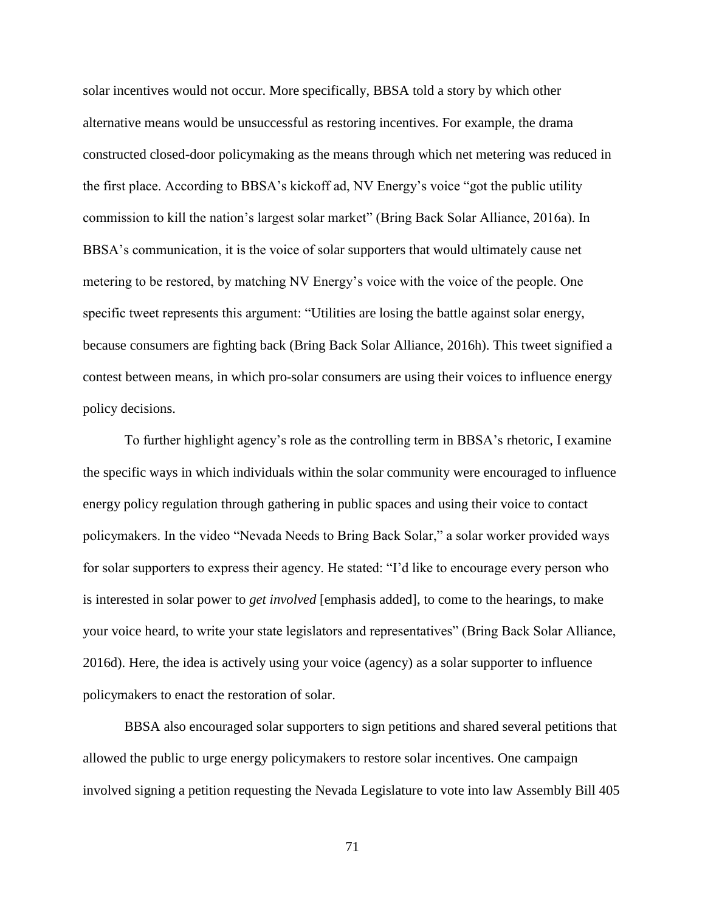solar incentives would not occur. More specifically, BBSA told a story by which other alternative means would be unsuccessful as restoring incentives. For example, the drama constructed closed-door policymaking as the means through which net metering was reduced in the first place. According to BBSA's kickoff ad, NV Energy's voice "got the public utility commission to kill the nation's largest solar market" (Bring Back Solar Alliance, 2016a). In BBSA's communication, it is the voice of solar supporters that would ultimately cause net metering to be restored, by matching NV Energy's voice with the voice of the people. One specific tweet represents this argument: "Utilities are losing the battle against solar energy, because consumers are fighting back (Bring Back Solar Alliance, 2016h). This tweet signified a contest between means, in which pro-solar consumers are using their voices to influence energy policy decisions.

To further highlight agency's role as the controlling term in BBSA's rhetoric, I examine the specific ways in which individuals within the solar community were encouraged to influence energy policy regulation through gathering in public spaces and using their voice to contact policymakers. In the video "Nevada Needs to Bring Back Solar," a solar worker provided ways for solar supporters to express their agency. He stated: "I'd like to encourage every person who is interested in solar power to *get involved* [emphasis added], to come to the hearings, to make your voice heard, to write your state legislators and representatives" (Bring Back Solar Alliance, 2016d). Here, the idea is actively using your voice (agency) as a solar supporter to influence policymakers to enact the restoration of solar.

BBSA also encouraged solar supporters to sign petitions and shared several petitions that allowed the public to urge energy policymakers to restore solar incentives. One campaign involved signing a petition requesting the Nevada Legislature to vote into law Assembly Bill 405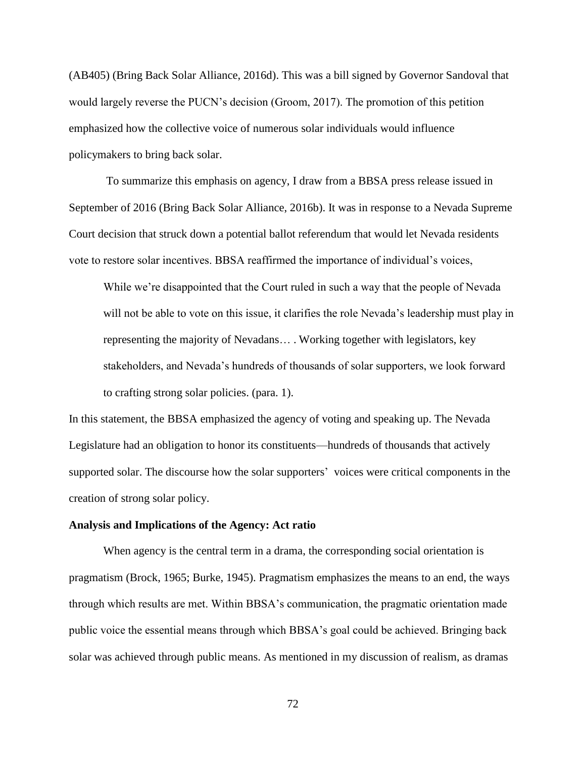(AB405) (Bring Back Solar Alliance, 2016d). This was a bill signed by Governor Sandoval that would largely reverse the PUCN's decision (Groom, 2017). The promotion of this petition emphasized how the collective voice of numerous solar individuals would influence policymakers to bring back solar.

To summarize this emphasis on agency, I draw from a BBSA press release issued in September of 2016 (Bring Back Solar Alliance, 2016b). It was in response to a Nevada Supreme Court decision that struck down a potential ballot referendum that would let Nevada residents vote to restore solar incentives. BBSA reaffirmed the importance of individual's voices,

> While we're disappointed that the Court ruled in such a way that the people of Nevada will not be able to vote on this issue, it clarifies the role Nevada's leadership must play in representing the majority of Nevadans… . Working together with legislators, key stakeholders, and Nevada's hundreds of thousands of solar supporters, we look forward to crafting strong solar policies. (para. 1).

In this statement, the BBSA emphasized the agency of voting and speaking up. The Nevada Legislature had an obligation to honor its constituents—hundreds of thousands that actively supported solar. The discourse how the solar supporters' voices were critical components in the creation of strong solar policy.

**Analysis and Implications of the Agency: Act ratio**

When agency is the central term in a drama, the corresponding social orientation is pragmatism (Brock, 1965; Burke, 1945). Pragmatism emphasizes the means to an end, the ways through which results are met. Within BBSA's communication, the pragmatic orientation made public voice the essential means through which BBSA's goal could be achieved. Bringing back solar was achieved through public means. As mentioned in my discussion of realism, as dramas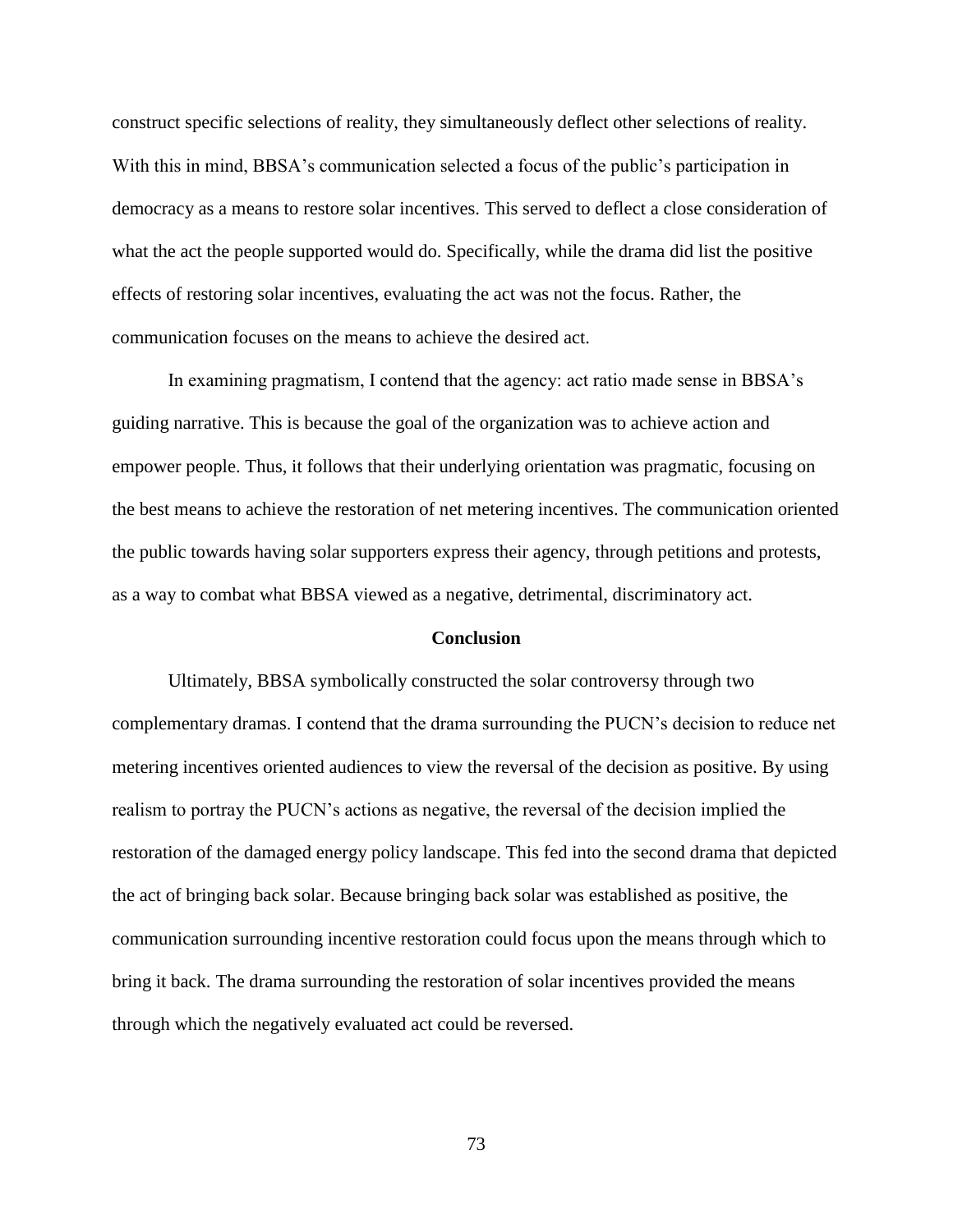construct specific selections of reality, they simultaneously deflect other selections of reality. With this in mind, BBSA's communication selected a focus of the public's participation in democracy as a means to restore solar incentives. This served to deflect a close consideration of what the act the people supported would do. Specifically, while the drama did list the positive effects of restoring solar incentives, evaluating the act was not the focus. Rather, the communication focuses on the means to achieve the desired act.

In examining pragmatism, I contend that the agency: act ratio made sense in BBSA's guiding narrative. This is because the goal of the organization was to achieve action and empower people. Thus, it follows that their underlying orientation was pragmatic, focusing on the best means to achieve the restoration of net metering incentives. The communication oriented the public towards having solar supporters express their agency, through petitions and protests, as a way to combat what BBSA viewed as a negative, detrimental, discriminatory act.

## Conclusion

Ultimately, BBSA symbolically constructed the solar controversy through two complementary dramas. I contend that the drama surrounding the PUCN's decision to reduce net metering incentives oriented audiences to view the reversal of the decision as positive. By using realism to portray the PUCN's actions as negative, the reversal of the decision implied the restoration of the damaged energy policy landscape. This fed into the second drama that depicted the act of bringing back solar. Because bringing back solar was established as positive, the communication surrounding incentive restoration could focus upon the means through which to bring it back. The drama surrounding the restoration of solar incentives provided the means through which the negatively evaluated act could be reversed.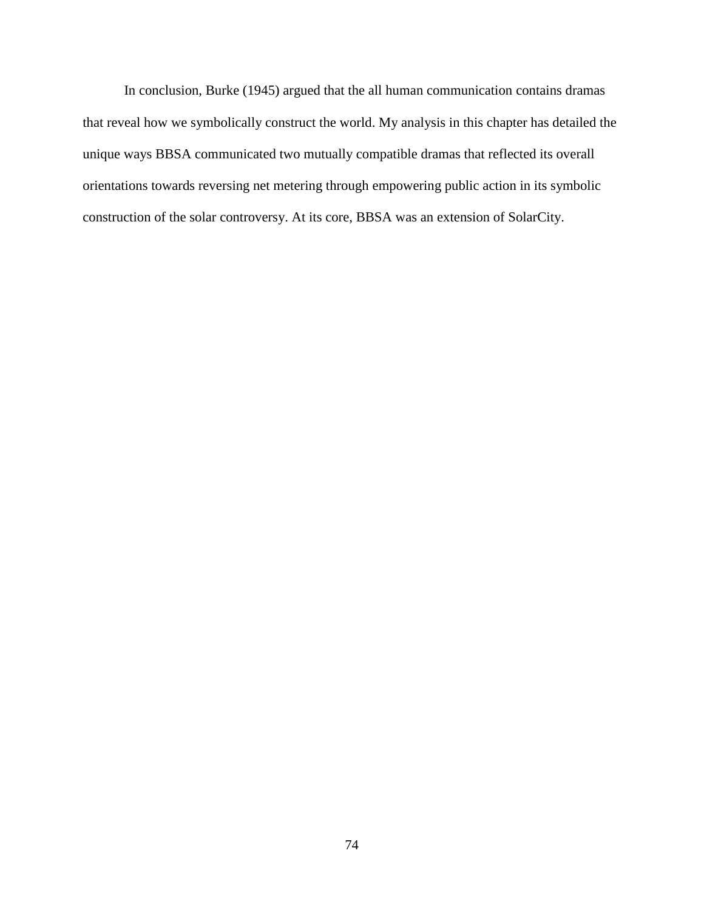In conclusion, Burke (1945) argued that the all human communication contains dramas that reveal how we symbolically construct the world. My analysis in this chapter has detailed the unique ways BBSA communicated two mutually compatible dramas that reflected its overall orientations towards reversing net metering through empowering public action in its symbolic construction of the solar controversy. At its core, BBSA was an extension of SolarCity.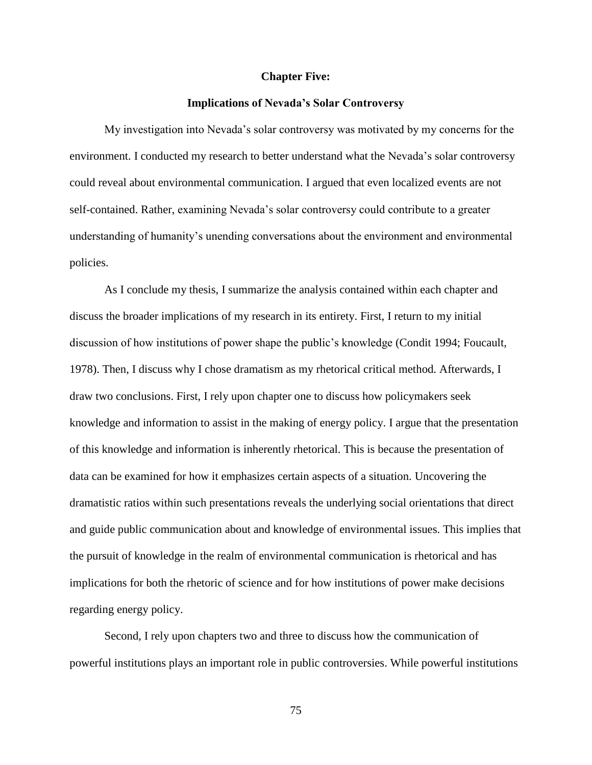# Chapter Five:

## Implications of Nevada's Solar Controversy

My investigation into Nevada's solar controversy was motivated by my concerns for the environment. I conducted my research to better understand what the Nevada's solar controversy could reveal about environmental communication. I argued that even localized events are not self-contained. Rather, examining Nevada's solar controversy could contribute to a greater understanding of humanity's unending conversations about the environment and environmental policies.

As I conclude my thesis, I summarize the analysis contained within each chapter and discuss the broader implications of my research in its entirety. First, I return to my initial discussion of how institutions of power shape the public's knowledge (Condit 1994; Foucault, 1978). Then, I discuss why I chose dramatism as my rhetorical critical method. Afterwards, I draw two conclusions. First, I rely upon chapter one to discuss how policymakers seek knowledge and information to assist in the making of energy policy. I argue that the presentation of this knowledge and information is inherently rhetorical. This is because the presentation of data can be examined for how it emphasizes certain aspects of a situation. Uncovering the dramatistic ratios within such presentations reveals the underlying social orientations that direct and guide public communication about and knowledge of environmental issues. This implies that the pursuit of knowledge in the realm of environmental communication is rhetorical and has implications for both the rhetoric of science and for how institutions of power make decisions regarding energy policy.

Second, I rely upon chapters two and three to discuss how the communication of powerful institutions plays an important role in public controversies. While powerful institutions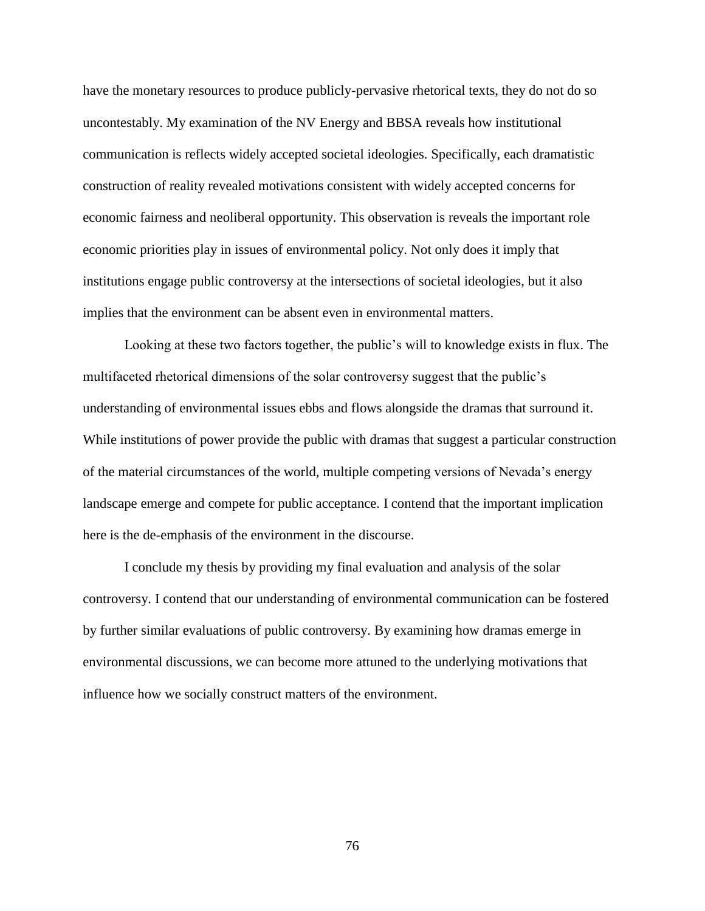have the monetary resources to produce publicly-pervasive rhetorical texts, they do not do so uncontestably. My examination of the NV Energy and BBSA reveals how institutional communication is reflects widely accepted societal ideologies. Specifically, each dramatistic construction of reality revealed motivations consistent with widely accepted concerns for economic fairness and neoliberal opportunity. This observation is reveals the important role economic priorities play in issues of environmental policy. Not only does it imply that institutions engage public controversy at the intersections of societal ideologies, but it also implies that the environment can be absent even in environmental matters.

Looking at these two factors together, the public's will to knowledge exists in flux. The multifaceted rhetorical dimensions of the solar controversy suggest that the public's understanding of environmental issues ebbs and flows alongside the dramas that surround it. While institutions of power provide the public with dramas that suggest a particular construction of the material circumstances of the world, multiple competing versions of Nevada's energy landscape emerge and compete for public acceptance. I contend that the important implication here is the de-emphasis of the environment in the discourse.

I conclude my thesis by providing my final evaluation and analysis of the solar controversy. I contend that our understanding of environmental communication can be fostered by further similar evaluations of public controversy. By examining how dramas emerge in environmental discussions, we can become more attuned to the underlying motivations that influence how we socially construct matters of the environment.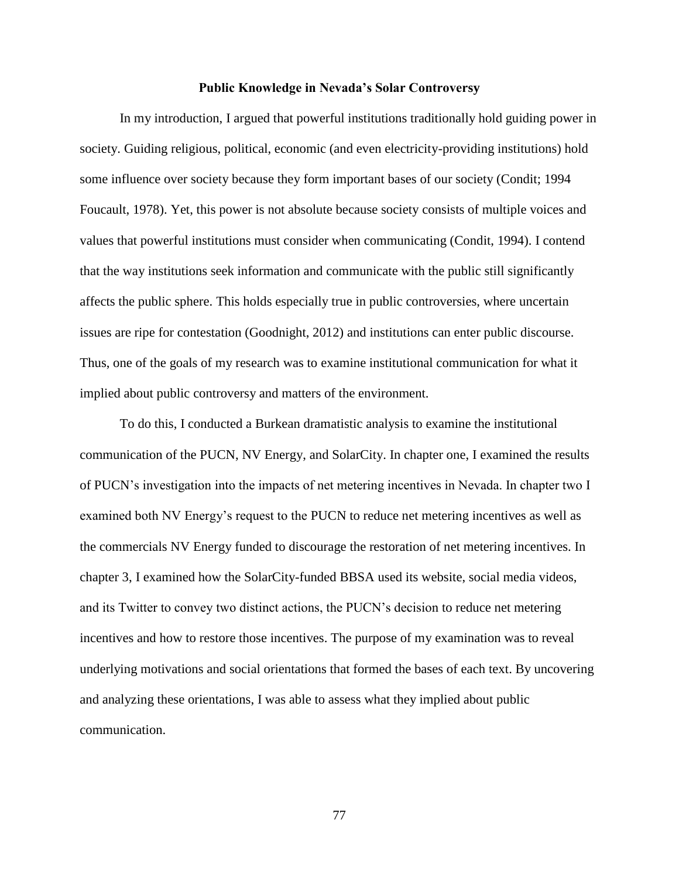## Public Knowledge in Nevada's Solar Controversy

In my introduction, I argued that powerful institutions traditionally hold guiding power in society. Guiding religious, political, economic (and even electricity-providing institutions) hold some influence over society because they form important bases of our society (Condit; 1994 Foucault, 1978). Yet, this power is not absolute because society consists of multiple voices and values that powerful institutions must consider when communicating (Condit, 1994). I contend that the way institutions seek information and communicate with the public still significantly affects the public sphere. This holds especially true in public controversies, where uncertain issues are ripe for contestation (Goodnight, 2012) and institutions can enter public discourse. Thus, one of the goals of my research was to examine institutional communication for what it implied about public controversy and matters of the environment.

To do this, I conducted a Burkean dramatistic analysis to examine the institutional communication of the PUCN, NV Energy, and SolarCity. In chapter one, I examined the results of PUCN's investigation into the impacts of net metering incentives in Nevada. In chapter two I examined both NV Energy's request to the PUCN to reduce net metering incentives as well as the commercials NV Energy funded to discourage the restoration of net metering incentives. In chapter 3, I examined how the SolarCity-funded BBSA used its website, social media videos, and its Twitter to convey two distinct actions, the PUCN's decision to reduce net metering incentives and how to restore those incentives. The purpose of my examination was to reveal underlying motivations and social orientations that formed the bases of each text. By uncovering and analyzing these orientations, I was able to assess what they implied about public communication.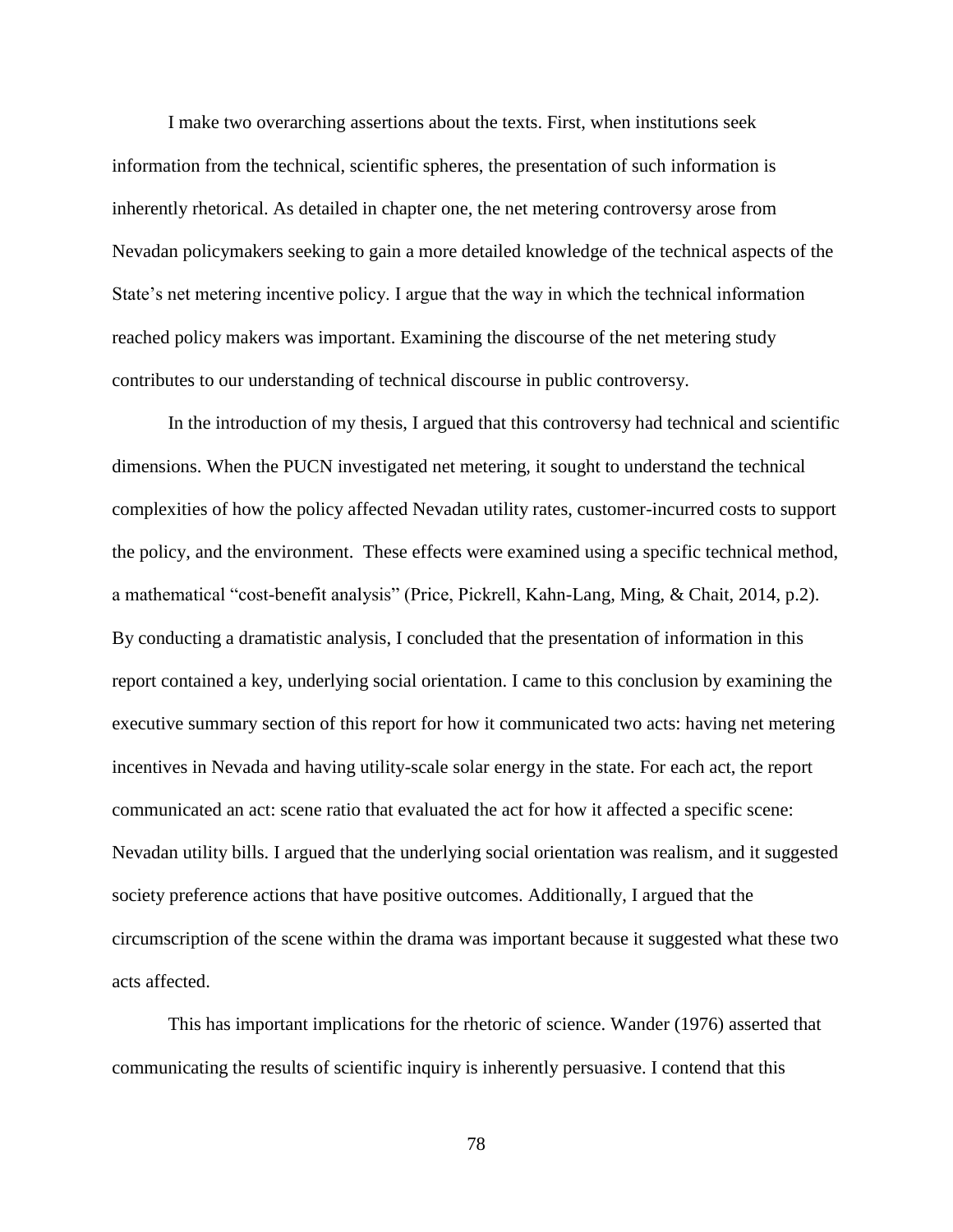I make two overarching assertions about the texts. First, when institutions seek information from the technical, scientific spheres, the presentation of such information is inherently rhetorical. As detailed in chapter one, the net metering controversy arose from Nevadan policymakers seeking to gain a more detailed knowledge of the technical aspects of the State's net metering incentive policy. I argue that the way in which the technical information reached policy makers was important. Examining the discourse of the net metering study contributes to our understanding of technical discourse in public controversy.

In the introduction of my thesis, I argued that this controversy had technical and scientific dimensions. When the PUCN investigated net metering, it sought to understand the technical complexities of how the policy affected Nevadan utility rates, customer-incurred costs to support the policy, and the environment. These effects were examined using a specific technical method, a mathematical "cost-benefit analysis" (Price, Pickrell, Kahn-Lang, Ming, & Chait, 2014, p.2). By conducting a dramatistic analysis, I concluded that the presentation of information in this report contained a key, underlying social orientation. I came to this conclusion by examining the executive summary section of this report for how it communicated two acts: having net metering incentives in Nevada and having utility-scale solar energy in the state. For each act, the report communicated an act: scene ratio that evaluated the act for how it affected a specific scene: Nevadan utility bills. I argued that the underlying social orientation was realism, and it suggested society preference actions that have positive outcomes. Additionally, I argued that the circumscription of the scene within the drama was important because it suggested what these two acts affected.

This has important implications for the rhetoric of science. Wander (1976) asserted that communicating the results of scientific inquiry is inherently persuasive. I contend that this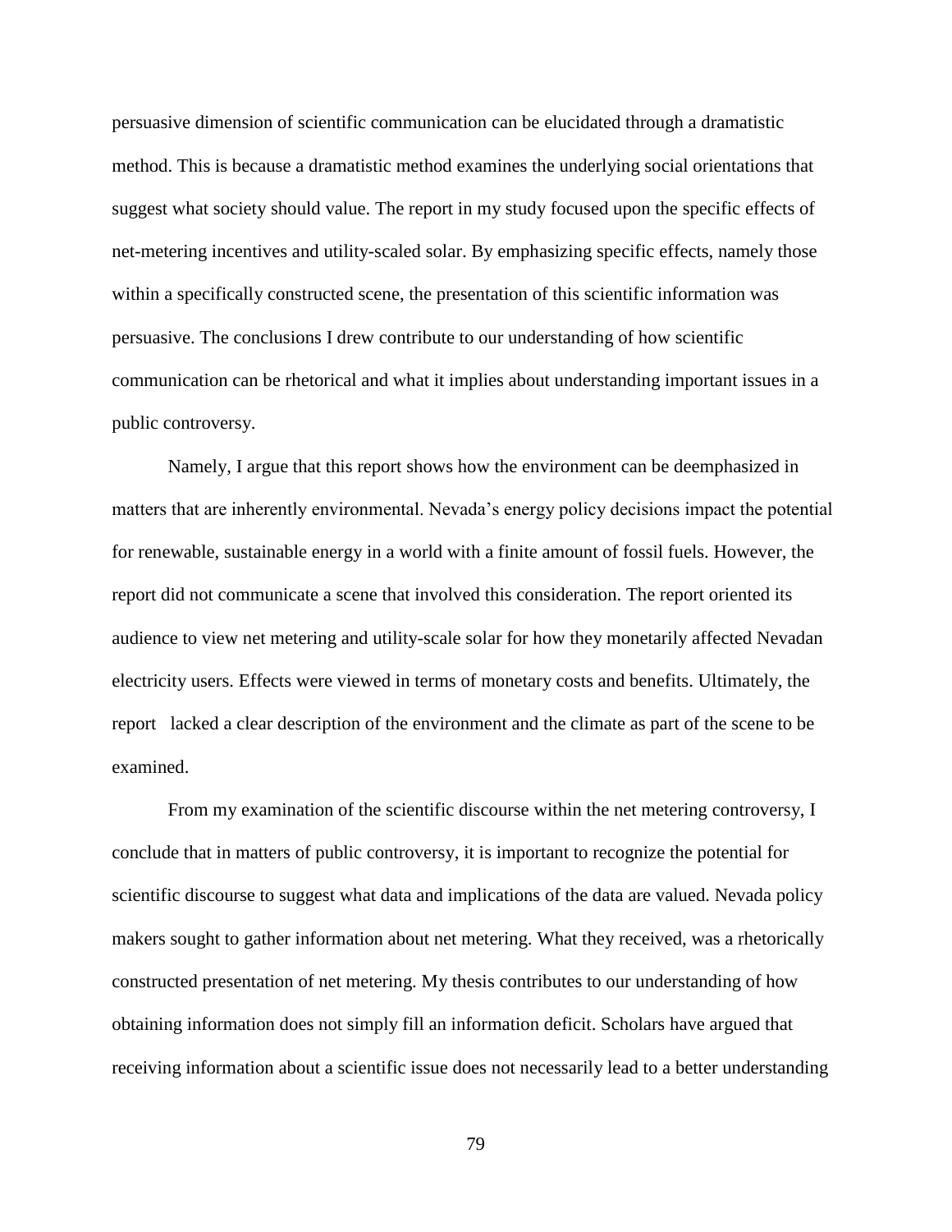persuasive dimension of scientific communication can be elucidated through a dramatistic method. This is because a dramatistic method examines the underlying social orientations that suggest what society should value. The report in my study focused upon the specific effects of net-metering incentives and utility-scaled solar. By emphasizing specific effects, namely those within a specifically constructed scene, the presentation of this scientific information was persuasive. The conclusions I drew contribute to our understanding of how scientific communication can be rhetorical and what it implies about understanding important issues in a public controversy.

Namely, I argue that this report shows how the environment can be deemphasized in matters that are inherently environmental. Nevada's energy policy decisions impact the potential for renewable, sustainable energy in a world with a finite amount of fossil fuels. However, the report did not communicate a scene that involved this consideration. The report oriented its audience to view net metering and utility-scale solar for how they monetarily affected Nevadan electricity users. Effects were viewed in terms of monetary costs and benefits. Ultimately, the report lacked a clear description of the environment and the climate as part of the scene to be examined.

From my examination of the scientific discourse within the net metering controversy, I conclude that in matters of public controversy, it is important to recognize the potential for scientific discourse to suggest what data and implications of the data are valued. Nevada policy makers sought to gather information about net metering. What they received, was a rhetorically constructed presentation of net metering. My thesis contributes to our understanding of how obtaining information does not simply fill an information deficit. Scholars have argued that receiving information about a scientific issue does not necessarily lead to a better understanding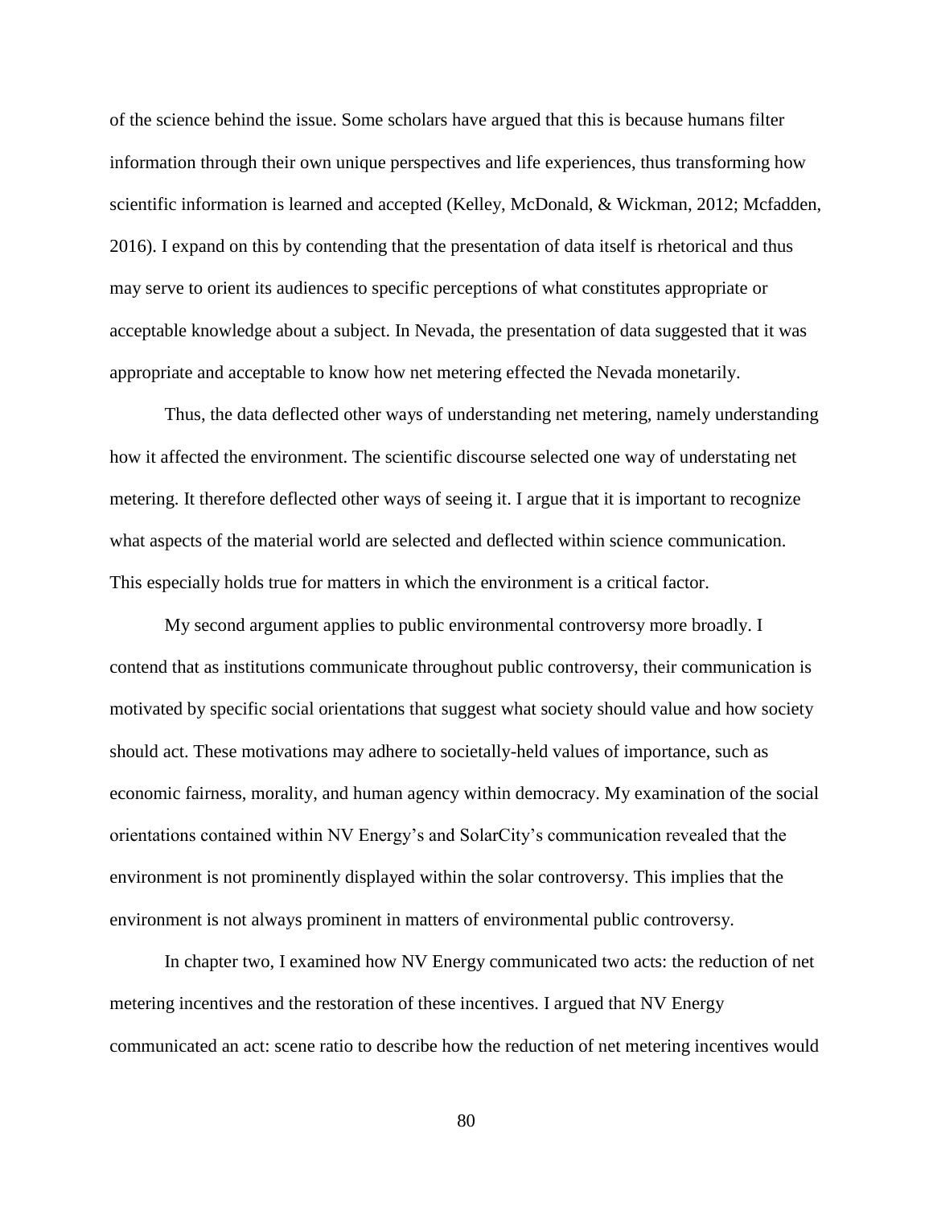of the science behind the issue. Some scholars have argued that this is because humans filter information through their own unique perspectives and life experiences, thus transforming how scientific information is learned and accepted (Kelley, McDonald, & Wickman, 2012; Mcfadden, 2016). I expand on this by contending that the presentation of data itself is rhetorical and thus may serve to orient its audiences to specific perceptions of what constitutes appropriate or acceptable knowledge about a subject. In Nevada, the presentation of data suggested that it was appropriate and acceptable to know how net metering effected the Nevada monetarily.

Thus, the data deflected other ways of understanding net metering, namely understanding how it affected the environment. The scientific discourse selected one way of understating net metering. It therefore deflected other ways of seeing it. I argue that it is important to recognize what aspects of the material world are selected and deflected within science communication. This especially holds true for matters in which the environment is a critical factor.

My second argument applies to public environmental controversy more broadly. I contend that as institutions communicate throughout public controversy, their communication is motivated by specific social orientations that suggest what society should value and how society should act. These motivations may adhere to societally-held values of importance, such as economic fairness, morality, and human agency within democracy. My examination of the social orientations contained within NV Energy's and SolarCity's communication revealed that the environment is not prominently displayed within the solar controversy. This implies that the environment is not always prominent in matters of environmental public controversy.

In chapter two, I examined how NV Energy communicated two acts: the reduction of net metering incentives and the restoration of these incentives. I argued that NV Energy communicated an act: scene ratio to describe how the reduction of net metering incentives would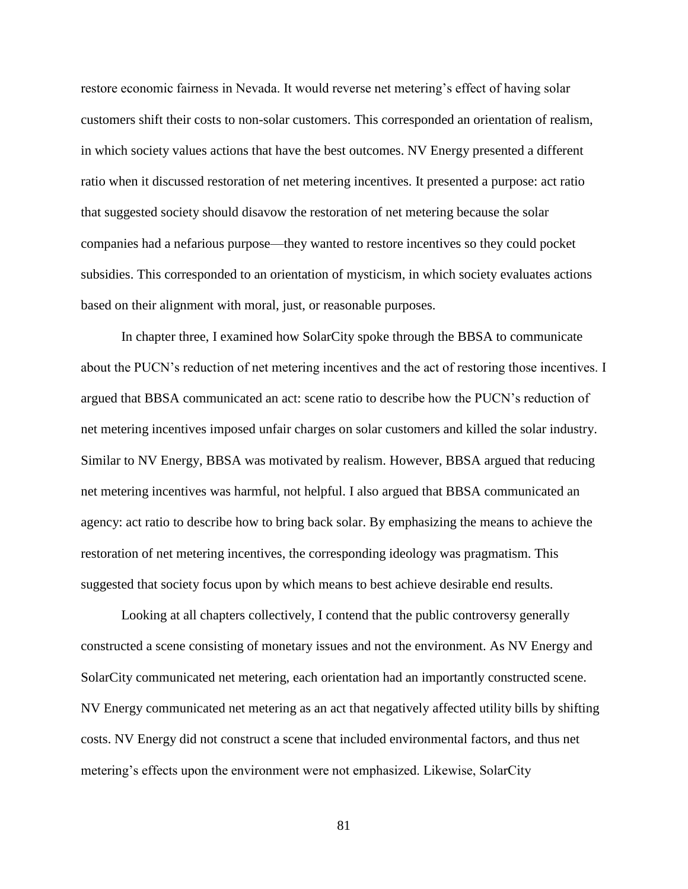restore economic fairness in Nevada. It would reverse net metering's effect of having solar customers shift their costs to non-solar customers. This corresponded an orientation of realism, in which society values actions that have the best outcomes. NV Energy presented a different ratio when it discussed restoration of net metering incentives. It presented a purpose: act ratio that suggested society should disavow the restoration of net metering because the solar companies had a nefarious purpose—they wanted to restore incentives so they could pocket subsidies. This corresponded to an orientation of mysticism, in which society evaluates actions based on their alignment with moral, just, or reasonable purposes.

In chapter three, I examined how SolarCity spoke through the BBSA to communicate about the PUCN's reduction of net metering incentives and the act of restoring those incentives. I argued that BBSA communicated an act: scene ratio to describe how the PUCN's reduction of net metering incentives imposed unfair charges on solar customers and killed the solar industry. Similar to NV Energy, BBSA was motivated by realism. However, BBSA argued that reducing net metering incentives was harmful, not helpful. I also argued that BBSA communicated an agency: act ratio to describe how to bring back solar. By emphasizing the means to achieve the restoration of net metering incentives, the corresponding ideology was pragmatism. This suggested that society focus upon by which means to best achieve desirable end results.

Looking at all chapters collectively, I contend that the public controversy generally constructed a scene consisting of monetary issues and not the environment. As NV Energy and SolarCity communicated net metering, each orientation had an importantly constructed scene. NV Energy communicated net metering as an act that negatively affected utility bills by shifting costs. NV Energy did not construct a scene that included environmental factors, and thus net metering's effects upon the environment were not emphasized. Likewise, SolarCity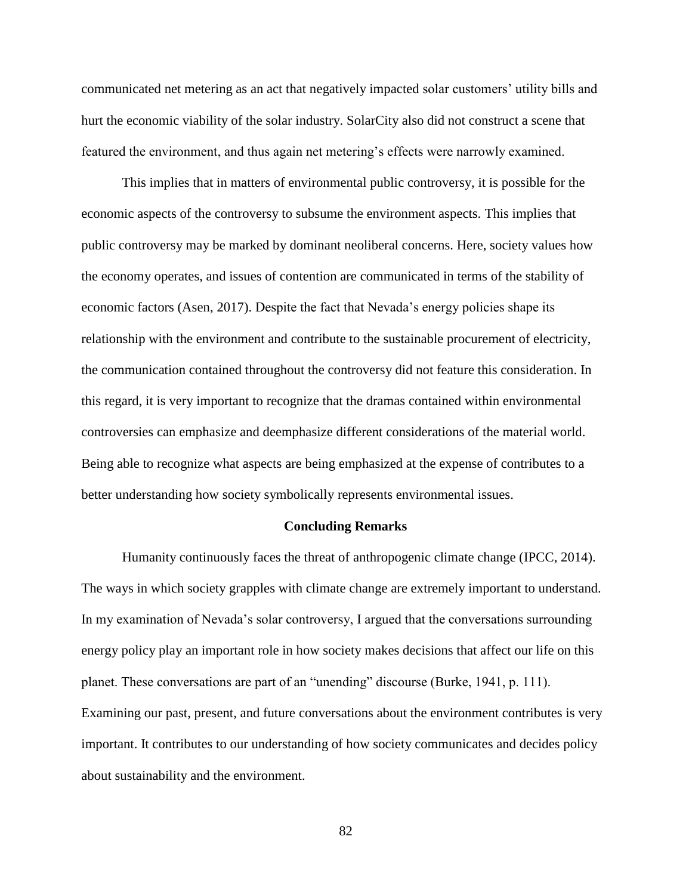communicated net metering as an act that negatively impacted solar customers' utility bills and hurt the economic viability of the solar industry. SolarCity also did not construct a scene that featured the environment, and thus again net metering's effects were narrowly examined.

This implies that in matters of environmental public controversy, it is possible for the economic aspects of the controversy to subsume the environment aspects. This implies that public controversy may be marked by dominant neoliberal concerns. Here, society values how the economy operates, and issues of contention are communicated in terms of the stability of economic factors (Asen, 2017). Despite the fact that Nevada's energy policies shape its relationship with the environment and contribute to the sustainable procurement of electricity, the communication contained throughout the controversy did not feature this consideration. In this regard, it is very important to recognize that the dramas contained within environmental controversies can emphasize and deemphasize different considerations of the material world. Being able to recognize what aspects are being emphasized at the expense of contributes to a better understanding how society symbolically represents environmental issues.

## Concluding Remarks

Humanity continuously faces the threat of anthropogenic climate change (IPCC, 2014). The ways in which society grapples with climate change are extremely important to understand. In my examination of Nevada's solar controversy, I argued that the conversations surrounding energy policy play an important role in how society makes decisions that affect our life on this planet. These conversations are part of an "unending" discourse (Burke, 1941, p. 111). Examining our past, present, and future conversations about the environment contributes is very important. It contributes to our understanding of how society communicates and decides policy about sustainability and the environment.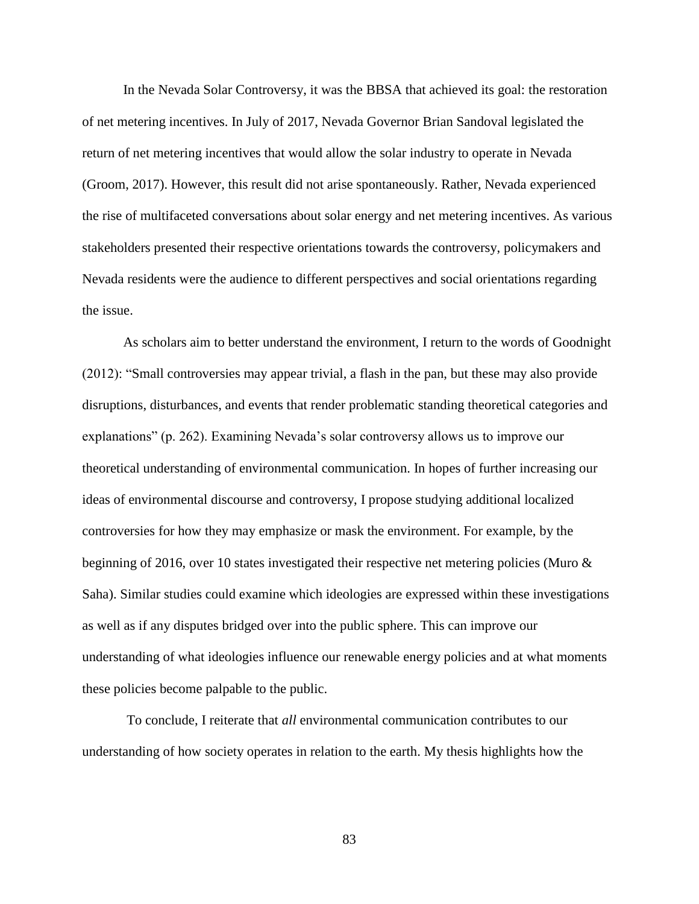In the Nevada Solar Controversy, it was the BBSA that achieved its goal: the restoration of net metering incentives. In July of 2017, Nevada Governor Brian Sandoval legislated the return of net metering incentives that would allow the solar industry to operate in Nevada (Groom, 2017). However, this result did not arise spontaneously. Rather, Nevada experienced the rise of multifaceted conversations about solar energy and net metering incentives. As various stakeholders presented their respective orientations towards the controversy, policymakers and Nevada residents were the audience to different perspectives and social orientations regarding the issue.

As scholars aim to better understand the environment, I return to the words of Goodnight (2012): "Small controversies may appear trivial, a flash in the pan, but these may also provide disruptions, disturbances, and events that render problematic standing theoretical categories and explanations" (p. 262). Examining Nevada's solar controversy allows us to improve our theoretical understanding of environmental communication. In hopes of further increasing our ideas of environmental discourse and controversy, I propose studying additional localized controversies for how they may emphasize or mask the environment. For example, by the beginning of 2016, over 10 states investigated their respective net metering policies (Muro & Saha). Similar studies could examine which ideologies are expressed within these investigations as well as if any disputes bridged over into the public sphere. This can improve our understanding of what ideologies influence our renewable energy policies and at what moments these policies become palpable to the public.

To conclude, I reiterate that *all* environmental communication contributes to our understanding of how society operates in relation to the earth. My thesis highlights how the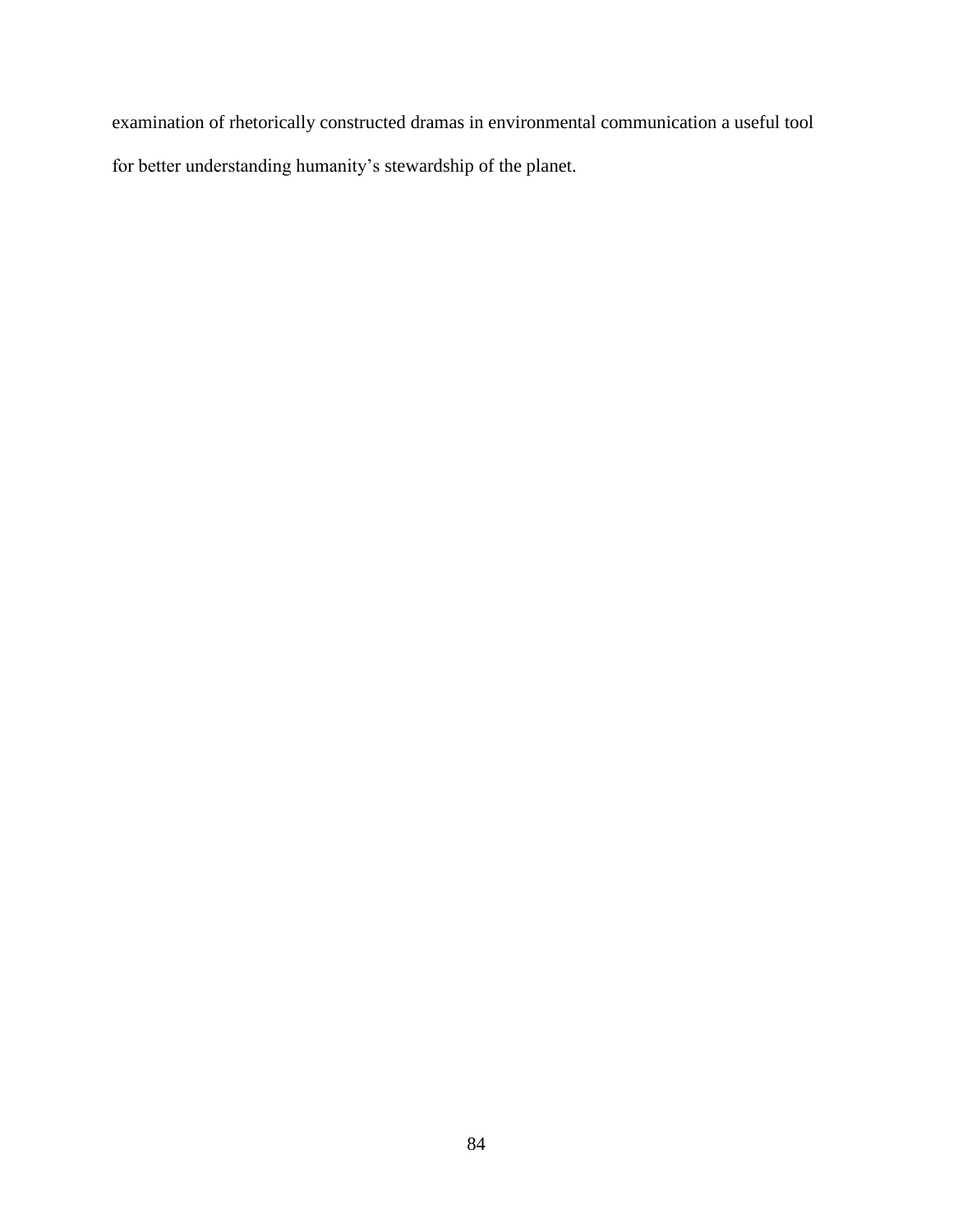examination of rhetorically constructed dramas in environmental communication a useful tool for better understanding humanity's stewardship of the planet.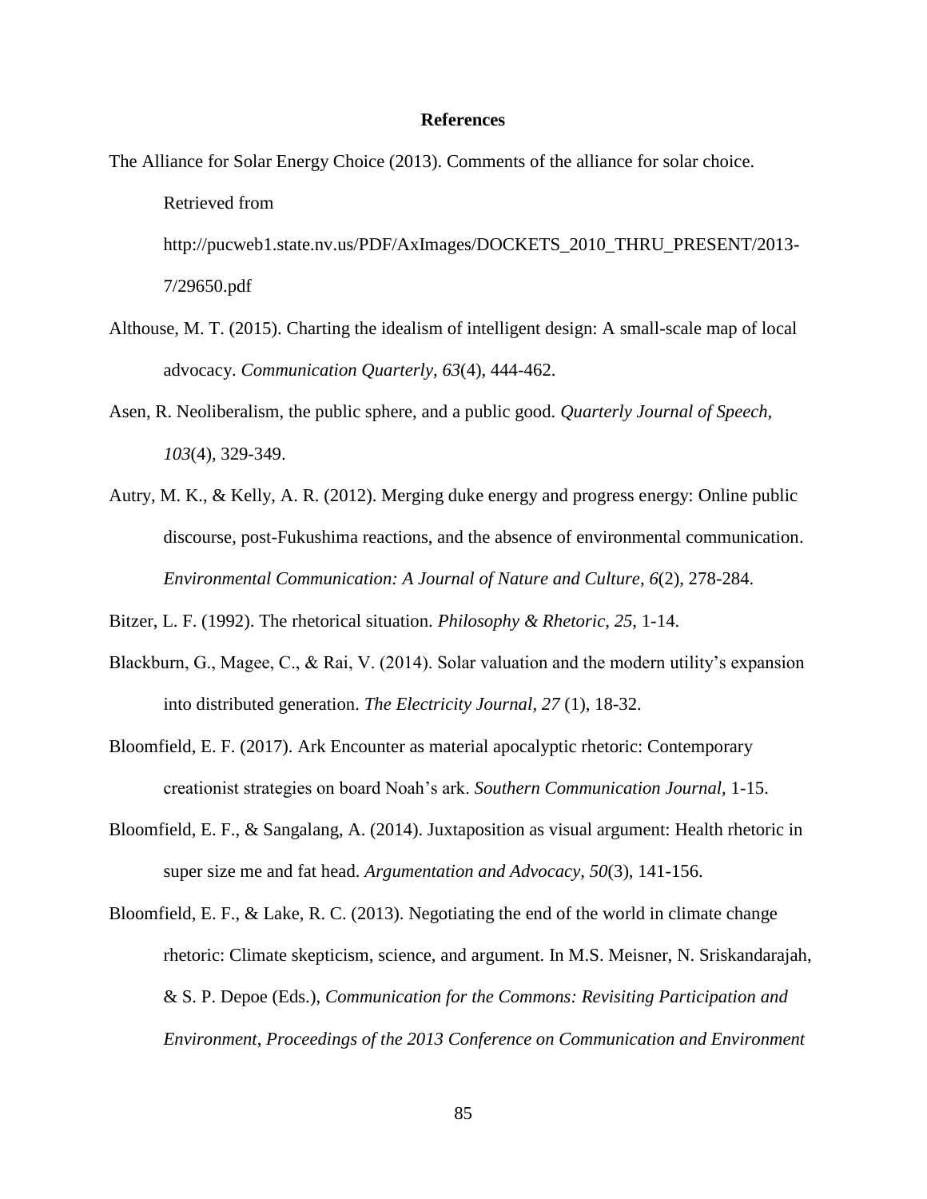# References

The Alliance for Solar Energy Choice (2013). Comments of the alliance for solar choice. Retrieved from http://pucweb1.state.nv.us/PDF/AxImages/DOCKETS_2010_THRU_PRESENT/2013-7/29650.pdf

Althouse, M. T. (2015). Charting the idealism of intelligent design: A small-scale map of local advocacy. *Communication Quarterly, 63*(4), 444-462.

Asen, R. Neoliberalism, the public sphere, and a public good. *Quarterly Journal of Speech, 103*(4), 329-349.

Autry, M. K., & Kelly, A. R. (2012). Merging duke energy and progress energy: Online public discourse, post-Fukushima reactions, and the absence of environmental communication. *Environmental Communication: A Journal of Nature and Culture, 6*(2), 278-284.

Bitzer, L. F. (1992). The rhetorical situation. *Philosophy & Rhetoric*, *25*, 1-14.

Blackburn, G., Magee, C., & Rai, V. (2014). Solar valuation and the modern utility's expansion into distributed generation. *The Electricity Journal, 27* (1), 18-32.

Bloomfield, E. F. (2017). Ark Encounter as material apocalyptic rhetoric: Contemporary creationist strategies on board Noah's ark. *Southern Communication Journal,* 1-15.

Bloomfield, E. F., & Sangalang, A. (2014). Juxtaposition as visual argument: Health rhetoric in super size me and fat head. *Argumentation and Advocacy*, *50*(3), 141-156.

Bloomfield, E. F., & Lake, R. C. (2013). Negotiating the end of the world in climate change rhetoric: Climate skepticism, science, and argument. In M.S. Meisner, N. Sriskandarajah, & S. P. Depoe (Eds.), *Communication for the Commons: Revisiting Participation and Environment, Proceedings of the 2013 Conference on Communication and Environment*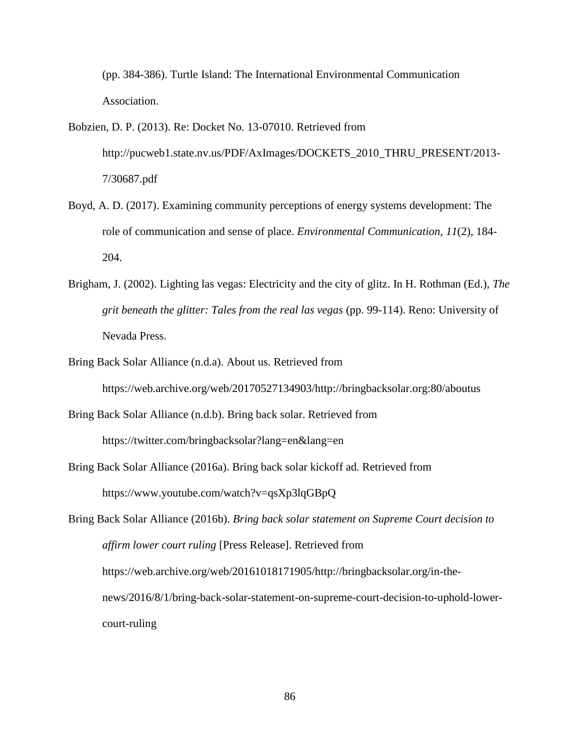(pp. 384-386). Turtle Island: The International Environmental Communication Association.

Bobzien, D. P. (2013). Re: Docket No. 13-07010. Retrieved from http://pucweb1.state.nv.us/PDF/AxImages/DOCKETS_2010_THRU_PRESENT/2013-7/30687.pdf

Boyd, A. D. (2017). Examining community perceptions of energy systems development: The role of communication and sense of place. *Environmental Communication*, *11*(2), 184-204.

Brigham, J. (2002). Lighting las vegas: Electricity and the city of glitz. In H. Rothman (Ed.), *The grit beneath the glitter: Tales from the real las vegas* (pp. 99-114). Reno: University of Nevada Press.

Bring Back Solar Alliance (n.d.a). About us. Retrieved from https://web.archive.org/web/20170527134903/http://bringbacksolar.org:80/aboutus

Bring Back Solar Alliance (n.d.b). Bring back solar. Retrieved from https://twitter.com/bringbacksolar?lang=en&lang=en

Bring Back Solar Alliance (2016a). Bring back solar kickoff ad. Retrieved from https://www.youtube.com/watch?v=qsXp3lqGBpQ

Bring Back Solar Alliance (2016b). *Bring back solar statement on Supreme Court decision to affirm lower court ruling* [Press Release]. Retrieved from https://web.archive.org/web/20161018171905/http://bringbacksolar.org/in-the-news/2016/8/1/bring-back-solar-statement-on-supreme-court-decision-to-uphold-lower-court-ruling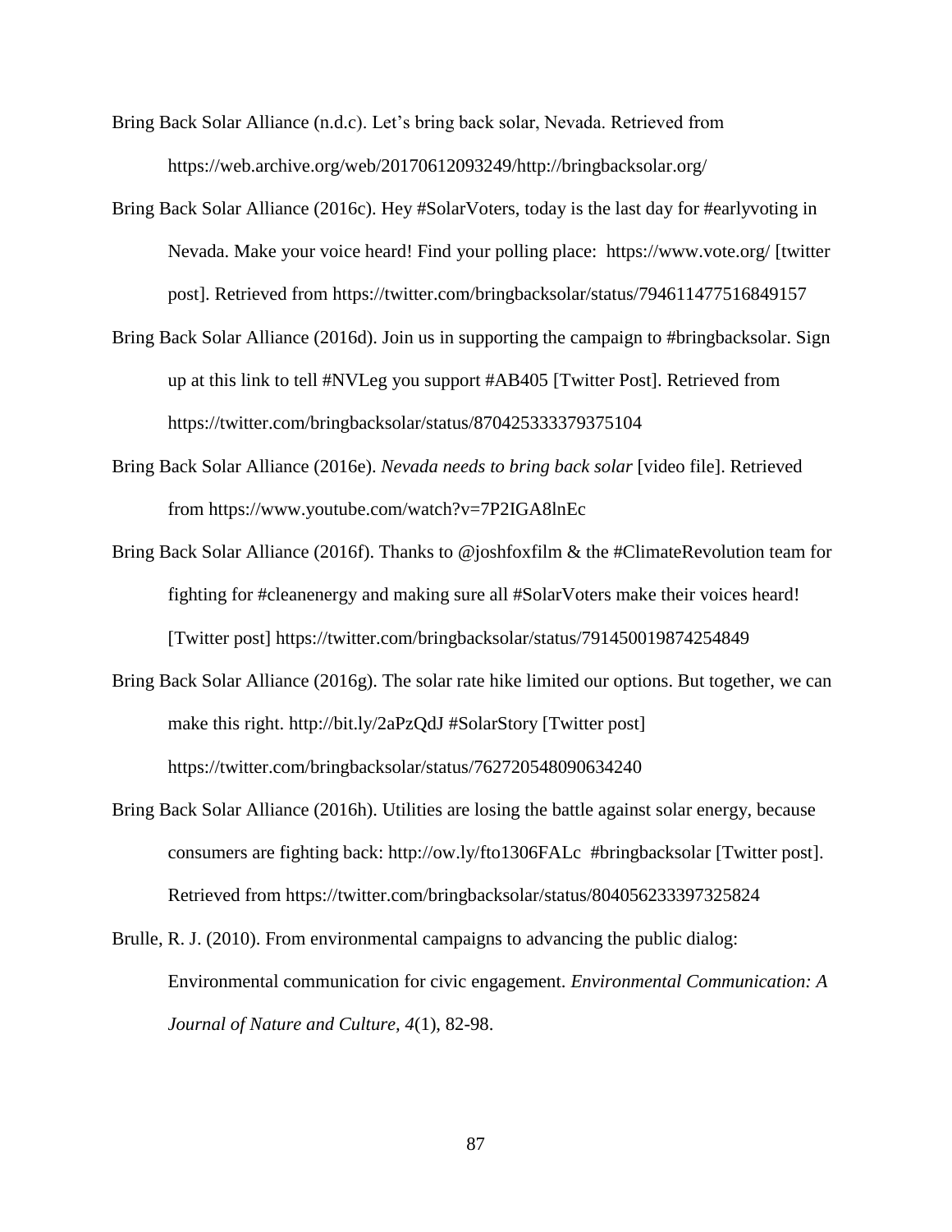Bring Back Solar Alliance (n.d.c). Let's bring back solar, Nevada. Retrieved from https://web.archive.org/web/20170612093249/http://bringbacksolar.org/

Bring Back Solar Alliance (2016c). Hey #SolarVoters, today is the last day for #earlyvoting in Nevada. Make your voice heard! Find your polling place: https://www.vote.org/ [twitter post]. Retrieved from https://twitter.com/bringbacksolar/status/794611477516849157

Bring Back Solar Alliance (2016d). Join us in supporting the campaign to #bringbacksolar. Sign up at this link to tell #NVLeg you support #AB405 [Twitter Post]. Retrieved from https://twitter.com/bringbacksolar/status/870425333379375104

Bring Back Solar Alliance (2016e). *Nevada needs to bring back solar* [video file]. Retrieved from https://www.youtube.com/watch?v=7P2IGA8lnEc

Bring Back Solar Alliance (2016f). Thanks to @joshfoxfilm & the #ClimateRevolution team for fighting for #cleanenergy and making sure all #SolarVoters make their voices heard! [Twitter post] https://twitter.com/bringbacksolar/status/791450019874254849

Bring Back Solar Alliance (2016g). The solar rate hike limited our options. But together, we can make this right. http://bit.ly/2aPzQdJ #SolarStory [Twitter post] https://twitter.com/bringbacksolar/status/762720548090634240

Bring Back Solar Alliance (2016h). Utilities are losing the battle against solar energy, because consumers are fighting back: http://ow.ly/fto1306FALc #bringbacksolar [Twitter post]. Retrieved from https://twitter.com/bringbacksolar/status/804056233397325824

Brulle, R. J. (2010). From environmental campaigns to advancing the public dialog: Environmental communication for civic engagement. *Environmental Communication: A Journal of Nature and Culture, 4*(1), 82-98.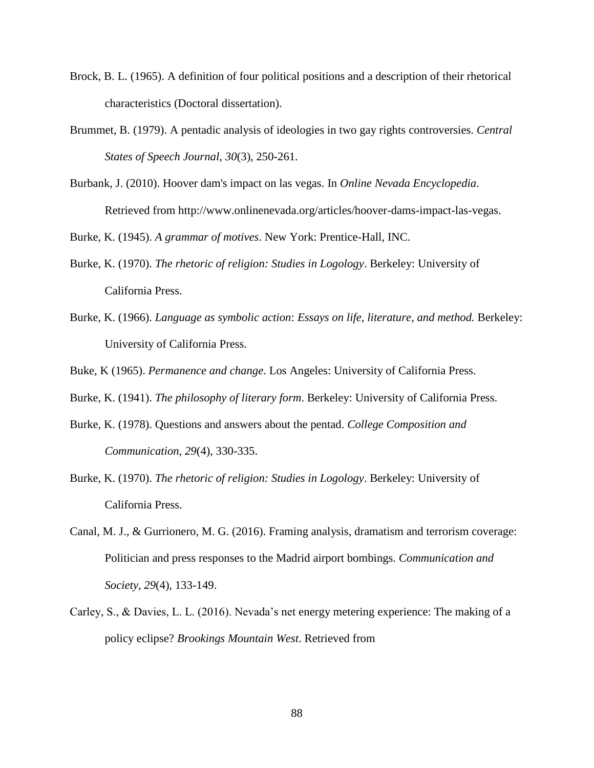Brock, B. L. (1965). A definition of four political positions and a description of their rhetorical characteristics (Doctoral dissertation).

Brummet, B. (1979). A pentadic analysis of ideologies in two gay rights controversies. *Central States of Speech Journal, 30*(3), 250-261.

Burbank, J. (2010). Hoover dam's impact on las vegas. In *Online Nevada Encyclopedia*. Retrieved from http://www.onlinenevada.org/articles/hoover-dams-impact-las-vegas.

Burke, K. (1945). *A grammar of motives*. New York: Prentice-Hall, INC.

Burke, K. (1970). *The rhetoric of religion: Studies in Logology*. Berkeley: University of California Press.

Burke, K. (1966). *Language as symbolic action*: *Essays on life, literature, and method.* Berkeley: University of California Press.

Buke, K (1965). *Permanence and change*. Los Angeles: University of California Press.

Burke, K. (1941). *The philosophy of literary form*. Berkeley: University of California Press.

Burke, K. (1978). Questions and answers about the pentad. *College Composition and Communication, 29*(4), 330-335.

Burke, K. (1970). *The rhetoric of religion: Studies in Logology*. Berkeley: University of California Press.

Canal, M. J., & Gurrionero, M. G. (2016). Framing analysis, dramatism and terrorism coverage: Politician and press responses to the Madrid airport bombings. *Communication and Society, 29*(4), 133-149.

Carley, S., & Davies, L. L. (2016). Nevada's net energy metering experience: The making of a policy eclipse? *Brookings Mountain West*. Retrieved from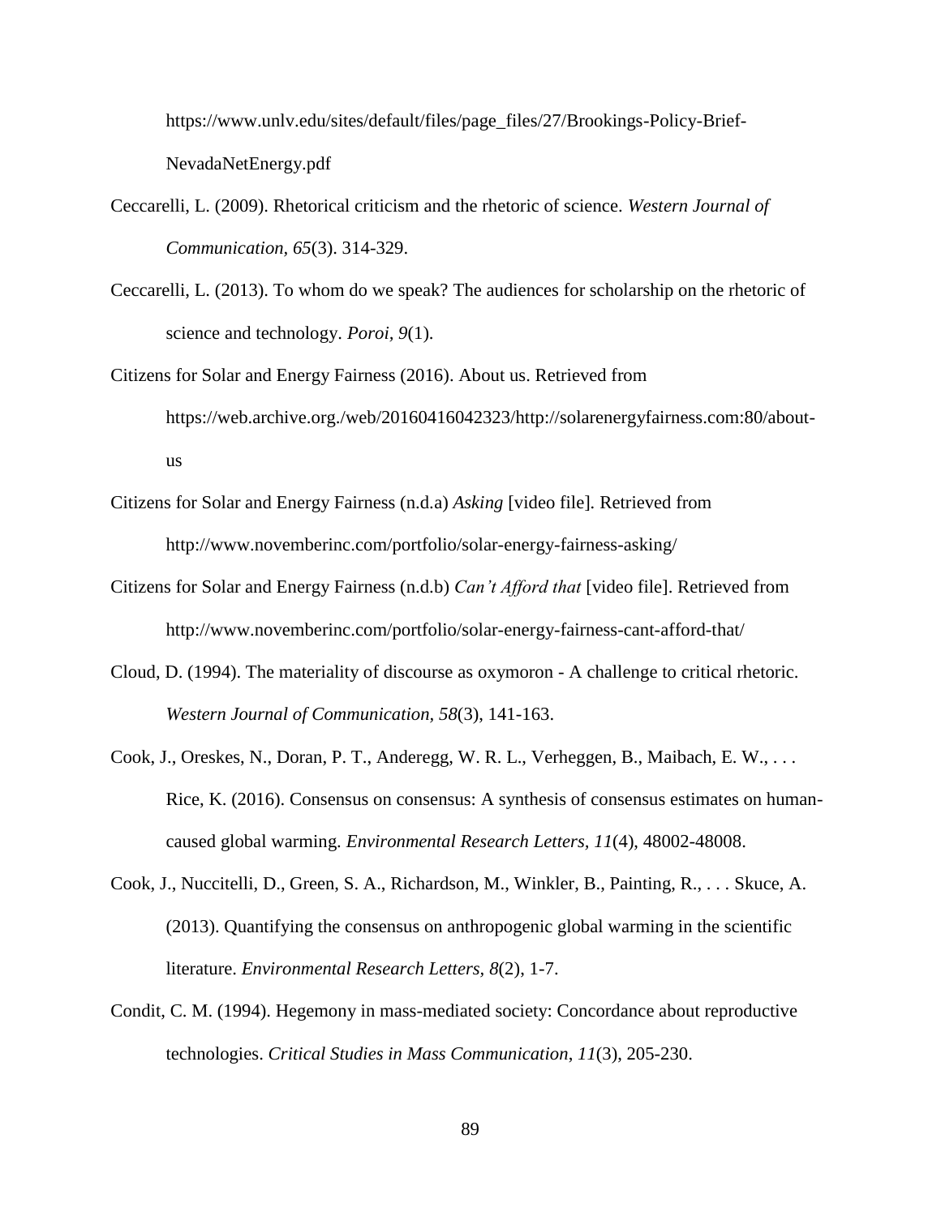https://www.unlv.edu/sites/default/files/page_files/27/Brookings-Policy-Brief-NevadaNetEnergy.pdf

Ceccarelli, L. (2009). Rhetorical criticism and the rhetoric of science. *Western Journal of Communication, 65*(3). 314-329.

Ceccarelli, L. (2013). To whom do we speak? The audiences for scholarship on the rhetoric of science and technology. *Poroi, 9*(1).

Citizens for Solar and Energy Fairness (2016). About us. Retrieved from https://web.archive.org./web/20160416042323/http://solarenergyfairness.com:80/about-us

Citizens for Solar and Energy Fairness (n.d.a) *Asking* [video file]. Retrieved from http://www.novemberinc.com/portfolio/solar-energy-fairness-asking/

Citizens for Solar and Energy Fairness (n.d.b) *Can't Afford that* [video file]. Retrieved from http://www.novemberinc.com/portfolio/solar-energy-fairness-cant-afford-that/

Cloud, D. (1994). The materiality of discourse as oxymoron - A challenge to critical rhetoric. *Western Journal of Communication, 58*(3), 141-163.

Cook, J., Oreskes, N., Doran, P. T., Anderegg, W. R. L., Verheggen, B., Maibach, E. W., . . . Rice, K. (2016). Consensus on consensus: A synthesis of consensus estimates on human-caused global warming. *Environmental Research Letters, 11*(4), 48002-48008.

Cook, J., Nuccitelli, D., Green, S. A., Richardson, M., Winkler, B., Painting, R., . . . Skuce, A. (2013). Quantifying the consensus on anthropogenic global warming in the scientific literature. *Environmental Research Letters, 8*(2), 1-7.

Condit, C. M. (1994). Hegemony in mass-mediated society: Concordance about reproductive technologies. *Critical Studies in Mass Communication*, *11*(3), 205-230.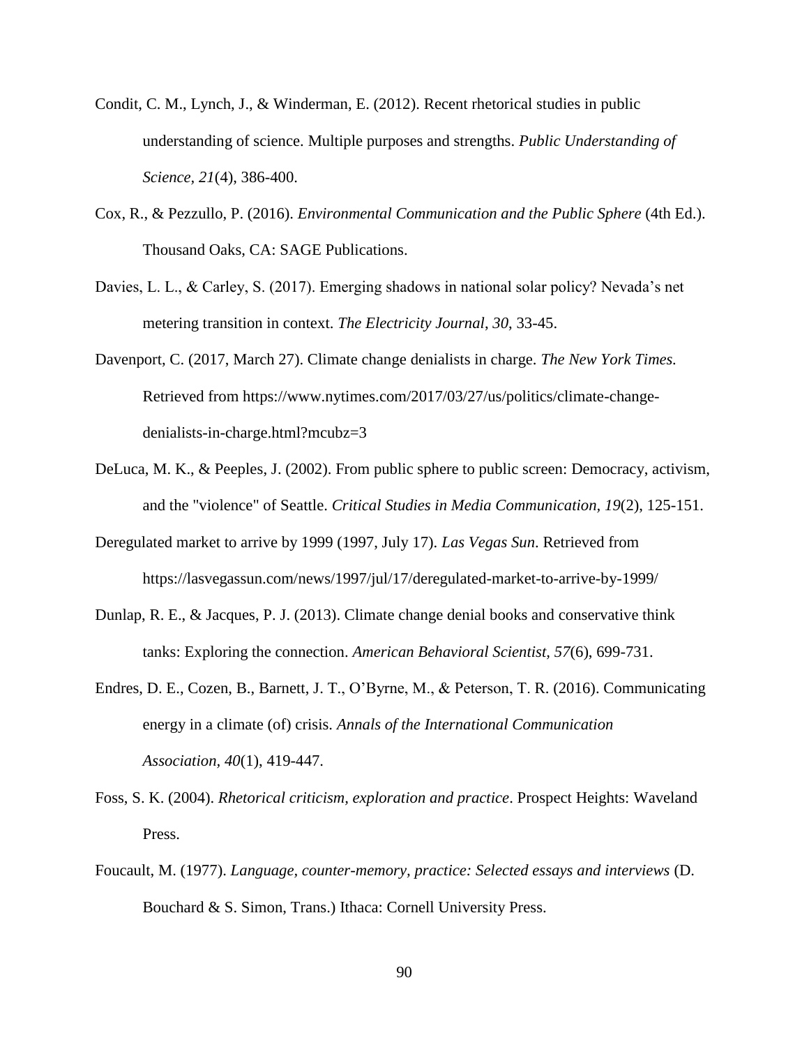Condit, C. M., Lynch, J., & Winderman, E. (2012). Recent rhetorical studies in public understanding of science. Multiple purposes and strengths. *Public Understanding of Science, 21*(4), 386-400.

Cox, R., & Pezzullo, P. (2016). *Environmental Communication and the Public Sphere* (4th Ed.). Thousand Oaks, CA: SAGE Publications.

Davies, L. L., & Carley, S. (2017). Emerging shadows in national solar policy? Nevada's net metering transition in context. *The Electricity Journal*, *30*, 33-45.

Davenport, C. (2017, March 27). Climate change denialists in charge. *The New York Times*. Retrieved from https://www.nytimes.com/2017/03/27/us/politics/climate-change-denialists-in-charge.html?mcubz=3

DeLuca, M. K., & Peeples, J. (2002). From public sphere to public screen: Democracy, activism, and the "violence" of Seattle. *Critical Studies in Media Communication, 19*(2), 125-151.

Deregulated market to arrive by 1999 (1997, July 17). *Las Vegas Sun*. Retrieved from https://lasvegassun.com/news/1997/jul/17/deregulated-market-to-arrive-by-1999/

Dunlap, R. E., & Jacques, P. J. (2013). Climate change denial books and conservative think tanks: Exploring the connection. *American Behavioral Scientist, 57*(6), 699-731.

Endres, D. E., Cozen, B., Barnett, J. T., O'Byrne, M., & Peterson, T. R. (2016). Communicating energy in a climate (of) crisis. *Annals of the International Communication Association, 40*(1), 419-447.

Foss, S. K. (2004). *Rhetorical criticism, exploration and practice*. Prospect Heights: Waveland Press.

Foucault, M. (1977). *Language, counter-memory, practice: Selected essays and interviews* (D. Bouchard & S. Simon, Trans.) Ithaca: Cornell University Press.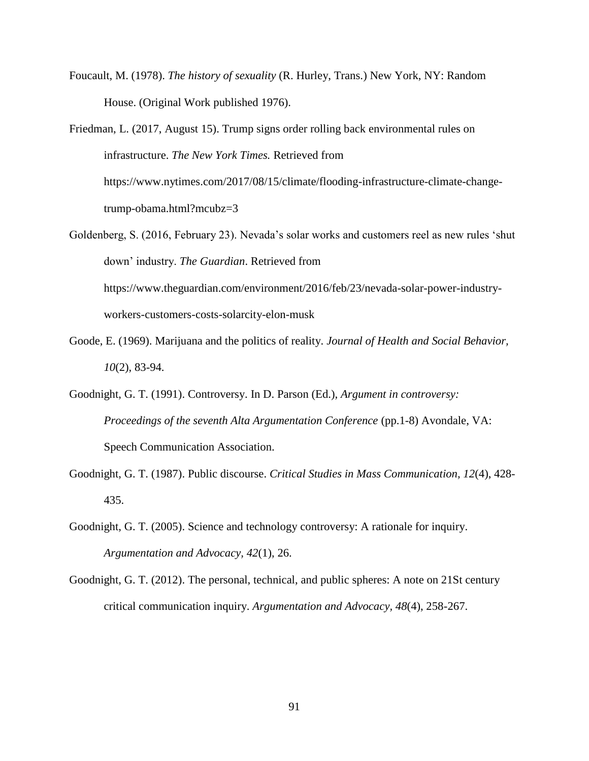Foucault, M. (1978). *The history of sexuality* (R. Hurley, Trans.) New York, NY: Random House. (Original Work published 1976).

Friedman, L. (2017, August 15). Trump signs order rolling back environmental rules on infrastructure. *The New York Times.* Retrieved from https://www.nytimes.com/2017/08/15/climate/flooding-infrastructure-climate-change-trump-obama.html?mcubz=3

Goldenberg, S. (2016, February 23). Nevada's solar works and customers reel as new rules 'shut down' industry. *The Guardian*. Retrieved from https://www.theguardian.com/environment/2016/feb/23/nevada-solar-power-industry-workers-customers-costs-solarcity-elon-musk

Goode, E. (1969). Marijuana and the politics of reality. *Journal of Health and Social Behavior, 10*(2), 83-94.

Goodnight, G. T. (1991). Controversy. In D. Parson (Ed.), *Argument in controversy: Proceedings of the seventh Alta Argumentation Conference* (pp.1-8) Avondale, VA: Speech Communication Association.

Goodnight, G. T. (1987). Public discourse. *Critical Studies in Mass Communication, 12*(4), 428-435.

Goodnight, G. T. (2005). Science and technology controversy: A rationale for inquiry. *Argumentation and Advocacy, 42*(1), 26.

Goodnight, G. T. (2012). The personal, technical, and public spheres: A note on 21St century critical communication inquiry. *Argumentation and Advocacy, 48*(4), 258-267.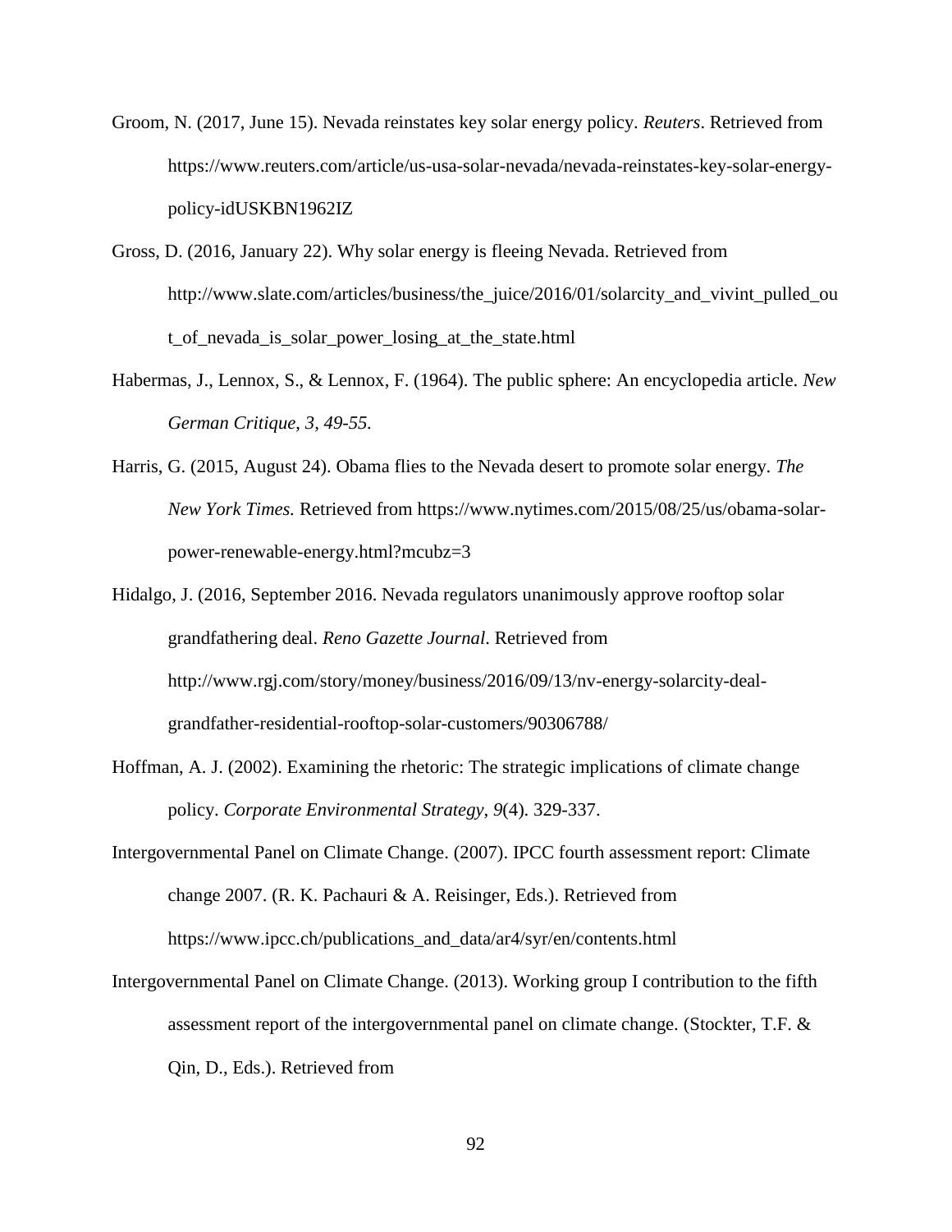Groom, N. (2017, June 15). Nevada reinstates key solar energy policy. *Reuters*. Retrieved from https://www.reuters.com/article/us-usa-solar-nevada/nevada-reinstates-key-solar-energy-policy-idUSKBN1962IZ

Gross, D. (2016, January 22). Why solar energy is fleeing Nevada. Retrieved from http://www.slate.com/articles/business/the_juice/2016/01/solarcity_and_vivint_pulled_out_of_nevada_is_solar_power_losing_at_the_state.html

Habermas, J., Lennox, S., & Lennox, F. (1964). The public sphere: An encyclopedia article. *New German Critique*, *3, 49-55*.

Harris, G. (2015, August 24). Obama flies to the Nevada desert to promote solar energy. *The New York Times.* Retrieved from https://www.nytimes.com/2015/08/25/us/obama-solar-power-renewable-energy.html?mcubz=3

Hidalgo, J. (2016, September 2016. Nevada regulators unanimously approve rooftop solar grandfathering deal. *Reno Gazette Journal*. Retrieved from http://www.rgj.com/story/money/business/2016/09/13/nv-energy-solarcity-deal-grandfather-residential-rooftop-solar-customers/90306788/

Hoffman, A. J. (2002). Examining the rhetoric: The strategic implications of climate change policy. *Corporate Environmental Strategy*, *9*(4). 329-337.

Intergovernmental Panel on Climate Change. (2007). IPCC fourth assessment report: Climate change 2007. (R. K. Pachauri & A. Reisinger, Eds.). Retrieved from https://www.ipcc.ch/publications_and_data/ar4/syr/en/contents.html

Intergovernmental Panel on Climate Change. (2013). Working group I contribution to the fifth assessment report of the intergovernmental panel on climate change. (Stockter, T.F. & Qin, D., Eds.). Retrieved from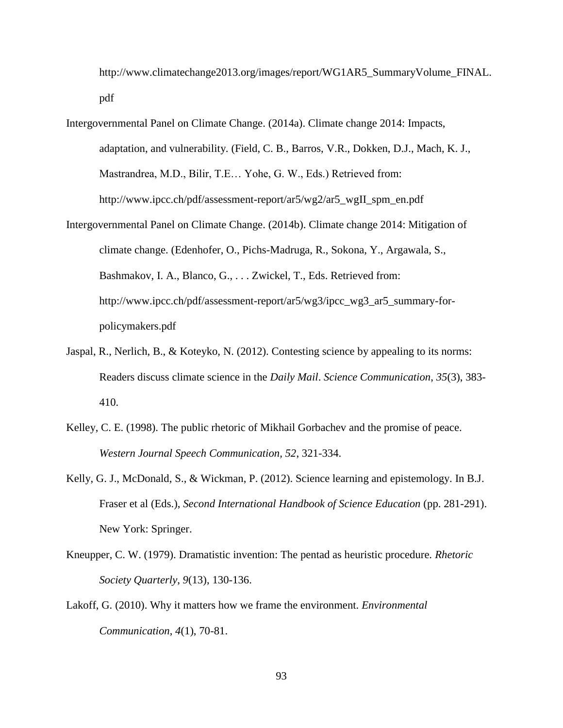http://www.climatechange2013.org/images/report/WG1AR5_SummaryVolume_FINAL.pdf

Intergovernmental Panel on Climate Change. (2014a). Climate change 2014: Impacts, adaptation, and vulnerability. (Field, C. B., Barros, V.R., Dokken, D.J., Mach, K. J., Mastrandrea, M.D., Bilir, T.E… Yohe, G. W., Eds.) Retrieved from: http://www.ipcc.ch/pdf/assessment-report/ar5/wg2/ar5_wgII_spm_en.pdf

Intergovernmental Panel on Climate Change. (2014b). Climate change 2014: Mitigation of climate change. (Edenhofer, O., Pichs-Madruga, R., Sokona, Y., Argawala, S., Bashmakov, I. A., Blanco, G., . . . Zwickel, T., Eds. Retrieved from: http://www.ipcc.ch/pdf/assessment-report/ar5/wg3/ipcc_wg3_ar5_summary-for-policymakers.pdf

Jaspal, R., Nerlich, B., & Koteyko, N. (2012). Contesting science by appealing to its norms: Readers discuss climate science in the *Daily Mail*. *Science Communication, 35*(3), 383-410.

Kelley, C. E. (1998). The public rhetoric of Mikhail Gorbachev and the promise of peace. *Western Journal Speech Communication, 52*, 321-334.

Kelly, G. J., McDonald, S., & Wickman, P. (2012). Science learning and epistemology. In B.J. Fraser et al (Eds.), *Second International Handbook of Science Education* (pp. 281-291). New York: Springer.

Kneupper, C. W. (1979). Dramatistic invention: The pentad as heuristic procedure. *Rhetoric Society Quarterly*, *9*(13), 130-136.

Lakoff, G. (2010). Why it matters how we frame the environment. *Environmental Communication*, *4*(1), 70-81.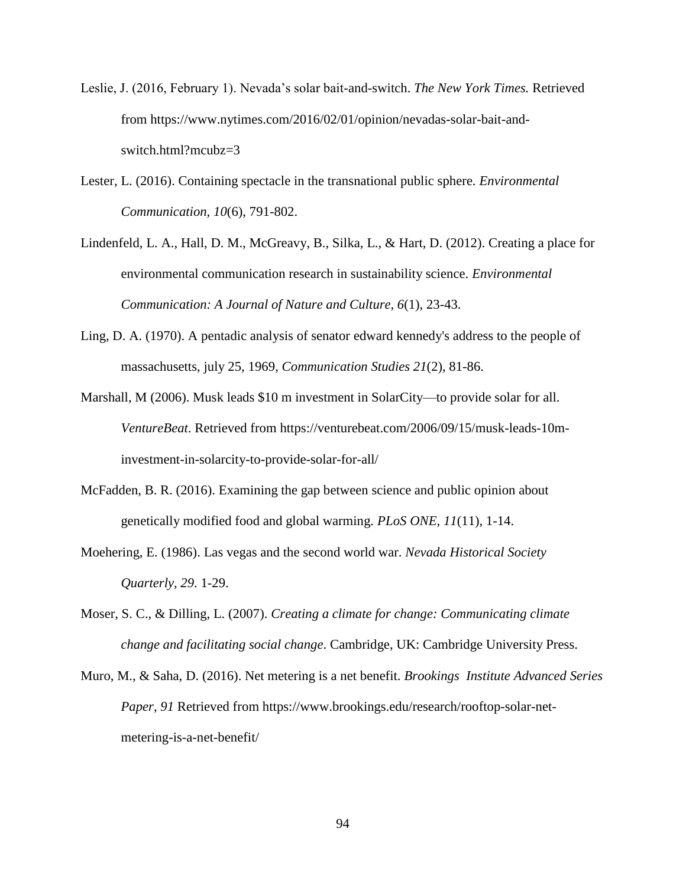Leslie, J. (2016, February 1). Nevada's solar bait-and-switch. *The New York Times.* Retrieved from https://www.nytimes.com/2016/02/01/opinion/nevadas-solar-bait-and-switch.html?mcubz=3

Lester, L. (2016). Containing spectacle in the transnational public sphere. *Environmental Communication*, *10*(6), 791-802.

Lindenfeld, L. A., Hall, D. M., McGreavy, B., Silka, L., & Hart, D. (2012). Creating a place for environmental communication research in sustainability science. *Environmental Communication: A Journal of Nature and Culture, 6*(1), 23-43.

Ling, D. A. (1970). A pentadic analysis of senator edward kennedy's address to the people of massachusetts, july 25, 1969, *Communication Studies 21*(2), 81-86.

Marshall, M (2006). Musk leads $10 m investment in SolarCity—to provide solar for all. *VentureBeat*. Retrieved from https://venturebeat.com/2006/09/15/musk-leads-10m-investment-in-solarcity-to-provide-solar-for-all/

McFadden, B. R. (2016). Examining the gap between science and public opinion about genetically modified food and global warming. *PLoS ONE, 11*(11), 1-14.

Moehering, E. (1986). Las vegas and the second world war. *Nevada Historical Society Quarterly, 29*. 1-29.

Moser, S. C., & Dilling, L. (2007). *Creating a climate for change: Communicating climate change and facilitating social change*. Cambridge, UK: Cambridge University Press.

Muro, M., & Saha, D. (2016). Net metering is a net benefit. *Brookings Institute Advanced Series Paper, 91* Retrieved from https://www.brookings.edu/research/rooftop-solar-net-metering-is-a-net-benefit/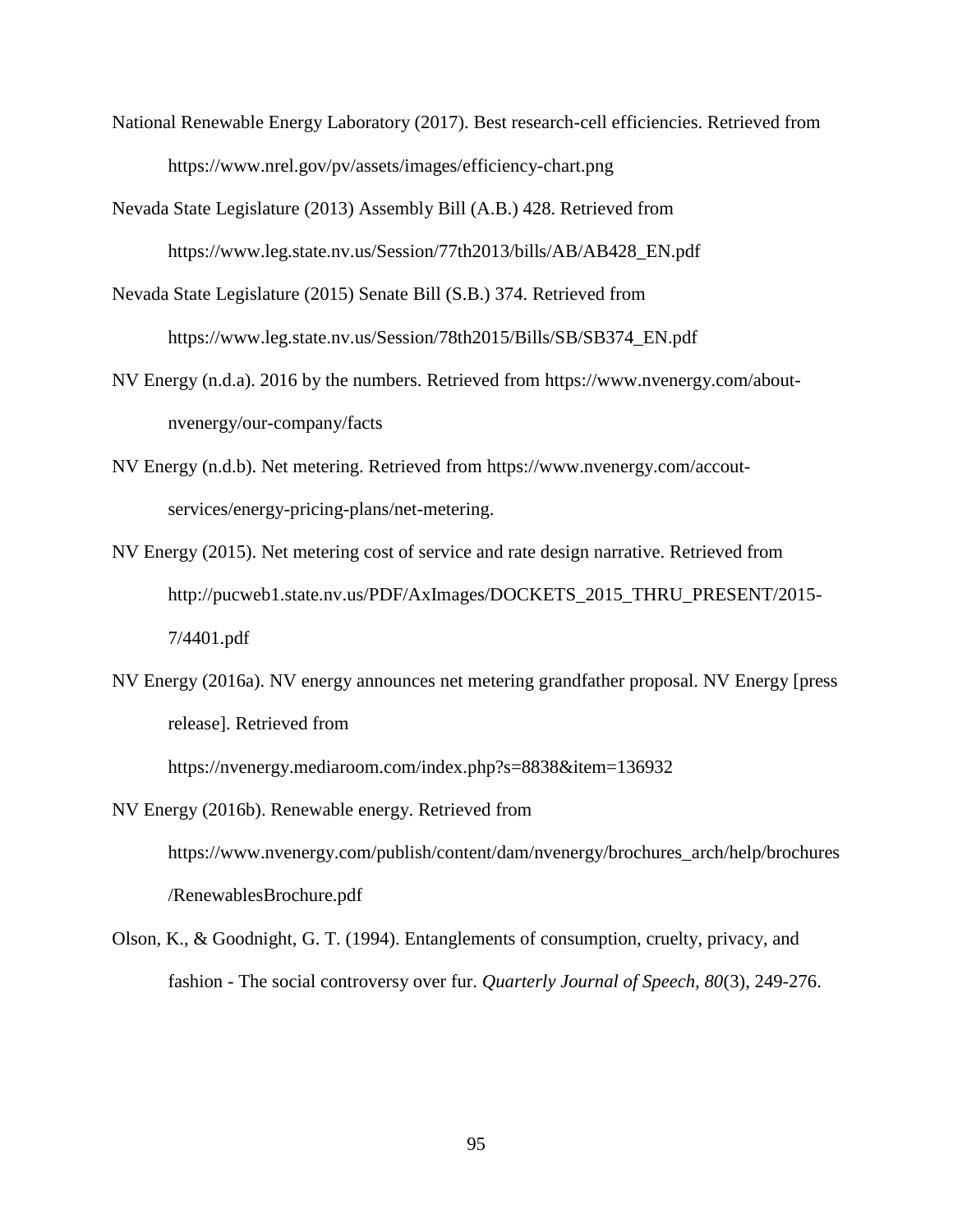National Renewable Energy Laboratory (2017). Best research-cell efficiencies. Retrieved from https://www.nrel.gov/pv/assets/images/efficiency-chart.png

Nevada State Legislature (2013) Assembly Bill (A.B.) 428. Retrieved from https://www.leg.state.nv.us/Session/77th2013/bills/AB/AB428_EN.pdf

Nevada State Legislature (2015) Senate Bill (S.B.) 374. Retrieved from https://www.leg.state.nv.us/Session/78th2015/Bills/SB/SB374_EN.pdf

NV Energy (n.d.a). 2016 by the numbers. Retrieved from https://www.nvenergy.com/about-nvenergy/our-company/facts

NV Energy (n.d.b). Net metering. Retrieved from https://www.nvenergy.com/accout-services/energy-pricing-plans/net-metering.

NV Energy (2015). Net metering cost of service and rate design narrative. Retrieved from http://pucweb1.state.nv.us/PDF/AxImages/DOCKETS_2015_THRU_PRESENT/2015-7/4401.pdf

NV Energy (2016a). NV energy announces net metering grandfather proposal. NV Energy [press release]. Retrieved from https://nvenergy.mediaroom.com/index.php?s=8838&item=136932

NV Energy (2016b). Renewable energy. Retrieved from https://www.nvenergy.com/publish/content/dam/nvenergy/brochures_arch/help/brochures/RenewablesBrochure.pdf

Olson, K., & Goodnight, G. T. (1994). Entanglements of consumption, cruelty, privacy, and fashion - The social controversy over fur. *Quarterly Journal of Speech, 80*(3), 249-276.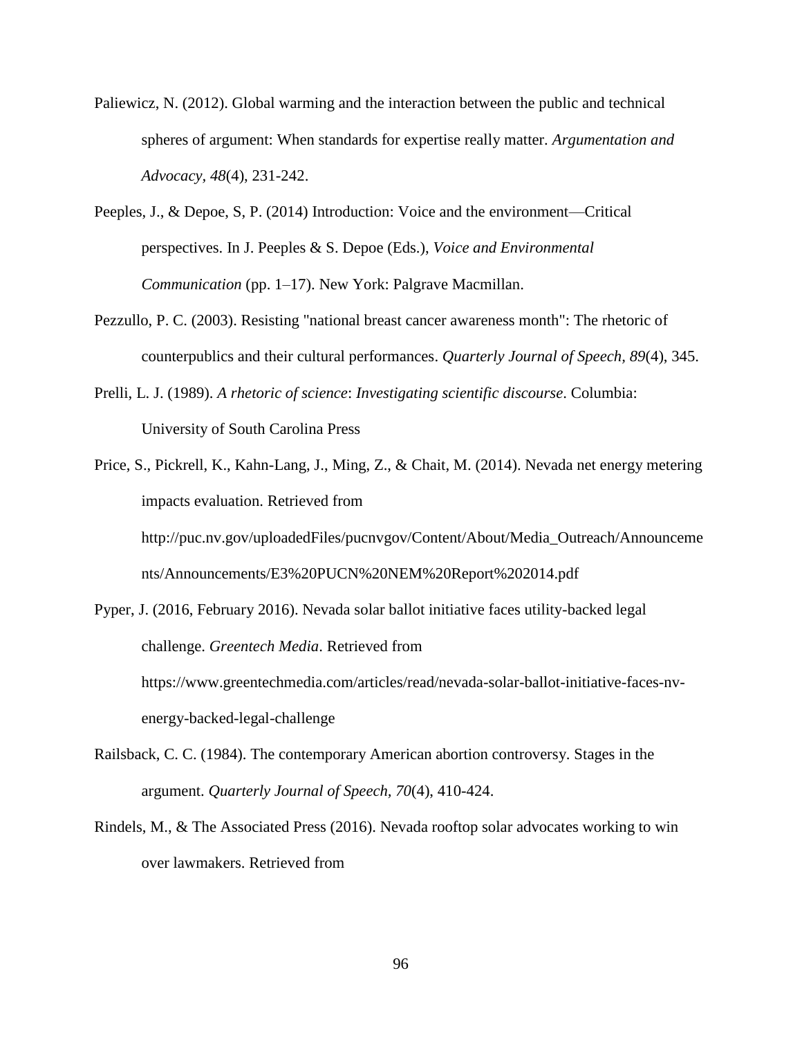Paliewicz, N. (2012). Global warming and the interaction between the public and technical spheres of argument: When standards for expertise really matter. *Argumentation and Advocacy*, *48*(4), 231-242.

Peeples, J., & Depoe, S, P. (2014) Introduction: Voice and the environment—Critical perspectives. In J. Peeples & S. Depoe (Eds.), *Voice and Environmental Communication* (pp. 1–17). New York: Palgrave Macmillan.

Pezzullo, P. C. (2003). Resisting "national breast cancer awareness month": The rhetoric of counterpublics and their cultural performances. *Quarterly Journal of Speech*, *89*(4), 345.

Prelli, L. J. (1989). *A rhetoric of science*: *Investigating scientific discourse*. Columbia: University of South Carolina Press

Price, S., Pickrell, K., Kahn-Lang, J., Ming, Z., & Chait, M. (2014). Nevada net energy metering impacts evaluation. Retrieved from http://puc.nv.gov/uploadedFiles/pucnvgov/Content/About/Media_Outreach/Announcements/Announcements/E3%20PUCN%20NEM%20Report%202014.pdf

Pyper, J. (2016, February 2016). Nevada solar ballot initiative faces utility-backed legal challenge. *Greentech Media*. Retrieved from https://www.greentechmedia.com/articles/read/nevada-solar-ballot-initiative-faces-nv-energy-backed-legal-challenge

Railsback, C. C. (1984). The contemporary American abortion controversy. Stages in the argument. *Quarterly Journal of Speech*, *70*(4), 410-424.

Rindels, M., & The Associated Press (2016). Nevada rooftop solar advocates working to win over lawmakers. Retrieved from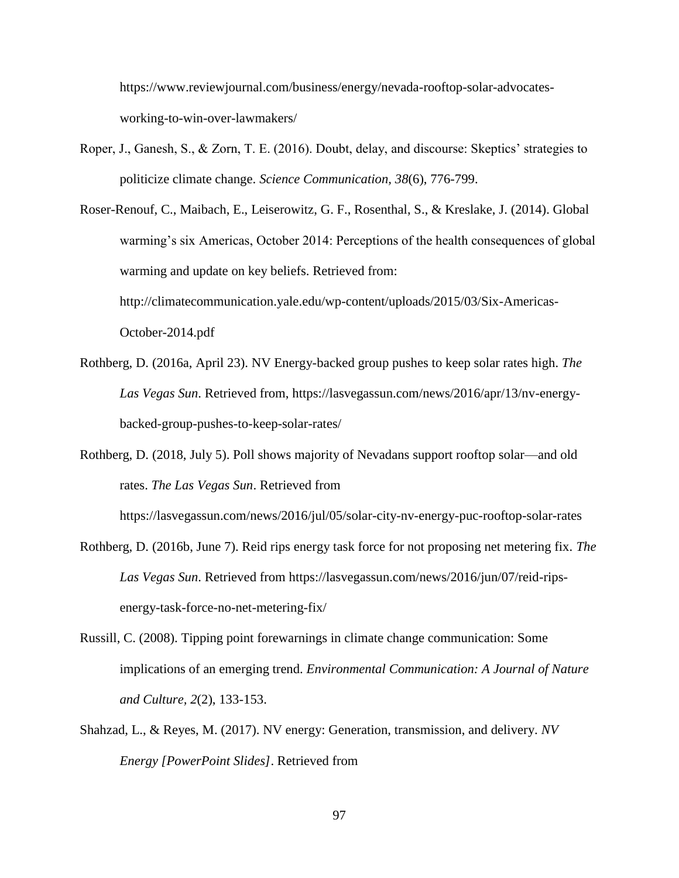https://www.reviewjournal.com/business/energy/nevada-rooftop-solar-advocates-working-to-win-over-lawmakers/

Roper, J., Ganesh, S., & Zorn, T. E. (2016). Doubt, delay, and discourse: Skeptics' strategies to politicize climate change. *Science Communication, 38*(6), 776-799.

Roser-Renouf, C., Maibach, E., Leiserowitz, G. F., Rosenthal, S., & Kreslake, J. (2014). Global warming's six Americas, October 2014: Perceptions of the health consequences of global warming and update on key beliefs. Retrieved from: http://climatecommunication.yale.edu/wp-content/uploads/2015/03/Six-Americas-October-2014.pdf

Rothberg, D. (2016a, April 23). NV Energy-backed group pushes to keep solar rates high. *The Las Vegas Sun*. Retrieved from, https://lasvegassun.com/news/2016/apr/13/nv-energy-backed-group-pushes-to-keep-solar-rates/

Rothberg, D. (2018, July 5). Poll shows majority of Nevadans support rooftop solar—and old rates. *The Las Vegas Sun*. Retrieved from https://lasvegassun.com/news/2016/jul/05/solar-city-nv-energy-puc-rooftop-solar-rates

Rothberg, D. (2016b, June 7). Reid rips energy task force for not proposing net metering fix. *The Las Vegas Sun*. Retrieved from https://lasvegassun.com/news/2016/jun/07/reid-rips-energy-task-force-no-net-metering-fix/

Russill, C. (2008). Tipping point forewarnings in climate change communication: Some implications of an emerging trend. *Environmental Communication: A Journal of Nature and Culture, 2*(2), 133-153.

Shahzad, L., & Reyes, M. (2017). NV energy: Generation, transmission, and delivery. *NV Energy [PowerPoint Slides]*. Retrieved from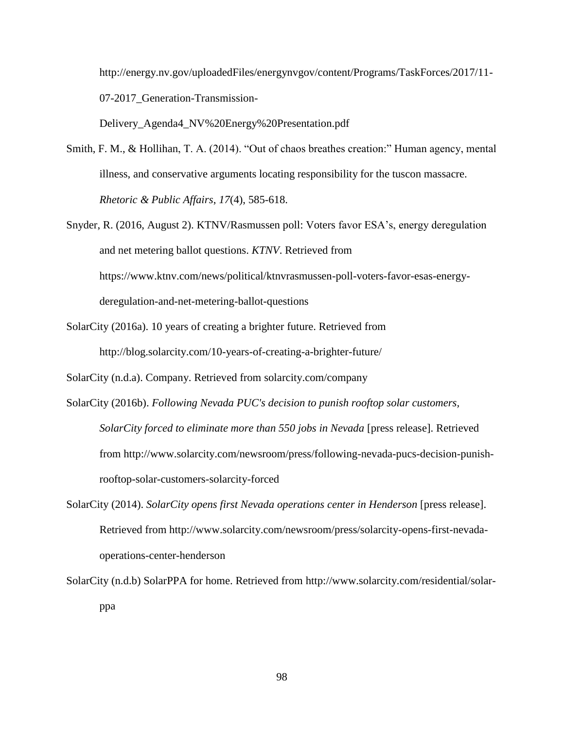http://energy.nv.gov/uploadedFiles/energynvgov/content/Programs/TaskForces/2017/11-07-2017_Generation-Transmission-Delivery_Agenda4_NV%20Energy%20Presentation.pdf

Smith, F. M., & Hollihan, T. A. (2014). "Out of chaos breathes creation:" Human agency, mental illness, and conservative arguments locating responsibility for the tuscon massacre. *Rhetoric & Public Affairs*, *17*(4), 585-618.

Snyder, R. (2016, August 2). KTNV/Rasmussen poll: Voters favor ESA's, energy deregulation and net metering ballot questions. *KTNV*. Retrieved from https://www.ktnv.com/news/political/ktnvrasmussen-poll-voters-favor-esas-energy-deregulation-and-net-metering-ballot-questions

SolarCity (2016a). 10 years of creating a brighter future. Retrieved from http://blog.solarcity.com/10-years-of-creating-a-brighter-future/

SolarCity (n.d.a). Company. Retrieved from solarcity.com/company

SolarCity (2016b). *Following Nevada PUC's decision to punish rooftop solar customers, SolarCity forced to eliminate more than 550 jobs in Nevada* [press release]. Retrieved from http://www.solarcity.com/newsroom/press/following-nevada-pucs-decision-punish-rooftop-solar-customers-solarcity-forced

SolarCity (2014). *SolarCity opens first Nevada operations center in Henderson* [press release]. Retrieved from http://www.solarcity.com/newsroom/press/solarcity-opens-first-nevada-operations-center-henderson

SolarCity (n.d.b) SolarPPA for home. Retrieved from http://www.solarcity.com/residential/solar-ppa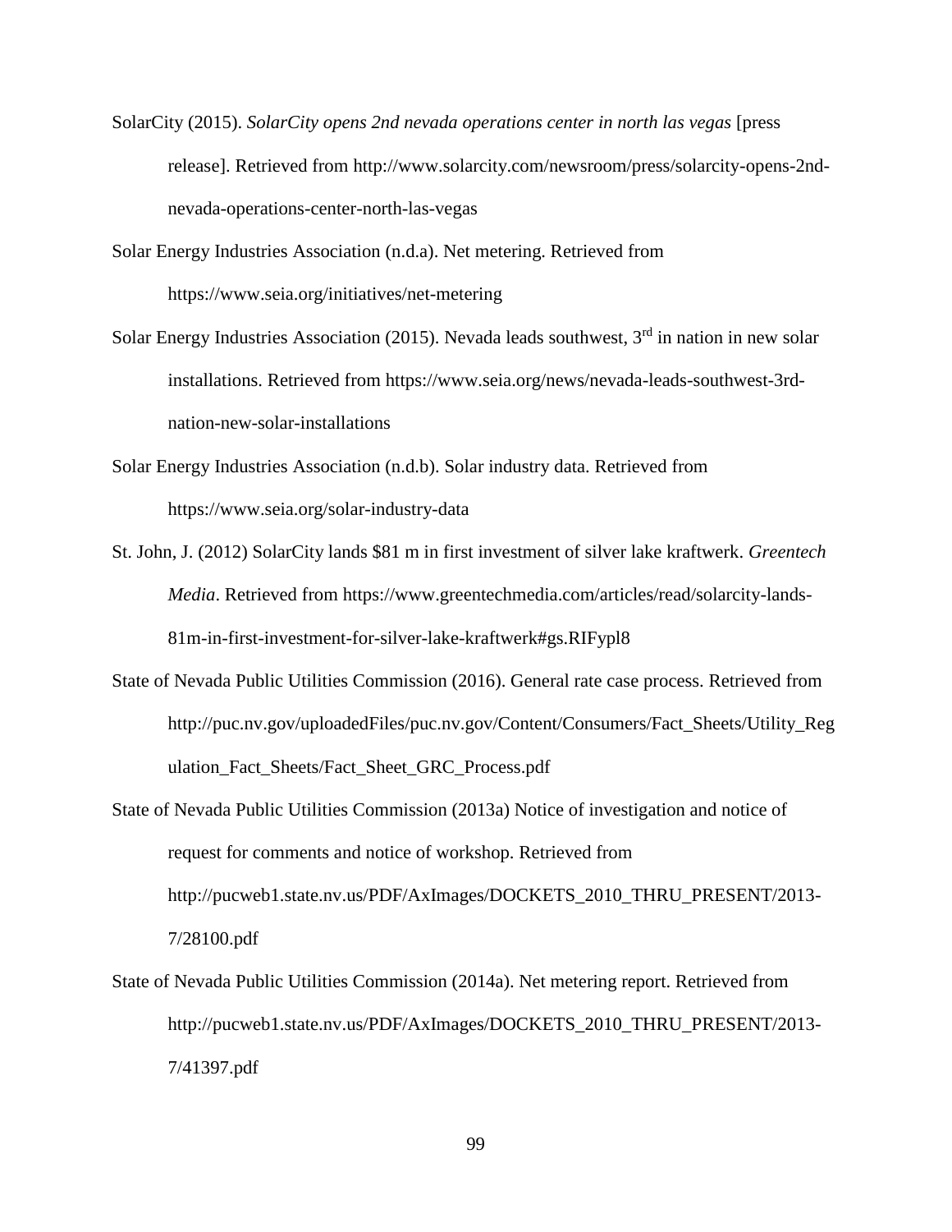SolarCity (2015). *SolarCity opens 2nd nevada operations center in north las vegas* [press release]. Retrieved from http://www.solarcity.com/newsroom/press/solarcity-opens-2nd-nevada-operations-center-north-las-vegas

Solar Energy Industries Association (n.d.a). Net metering. Retrieved from https://www.seia.org/initiatives/net-metering

Solar Energy Industries Association (2015). Nevada leads southwest, 3$^{rd}$ in nation in new solar installations. Retrieved from https://www.seia.org/news/nevada-leads-southwest-3rd-nation-new-solar-installations

Solar Energy Industries Association (n.d.b). Solar industry data. Retrieved from https://www.seia.org/solar-industry-data

St. John, J. (2012) SolarCity lands $81 m in first investment of silver lake kraftwerk. *Greentech Media*. Retrieved from https://www.greentechmedia.com/articles/read/solarcity-lands-81m-in-first-investment-for-silver-lake-kraftwerk#gs.RIFypl8

State of Nevada Public Utilities Commission (2016). General rate case process. Retrieved from http://puc.nv.gov/uploadedFiles/puc.nv.gov/Content/Consumers/Fact_Sheets/Utility_Regulation_Fact_Sheets/Fact_Sheet_GRC_Process.pdf

State of Nevada Public Utilities Commission (2013a) Notice of investigation and notice of request for comments and notice of workshop. Retrieved from http://pucweb1.state.nv.us/PDF/AxImages/DOCKETS_2010_THRU_PRESENT/2013-7/28100.pdf

State of Nevada Public Utilities Commission (2014a). Net metering report. Retrieved from http://pucweb1.state.nv.us/PDF/AxImages/DOCKETS_2010_THRU_PRESENT/2013-7/41397.pdf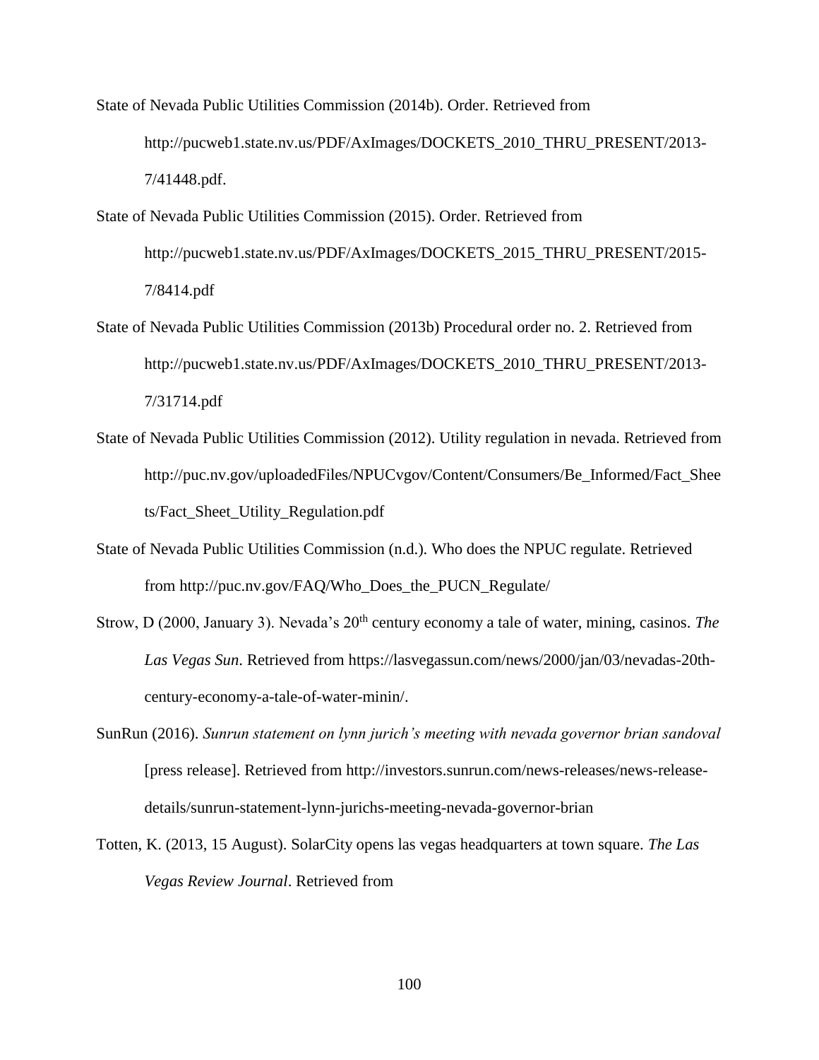State of Nevada Public Utilities Commission (2014b). Order. Retrieved from http://pucweb1.state.nv.us/PDF/AxImages/DOCKETS_2010_THRU_PRESENT/2013-7/41448.pdf.

State of Nevada Public Utilities Commission (2015). Order. Retrieved from http://pucweb1.state.nv.us/PDF/AxImages/DOCKETS_2015_THRU_PRESENT/2015-7/8414.pdf

State of Nevada Public Utilities Commission (2013b) Procedural order no. 2. Retrieved from http://pucweb1.state.nv.us/PDF/AxImages/DOCKETS_2010_THRU_PRESENT/2013-7/31714.pdf

State of Nevada Public Utilities Commission (2012). Utility regulation in nevada. Retrieved from http://puc.nv.gov/uploadedFiles/NPUCvgov/Content/Consumers/Be_Informed/Fact_Sheets/Fact_Sheet_Utility_Regulation.pdf

State of Nevada Public Utilities Commission (n.d.). Who does the NPUC regulate. Retrieved from http://puc.nv.gov/FAQ/Who_Does_the_PUCN_Regulate/

Strow, D (2000, January 3). Nevada's 20th century economy a tale of water, mining, casinos. *The Las Vegas Sun*. Retrieved from https://lasvegassun.com/news/2000/jan/03/nevadas-20th-century-economy-a-tale-of-water-minin/.

SunRun (2016). *Sunrun statement on lynn jurich's meeting with nevada governor brian sandoval* [press release]. Retrieved from http://investors.sunrun.com/news-releases/news-release-details/sunrun-statement-lynn-jurichs-meeting-nevada-governor-brian

Totten, K. (2013, 15 August). SolarCity opens las vegas headquarters at town square. *The Las Vegas Review Journal*. Retrieved from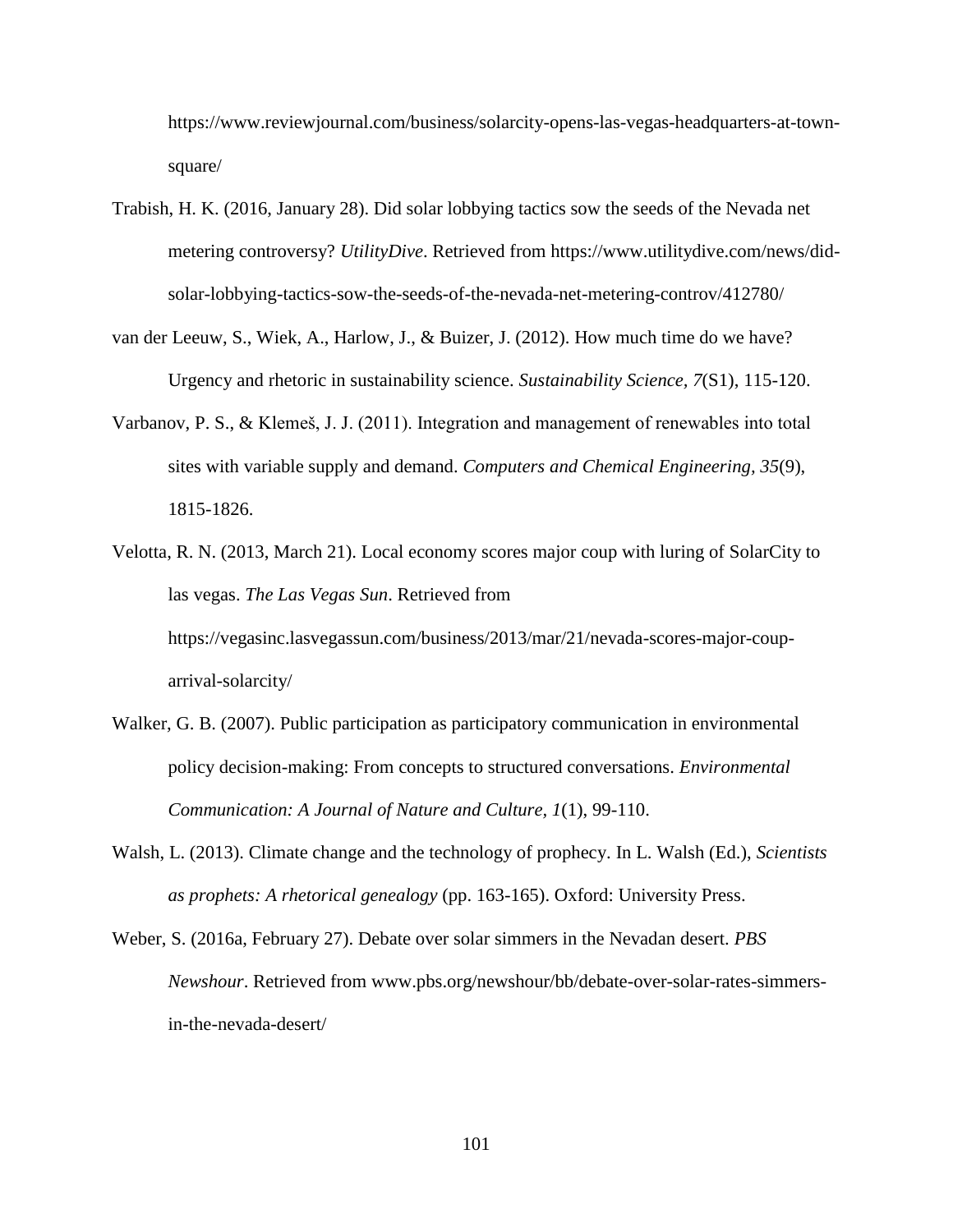https://www.reviewjournal.com/business/solarcity-opens-las-vegas-headquarters-at-town-square/

Trabish, H. K. (2016, January 28). Did solar lobbying tactics sow the seeds of the Nevada net metering controversy? *UtilityDive*. Retrieved from https://www.utilitydive.com/news/did-solar-lobbying-tactics-sow-the-seeds-of-the-nevada-net-metering-controv/412780/

van der Leeuw, S., Wiek, A., Harlow, J., & Buizer, J. (2012). How much time do we have? Urgency and rhetoric in sustainability science. *Sustainability Science*, *7*(S1), 115-120.

Varbanov, P. S., & Klemeš, J. J. (2011). Integration and management of renewables into total sites with variable supply and demand. *Computers and Chemical Engineering*, *35*(9), 1815-1826.

Velotta, R. N. (2013, March 21). Local economy scores major coup with luring of SolarCity to las vegas. *The Las Vegas Sun*. Retrieved from https://vegasinc.lasvegassun.com/business/2013/mar/21/nevada-scores-major-coup-arrival-solarcity/

Walker, G. B. (2007). Public participation as participatory communication in environmental policy decision-making: From concepts to structured conversations. *Environmental Communication: A Journal of Nature and Culture*, *1*(1), 99-110.

Walsh, L. (2013). Climate change and the technology of prophecy. In L. Walsh (Ed.), *Scientists as prophets: A rhetorical genealogy* (pp. 163-165). Oxford: University Press.

Weber, S. (2016a, February 27). Debate over solar simmers in the Nevadan desert. *PBS Newshour*. Retrieved from www.pbs.org/newshour/bb/debate-over-solar-rates-simmers-in-the-nevada-desert/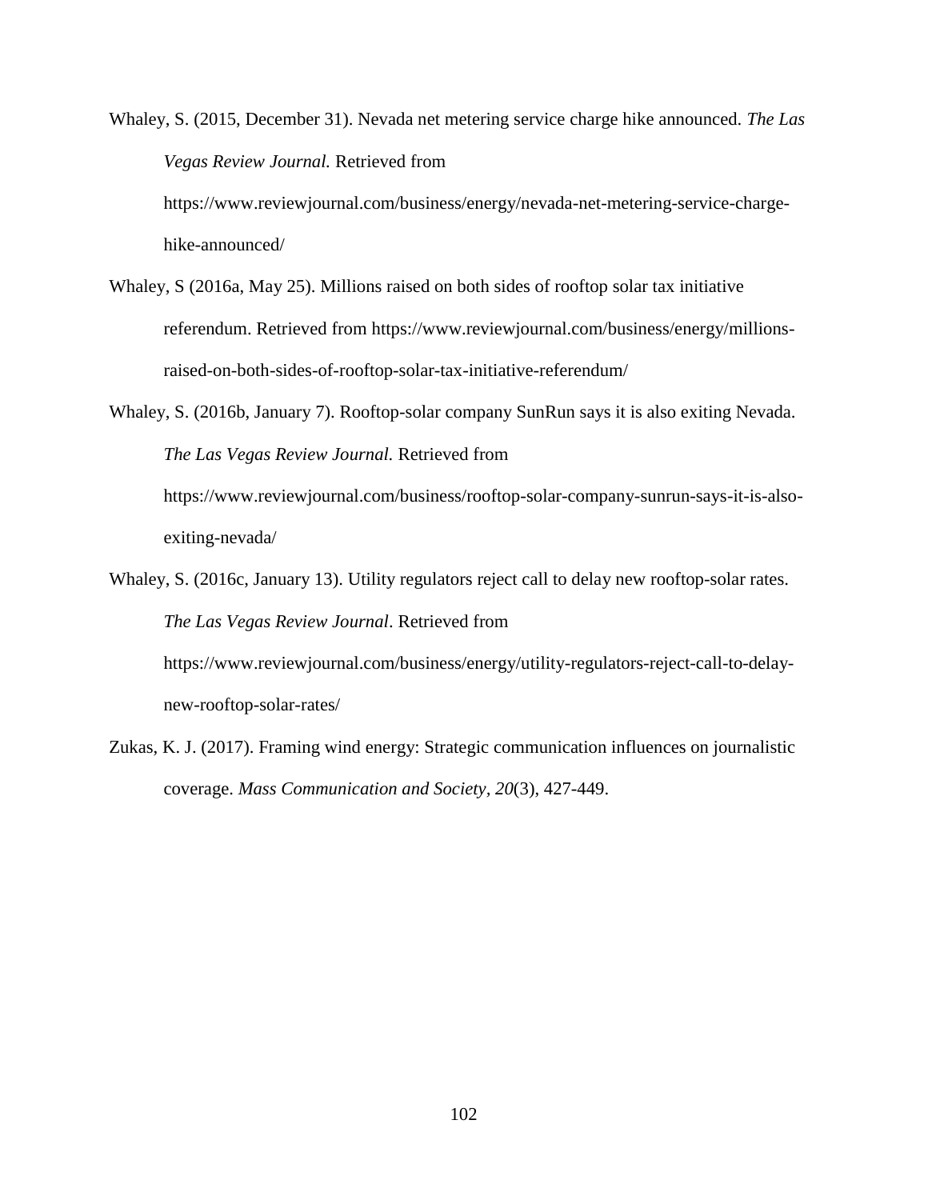Whaley, S. (2015, December 31). Nevada net metering service charge hike announced. *The Las Vegas Review Journal.* Retrieved from https://www.reviewjournal.com/business/energy/nevada-net-metering-service-charge-hike-announced/

Whaley, S (2016a, May 25). Millions raised on both sides of rooftop solar tax initiative referendum. Retrieved from https://www.reviewjournal.com/business/energy/millions-raised-on-both-sides-of-rooftop-solar-tax-initiative-referendum/

Whaley, S. (2016b, January 7). Rooftop-solar company SunRun says it is also exiting Nevada. *The Las Vegas Review Journal.* Retrieved from https://www.reviewjournal.com/business/rooftop-solar-company-sunrun-says-it-is-also-exiting-nevada/

Whaley, S. (2016c, January 13). Utility regulators reject call to delay new rooftop-solar rates. *The Las Vegas Review Journal*. Retrieved from https://www.reviewjournal.com/business/energy/utility-regulators-reject-call-to-delay-new-rooftop-solar-rates/

Zukas, K. J. (2017). Framing wind energy: Strategic communication influences on journalistic coverage. *Mass Communication and Society*, *20*(3), 427-449.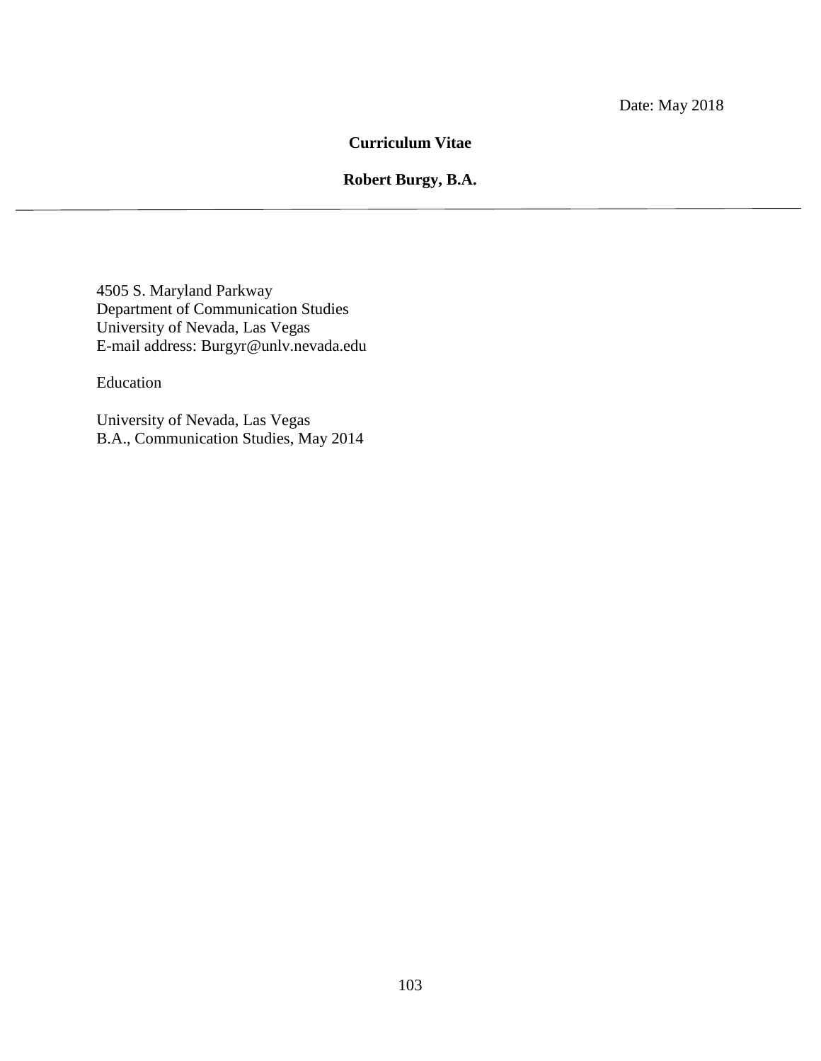Date: May 2018

**Curriculum Vitae**

**Robert Burgy, B.A.**

---

4505 S. Maryland Parkway
Department of Communication Studies
University of Nevada, Las Vegas
E-mail address: Burgyr@unlv.nevada.edu

Education

University of Nevada, Las Vegas
B.A., Communication Studies, May 2014